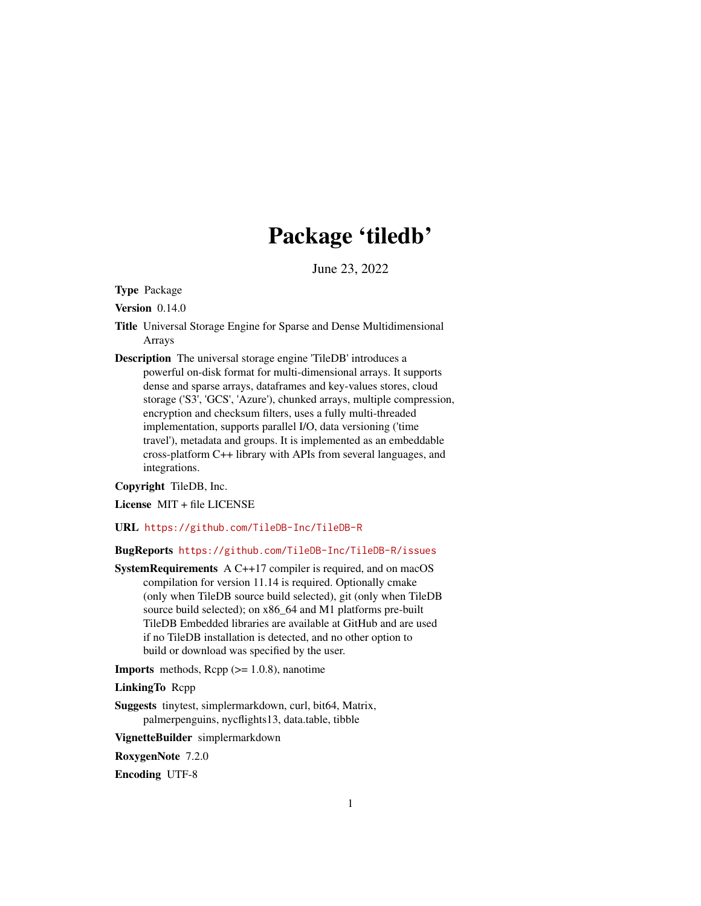# Package ‘tiledb’

June 23, 2022

**Type** Package

**Version** 0.14.0

**Title** Universal Storage Engine for Sparse and Dense Multidimensional Arrays

**Description** The universal storage engine 'TileDB' introduces a powerful on-disk format for multi-dimensional arrays. It supports dense and sparse arrays, dataframes and key-values stores, cloud storage ('S3', 'GCS', 'Azure'), chunked arrays, multiple compression, encryption and checksum filters, uses a fully multi-threaded implementation, supports parallel I/O, data versioning ('time travel'), metadata and groups. It is implemented as an embeddable cross-platform C++ library with APIs from several languages, and integrations.

**Copyright** TileDB, Inc.

**License** MIT + file LICENSE

**URL** https://github.com/TileDB-Inc/TileDB-R

**BugReports** https://github.com/TileDB-Inc/TileDB-R/issues

**SystemRequirements** A C++17 compiler is required, and on macOS compilation for version 11.14 is required. Optionally cmake (only when TileDB source build selected), git (only when TileDB source build selected); on x86_64 and M1 platforms pre-built TileDB Embedded libraries are available at GitHub and are used if no TileDB installation is detected, and no other option to build or download was specified by the user.

**Imports** methods, Rcpp (>= 1.0.8), nanotime

**LinkingTo** Rcpp

**Suggests** tinytest, simplermarkdown, curl, bit64, Matrix, palmerpenguins, nycflights13, data.table, tibble

**VignetteBuilder** simplermarkdown

**RoxygenNote** 7.2.0

**Encoding** UTF-8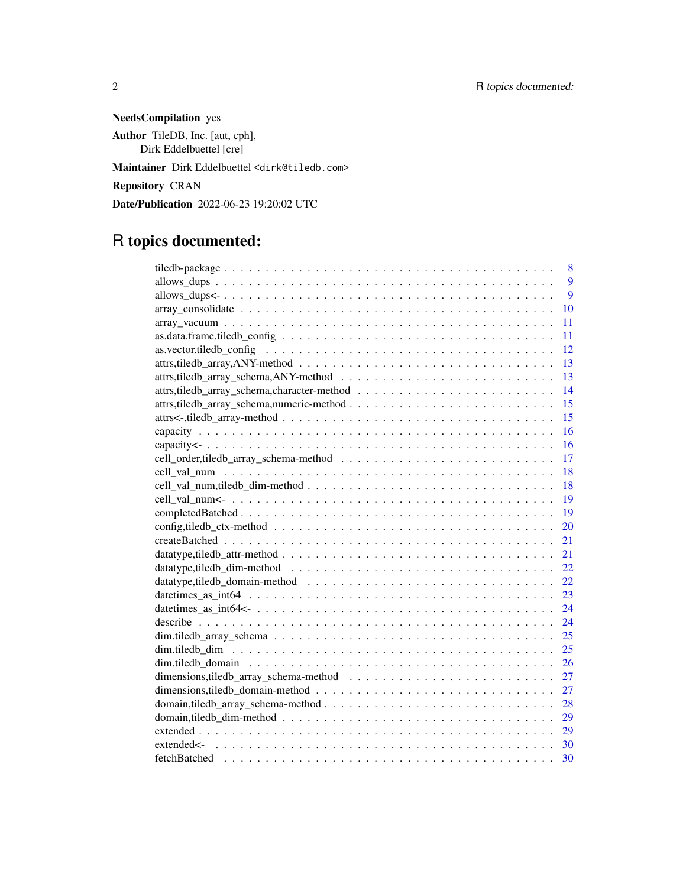**NeedsCompilation** yes

**Author** TileDB, Inc. [aut, cph],
Dirk Eddelbuettel [cre]

**Maintainer** Dirk Eddelbuettel <dirk@tiledb.com>

**Repository** CRAN

**Date/Publication** 2022-06-23 19:20:02 UTC

# R topics documented:

| | |
|---|---|
| tiledb-package | 8 |
| allows_dups | 9 |
| allows_dups<- | 9 |
| array_consolidate | 10 |
| array_vacuum | 11 |
| as.data.frame.tiledb_config | 11 |
| as.vector.tiledb_config | 12 |
| attrs,tiledb_array,ANY-method | 13 |
| attrs,tiledb_array_schema,ANY-method | 13 |
| attrs,tiledb_array_schema,character-method | 14 |
| attrs,tiledb_array_schema,numeric-method | 15 |
| attrs<-,tiledb_array-method | 15 |
| capacity | 16 |
| capacity<- | 16 |
| cell_order,tiledb_array_schema-method | 17 |
| cell_val_num | 18 |
| cell_val_num,tiledb_dim-method | 18 |
| cell_val_num<- | 19 |
| completedBatched | 19 |
| config,tiledb_ctx-method | 20 |
| createBatched | 21 |
| datatype,tiledb_attr-method | 21 |
| datatype,tiledb_dim-method | 22 |
| datatype,tiledb_domain-method | 22 |
| datetimes_as_int64 | 23 |
| datetimes_as_int64<- | 24 |
| describe | 24 |
| dim.tiledb_array_schema | 25 |
| dim.tiledb_dim | 25 |
| dim.tiledb_domain | 26 |
| dimensions,tiledb_array_schema-method | 27 |
| dimensions,tiledb_domain-method | 27 |
| domain,tiledb_array_schema-method | 28 |
| domain,tiledb_dim-method | 29 |
| extended | 29 |
| extended<- | 30 |
| fetchBatched | 30 |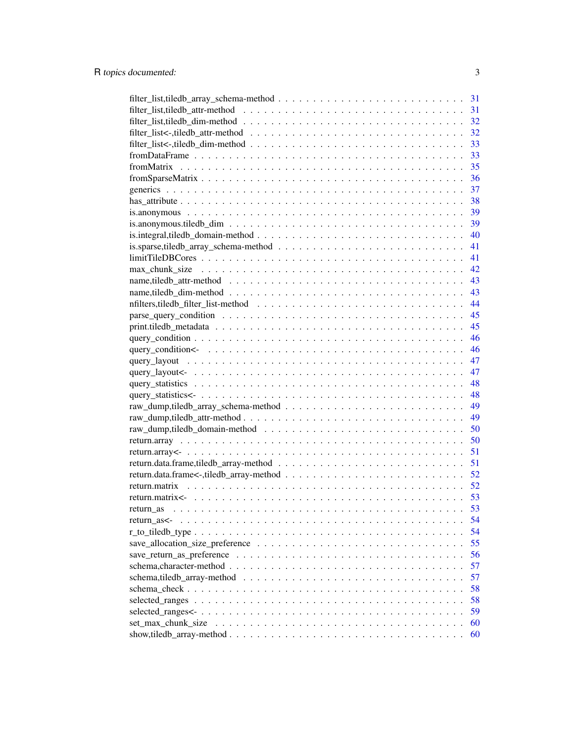filter_list,tiledb_array_schema-method . . . . . . . . . . . . . . . . . . . . . . . . . . 31
filter_list,tiledb_attr-method . . . . . . . . . . . . . . . . . . . . . . . . . . . . . . . 31
filter_list,tiledb_dim-method . . . . . . . . . . . . . . . . . . . . . . . . . . . . . . . 32
filter_list<-,tiledb_attr-method . . . . . . . . . . . . . . . . . . . . . . . . . . . . . 32
filter_list<-,tiledb_dim-method . . . . . . . . . . . . . . . . . . . . . . . . . . . . . 33
fromDataFrame . . . . . . . . . . . . . . . . . . . . . . . . . . . . . . . . . . . . . . . 33
fromMatrix . . . . . . . . . . . . . . . . . . . . . . . . . . . . . . . . . . . . . . . . . 35
fromSparseMatrix . . . . . . . . . . . . . . . . . . . . . . . . . . . . . . . . . . . . . . 36
generics . . . . . . . . . . . . . . . . . . . . . . . . . . . . . . . . . . . . . . . . . . 37
has_attribute . . . . . . . . . . . . . . . . . . . . . . . . . . . . . . . . . . . . . . . 38
is.anonymous . . . . . . . . . . . . . . . . . . . . . . . . . . . . . . . . . . . . . . . 39
is.anonymous.tiledb_dim . . . . . . . . . . . . . . . . . . . . . . . . . . . . . . . . . 39
is.integral,tiledb_domain-method . . . . . . . . . . . . . . . . . . . . . . . . . . . . . 40
is.sparse,tiledb_array_schema-method . . . . . . . . . . . . . . . . . . . . . . . . . . 41
limitTileDBCores . . . . . . . . . . . . . . . . . . . . . . . . . . . . . . . . . . . . . 41
max_chunk_size . . . . . . . . . . . . . . . . . . . . . . . . . . . . . . . . . . . . . . 42
name,tiledb_attr-method . . . . . . . . . . . . . . . . . . . . . . . . . . . . . . . . . 43
name,tiledb_dim-method . . . . . . . . . . . . . . . . . . . . . . . . . . . . . . . . . 43
nfilters,tiledb_filter_list-method . . . . . . . . . . . . . . . . . . . . . . . . . . . . . 44
parse_query_condition . . . . . . . . . . . . . . . . . . . . . . . . . . . . . . . . . . . 45
print.tiledb_metadata . . . . . . . . . . . . . . . . . . . . . . . . . . . . . . . . . . . 45
query_condition . . . . . . . . . . . . . . . . . . . . . . . . . . . . . . . . . . . . . . 46
query_condition<- . . . . . . . . . . . . . . . . . . . . . . . . . . . . . . . . . . . . . 46
query_layout . . . . . . . . . . . . . . . . . . . . . . . . . . . . . . . . . . . . . . . . 47
query_layout<- . . . . . . . . . . . . . . . . . . . . . . . . . . . . . . . . . . . . . . . 47
query_statistics . . . . . . . . . . . . . . . . . . . . . . . . . . . . . . . . . . . . . . 48
query_statistics<- . . . . . . . . . . . . . . . . . . . . . . . . . . . . . . . . . . . . . 48
raw_dump,tiledb_array_schema-method . . . . . . . . . . . . . . . . . . . . . . . . . . 49
raw_dump,tiledb_attr-method . . . . . . . . . . . . . . . . . . . . . . . . . . . . . . . 49
raw_dump,tiledb_domain-method . . . . . . . . . . . . . . . . . . . . . . . . . . . . . 50
return.array . . . . . . . . . . . . . . . . . . . . . . . . . . . . . . . . . . . . . . . . 50
return.array<- . . . . . . . . . . . . . . . . . . . . . . . . . . . . . . . . . . . . . . . 51
return.data.frame,tiledb_array-method . . . . . . . . . . . . . . . . . . . . . . . . . . 51
return.data.frame<-,tiledb_array-method . . . . . . . . . . . . . . . . . . . . . . . . . 52
return.matrix . . . . . . . . . . . . . . . . . . . . . . . . . . . . . . . . . . . . . . . 52
return.matrix<- . . . . . . . . . . . . . . . . . . . . . . . . . . . . . . . . . . . . . . 53
return_as . . . . . . . . . . . . . . . . . . . . . . . . . . . . . . . . . . . . . . . . . 53
return_as<- . . . . . . . . . . . . . . . . . . . . . . . . . . . . . . . . . . . . . . . . 54
r_to_tiledb_type . . . . . . . . . . . . . . . . . . . . . . . . . . . . . . . . . . . . . . 54
save_allocation_size_preference . . . . . . . . . . . . . . . . . . . . . . . . . . . . . 55
save_return_as_preference . . . . . . . . . . . . . . . . . . . . . . . . . . . . . . . . 56
schema,character-method . . . . . . . . . . . . . . . . . . . . . . . . . . . . . . . . . 57
schema,tiledb_array-method . . . . . . . . . . . . . . . . . . . . . . . . . . . . . . . 57
schema_check . . . . . . . . . . . . . . . . . . . . . . . . . . . . . . . . . . . . . . . 58
selected_ranges . . . . . . . . . . . . . . . . . . . . . . . . . . . . . . . . . . . . . . 58
selected_ranges<- . . . . . . . . . . . . . . . . . . . . . . . . . . . . . . . . . . . . . 59
set_max_chunk_size . . . . . . . . . . . . . . . . . . . . . . . . . . . . . . . . . . . . 60
show,tiledb_array-method . . . . . . . . . . . . . . . . . . . . . . . . . . . . . . . . 60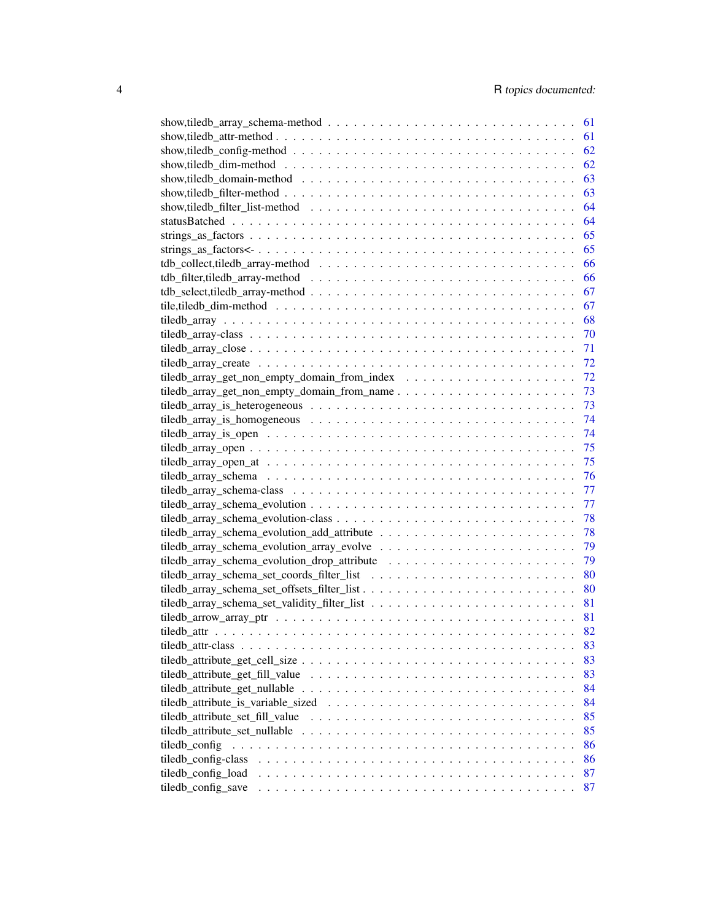show,tiledb_array_schema-method . . . . . . . . . . . . . . . . . . . . . . . . . . 61
show,tiledb_attr-method . . . . . . . . . . . . . . . . . . . . . . . . . . . . . . 61
show,tiledb_config-method . . . . . . . . . . . . . . . . . . . . . . . . . . . . . 62
show,tiledb_dim-method . . . . . . . . . . . . . . . . . . . . . . . . . . . . . . 62
show,tiledb_domain-method . . . . . . . . . . . . . . . . . . . . . . . . . . . . . 63
show,tiledb_filter-method . . . . . . . . . . . . . . . . . . . . . . . . . . . . . . 63
show,tiledb_filter_list-method . . . . . . . . . . . . . . . . . . . . . . . . . . . 64
statusBatched . . . . . . . . . . . . . . . . . . . . . . . . . . . . . . . . . . . . 64
strings_as_factors . . . . . . . . . . . . . . . . . . . . . . . . . . . . . . . . . . 65
strings_as_factors<- . . . . . . . . . . . . . . . . . . . . . . . . . . . . . . . . . 65
tdb_collect,tiledb_array-method . . . . . . . . . . . . . . . . . . . . . . . . . . . 66
tdb_filter,tiledb_array-method . . . . . . . . . . . . . . . . . . . . . . . . . . . 66
tdb_select,tiledb_array-method . . . . . . . . . . . . . . . . . . . . . . . . . . . 67
tile,tiledb_dim-method . . . . . . . . . . . . . . . . . . . . . . . . . . . . . . . 67
tiledb_array . . . . . . . . . . . . . . . . . . . . . . . . . . . . . . . . . . . . . 68
tiledb_array-class . . . . . . . . . . . . . . . . . . . . . . . . . . . . . . . . . . 70
tiledb_array_close . . . . . . . . . . . . . . . . . . . . . . . . . . . . . . . . . . 71
tiledb_array_create . . . . . . . . . . . . . . . . . . . . . . . . . . . . . . . . . 72
tiledb_array_get_non_empty_domain_from_index . . . . . . . . . . . . . . . . . . . 72
tiledb_array_get_non_empty_domain_from_name . . . . . . . . . . . . . . . . . . . 73
tiledb_array_is_heterogeneous . . . . . . . . . . . . . . . . . . . . . . . . . . . 73
tiledb_array_is_homogeneous . . . . . . . . . . . . . . . . . . . . . . . . . . . . 74
tiledb_array_is_open . . . . . . . . . . . . . . . . . . . . . . . . . . . . . . . . 74
tiledb_array_open . . . . . . . . . . . . . . . . . . . . . . . . . . . . . . . . . . 75
tiledb_array_open_at . . . . . . . . . . . . . . . . . . . . . . . . . . . . . . . . 75
tiledb_array_schema . . . . . . . . . . . . . . . . . . . . . . . . . . . . . . . . 76
tiledb_array_schema-class . . . . . . . . . . . . . . . . . . . . . . . . . . . . . 77
tiledb_array_schema_evolution . . . . . . . . . . . . . . . . . . . . . . . . . . . 77
tiledb_array_schema_evolution-class . . . . . . . . . . . . . . . . . . . . . . . . 78
tiledb_array_schema_evolution_add_attribute . . . . . . . . . . . . . . . . . . . . 78
tiledb_array_schema_evolution_array_evolve . . . . . . . . . . . . . . . . . . . . 79
tiledb_array_schema_evolution_drop_attribute . . . . . . . . . . . . . . . . . . . 79
tiledb_array_schema_set_coords_filter_list . . . . . . . . . . . . . . . . . . . . . 80
tiledb_array_schema_set_offsets_filter_list . . . . . . . . . . . . . . . . . . . . . 80
tiledb_array_schema_set_validity_filter_list . . . . . . . . . . . . . . . . . . . . 81
tiledb_arrow_array_ptr . . . . . . . . . . . . . . . . . . . . . . . . . . . . . . . 81
tiledb_attr . . . . . . . . . . . . . . . . . . . . . . . . . . . . . . . . . . . . . . 82
tiledb_attr-class . . . . . . . . . . . . . . . . . . . . . . . . . . . . . . . . . . 83
tiledb_attribute_get_cell_size . . . . . . . . . . . . . . . . . . . . . . . . . . . 83
tiledb_attribute_get_fill_value . . . . . . . . . . . . . . . . . . . . . . . . . . . 83
tiledb_attribute_get_nullable . . . . . . . . . . . . . . . . . . . . . . . . . . . . 84
tiledb_attribute_is_variable_sized . . . . . . . . . . . . . . . . . . . . . . . . . 84
tiledb_attribute_set_fill_value . . . . . . . . . . . . . . . . . . . . . . . . . . . 85
tiledb_attribute_set_nullable . . . . . . . . . . . . . . . . . . . . . . . . . . . . 85
tiledb_config . . . . . . . . . . . . . . . . . . . . . . . . . . . . . . . . . . . . 86
tiledb_config-class . . . . . . . . . . . . . . . . . . . . . . . . . . . . . . . . . 86
tiledb_config_load . . . . . . . . . . . . . . . . . . . . . . . . . . . . . . . . . 87
tiledb_config_save . . . . . . . . . . . . . . . . . . . . . . . . . . . . . . . . . 87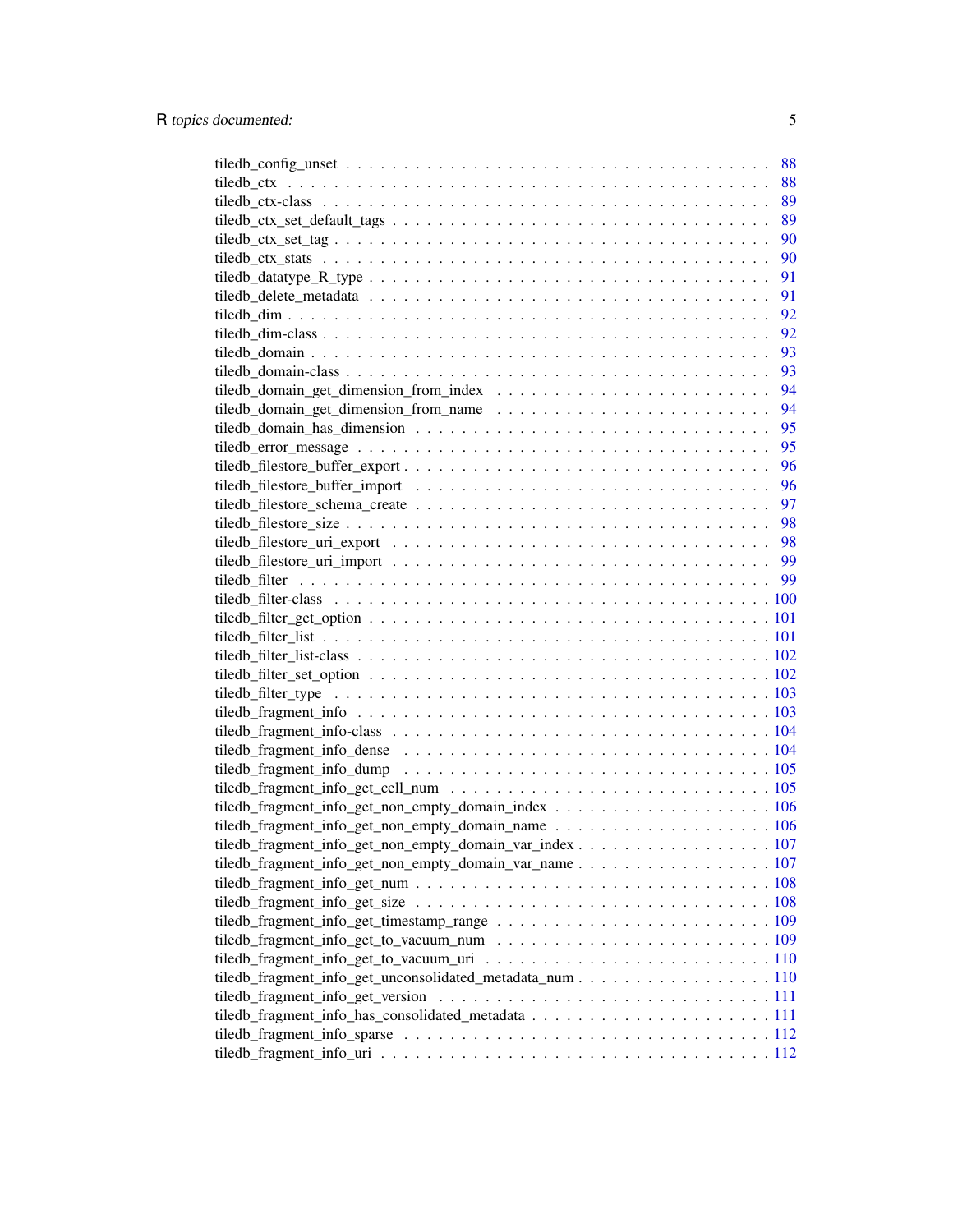tiledb_config_unset . . . . . . . . . . . . . . . . . . . . . . . . . . . . . . . . . . . 88
tiledb_ctx . . . . . . . . . . . . . . . . . . . . . . . . . . . . . . . . . . . . . . . . 88
tiledb_ctx-class . . . . . . . . . . . . . . . . . . . . . . . . . . . . . . . . . . . . . 89
tiledb_ctx_set_default_tags . . . . . . . . . . . . . . . . . . . . . . . . . . . . . . . 89
tiledb_ctx_set_tag . . . . . . . . . . . . . . . . . . . . . . . . . . . . . . . . . . . . 90
tiledb_ctx_stats . . . . . . . . . . . . . . . . . . . . . . . . . . . . . . . . . . . . . 90
tiledb_datatype_R_type . . . . . . . . . . . . . . . . . . . . . . . . . . . . . . . . . . 91
tiledb_delete_metadata . . . . . . . . . . . . . . . . . . . . . . . . . . . . . . . . . . 91
tiledb_dim . . . . . . . . . . . . . . . . . . . . . . . . . . . . . . . . . . . . . . . . 92
tiledb_dim-class . . . . . . . . . . . . . . . . . . . . . . . . . . . . . . . . . . . . . 92
tiledb_domain . . . . . . . . . . . . . . . . . . . . . . . . . . . . . . . . . . . . . . 93
tiledb_domain-class . . . . . . . . . . . . . . . . . . . . . . . . . . . . . . . . . . . 93
tiledb_domain_get_dimension_from_index . . . . . . . . . . . . . . . . . . . . . . . . 94
tiledb_domain_get_dimension_from_name . . . . . . . . . . . . . . . . . . . . . . . . 94
tiledb_domain_has_dimension . . . . . . . . . . . . . . . . . . . . . . . . . . . . . . 95
tiledb_error_message . . . . . . . . . . . . . . . . . . . . . . . . . . . . . . . . . . . 95
tiledb_filestore_buffer_export . . . . . . . . . . . . . . . . . . . . . . . . . . . . . . 96
tiledb_filestore_buffer_import . . . . . . . . . . . . . . . . . . . . . . . . . . . . . . 96
tiledb_filestore_schema_create . . . . . . . . . . . . . . . . . . . . . . . . . . . . . . 97
tiledb_filestore_size . . . . . . . . . . . . . . . . . . . . . . . . . . . . . . . . . . . 98
tiledb_filestore_uri_export . . . . . . . . . . . . . . . . . . . . . . . . . . . . . . . . 98
tiledb_filestore_uri_import . . . . . . . . . . . . . . . . . . . . . . . . . . . . . . . . 99
tiledb_filter . . . . . . . . . . . . . . . . . . . . . . . . . . . . . . . . . . . . . . . 99
tiledb_filter-class . . . . . . . . . . . . . . . . . . . . . . . . . . . . . . . . . . . . 100
tiledb_filter_get_option . . . . . . . . . . . . . . . . . . . . . . . . . . . . . . . . . 101
tiledb_filter_list . . . . . . . . . . . . . . . . . . . . . . . . . . . . . . . . . . . . . 101
tiledb_filter_list-class . . . . . . . . . . . . . . . . . . . . . . . . . . . . . . . . . . 102
tiledb_filter_set_option . . . . . . . . . . . . . . . . . . . . . . . . . . . . . . . . . 102
tiledb_filter_type . . . . . . . . . . . . . . . . . . . . . . . . . . . . . . . . . . . . 103
tiledb_fragment_info . . . . . . . . . . . . . . . . . . . . . . . . . . . . . . . . . . . 103
tiledb_fragment_info-class . . . . . . . . . . . . . . . . . . . . . . . . . . . . . . . . 104
tiledb_fragment_info_dense . . . . . . . . . . . . . . . . . . . . . . . . . . . . . . . 104
tiledb_fragment_info_dump . . . . . . . . . . . . . . . . . . . . . . . . . . . . . . . 105
tiledb_fragment_info_get_cell_num . . . . . . . . . . . . . . . . . . . . . . . . . . . 105
tiledb_fragment_info_get_non_empty_domain_index . . . . . . . . . . . . . . . . . . . 106
tiledb_fragment_info_get_non_empty_domain_name . . . . . . . . . . . . . . . . . . . 106
tiledb_fragment_info_get_non_empty_domain_var_index . . . . . . . . . . . . . . . . . 107
tiledb_fragment_info_get_non_empty_domain_var_name . . . . . . . . . . . . . . . . . 107
tiledb_fragment_info_get_num . . . . . . . . . . . . . . . . . . . . . . . . . . . . . . 108
tiledb_fragment_info_get_size . . . . . . . . . . . . . . . . . . . . . . . . . . . . . . 108
tiledb_fragment_info_get_timestamp_range . . . . . . . . . . . . . . . . . . . . . . . 109
tiledb_fragment_info_get_to_vacuum_num . . . . . . . . . . . . . . . . . . . . . . . . 109
tiledb_fragment_info_get_to_vacuum_uri . . . . . . . . . . . . . . . . . . . . . . . . 110
tiledb_fragment_info_get_unconsolidated_metadata_num . . . . . . . . . . . . . . . . . 110
tiledb_fragment_info_get_version . . . . . . . . . . . . . . . . . . . . . . . . . . . . 111
tiledb_fragment_info_has_consolidated_metadata . . . . . . . . . . . . . . . . . . . . 111
tiledb_fragment_info_sparse . . . . . . . . . . . . . . . . . . . . . . . . . . . . . . . 112
tiledb_fragment_info_uri . . . . . . . . . . . . . . . . . . . . . . . . . . . . . . . . 112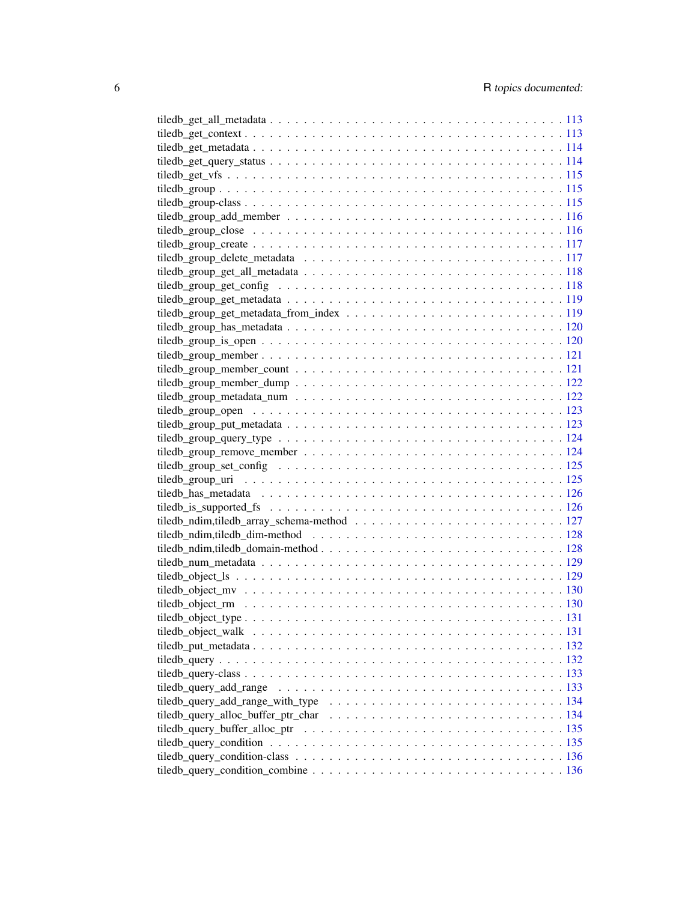tiledb_get_all_metadata . . . . . . . . . . . . . . . . . . . . . . . . . . . . . . . . . 113
tiledb_get_context . . . . . . . . . . . . . . . . . . . . . . . . . . . . . . . . . . . . 113
tiledb_get_metadata . . . . . . . . . . . . . . . . . . . . . . . . . . . . . . . . . . . . 114
tiledb_get_query_status . . . . . . . . . . . . . . . . . . . . . . . . . . . . . . . . . . 114
tiledb_get_vfs . . . . . . . . . . . . . . . . . . . . . . . . . . . . . . . . . . . . . . . 115
tiledb_group . . . . . . . . . . . . . . . . . . . . . . . . . . . . . . . . . . . . . . . . 115
tiledb_group-class . . . . . . . . . . . . . . . . . . . . . . . . . . . . . . . . . . . . . 115
tiledb_group_add_member . . . . . . . . . . . . . . . . . . . . . . . . . . . . . . . . . 116
tiledb_group_close . . . . . . . . . . . . . . . . . . . . . . . . . . . . . . . . . . . . . 116
tiledb_group_create . . . . . . . . . . . . . . . . . . . . . . . . . . . . . . . . . . . . 117
tiledb_group_delete_metadata . . . . . . . . . . . . . . . . . . . . . . . . . . . . . . . 117
tiledb_group_get_all_metadata . . . . . . . . . . . . . . . . . . . . . . . . . . . . . . . 118
tiledb_group_get_config . . . . . . . . . . . . . . . . . . . . . . . . . . . . . . . . . . 118
tiledb_group_get_metadata . . . . . . . . . . . . . . . . . . . . . . . . . . . . . . . . . 119
tiledb_group_get_metadata_from_index . . . . . . . . . . . . . . . . . . . . . . . . . . 119
tiledb_group_has_metadata . . . . . . . . . . . . . . . . . . . . . . . . . . . . . . . . . 120
tiledb_group_is_open . . . . . . . . . . . . . . . . . . . . . . . . . . . . . . . . . . . . 120
tiledb_group_member . . . . . . . . . . . . . . . . . . . . . . . . . . . . . . . . . . . . 121
tiledb_group_member_count . . . . . . . . . . . . . . . . . . . . . . . . . . . . . . . . 121
tiledb_group_member_dump . . . . . . . . . . . . . . . . . . . . . . . . . . . . . . . . 122
tiledb_group_metadata_num . . . . . . . . . . . . . . . . . . . . . . . . . . . . . . . . 122
tiledb_group_open . . . . . . . . . . . . . . . . . . . . . . . . . . . . . . . . . . . . . 123
tiledb_group_put_metadata . . . . . . . . . . . . . . . . . . . . . . . . . . . . . . . . . 123
tiledb_group_query_type . . . . . . . . . . . . . . . . . . . . . . . . . . . . . . . . . . 124
tiledb_group_remove_member . . . . . . . . . . . . . . . . . . . . . . . . . . . . . . . 124
tiledb_group_set_config . . . . . . . . . . . . . . . . . . . . . . . . . . . . . . . . . . 125
tiledb_group_uri . . . . . . . . . . . . . . . . . . . . . . . . . . . . . . . . . . . . . . 125
tiledb_has_metadata . . . . . . . . . . . . . . . . . . . . . . . . . . . . . . . . . . . . 126
tiledb_is_supported_fs . . . . . . . . . . . . . . . . . . . . . . . . . . . . . . . . . . . 126
tiledb_ndim,tiledb_array_schema-method . . . . . . . . . . . . . . . . . . . . . . . . . 127
tiledb_ndim,tiledb_dim-method . . . . . . . . . . . . . . . . . . . . . . . . . . . . . . 128
tiledb_ndim,tiledb_domain-method . . . . . . . . . . . . . . . . . . . . . . . . . . . . . 128
tiledb_num_metadata . . . . . . . . . . . . . . . . . . . . . . . . . . . . . . . . . . . . 129
tiledb_object_ls . . . . . . . . . . . . . . . . . . . . . . . . . . . . . . . . . . . . . . 129
tiledb_object_mv . . . . . . . . . . . . . . . . . . . . . . . . . . . . . . . . . . . . . . 130
tiledb_object_rm . . . . . . . . . . . . . . . . . . . . . . . . . . . . . . . . . . . . . . 130
tiledb_object_type . . . . . . . . . . . . . . . . . . . . . . . . . . . . . . . . . . . . . 131
tiledb_object_walk . . . . . . . . . . . . . . . . . . . . . . . . . . . . . . . . . . . . . 131
tiledb_put_metadata . . . . . . . . . . . . . . . . . . . . . . . . . . . . . . . . . . . . 132
tiledb_query . . . . . . . . . . . . . . . . . . . . . . . . . . . . . . . . . . . . . . . . 132
tiledb_query-class . . . . . . . . . . . . . . . . . . . . . . . . . . . . . . . . . . . . . 133
tiledb_query_add_range . . . . . . . . . . . . . . . . . . . . . . . . . . . . . . . . . . 133
tiledb_query_add_range_with_type . . . . . . . . . . . . . . . . . . . . . . . . . . . . . 134
tiledb_query_alloc_buffer_ptr_char . . . . . . . . . . . . . . . . . . . . . . . . . . . . 134
tiledb_query_buffer_alloc_ptr . . . . . . . . . . . . . . . . . . . . . . . . . . . . . . . 135
tiledb_query_condition . . . . . . . . . . . . . . . . . . . . . . . . . . . . . . . . . . . 135
tiledb_query_condition-class . . . . . . . . . . . . . . . . . . . . . . . . . . . . . . . . 136
tiledb_query_condition_combine . . . . . . . . . . . . . . . . . . . . . . . . . . . . . . 136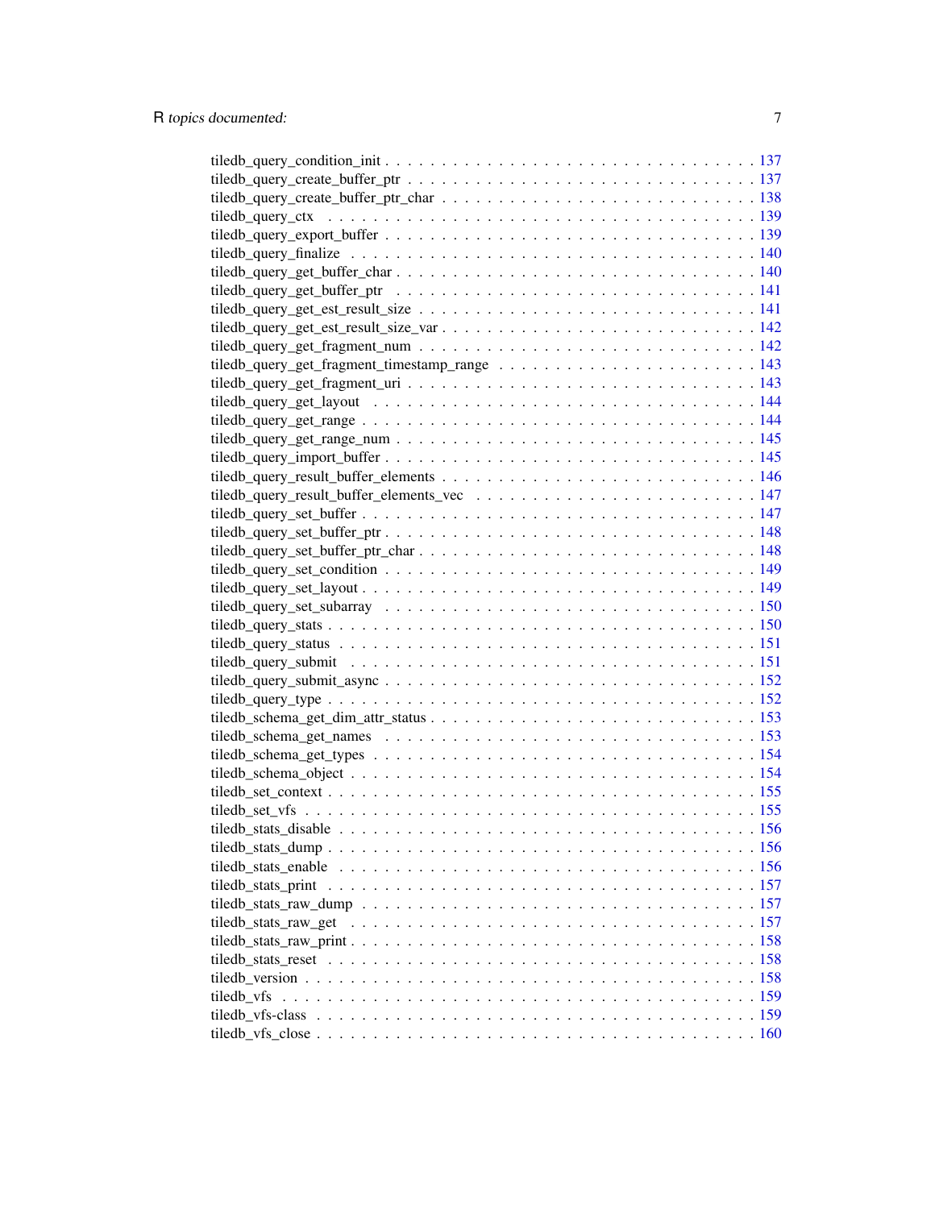tiledb_query_condition_init . . . . . . . . . . . . . . . . . . . . . . . . . . . . . . . 137
tiledb_query_create_buffer_ptr . . . . . . . . . . . . . . . . . . . . . . . . . . . . . . 137
tiledb_query_create_buffer_ptr_char . . . . . . . . . . . . . . . . . . . . . . . . . . . 138
tiledb_query_ctx . . . . . . . . . . . . . . . . . . . . . . . . . . . . . . . . . . . . . 139
tiledb_query_export_buffer . . . . . . . . . . . . . . . . . . . . . . . . . . . . . . . . 139
tiledb_query_finalize . . . . . . . . . . . . . . . . . . . . . . . . . . . . . . . . . . . 140
tiledb_query_get_buffer_char . . . . . . . . . . . . . . . . . . . . . . . . . . . . . . . 140
tiledb_query_get_buffer_ptr . . . . . . . . . . . . . . . . . . . . . . . . . . . . . . . . 141
tiledb_query_get_est_result_size . . . . . . . . . . . . . . . . . . . . . . . . . . . . . 141
tiledb_query_get_est_result_size_var . . . . . . . . . . . . . . . . . . . . . . . . . . . 142
tiledb_query_get_fragment_num . . . . . . . . . . . . . . . . . . . . . . . . . . . . . . 142
tiledb_query_get_fragment_timestamp_range . . . . . . . . . . . . . . . . . . . . . . . 143
tiledb_query_get_fragment_uri . . . . . . . . . . . . . . . . . . . . . . . . . . . . . . . 143
tiledb_query_get_layout . . . . . . . . . . . . . . . . . . . . . . . . . . . . . . . . . . 144
tiledb_query_get_range . . . . . . . . . . . . . . . . . . . . . . . . . . . . . . . . . . . 144
tiledb_query_get_range_num . . . . . . . . . . . . . . . . . . . . . . . . . . . . . . . . 145
tiledb_query_import_buffer . . . . . . . . . . . . . . . . . . . . . . . . . . . . . . . . . 145
tiledb_query_result_buffer_elements . . . . . . . . . . . . . . . . . . . . . . . . . . . . 146
tiledb_query_result_buffer_elements_vec . . . . . . . . . . . . . . . . . . . . . . . . . 147
tiledb_query_set_buffer . . . . . . . . . . . . . . . . . . . . . . . . . . . . . . . . . . . 147
tiledb_query_set_buffer_ptr . . . . . . . . . . . . . . . . . . . . . . . . . . . . . . . . . 148
tiledb_query_set_buffer_ptr_char . . . . . . . . . . . . . . . . . . . . . . . . . . . . . . 148
tiledb_query_set_condition . . . . . . . . . . . . . . . . . . . . . . . . . . . . . . . . . 149
tiledb_query_set_layout . . . . . . . . . . . . . . . . . . . . . . . . . . . . . . . . . . . 149
tiledb_query_set_subarray . . . . . . . . . . . . . . . . . . . . . . . . . . . . . . . . . . 150
tiledb_query_stats . . . . . . . . . . . . . . . . . . . . . . . . . . . . . . . . . . . . . . 150
tiledb_query_status . . . . . . . . . . . . . . . . . . . . . . . . . . . . . . . . . . . . . 151
tiledb_query_submit . . . . . . . . . . . . . . . . . . . . . . . . . . . . . . . . . . . . . 151
tiledb_query_submit_async . . . . . . . . . . . . . . . . . . . . . . . . . . . . . . . . . 152
tiledb_query_type . . . . . . . . . . . . . . . . . . . . . . . . . . . . . . . . . . . . . . 152
tiledb_schema_get_dim_attr_status . . . . . . . . . . . . . . . . . . . . . . . . . . . . . 153
tiledb_schema_get_names . . . . . . . . . . . . . . . . . . . . . . . . . . . . . . . . . . 153
tiledb_schema_get_types . . . . . . . . . . . . . . . . . . . . . . . . . . . . . . . . . . 154
tiledb_schema_object . . . . . . . . . . . . . . . . . . . . . . . . . . . . . . . . . . . . 154
tiledb_set_context . . . . . . . . . . . . . . . . . . . . . . . . . . . . . . . . . . . . . . 155
tiledb_set_vfs . . . . . . . . . . . . . . . . . . . . . . . . . . . . . . . . . . . . . . . . 155
tiledb_stats_disable . . . . . . . . . . . . . . . . . . . . . . . . . . . . . . . . . . . . . 156
tiledb_stats_dump . . . . . . . . . . . . . . . . . . . . . . . . . . . . . . . . . . . . . . 156
tiledb_stats_enable . . . . . . . . . . . . . . . . . . . . . . . . . . . . . . . . . . . . . 156
tiledb_stats_print . . . . . . . . . . . . . . . . . . . . . . . . . . . . . . . . . . . . . . 157
tiledb_stats_raw_dump . . . . . . . . . . . . . . . . . . . . . . . . . . . . . . . . . . . 157
tiledb_stats_raw_get . . . . . . . . . . . . . . . . . . . . . . . . . . . . . . . . . . . . . 157
tiledb_stats_raw_print . . . . . . . . . . . . . . . . . . . . . . . . . . . . . . . . . . . . 158
tiledb_stats_reset . . . . . . . . . . . . . . . . . . . . . . . . . . . . . . . . . . . . . . 158
tiledb_version . . . . . . . . . . . . . . . . . . . . . . . . . . . . . . . . . . . . . . . . 158
tiledb_vfs . . . . . . . . . . . . . . . . . . . . . . . . . . . . . . . . . . . . . . . . . . 159
tiledb_vfs-class . . . . . . . . . . . . . . . . . . . . . . . . . . . . . . . . . . . . . . . 159
tiledb_vfs_close . . . . . . . . . . . . . . . . . . . . . . . . . . . . . . . . . . . . . . . 160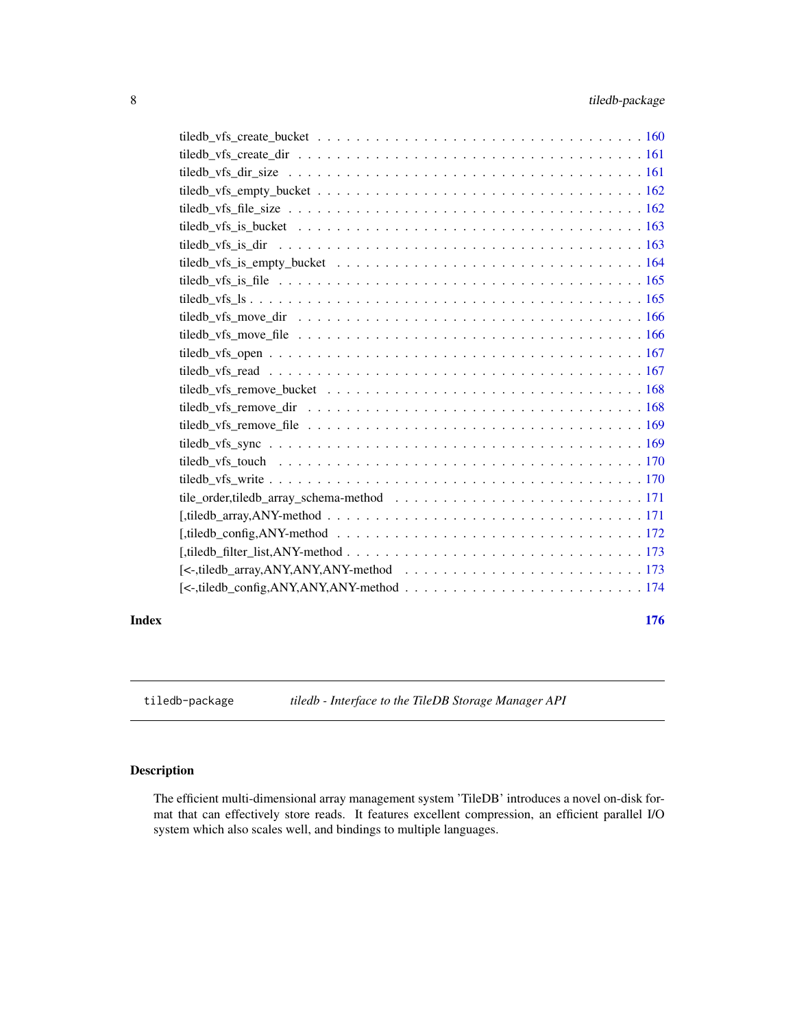tiledb_vfs_create_bucket . . . . . . . . . . . . . . . . . . . . . . . . . . . . . . . . 160
tiledb_vfs_create_dir . . . . . . . . . . . . . . . . . . . . . . . . . . . . . . . . . . 161
tiledb_vfs_dir_size . . . . . . . . . . . . . . . . . . . . . . . . . . . . . . . . . . . 161
tiledb_vfs_empty_bucket . . . . . . . . . . . . . . . . . . . . . . . . . . . . . . . . 162
tiledb_vfs_file_size . . . . . . . . . . . . . . . . . . . . . . . . . . . . . . . . . . . 162
tiledb_vfs_is_bucket . . . . . . . . . . . . . . . . . . . . . . . . . . . . . . . . . . 163
tiledb_vfs_is_dir . . . . . . . . . . . . . . . . . . . . . . . . . . . . . . . . . . . . 163
tiledb_vfs_is_empty_bucket . . . . . . . . . . . . . . . . . . . . . . . . . . . . . . 164
tiledb_vfs_is_file . . . . . . . . . . . . . . . . . . . . . . . . . . . . . . . . . . . . 165
tiledb_vfs_ls . . . . . . . . . . . . . . . . . . . . . . . . . . . . . . . . . . . . . . 165
tiledb_vfs_move_dir . . . . . . . . . . . . . . . . . . . . . . . . . . . . . . . . . . 166
tiledb_vfs_move_file . . . . . . . . . . . . . . . . . . . . . . . . . . . . . . . . . . 166
tiledb_vfs_open . . . . . . . . . . . . . . . . . . . . . . . . . . . . . . . . . . . . . 167
tiledb_vfs_read . . . . . . . . . . . . . . . . . . . . . . . . . . . . . . . . . . . . . 167
tiledb_vfs_remove_bucket . . . . . . . . . . . . . . . . . . . . . . . . . . . . . . . 168
tiledb_vfs_remove_dir . . . . . . . . . . . . . . . . . . . . . . . . . . . . . . . . . 168
tiledb_vfs_remove_file . . . . . . . . . . . . . . . . . . . . . . . . . . . . . . . . . 169
tiledb_vfs_sync . . . . . . . . . . . . . . . . . . . . . . . . . . . . . . . . . . . . . 169
tiledb_vfs_touch . . . . . . . . . . . . . . . . . . . . . . . . . . . . . . . . . . . . 170
tiledb_vfs_write . . . . . . . . . . . . . . . . . . . . . . . . . . . . . . . . . . . . . 170
tile_order,tiledb_array_schema-method . . . . . . . . . . . . . . . . . . . . . . . . 171
[,tiledb_array,ANY-method . . . . . . . . . . . . . . . . . . . . . . . . . . . . . . . 171
[,tiledb_config,ANY-method . . . . . . . . . . . . . . . . . . . . . . . . . . . . . . 172
[,tiledb_filter_list,ANY-method . . . . . . . . . . . . . . . . . . . . . . . . . . . . 173
[<-,tiledb_array,ANY,ANY,ANY-method . . . . . . . . . . . . . . . . . . . . . . . . 173
[<-,tiledb_config,ANY,ANY,ANY-method . . . . . . . . . . . . . . . . . . . . . . . . 174

**Index** **176**

---

`tiledb-package` *tiledb - Interface to the TileDB Storage Manager API*

---

## Description

The efficient multi-dimensional array management system 'TileDB' introduces a novel on-disk format that can effectively store reads. It features excellent compression, an efficient parallel I/O system which also scales well, and bindings to multiple languages.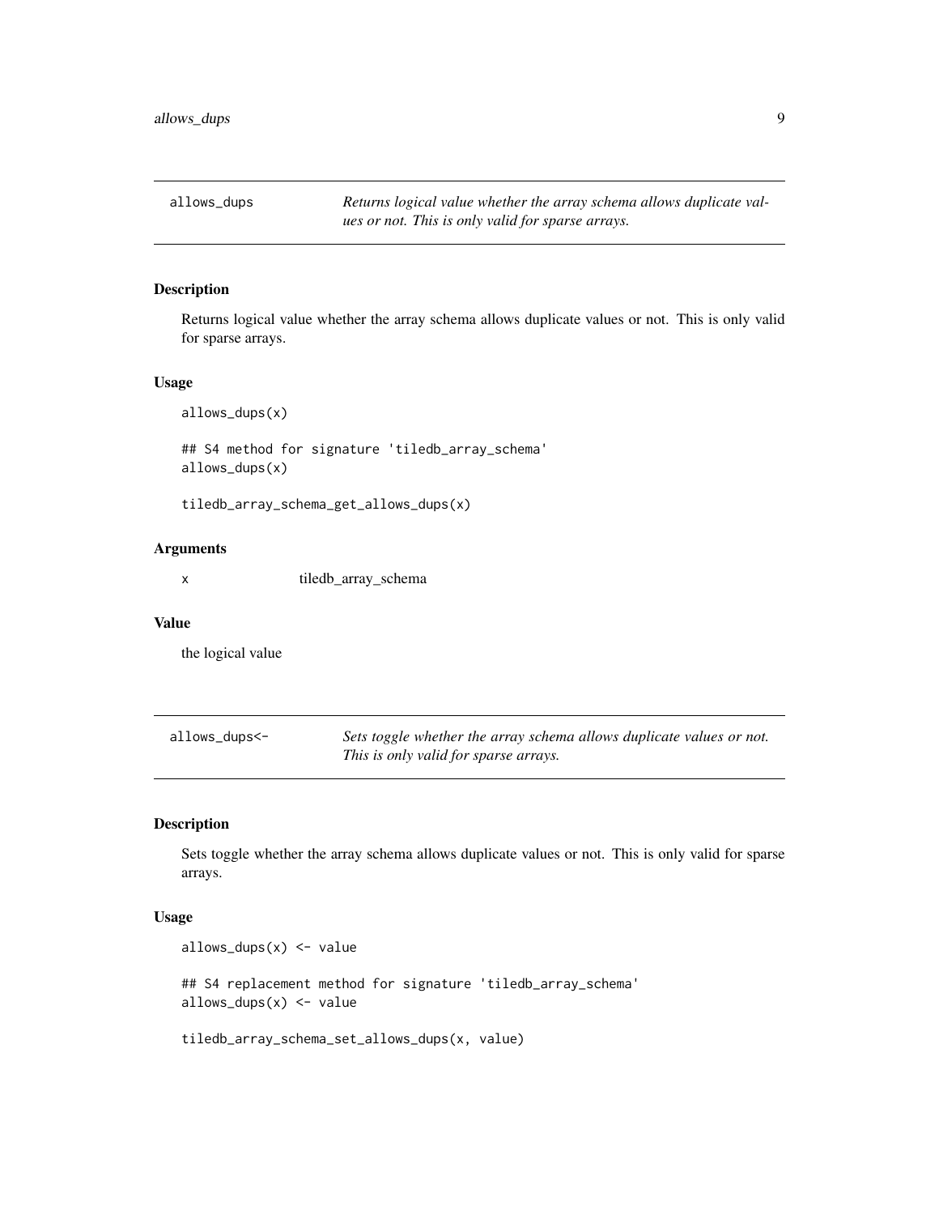## allows_dups

*Returns logical value whether the array schema allows duplicate values or not. This is only valid for sparse arrays.*

### Description

Returns logical value whether the array schema allows duplicate values or not. This is only valid for sparse arrays.

### Usage

```
allows_dups(x)

## S4 method for signature 'tiledb_array_schema'
allows_dups(x)

tiledb_array_schema_get_allows_dups(x)
```

### Arguments

| | |
|---|---|
| x | tiledb_array_schema |

### Value

the logical value

## allows_dups<-

*Sets toggle whether the array schema allows duplicate values or not. This is only valid for sparse arrays.*

### Description

Sets toggle whether the array schema allows duplicate values or not. This is only valid for sparse arrays.

### Usage

```
allows_dups(x) <- value

## S4 replacement method for signature 'tiledb_array_schema'
allows_dups(x) <- value

tiledb_array_schema_set_allows_dups(x, value)
```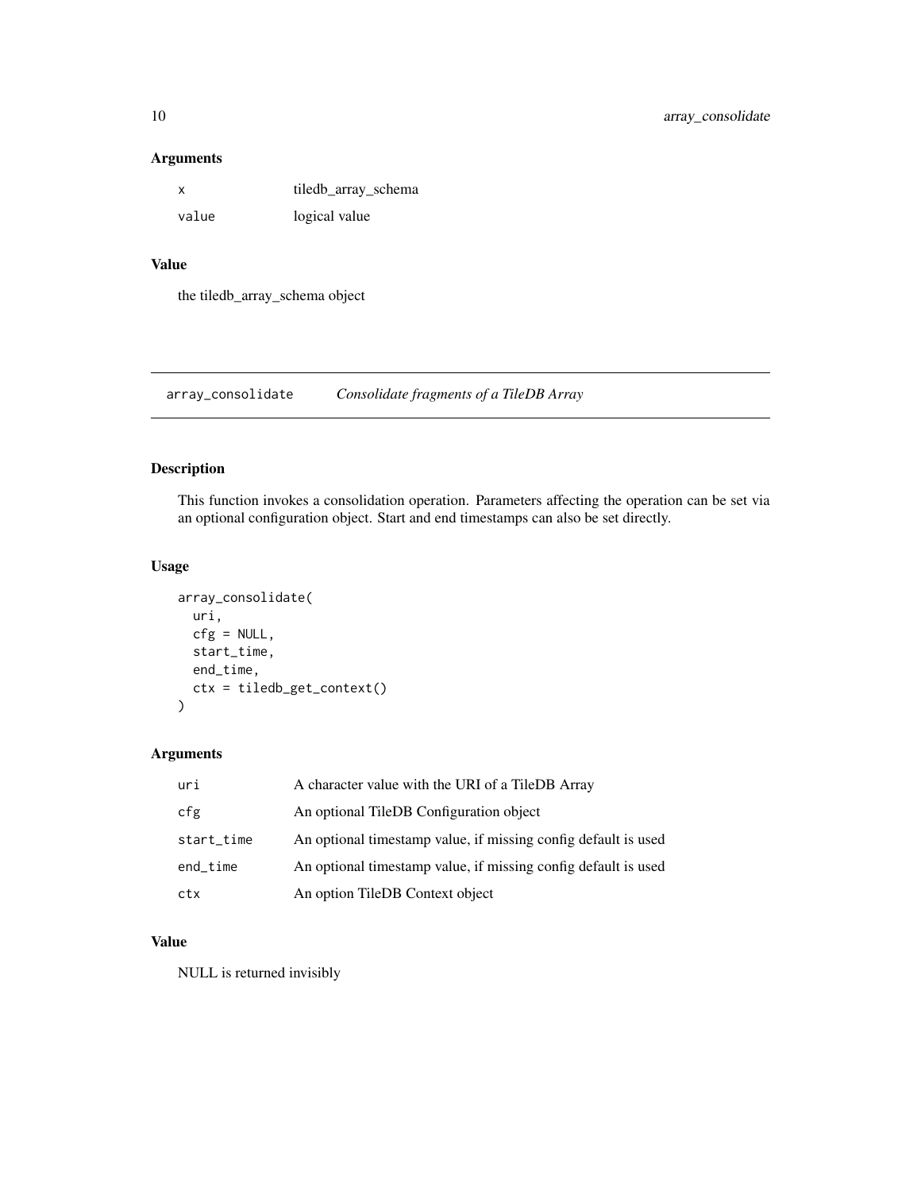### Arguments

| | |
|---|---|
| x | tiledb_array_schema |
| value | logical value |

### Value

the tiledb_array_schema object

## array_consolidate — *Consolidate fragments of a TileDB Array*

### Description

This function invokes a consolidation operation. Parameters affecting the operation can be set via an optional configuration object. Start and end timestamps can also be set directly.

### Usage

```
array_consolidate(
  uri,
  cfg = NULL,
  start_time,
  end_time,
  ctx = tiledb_get_context()
)
```

### Arguments

| | |
|---|---|
| uri | A character value with the URI of a TileDB Array |
| cfg | An optional TileDB Configuration object |
| start_time | An optional timestamp value, if missing config default is used |
| end_time | An optional timestamp value, if missing config default is used |
| ctx | An option TileDB Context object |

### Value

NULL is returned invisibly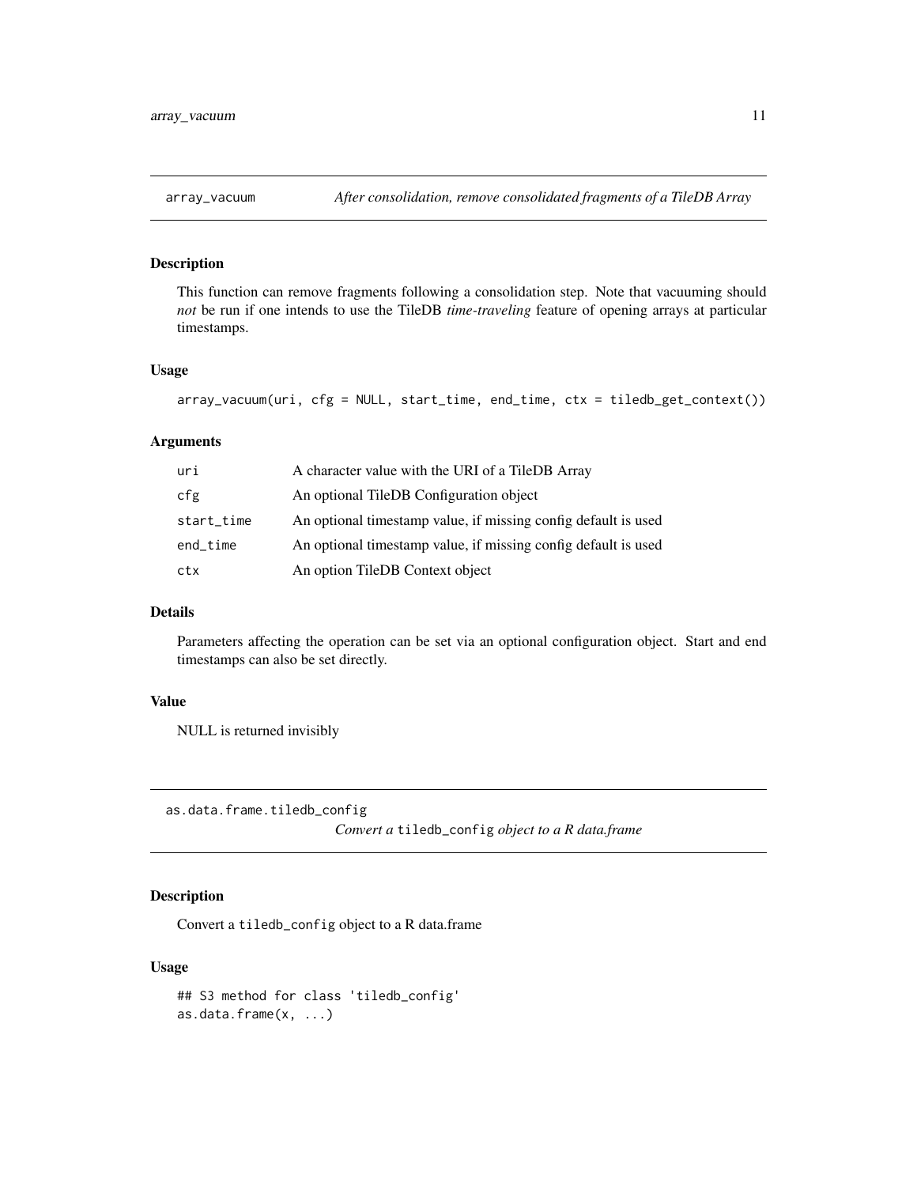## array_vacuum — *After consolidation, remove consolidated fragments of a TileDB Array*

### Description

This function can remove fragments following a consolidation step. Note that vacuuming should *not* be run if one intends to use the TileDB *time-traveling* feature of opening arrays at particular timestamps.

### Usage

```
array_vacuum(uri, cfg = NULL, start_time, end_time, ctx = tiledb_get_context())
```

### Arguments

| | |
|---|---|
| uri | A character value with the URI of a TileDB Array |
| cfg | An optional TileDB Configuration object |
| start_time | An optional timestamp value, if missing config default is used |
| end_time | An optional timestamp value, if missing config default is used |
| ctx | An option TileDB Context object |

### Details

Parameters affecting the operation can be set via an optional configuration object. Start and end timestamps can also be set directly.

### Value

NULL is returned invisibly

## as.data.frame.tiledb_config — *Convert a* tiledb_config *object to a R data.frame*

### Description

Convert a tiledb_config object to a R data.frame

### Usage

```
## S3 method for class 'tiledb_config'
as.data.frame(x, ...)
```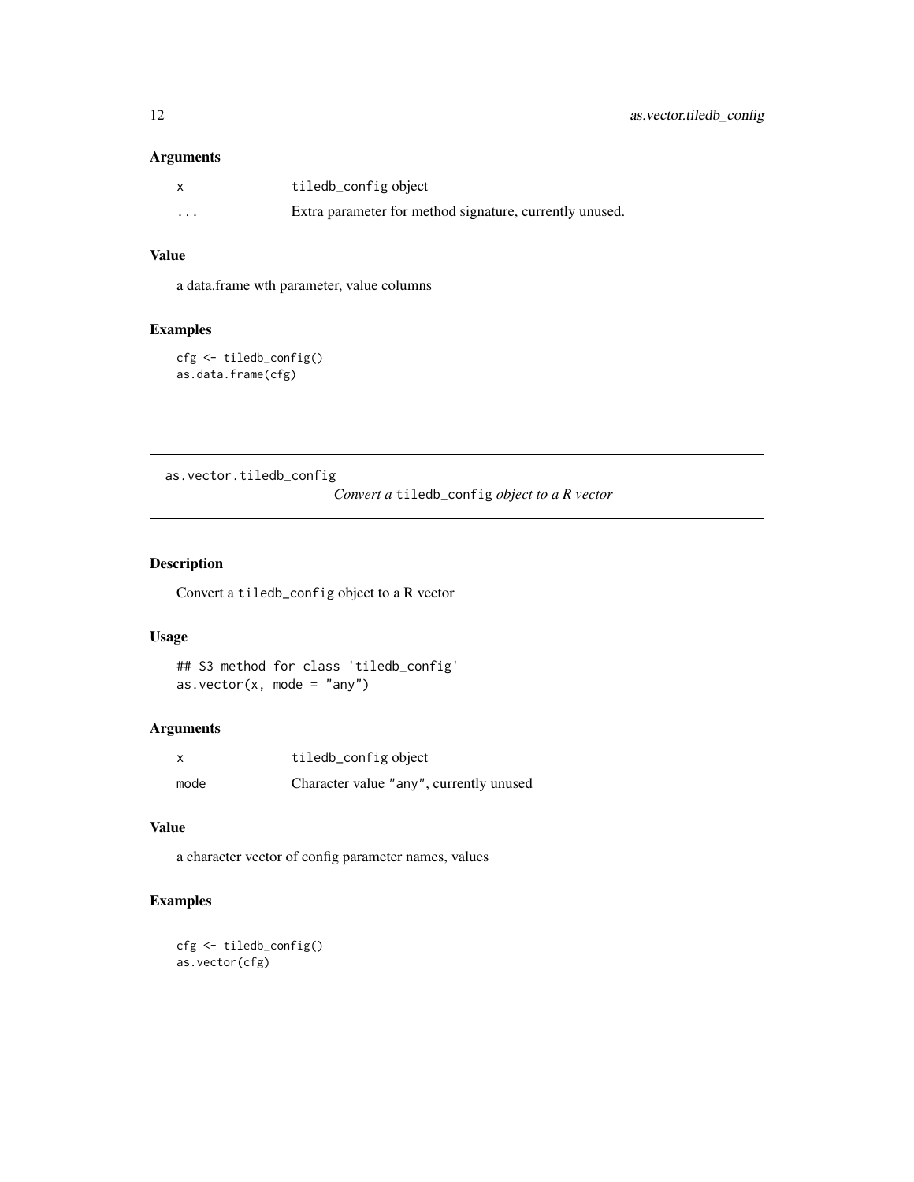## Arguments

| | |
|---|---|
| x | tiledb_config object |
| ... | Extra parameter for method signature, currently unused. |

## Value

a data.frame wth parameter, value columns

## Examples

```
cfg <- tiledb_config()
as.data.frame(cfg)
```

---

# as.vector.tiledb_config

*Convert a* tiledb_config *object to a R vector*

---

## Description

Convert a tiledb_config object to a R vector

## Usage

```
## S3 method for class 'tiledb_config'
as.vector(x, mode = "any")
```

## Arguments

| | |
|---|---|
| x | tiledb_config object |
| mode | Character value "any", currently unused |

## Value

a character vector of config parameter names, values

## Examples

```
cfg <- tiledb_config()
as.vector(cfg)
```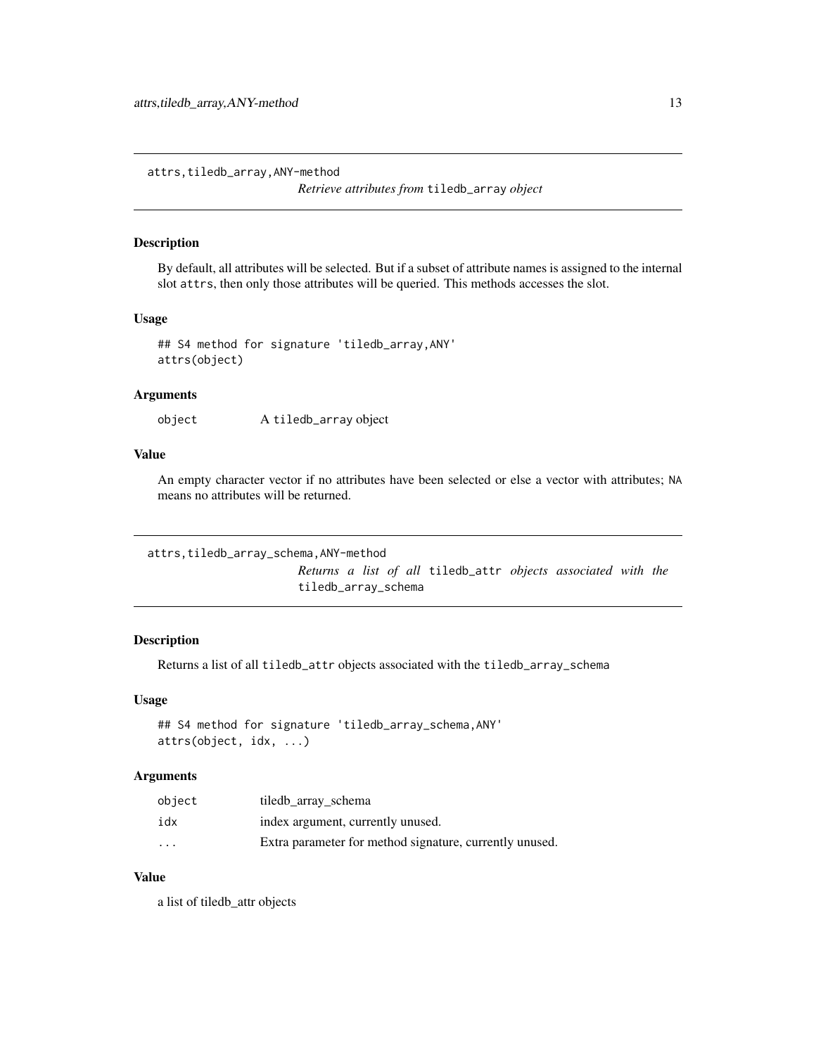## attrs,tiledb_array,ANY-method

*Retrieve attributes from* `tiledb_array` *object*

### Description

By default, all attributes will be selected. But if a subset of attribute names is assigned to the internal slot `attrs`, then only those attributes will be queried. This methods accesses the slot.

### Usage

```
## S4 method for signature 'tiledb_array,ANY'
attrs(object)
```

### Arguments

| | |
|---|---|
| `object` | A `tiledb_array` object |

### Value

An empty character vector if no attributes have been selected or else a vector with attributes; `NA` means no attributes will be returned.

## attrs,tiledb_array_schema,ANY-method

*Returns a list of all* `tiledb_attr` *objects associated with the* `tiledb_array_schema`

### Description

Returns a list of all `tiledb_attr` objects associated with the `tiledb_array_schema`

### Usage

```
## S4 method for signature 'tiledb_array_schema,ANY'
attrs(object, idx, ...)
```

### Arguments

| | |
|---|---|
| `object` | tiledb_array_schema |
| `idx` | index argument, currently unused. |
| `...` | Extra parameter for method signature, currently unused. |

### Value

a list of tiledb_attr objects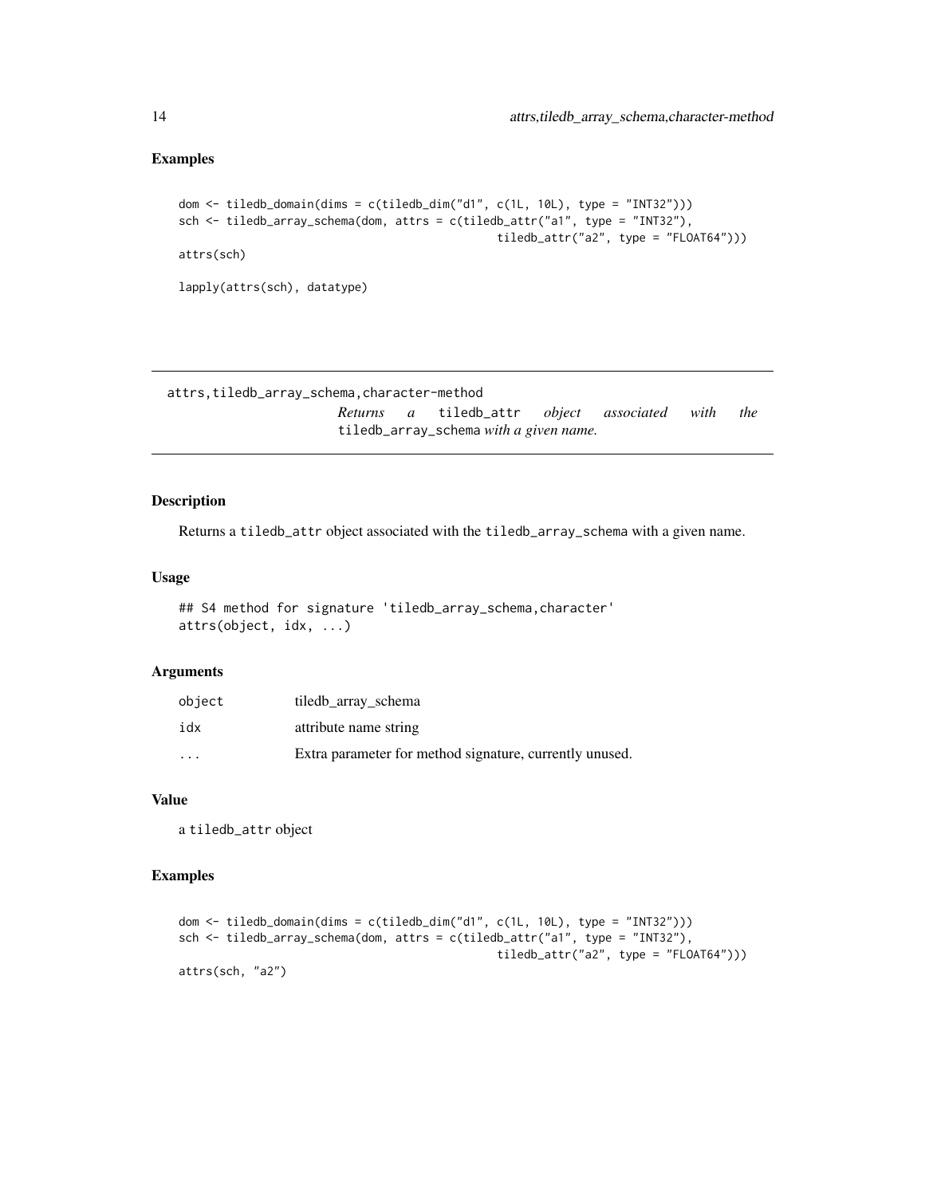## Examples

```
dom <- tiledb_domain(dims = c(tiledb_dim("d1", c(1L, 10L), type = "INT32")))
sch <- tiledb_array_schema(dom, attrs = c(tiledb_attr("a1", type = "INT32"),
                                          tiledb_attr("a2", type = "FLOAT64")))
attrs(sch)

lapply(attrs(sch), datatype)
```

---

# attrs,tiledb_array_schema,character-method

*Returns a* `tiledb_attr` *object associated with the* `tiledb_array_schema` *with a given name.*

---

## Description

Returns a `tiledb_attr` object associated with the `tiledb_array_schema` with a given name.

## Usage

```
## S4 method for signature 'tiledb_array_schema,character'
attrs(object, idx, ...)
```

## Arguments

| | |
|---|---|
| `object` | tiledb_array_schema |
| `idx` | attribute name string |
| `...` | Extra parameter for method signature, currently unused. |

## Value

a `tiledb_attr` object

## Examples

```
dom <- tiledb_domain(dims = c(tiledb_dim("d1", c(1L, 10L), type = "INT32")))
sch <- tiledb_array_schema(dom, attrs = c(tiledb_attr("a1", type = "INT32"),
                                          tiledb_attr("a2", type = "FLOAT64")))
attrs(sch, "a2")
```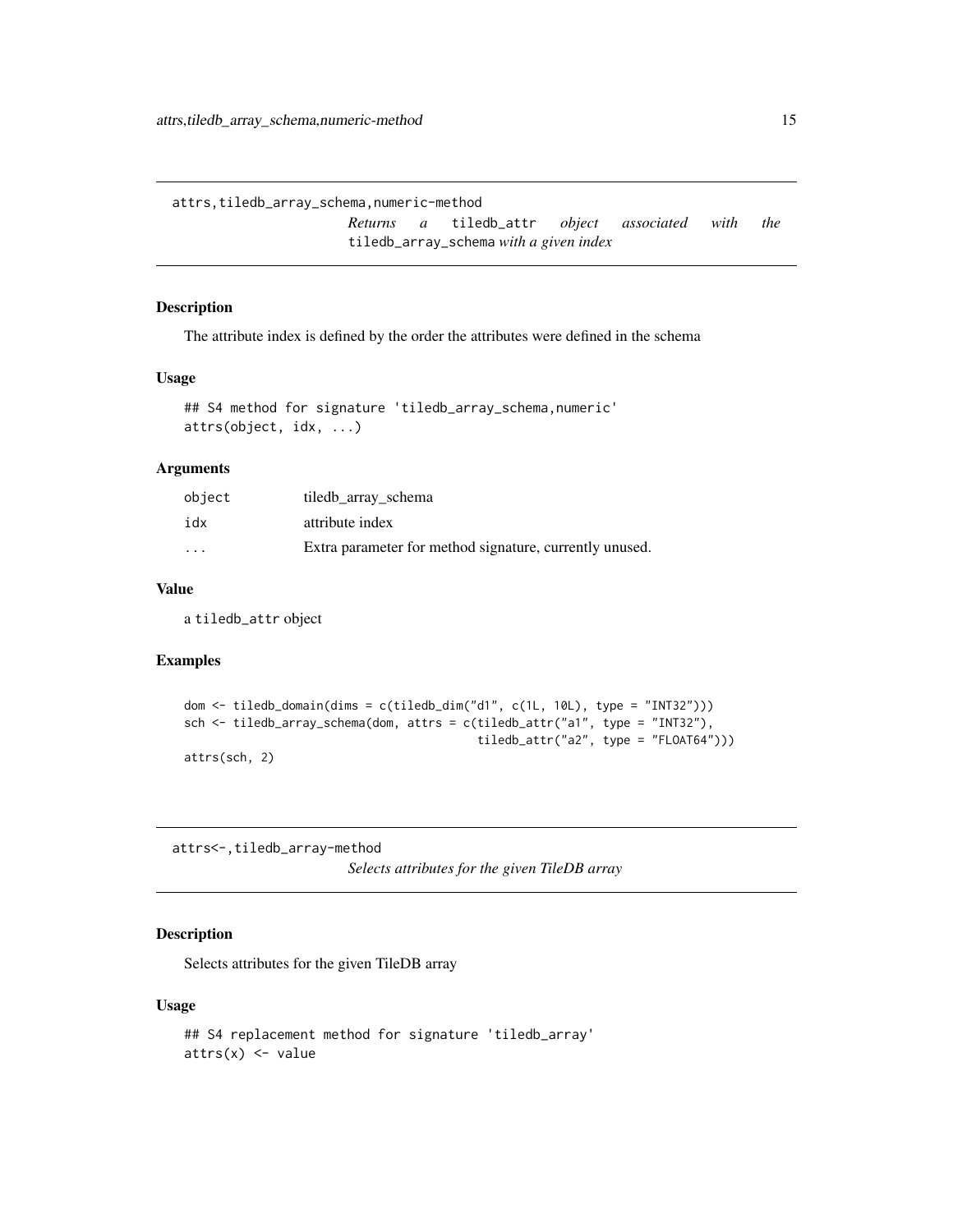## attrs,tiledb_array_schema,numeric-method

*Returns a `tiledb_attr` object associated with the `tiledb_array_schema` with a given index*

### Description

The attribute index is defined by the order the attributes were defined in the schema

### Usage

```
## S4 method for signature 'tiledb_array_schema,numeric'
attrs(object, idx, ...)
```

### Arguments

| | |
|---|---|
| `object` | tiledb_array_schema |
| `idx` | attribute index |
| `...` | Extra parameter for method signature, currently unused. |

### Value

a `tiledb_attr` object

### Examples

```
dom <- tiledb_domain(dims = c(tiledb_dim("d1", c(1L, 10L), type = "INT32")))
sch <- tiledb_array_schema(dom, attrs = c(tiledb_attr("a1", type = "INT32"),
                                          tiledb_attr("a2", type = "FLOAT64")))
attrs(sch, 2)
```

## attrs<-,tiledb_array-method

*Selects attributes for the given TileDB array*

### Description

Selects attributes for the given TileDB array

### Usage

```
## S4 replacement method for signature 'tiledb_array'
attrs(x) <- value
```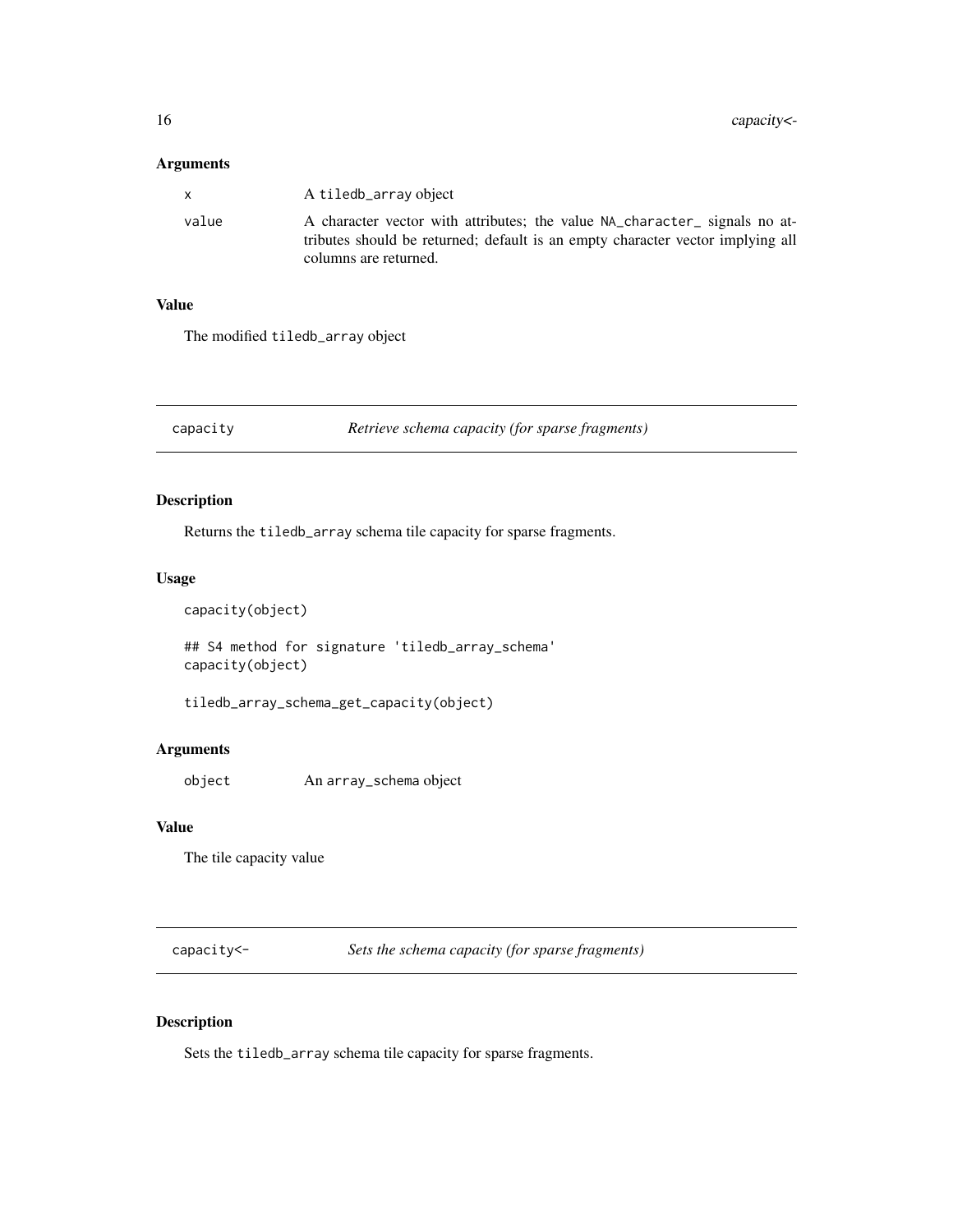### Arguments

| | |
|---|---|
| x | A tiledb_array object |
| value | A character vector with attributes; the value NA_character_ signals no attributes should be returned; default is an empty character vector implying all columns are returned. |

### Value

The modified tiledb_array object

---

## capacity — *Retrieve schema capacity (for sparse fragments)*

### Description

Returns the tiledb_array schema tile capacity for sparse fragments.

### Usage

```
capacity(object)

## S4 method for signature 'tiledb_array_schema'
capacity(object)

tiledb_array_schema_get_capacity(object)
```

### Arguments

| | |
|---|---|
| object | An array_schema object |

### Value

The tile capacity value

---

## capacity<- — *Sets the schema capacity (for sparse fragments)*

### Description

Sets the tiledb_array schema tile capacity for sparse fragments.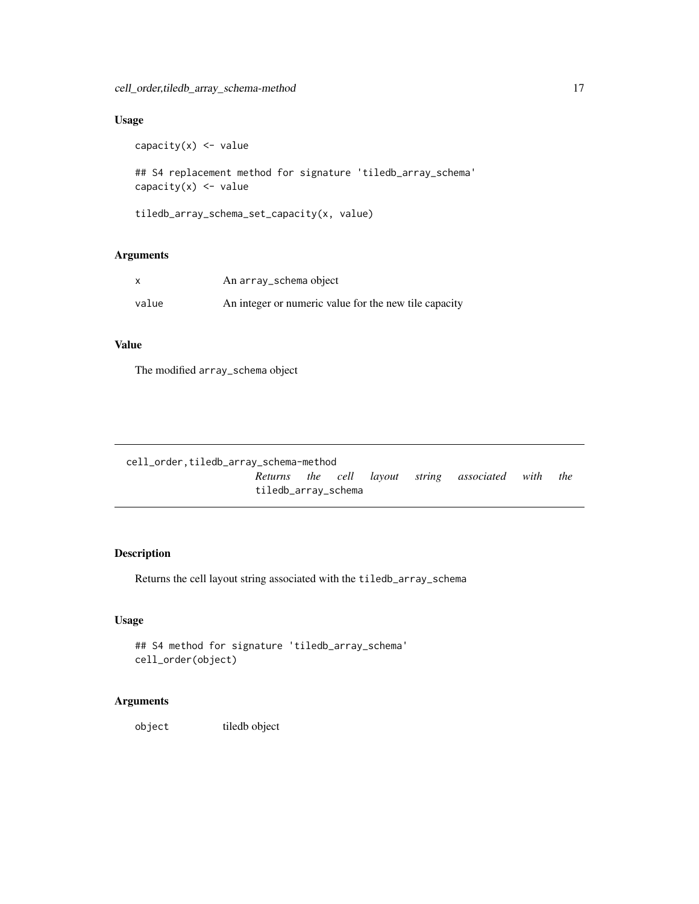### Usage

```
capacity(x) <- value

## S4 replacement method for signature 'tiledb_array_schema'
capacity(x) <- value

tiledb_array_schema_set_capacity(x, value)
```

### Arguments

| | |
|---|---|
| x | An array_schema object |
| value | An integer or numeric value for the new tile capacity |

### Value

The modified array_schema object

---

## cell_order,tiledb_array_schema-method

*Returns the cell layout string associated with the* tiledb_array_schema

---

### Description

Returns the cell layout string associated with the tiledb_array_schema

### Usage

```
## S4 method for signature 'tiledb_array_schema'
cell_order(object)
```

### Arguments

| | |
|---|---|
| object | tiledb object |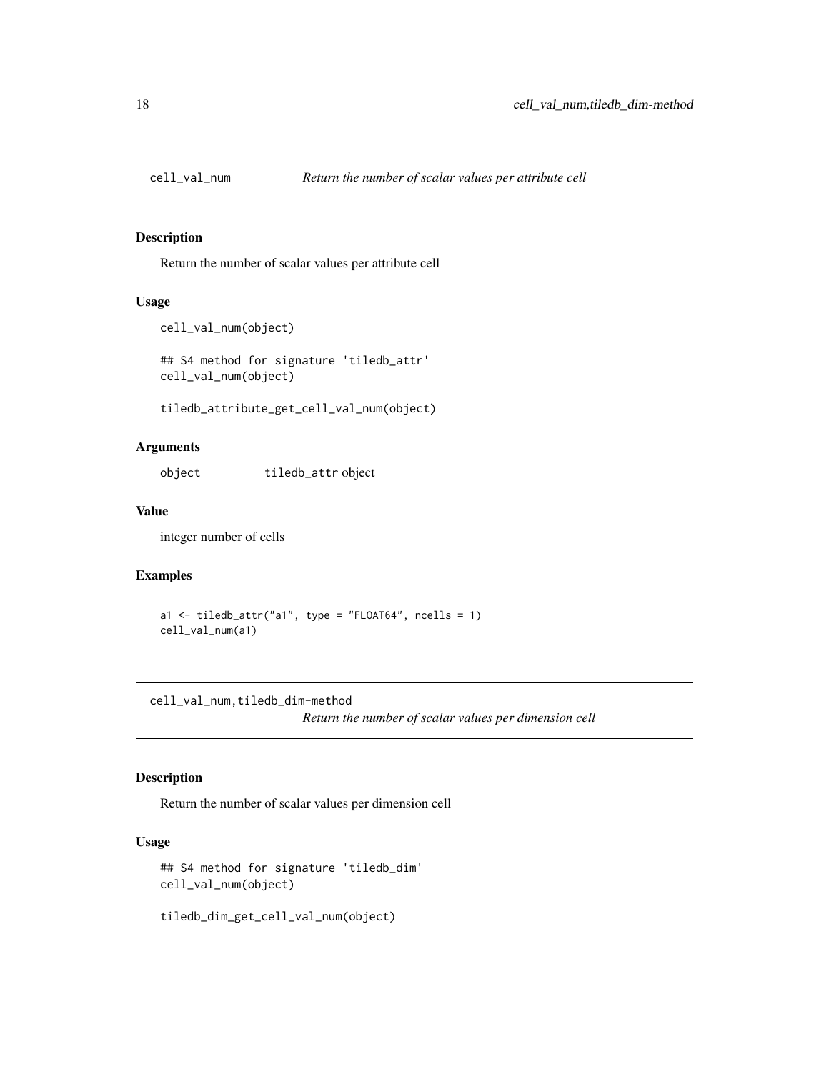## cell_val_num — *Return the number of scalar values per attribute cell*

### Description

Return the number of scalar values per attribute cell

### Usage

```
cell_val_num(object)

## S4 method for signature 'tiledb_attr'
cell_val_num(object)

tiledb_attribute_get_cell_val_num(object)
```

### Arguments

| | |
|---|---|
| object | tiledb_attr object |

### Value

integer number of cells

### Examples

```
a1 <- tiledb_attr("a1", type = "FLOAT64", ncells = 1)
cell_val_num(a1)
```

## cell_val_num,tiledb_dim-method — *Return the number of scalar values per dimension cell*

### Description

Return the number of scalar values per dimension cell

### Usage

```
## S4 method for signature 'tiledb_dim'
cell_val_num(object)

tiledb_dim_get_cell_val_num(object)
```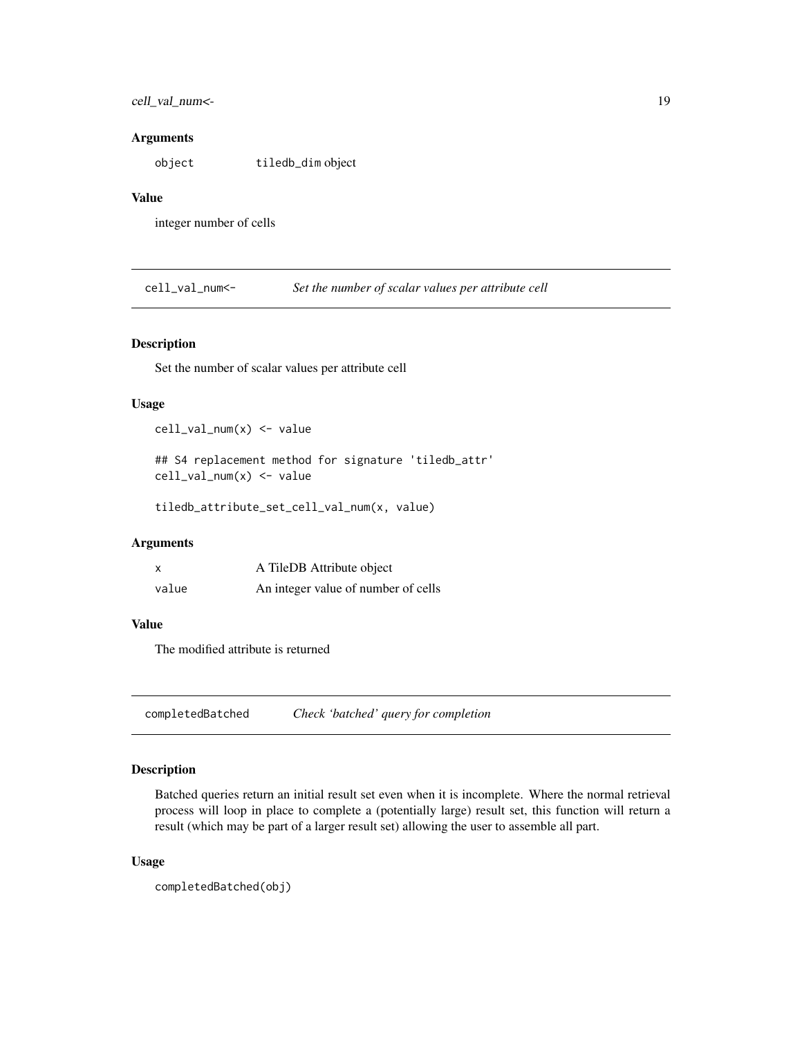## Arguments

| | |
|---|---|
| object | tiledb_dim object |

## Value

integer number of cells

---

## cell_val_num<- *Set the number of scalar values per attribute cell*

### Description

Set the number of scalar values per attribute cell

### Usage

```
cell_val_num(x) <- value

## S4 replacement method for signature 'tiledb_attr'
cell_val_num(x) <- value

tiledb_attribute_set_cell_val_num(x, value)
```

### Arguments

| | |
|---|---|
| x | A TileDB Attribute object |
| value | An integer value of number of cells |

### Value

The modified attribute is returned

---

## completedBatched *Check 'batched' query for completion*

### Description

Batched queries return an initial result set even when it is incomplete. Where the normal retrieval process will loop in place to complete a (potentially large) result set, this function will return a result (which may be part of a larger result set) allowing the user to assemble all part.

### Usage

```
completedBatched(obj)
```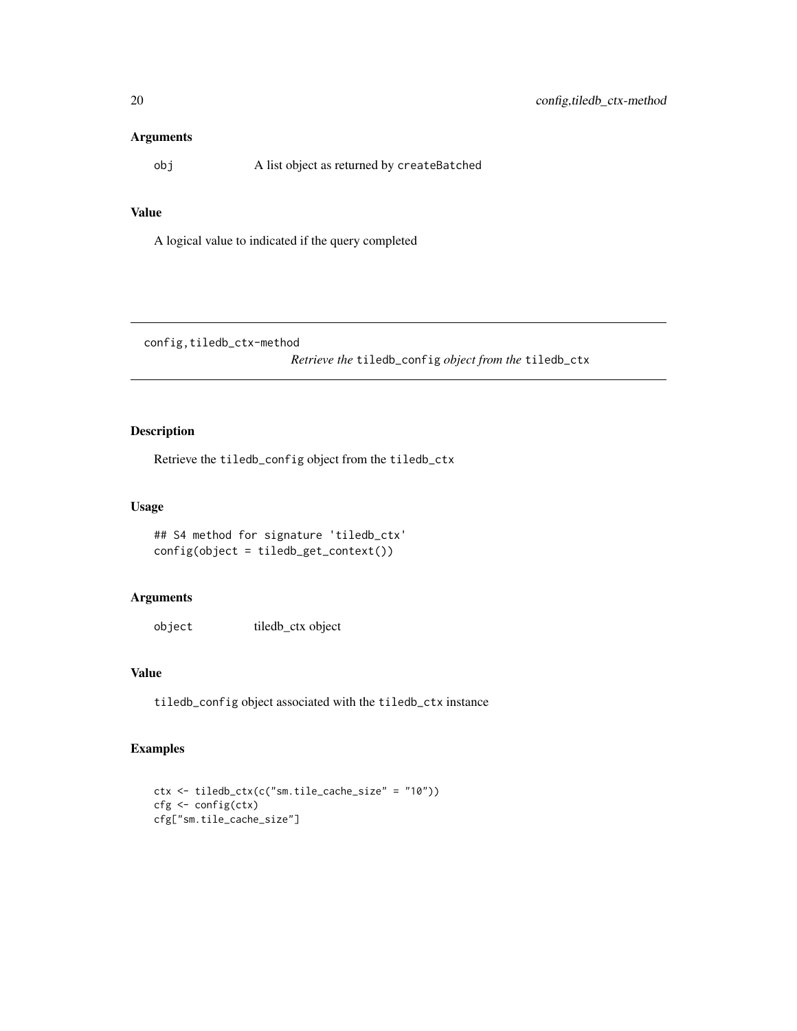### Arguments

obj A list object as returned by `createBatched`

### Value

A logical value to indicated if the query completed

---

## config,tiledb_ctx-method

*Retrieve the* `tiledb_config` *object from the* `tiledb_ctx`

---

### Description

Retrieve the `tiledb_config` object from the `tiledb_ctx`

### Usage

```
## S4 method for signature 'tiledb_ctx'
config(object = tiledb_get_context())
```

### Arguments

object tiledb_ctx object

### Value

`tiledb_config` object associated with the `tiledb_ctx` instance

### Examples

```
ctx <- tiledb_ctx(c("sm.tile_cache_size" = "10"))
cfg <- config(ctx)
cfg["sm.tile_cache_size"]
```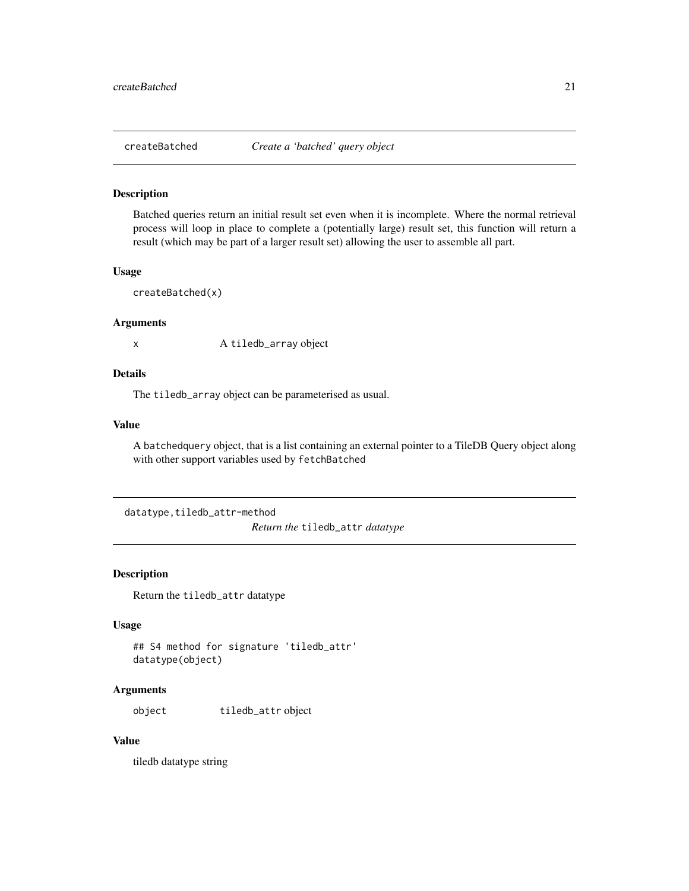## createBatched — *Create a 'batched' query object*

### Description

Batched queries return an initial result set even when it is incomplete. Where the normal retrieval process will loop in place to complete a (potentially large) result set, this function will return a result (which may be part of a larger result set) allowing the user to assemble all part.

### Usage

```
createBatched(x)
```

### Arguments

| | |
|---|---|
| x | A `tiledb_array` object |

### Details

The `tiledb_array` object can be parameterised as usual.

### Value

A `batchedquery` object, that is a list containing an external pointer to a TileDB Query object along with other support variables used by `fetchBatched`

## datatype,tiledb_attr-method — *Return the `tiledb_attr` datatype*

### Description

Return the `tiledb_attr` datatype

### Usage

```
## S4 method for signature 'tiledb_attr'
datatype(object)
```

### Arguments

| | |
|---|---|
| object | `tiledb_attr` object |

### Value

tiledb datatype string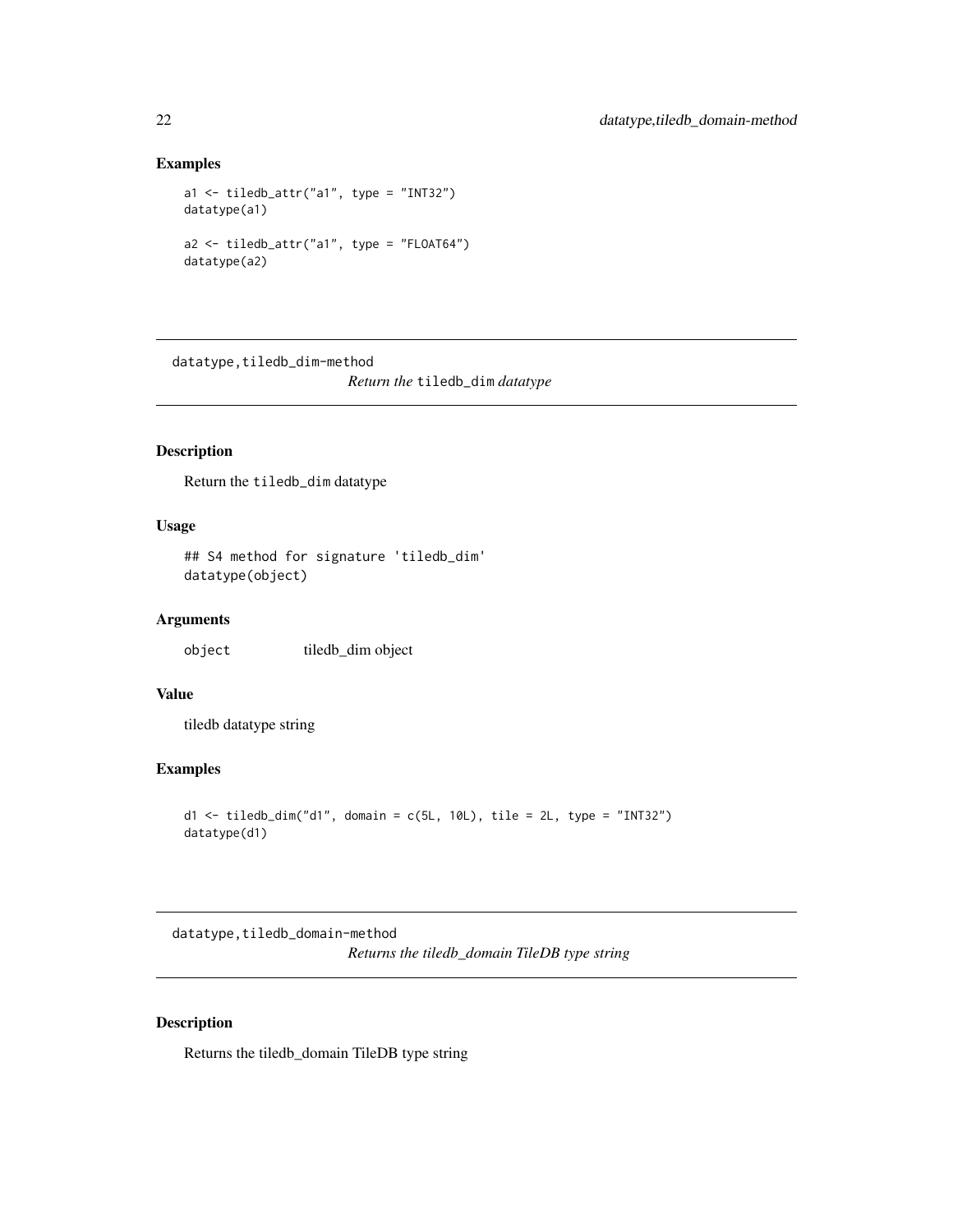### Examples

```
a1 <- tiledb_attr("a1", type = "INT32")
datatype(a1)

a2 <- tiledb_attr("a1", type = "FLOAT64")
datatype(a2)
```

---

## datatype,tiledb_dim-method

*Return the* `tiledb_dim` *datatype*

---

### Description

Return the `tiledb_dim` datatype

### Usage

```
## S4 method for signature 'tiledb_dim'
datatype(object)
```

### Arguments

| | |
|---|---|
| `object` | tiledb_dim object |

### Value

tiledb datatype string

### Examples

```
d1 <- tiledb_dim("d1", domain = c(5L, 10L), tile = 2L, type = "INT32")
datatype(d1)
```

---

## datatype,tiledb_domain-method

*Returns the tiledb_domain TileDB type string*

---

### Description

Returns the tiledb_domain TileDB type string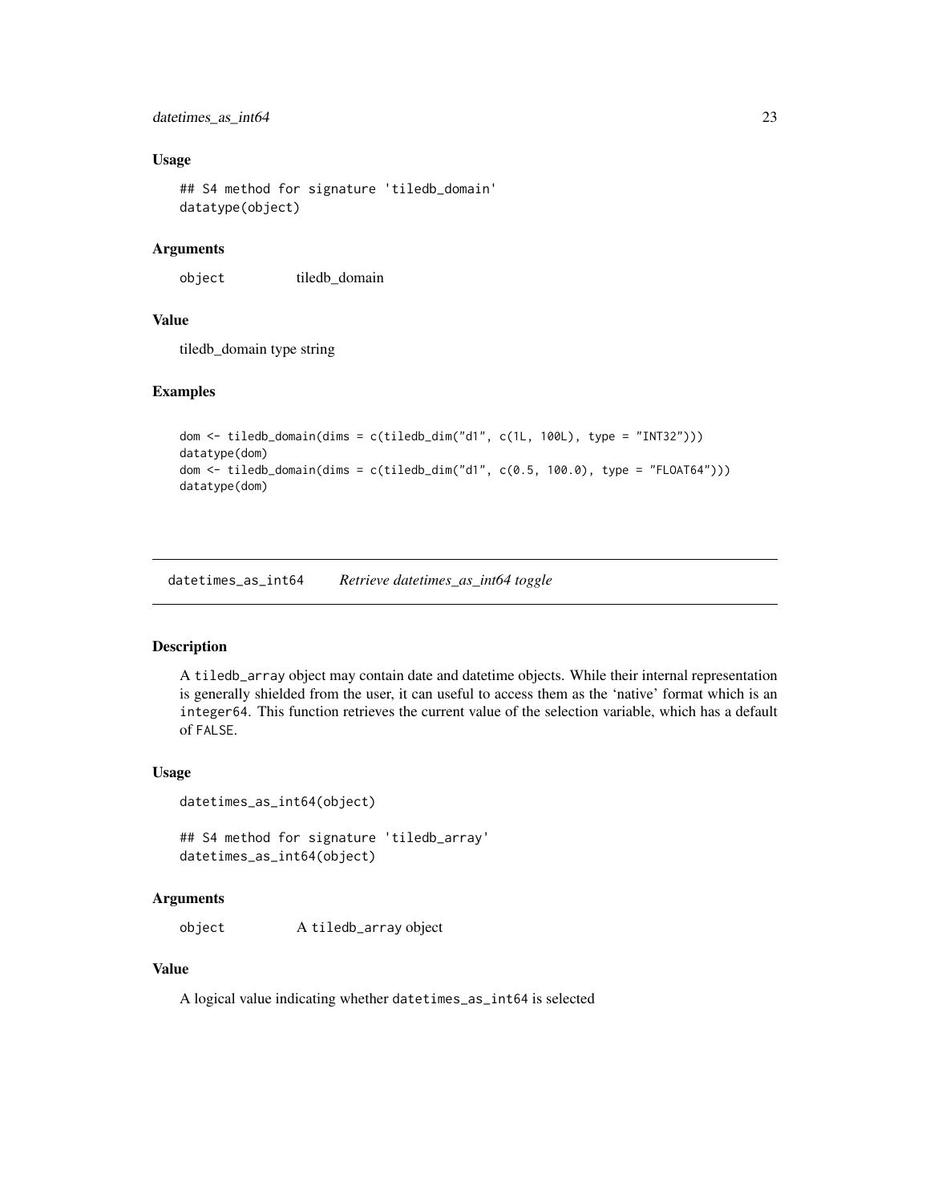### Usage

```
## S4 method for signature 'tiledb_domain'
datatype(object)
```

### Arguments

| | |
|---|---|
| object | tiledb_domain |

### Value

tiledb_domain type string

### Examples

```
dom <- tiledb_domain(dims = c(tiledb_dim("d1", c(1L, 100L), type = "INT32")))
datatype(dom)
dom <- tiledb_domain(dims = c(tiledb_dim("d1", c(0.5, 100.0), type = "FLOAT64")))
datatype(dom)
```

---

## datetimes_as_int64 *Retrieve datetimes_as_int64 toggle*

### Description

A `tiledb_array` object may contain date and datetime objects. While their internal representation is generally shielded from the user, it can useful to access them as the 'native' format which is an `integer64`. This function retrieves the current value of the selection variable, which has a default of `FALSE`.

### Usage

```
datetimes_as_int64(object)

## S4 method for signature 'tiledb_array'
datetimes_as_int64(object)
```

### Arguments

| | |
|---|---|
| object | A `tiledb_array` object |

### Value

A logical value indicating whether `datetimes_as_int64` is selected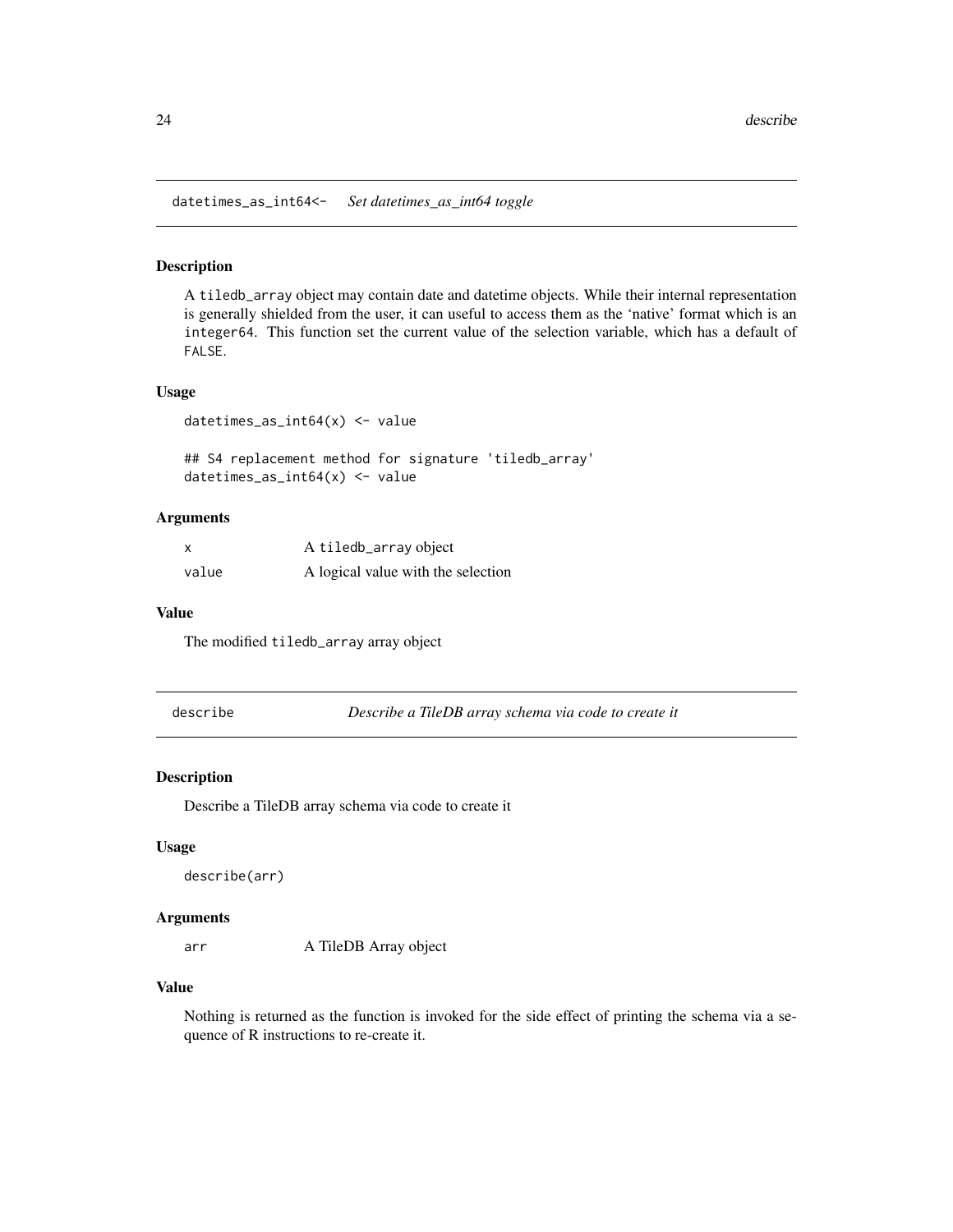## datetimes_as_int64<- *Set datetimes_as_int64 toggle*

### Description

A `tiledb_array` object may contain date and datetime objects. While their internal representation is generally shielded from the user, it can useful to access them as the 'native' format which is an `integer64`. This function set the current value of the selection variable, which has a default of `FALSE`.

### Usage

```
datetimes_as_int64(x) <- value

## S4 replacement method for signature 'tiledb_array'
datetimes_as_int64(x) <- value
```

### Arguments

| | |
|---|---|
| `x` | A `tiledb_array` object |
| `value` | A logical value with the selection |

### Value

The modified `tiledb_array` array object

## describe *Describe a TileDB array schema via code to create it*

### Description

Describe a TileDB array schema via code to create it

### Usage

```
describe(arr)
```

### Arguments

| | |
|---|---|
| `arr` | A TileDB Array object |

### Value

Nothing is returned as the function is invoked for the side effect of printing the schema via a sequence of R instructions to re-create it.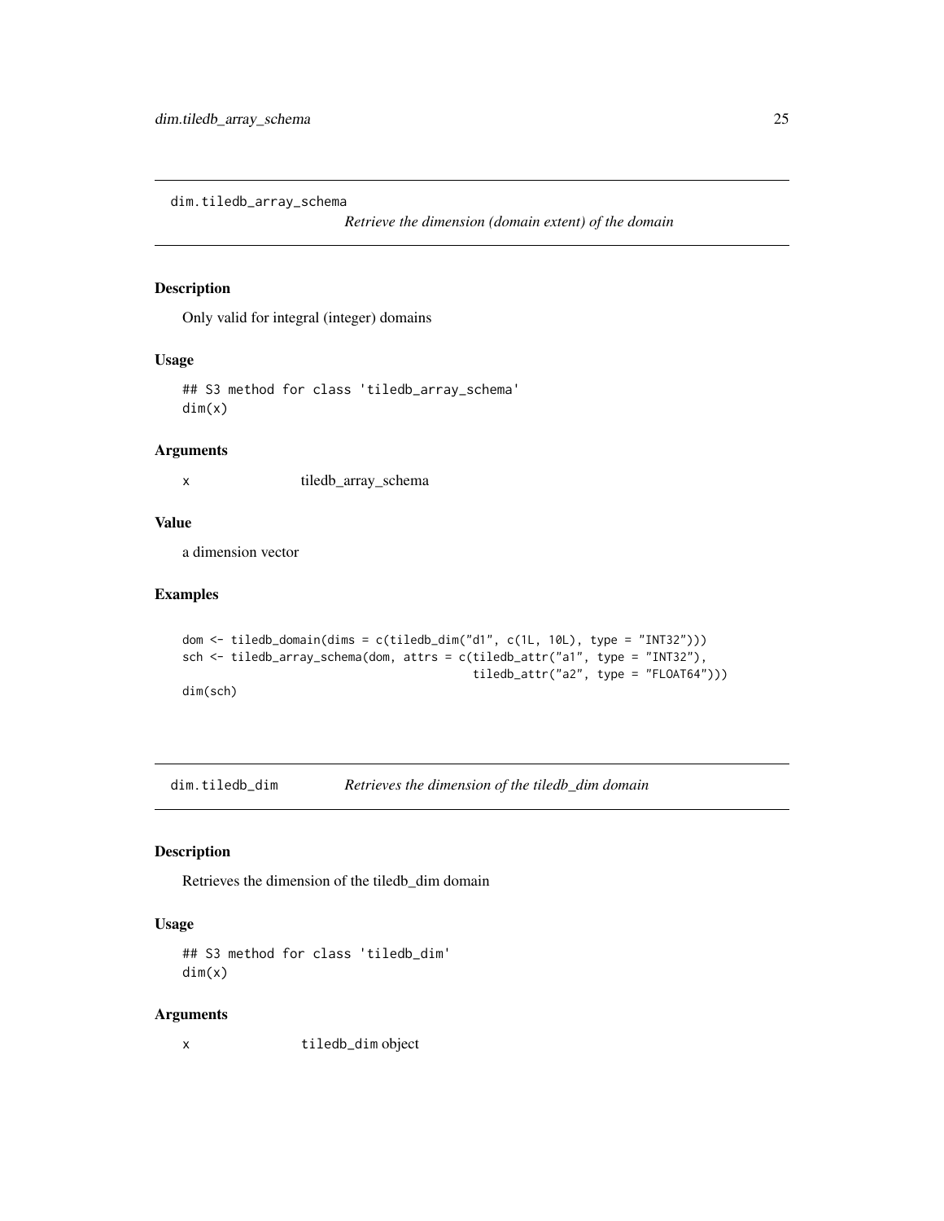## dim.tiledb_array_schema

*Retrieve the dimension (domain extent) of the domain*

### Description

Only valid for integral (integer) domains

### Usage

```
## S3 method for class 'tiledb_array_schema'
dim(x)
```

### Arguments

x tiledb_array_schema

### Value

a dimension vector

### Examples

```
dom <- tiledb_domain(dims = c(tiledb_dim("d1", c(1L, 10L), type = "INT32")))
sch <- tiledb_array_schema(dom, attrs = c(tiledb_attr("a1", type = "INT32"),
                                          tiledb_attr("a2", type = "FLOAT64")))
dim(sch)
```

## dim.tiledb_dim

*Retrieves the dimension of the tiledb_dim domain*

### Description

Retrieves the dimension of the tiledb_dim domain

### Usage

```
## S3 method for class 'tiledb_dim'
dim(x)
```

### Arguments

x `tiledb_dim` object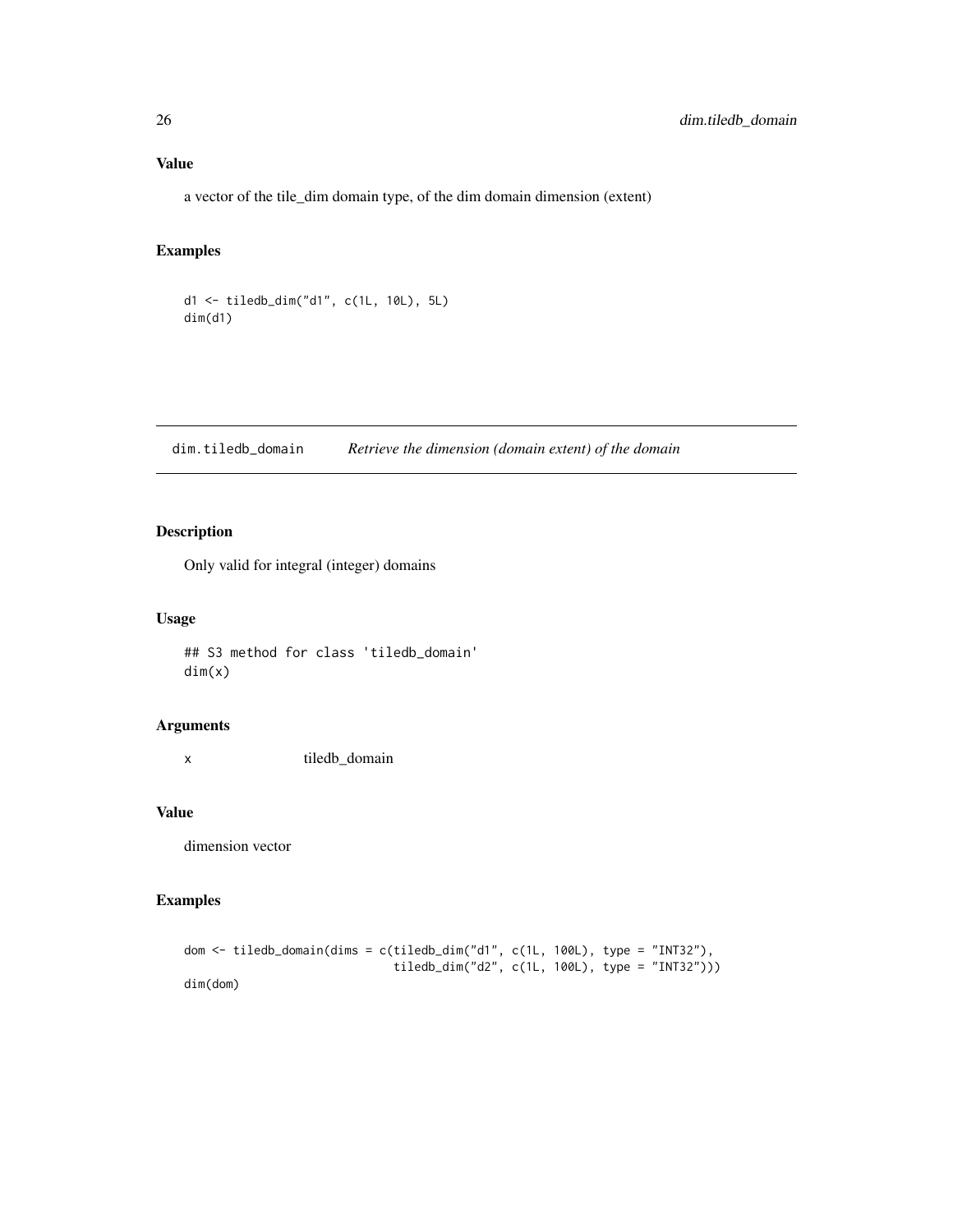## Value

a vector of the tile_dim domain type, of the dim domain dimension (extent)

## Examples

```
d1 <- tiledb_dim("d1", c(1L, 10L), 5L)
dim(d1)
```

---

# dim.tiledb_domain *Retrieve the dimension (domain extent) of the domain*

## Description

Only valid for integral (integer) domains

## Usage

```
## S3 method for class 'tiledb_domain'
dim(x)
```

## Arguments

x	tiledb_domain

## Value

dimension vector

## Examples

```
dom <- tiledb_domain(dims = c(tiledb_dim("d1", c(1L, 100L), type = "INT32"),
                              tiledb_dim("d2", c(1L, 100L), type = "INT32")))
dim(dom)
```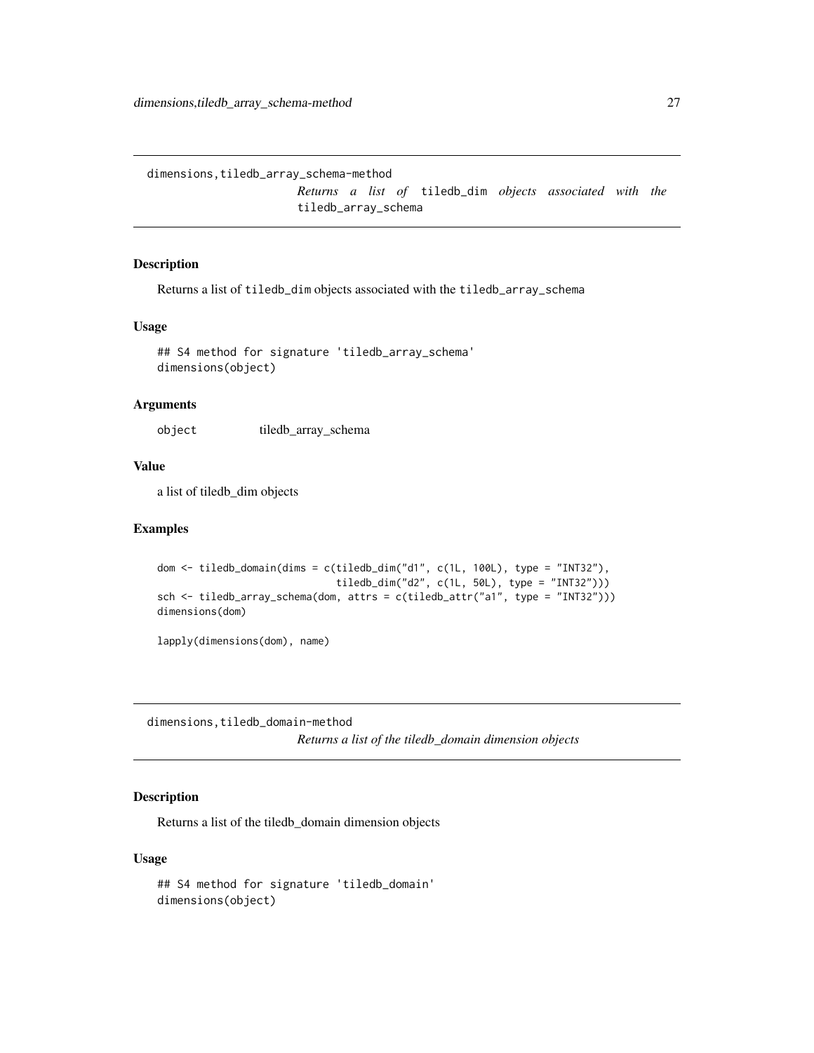## dimensions,tiledb_array_schema-method

*Returns a list of* `tiledb_dim` *objects associated with the* `tiledb_array_schema`

### Description

Returns a list of `tiledb_dim` objects associated with the `tiledb_array_schema`

### Usage

```
## S4 method for signature 'tiledb_array_schema'
dimensions(object)
```

### Arguments

| | |
|---|---|
| `object` | tiledb_array_schema |

### Value

a list of tiledb_dim objects

### Examples

```
dom <- tiledb_domain(dims = c(tiledb_dim("d1", c(1L, 100L), type = "INT32"),
                              tiledb_dim("d2", c(1L, 50L), type = "INT32")))
sch <- tiledb_array_schema(dom, attrs = c(tiledb_attr("a1", type = "INT32")))
dimensions(dom)

lapply(dimensions(dom), name)
```

## dimensions,tiledb_domain-method

*Returns a list of the tiledb_domain dimension objects*

### Description

Returns a list of the tiledb_domain dimension objects

### Usage

```
## S4 method for signature 'tiledb_domain'
dimensions(object)
```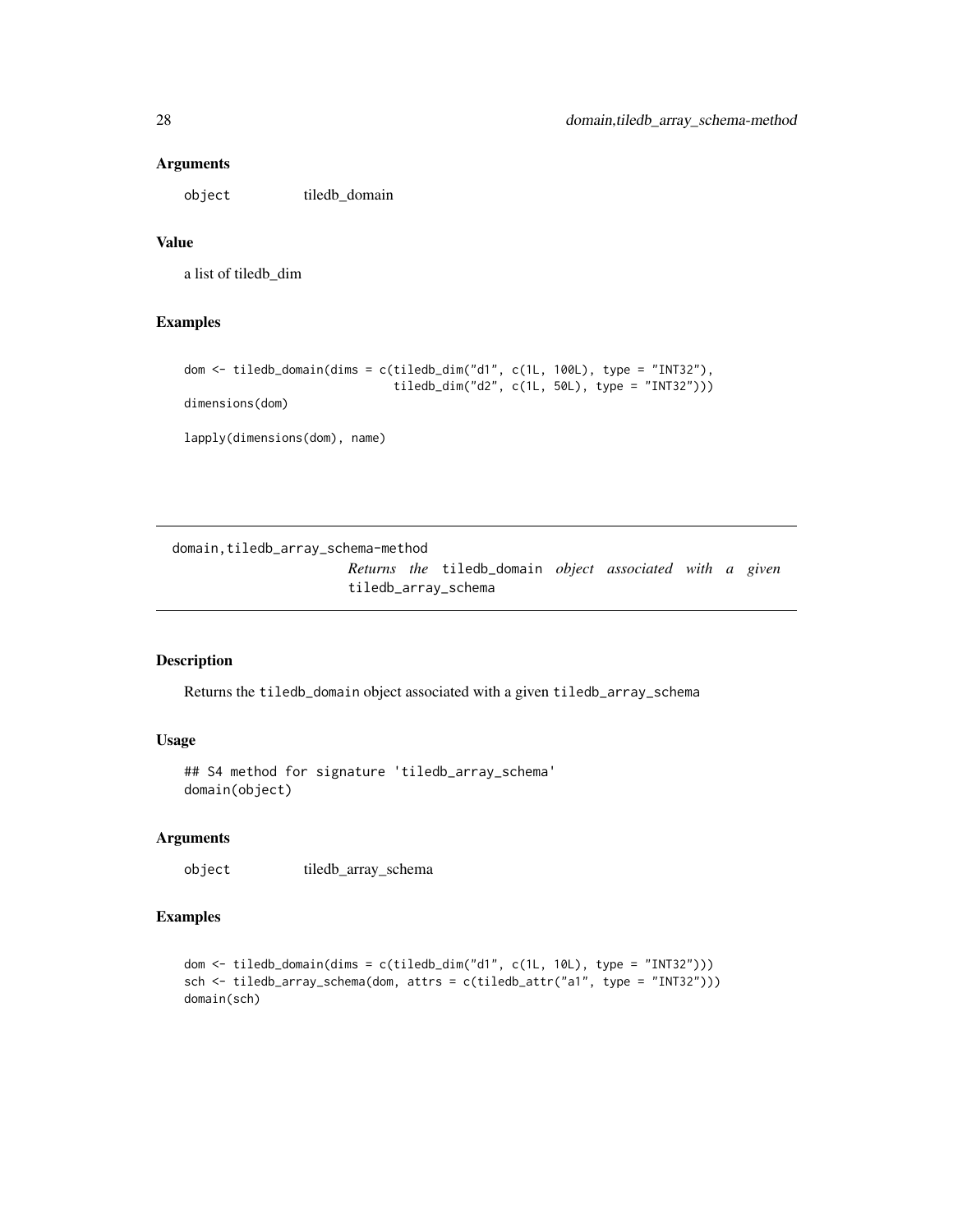### Arguments

object tiledb_domain

### Value

a list of tiledb_dim

### Examples

```
dom <- tiledb_domain(dims = c(tiledb_dim("d1", c(1L, 100L), type = "INT32"),
                              tiledb_dim("d2", c(1L, 50L), type = "INT32")))
dimensions(dom)

lapply(dimensions(dom), name)
```

---

## domain,tiledb_array_schema-method

*Returns the* `tiledb_domain` *object associated with a given* `tiledb_array_schema`

---

### Description

Returns the `tiledb_domain` object associated with a given `tiledb_array_schema`

### Usage

```
## S4 method for signature 'tiledb_array_schema'
domain(object)
```

### Arguments

object tiledb_array_schema

### Examples

```
dom <- tiledb_domain(dims = c(tiledb_dim("d1", c(1L, 10L), type = "INT32")))
sch <- tiledb_array_schema(dom, attrs = c(tiledb_attr("a1", type = "INT32")))
domain(sch)
```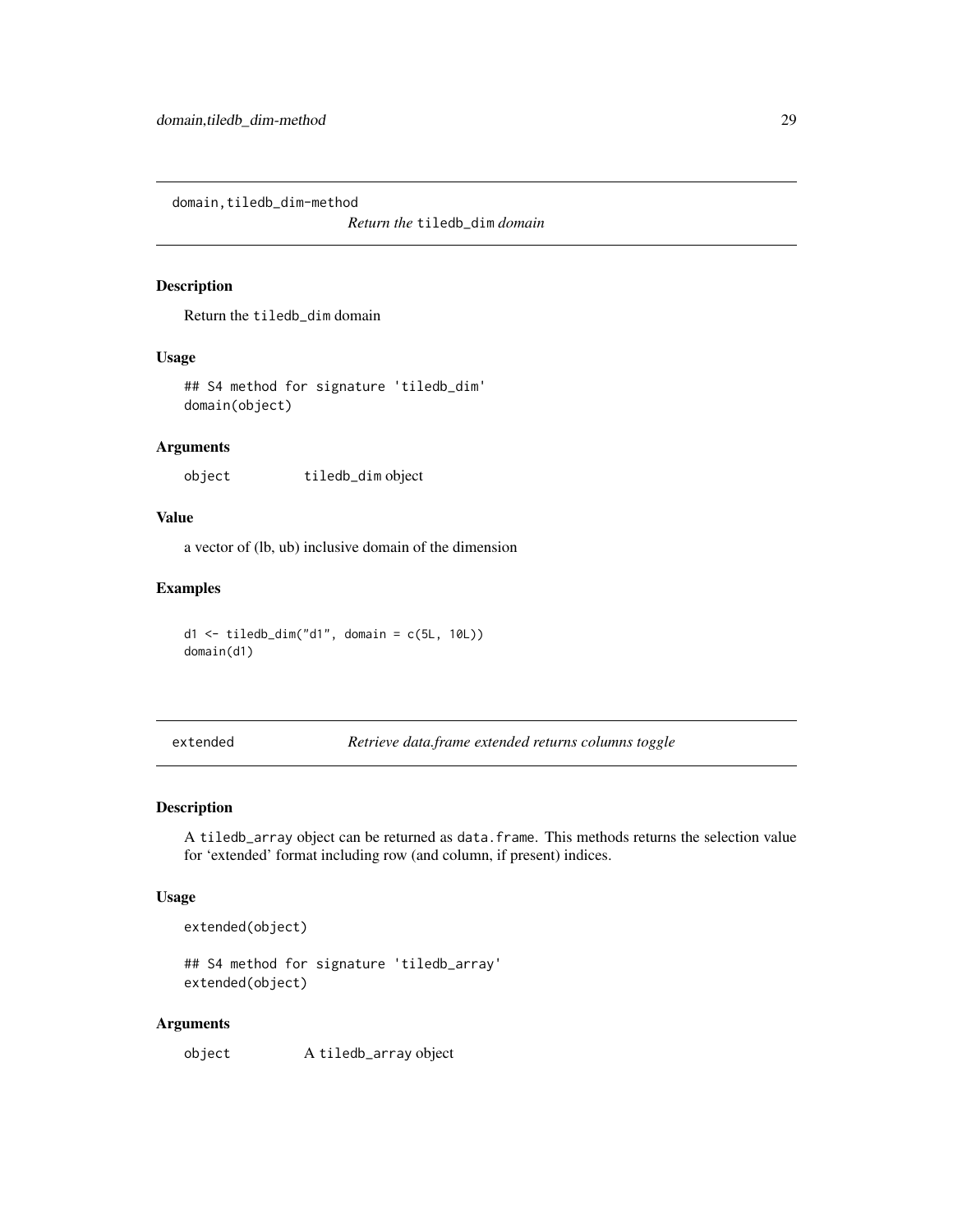## domain,tiledb_dim-method

*Return the* `tiledb_dim` *domain*

### Description

Return the `tiledb_dim` domain

### Usage

```
## S4 method for signature 'tiledb_dim'
domain(object)
```

### Arguments

| | |
|---|---|
| `object` | `tiledb_dim` object |

### Value

a vector of (lb, ub) inclusive domain of the dimension

### Examples

```
d1 <- tiledb_dim("d1", domain = c(5L, 10L))
domain(d1)
```

## extended

*Retrieve data.frame extended returns columns toggle*

### Description

A `tiledb_array` object can be returned as `data.frame`. This methods returns the selection value for 'extended' format including row (and column, if present) indices.

### Usage

```
extended(object)

## S4 method for signature 'tiledb_array'
extended(object)
```

### Arguments

| | |
|---|---|
| `object` | A `tiledb_array` object |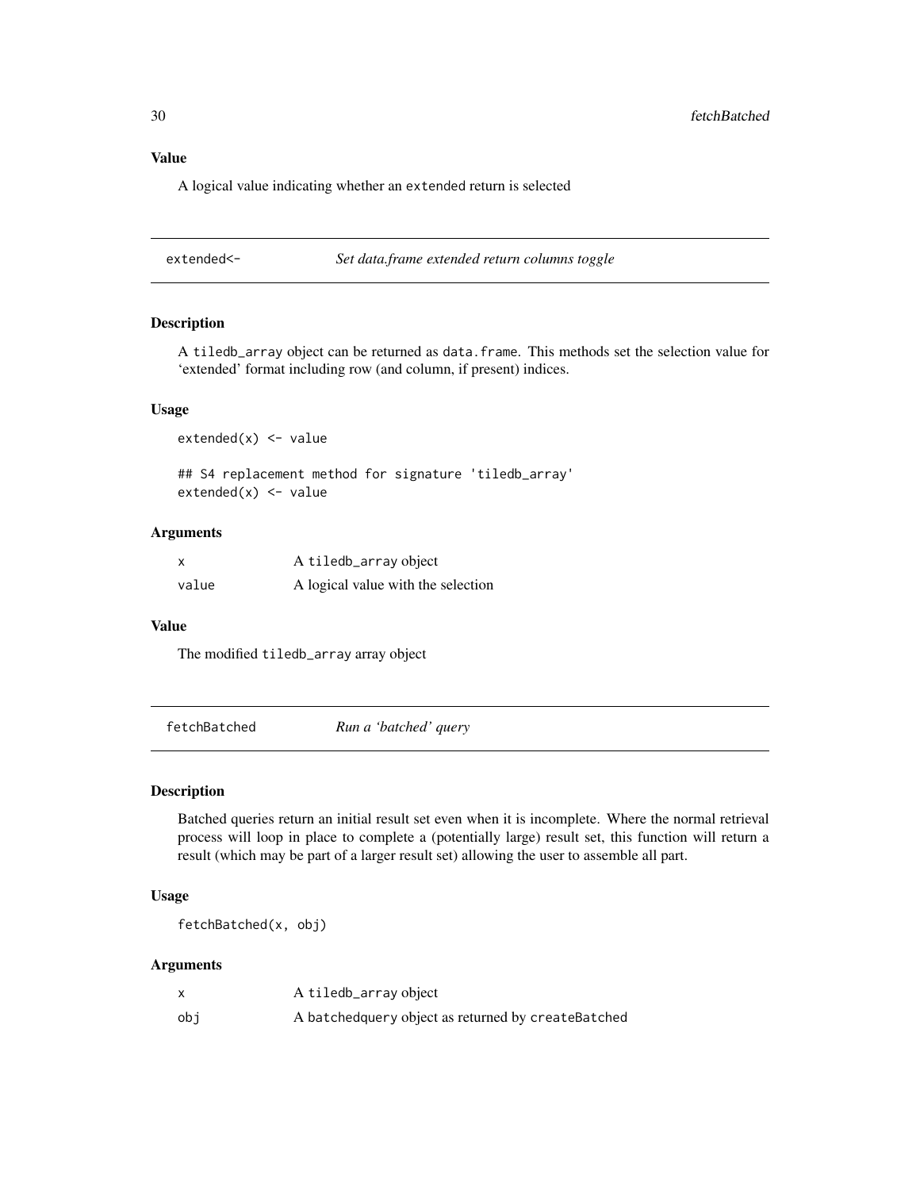### Value

A logical value indicating whether an extended return is selected

## extended<- *Set data.frame extended return columns toggle*

### Description

A tiledb_array object can be returned as data.frame. This methods set the selection value for 'extended' format including row (and column, if present) indices.

### Usage

```
extended(x) <- value

## S4 replacement method for signature 'tiledb_array'
extended(x) <- value
```

### Arguments

| | |
|---|---|
| x | A tiledb_array object |
| value | A logical value with the selection |

### Value

The modified tiledb_array array object

## fetchBatched *Run a 'batched' query*

### Description

Batched queries return an initial result set even when it is incomplete. Where the normal retrieval process will loop in place to complete a (potentially large) result set, this function will return a result (which may be part of a larger result set) allowing the user to assemble all part.

### Usage

```
fetchBatched(x, obj)
```

### Arguments

| | |
|---|---|
| x | A tiledb_array object |
| obj | A batchedquery object as returned by createBatched |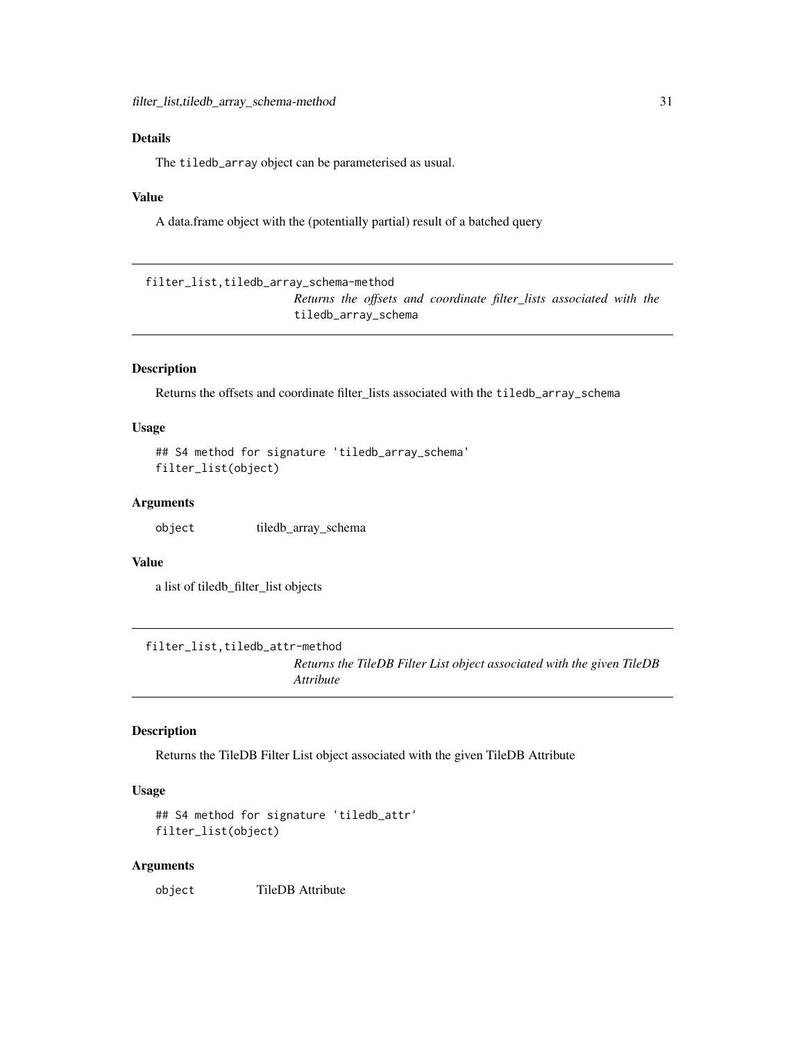### Details

The `tiledb_array` object can be parameterised as usual.

### Value

A data.frame object with the (potentially partial) result of a batched query

## filter_list,tiledb_array_schema-method

*Returns the offsets and coordinate filter_lists associated with the* `tiledb_array_schema`

### Description

Returns the offsets and coordinate filter_lists associated with the `tiledb_array_schema`

### Usage

```
## S4 method for signature 'tiledb_array_schema'
filter_list(object)
```

### Arguments

| | |
|---|---|
| `object` | tiledb_array_schema |

### Value

a list of tiledb_filter_list objects

## filter_list,tiledb_attr-method

*Returns the TileDB Filter List object associated with the given TileDB Attribute*

### Description

Returns the TileDB Filter List object associated with the given TileDB Attribute

### Usage

```
## S4 method for signature 'tiledb_attr'
filter_list(object)
```

### Arguments

| | |
|---|---|
| `object` | TileDB Attribute |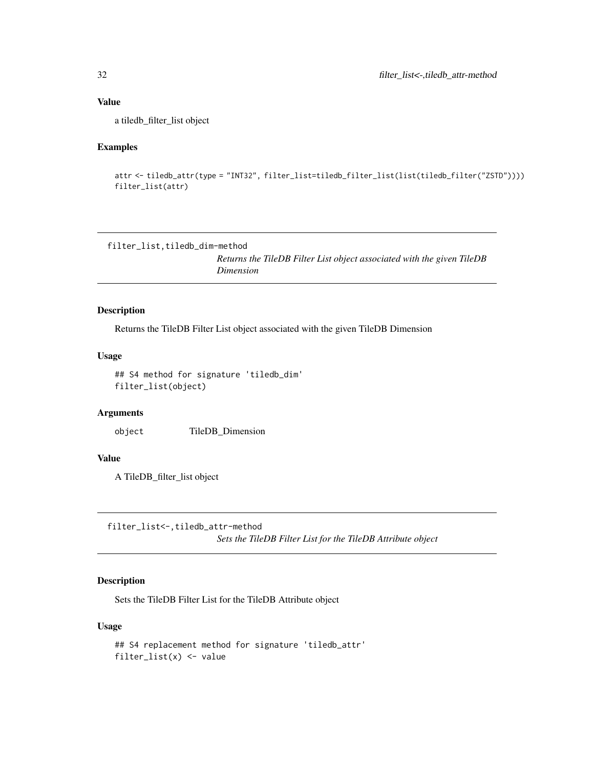### Value

a tiledb_filter_list object

### Examples

```
attr <- tiledb_attr(type = "INT32", filter_list=tiledb_filter_list(list(tiledb_filter("ZSTD"))))
filter_list(attr)
```

---

## filter_list,tiledb_dim-method

*Returns the TileDB Filter List object associated with the given TileDB Dimension*

---

### Description

Returns the TileDB Filter List object associated with the given TileDB Dimension

### Usage

```
## S4 method for signature 'tiledb_dim'
filter_list(object)
```

### Arguments

| | |
|---|---|
| `object` | TileDB_Dimension |

### Value

A TileDB_filter_list object

---

## filter_list<-,tiledb_attr-method

*Sets the TileDB Filter List for the TileDB Attribute object*

---

### Description

Sets the TileDB Filter List for the TileDB Attribute object

### Usage

```
## S4 replacement method for signature 'tiledb_attr'
filter_list(x) <- value
```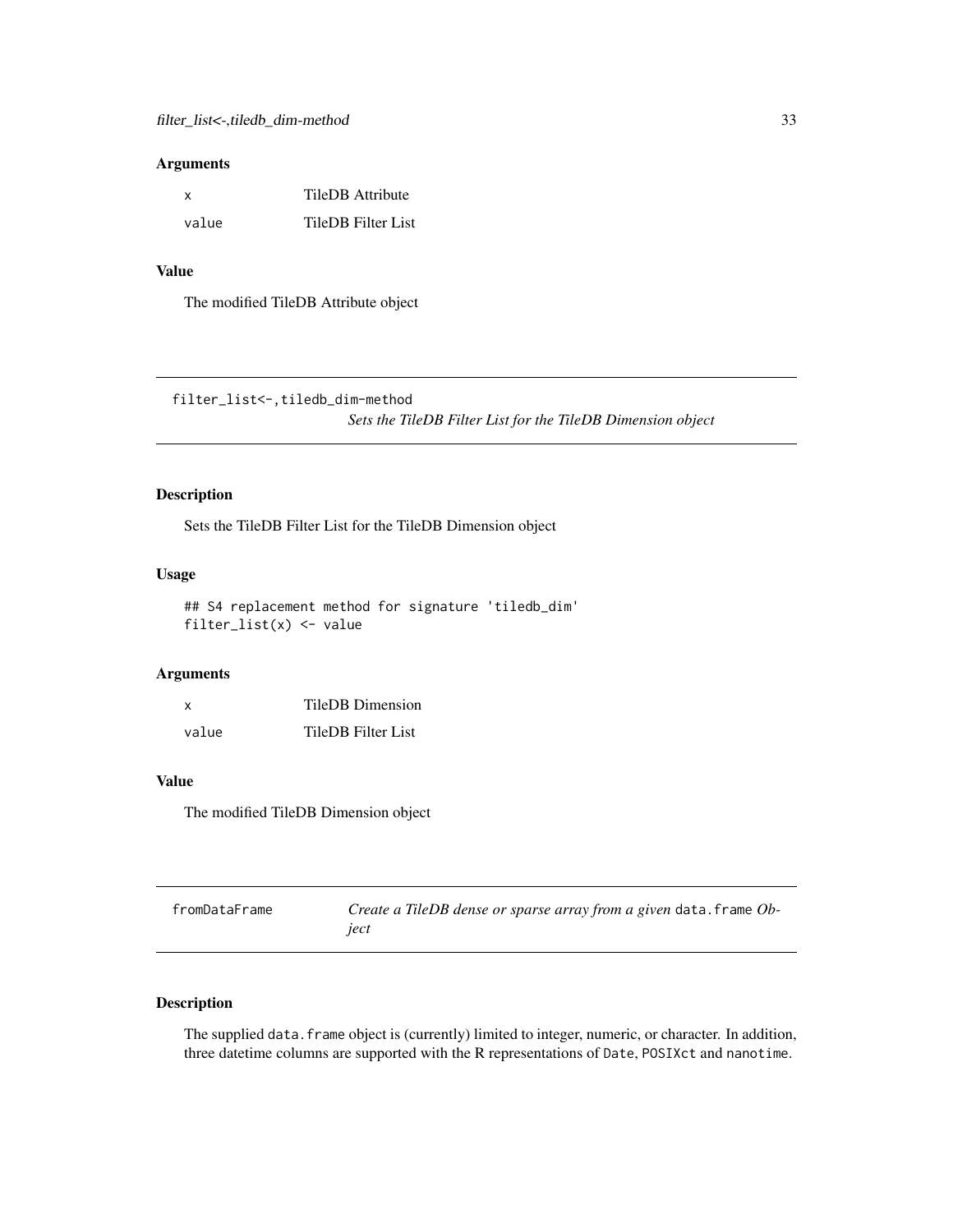### Arguments

| | |
|---|---|
| x | TileDB Attribute |
| value | TileDB Filter List |

### Value

The modified TileDB Attribute object

## filter_list<-,tiledb_dim-method

*Sets the TileDB Filter List for the TileDB Dimension object*

### Description

Sets the TileDB Filter List for the TileDB Dimension object

### Usage

```
## S4 replacement method for signature 'tiledb_dim'
filter_list(x) <- value
```

### Arguments

| | |
|---|---|
| x | TileDB Dimension |
| value | TileDB Filter List |

### Value

The modified TileDB Dimension object

## fromDataFrame

*Create a TileDB dense or sparse array from a given `data.frame` Object*

### Description

The supplied `data.frame` object is (currently) limited to integer, numeric, or character. In addition, three datetime columns are supported with the R representations of `Date`, `POSIXct` and `nanotime`.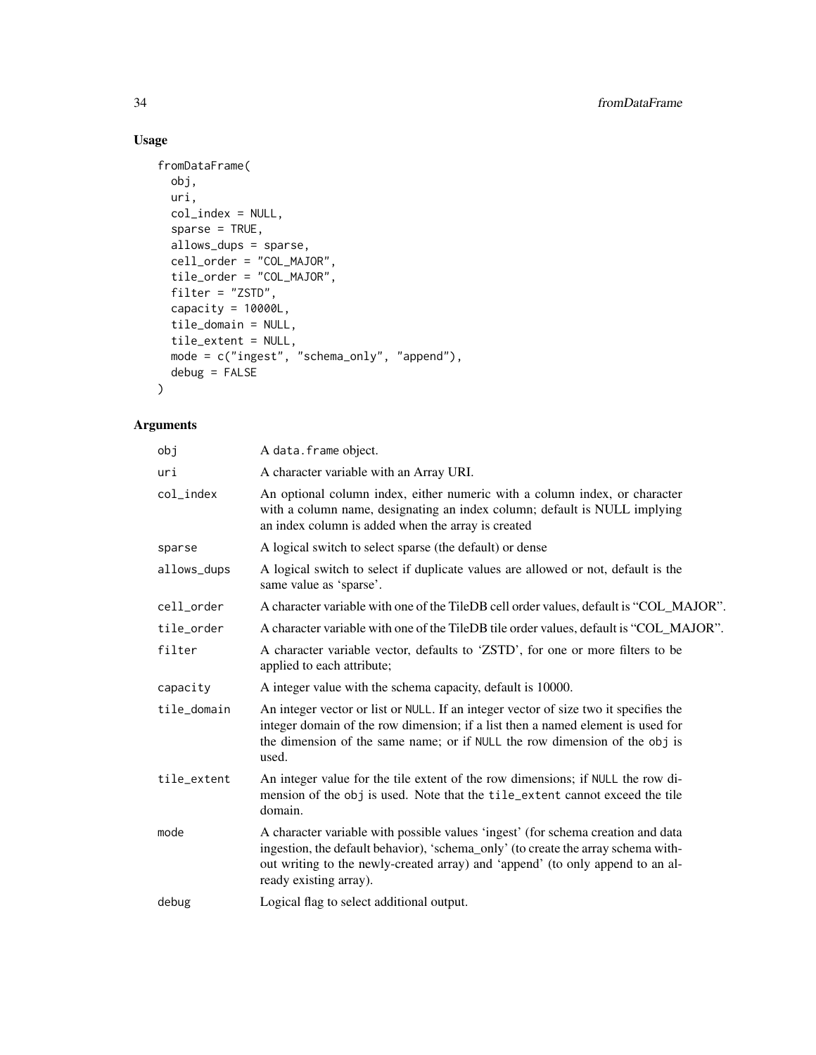## Usage

```
fromDataFrame(
  obj,
  uri,
  col_index = NULL,
  sparse = TRUE,
  allows_dups = sparse,
  cell_order = "COL_MAJOR",
  tile_order = "COL_MAJOR",
  filter = "ZSTD",
  capacity = 10000L,
  tile_domain = NULL,
  tile_extent = NULL,
  mode = c("ingest", "schema_only", "append"),
  debug = FALSE
)
```

## Arguments

| | |
|---|---|
| `obj` | A `data.frame` object. |
| `uri` | A character variable with an Array URI. |
| `col_index` | An optional column index, either numeric with a column index, or character with a column name, designating an index column; default is NULL implying an index column is added when the array is created |
| `sparse` | A logical switch to select sparse (the default) or dense |
| `allows_dups` | A logical switch to select if duplicate values are allowed or not, default is the same value as 'sparse'. |
| `cell_order` | A character variable with one of the TileDB cell order values, default is "COL_MAJOR". |
| `tile_order` | A character variable with one of the TileDB tile order values, default is "COL_MAJOR". |
| `filter` | A character variable vector, defaults to 'ZSTD', for one or more filters to be applied to each attribute; |
| `capacity` | A integer value with the schema capacity, default is 10000. |
| `tile_domain` | An integer vector or list or `NULL`. If an integer vector of size two it specifies the integer domain of the row dimension; if a list then a named element is used for the dimension of the same name; or if `NULL` the row dimension of the `obj` is used. |
| `tile_extent` | An integer value for the tile extent of the row dimensions; if `NULL` the row dimension of the `obj` is used. Note that the `tile_extent` cannot exceed the tile domain. |
| `mode` | A character variable with possible values 'ingest' (for schema creation and data ingestion, the default behavior), 'schema_only' (to create the array schema without writing to the newly-created array) and 'append' (to only append to an already existing array). |
| `debug` | Logical flag to select additional output. |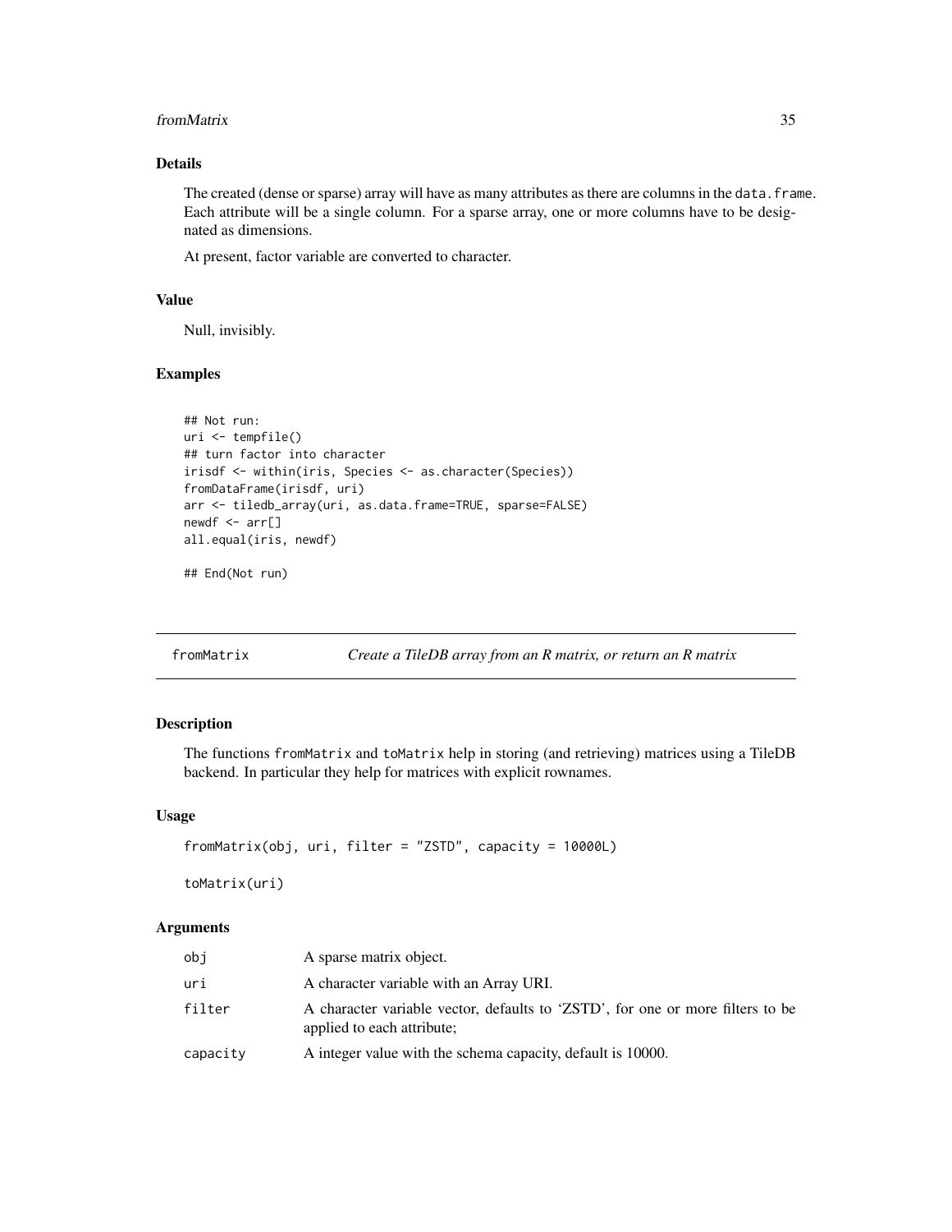### Details

The created (dense or sparse) array will have as many attributes as there are columns in the `data.frame`. Each attribute will be a single column. For a sparse array, one or more columns have to be designated as dimensions.

At present, factor variable are converted to character.

### Value

Null, invisibly.

### Examples

```
## Not run:
uri <- tempfile()
## turn factor into character
irisdf <- within(iris, Species <- as.character(Species))
fromDataFrame(irisdf, uri)
arr <- tiledb_array(uri, as.data.frame=TRUE, sparse=FALSE)
newdf <- arr[]
all.equal(iris, newdf)

## End(Not run)
```

---

## fromMatrix — *Create a TileDB array from an R matrix, or return an R matrix*

### Description

The functions `fromMatrix` and `toMatrix` help in storing (and retrieving) matrices using a TileDB backend. In particular they help for matrices with explicit rownames.

### Usage

```
fromMatrix(obj, uri, filter = "ZSTD", capacity = 10000L)

toMatrix(uri)
```

### Arguments

| | |
|---|---|
| obj | A sparse matrix object. |
| uri | A character variable with an Array URI. |
| filter | A character variable vector, defaults to 'ZSTD', for one or more filters to be applied to each attribute; |
| capacity | A integer value with the schema capacity, default is 10000. |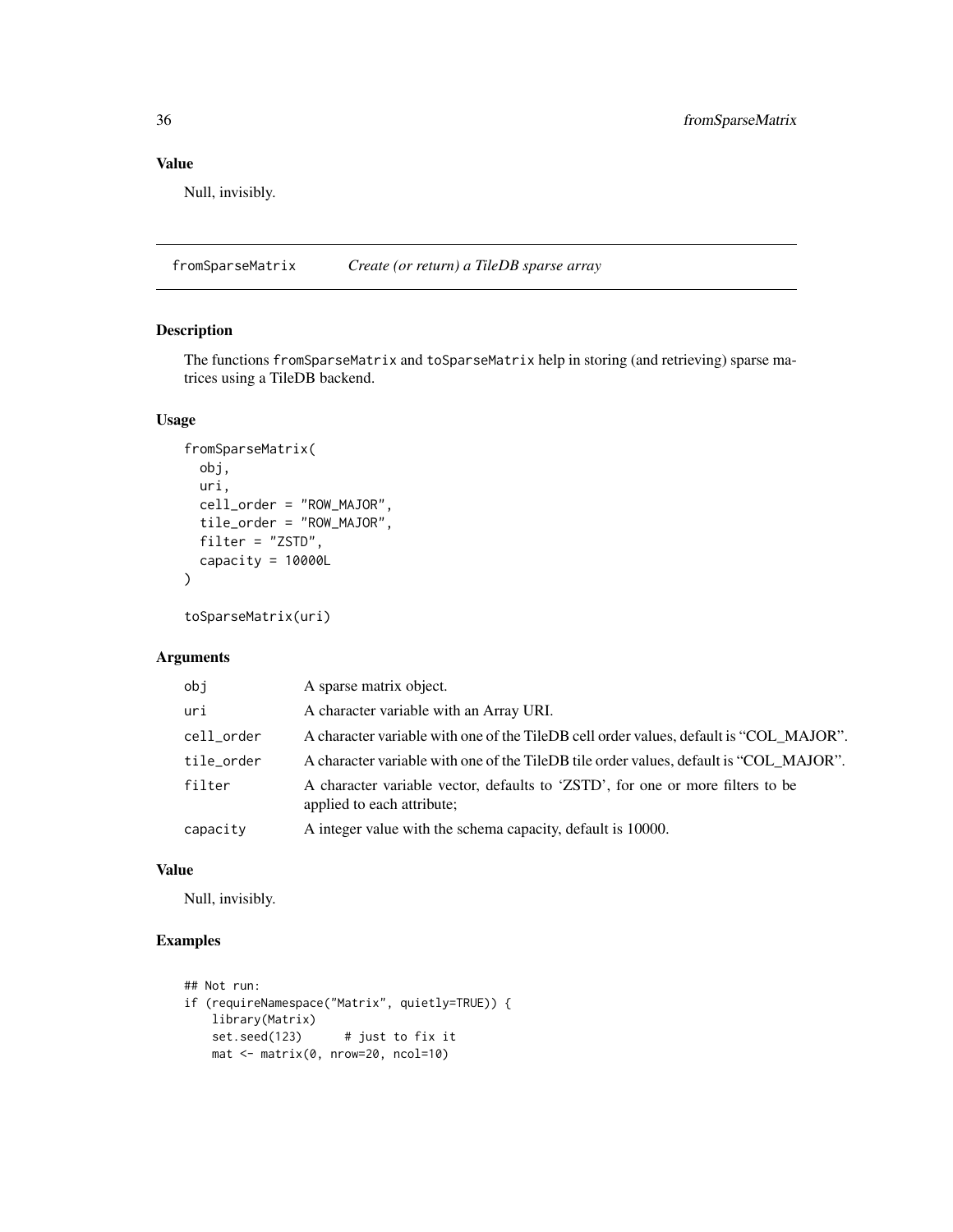## Value

Null, invisibly.

---

## fromSparseMatrix — *Create (or return) a TileDB sparse array*

### Description

The functions `fromSparseMatrix` and `toSparseMatrix` help in storing (and retrieving) sparse matrices using a TileDB backend.

### Usage

```
fromSparseMatrix(
  obj,
  uri,
  cell_order = "ROW_MAJOR",
  tile_order = "ROW_MAJOR",
  filter = "ZSTD",
  capacity = 10000L
)

toSparseMatrix(uri)
```

### Arguments

| | |
|---|---|
| `obj` | A sparse matrix object. |
| `uri` | A character variable with an Array URI. |
| `cell_order` | A character variable with one of the TileDB cell order values, default is "COL_MAJOR". |
| `tile_order` | A character variable with one of the TileDB tile order values, default is "COL_MAJOR". |
| `filter` | A character variable vector, defaults to 'ZSTD', for one or more filters to be applied to each attribute; |
| `capacity` | A integer value with the schema capacity, default is 10000. |

### Value

Null, invisibly.

### Examples

```
## Not run:
if (requireNamespace("Matrix", quietly=TRUE)) {
    library(Matrix)
    set.seed(123)      # just to fix it
    mat <- matrix(0, nrow=20, ncol=10)
```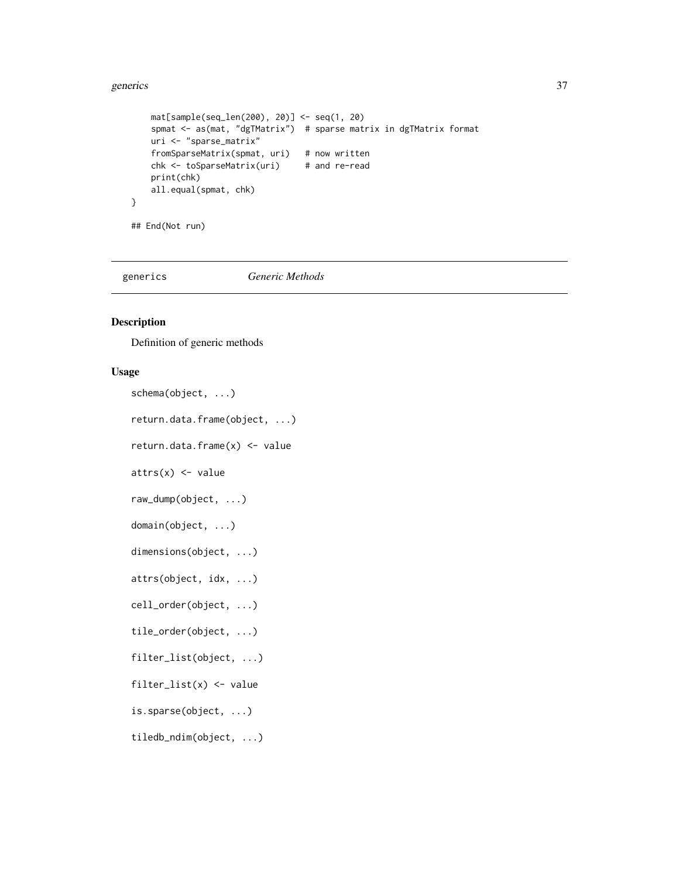```
    mat[sample(seq_len(200), 20)] <- seq(1, 20)
    spmat <- as(mat, "dgTMatrix")  # sparse matrix in dgTMatrix format
    uri <- "sparse_matrix"
    fromSparseMatrix(spmat, uri)   # now written
    chk <- toSparseMatrix(uri)     # and re-read
    print(chk)
    all.equal(spmat, chk)
}

## End(Not run)
```

---

`generics` *Generic Methods*

---

## Description

Definition of generic methods

## Usage

```
schema(object, ...)

return.data.frame(object, ...)

return.data.frame(x) <- value

attrs(x) <- value

raw_dump(object, ...)

domain(object, ...)

dimensions(object, ...)

attrs(object, idx, ...)

cell_order(object, ...)

tile_order(object, ...)

filter_list(object, ...)

filter_list(x) <- value

is.sparse(object, ...)

tiledb_ndim(object, ...)
```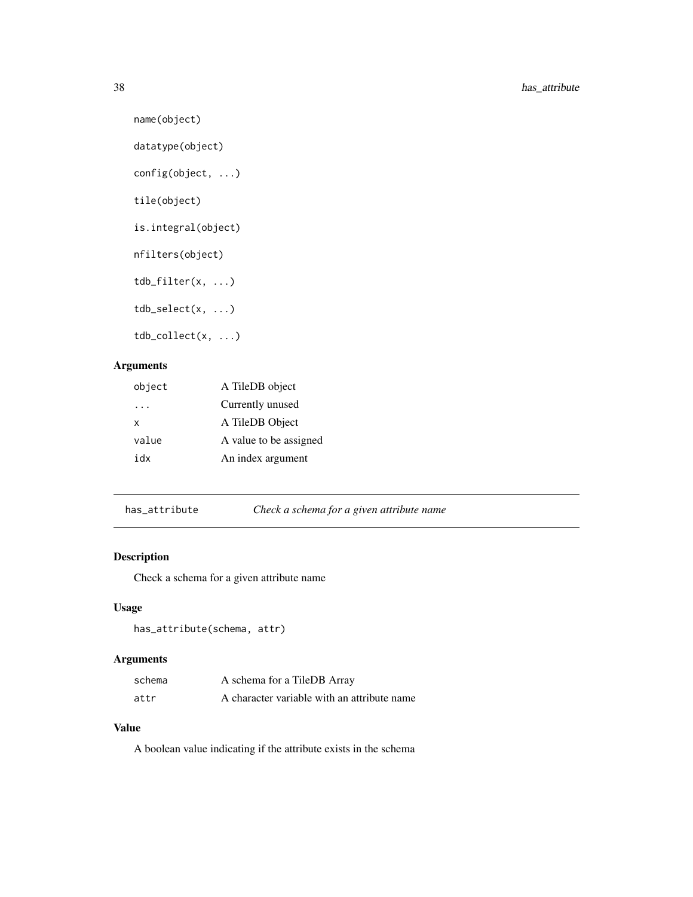```
name(object)

datatype(object)

config(object, ...)

tile(object)

is.integral(object)

nfilters(object)

tdb_filter(x, ...)

tdb_select(x, ...)

tdb_collect(x, ...)
```

### Arguments

| | |
|---|---|
| `object` | A TileDB object |
| `...` | Currently unused |
| `x` | A TileDB Object |
| `value` | A value to be assigned |
| `idx` | An index argument |

---

## has_attribute — *Check a schema for a given attribute name*

---

### Description

Check a schema for a given attribute name

### Usage

```
has_attribute(schema, attr)
```

### Arguments

| | |
|---|---|
| `schema` | A schema for a TileDB Array |
| `attr` | A character variable with an attribute name |

### Value

A boolean value indicating if the attribute exists in the schema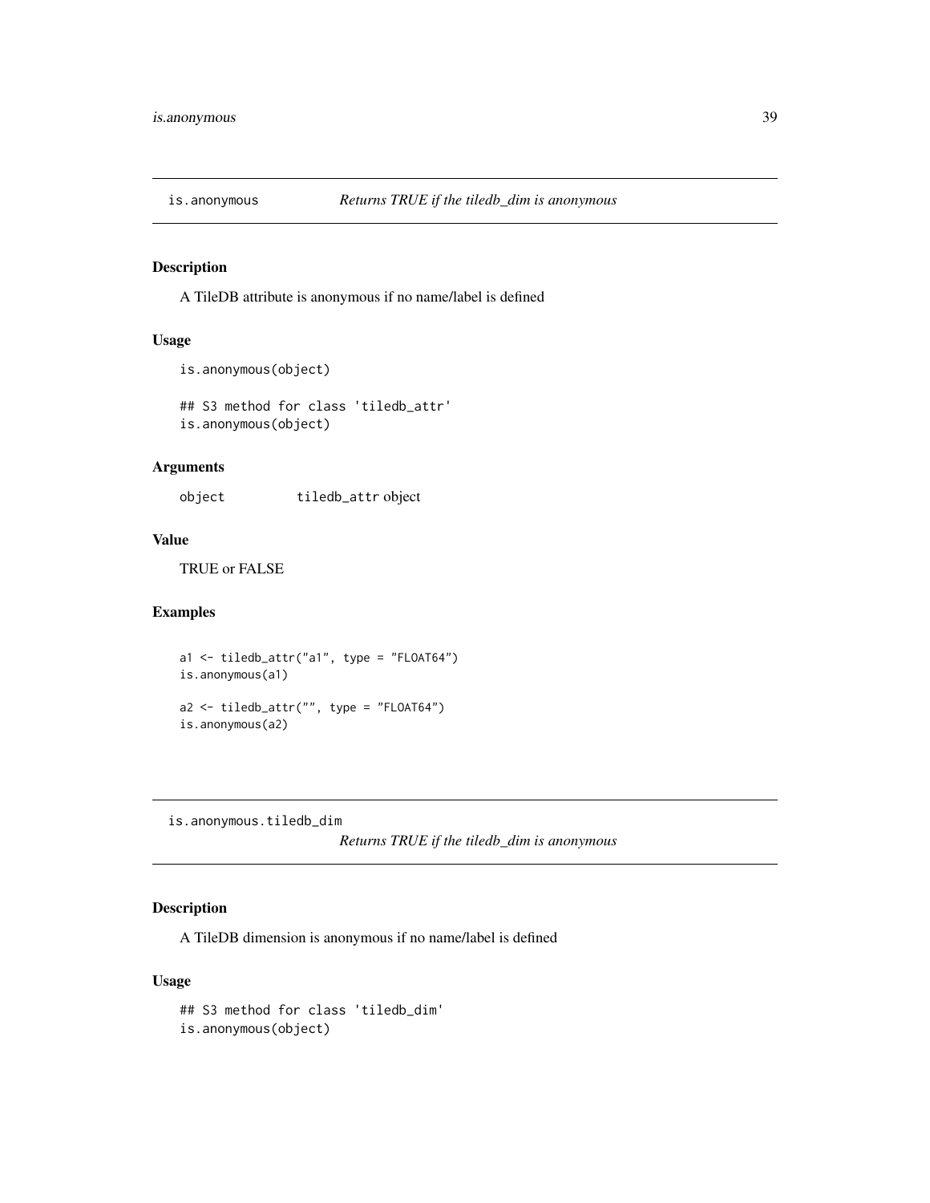## is.anonymous — *Returns TRUE if the tiledb_dim is anonymous*

### Description

A TileDB attribute is anonymous if no name/label is defined

### Usage

```
is.anonymous(object)

## S3 method for class 'tiledb_attr'
is.anonymous(object)
```

### Arguments

| | |
|---|---|
| object | `tiledb_attr` object |

### Value

TRUE or FALSE

### Examples

```
a1 <- tiledb_attr("a1", type = "FLOAT64")
is.anonymous(a1)

a2 <- tiledb_attr("", type = "FLOAT64")
is.anonymous(a2)
```

## is.anonymous.tiledb_dim — *Returns TRUE if the tiledb_dim is anonymous*

### Description

A TileDB dimension is anonymous if no name/label is defined

### Usage

```
## S3 method for class 'tiledb_dim'
is.anonymous(object)
```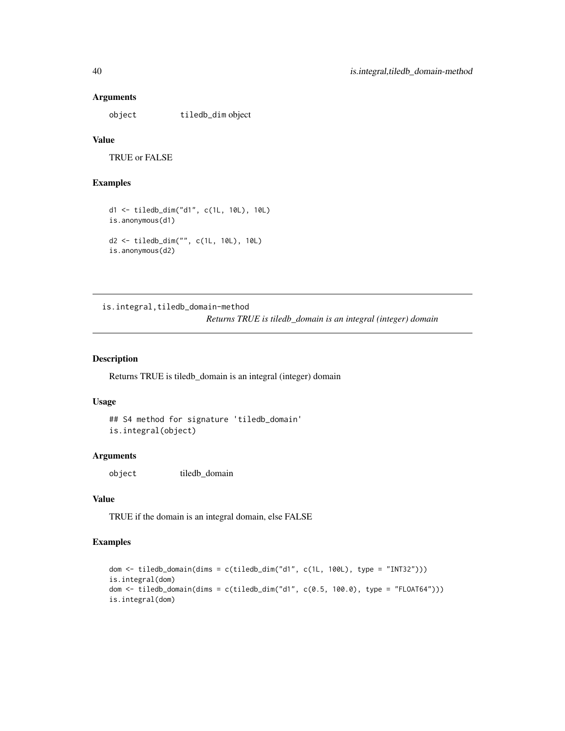### Arguments

object    tiledb_dim object

### Value

TRUE or FALSE

### Examples

```
d1 <- tiledb_dim("d1", c(1L, 10L), 10L)
is.anonymous(d1)

d2 <- tiledb_dim("", c(1L, 10L), 10L)
is.anonymous(d2)
```

---

## is.integral,tiledb_domain-method

*Returns TRUE is tiledb_domain is an integral (integer) domain*

---

### Description

Returns TRUE is tiledb_domain is an integral (integer) domain

### Usage

```
## S4 method for signature 'tiledb_domain'
is.integral(object)
```

### Arguments

object    tiledb_domain

### Value

TRUE if the domain is an integral domain, else FALSE

### Examples

```
dom <- tiledb_domain(dims = c(tiledb_dim("d1", c(1L, 100L), type = "INT32")))
is.integral(dom)
dom <- tiledb_domain(dims = c(tiledb_dim("d1", c(0.5, 100.0), type = "FLOAT64")))
is.integral(dom)
```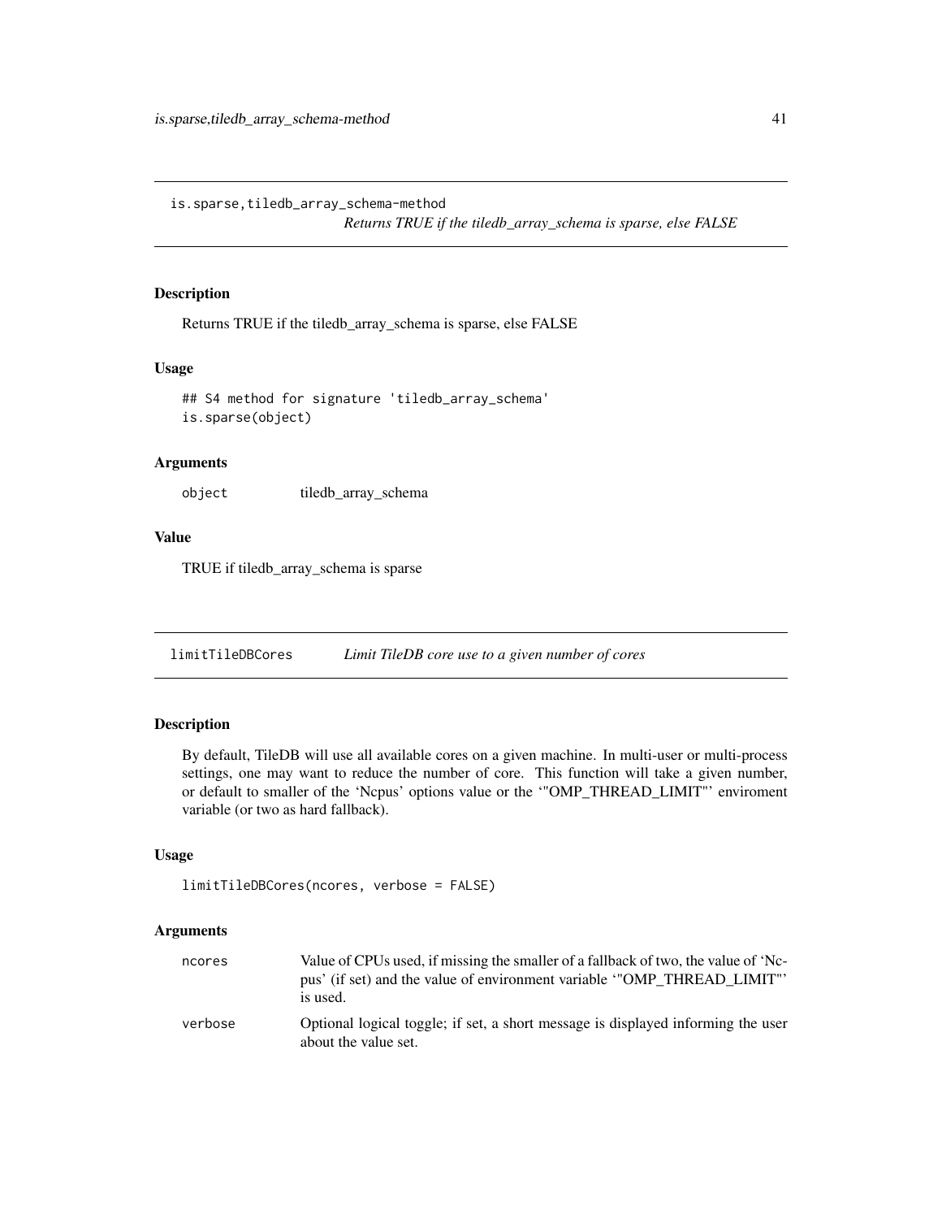## is.sparse,tiledb_array_schema-method

*Returns TRUE if the tiledb_array_schema is sparse, else FALSE*

### Description

Returns TRUE if the tiledb_array_schema is sparse, else FALSE

### Usage

```
## S4 method for signature 'tiledb_array_schema'
is.sparse(object)
```

### Arguments

| | |
|---|---|
| `object` | tiledb_array_schema |

### Value

TRUE if tiledb_array_schema is sparse

## limitTileDBCores

*Limit TileDB core use to a given number of cores*

### Description

By default, TileDB will use all available cores on a given machine. In multi-user or multi-process settings, one may want to reduce the number of core. This function will take a given number, or default to smaller of the 'Ncpus' options value or the '"OMP_THREAD_LIMIT"' enviroment variable (or two as hard fallback).

### Usage

```
limitTileDBCores(ncores, verbose = FALSE)
```

### Arguments

| | |
|---|---|
| `ncores` | Value of CPUs used, if missing the smaller of a fallback of two, the value of 'Ncpus' (if set) and the value of environment variable '"OMP_THREAD_LIMIT"' is used. |
| `verbose` | Optional logical toggle; if set, a short message is displayed informing the user about the value set. |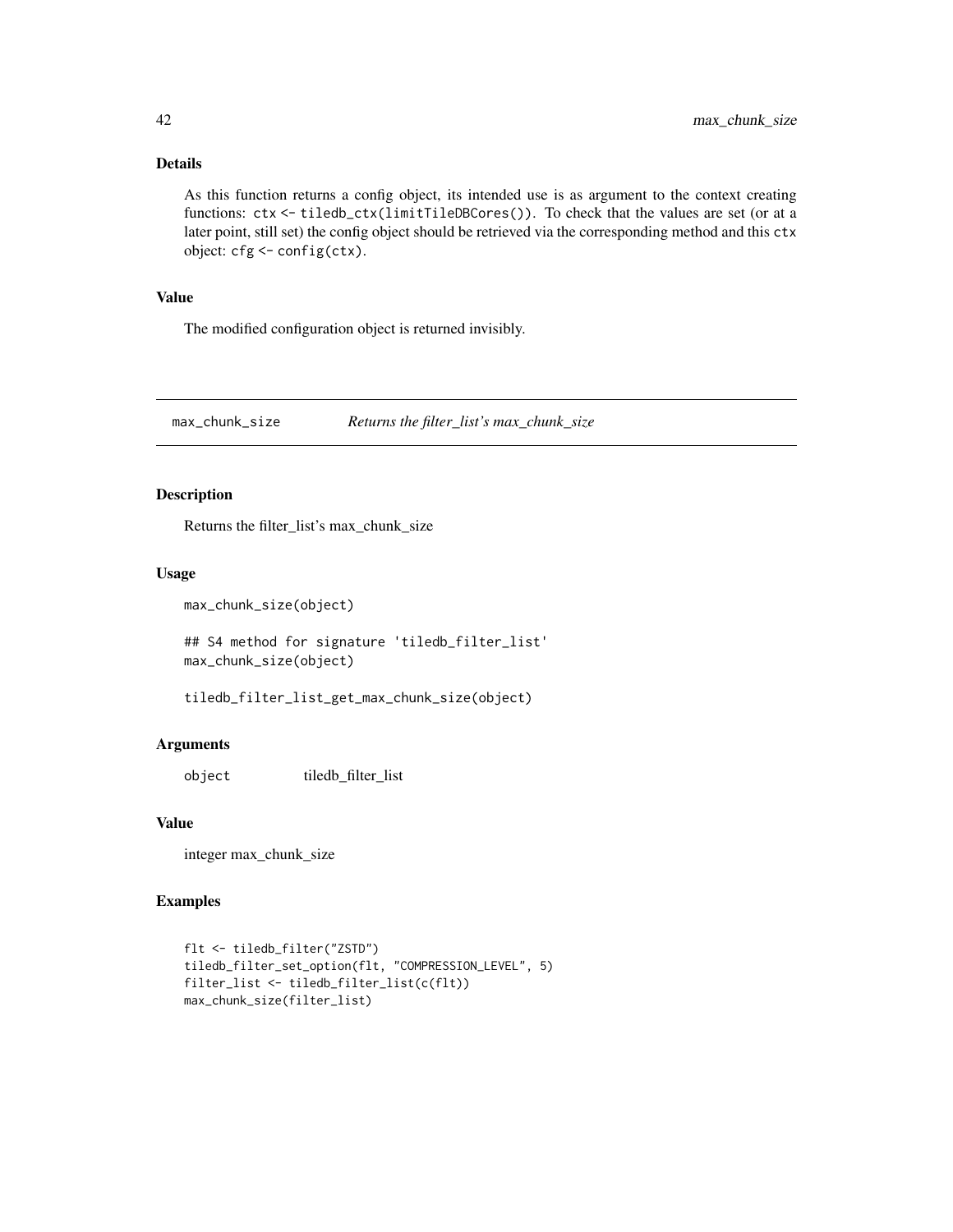### Details

As this function returns a config object, its intended use is as argument to the context creating functions: `ctx <- tiledb_ctx(limitTileDBCores())`. To check that the values are set (or at a later point, still set) the config object should be retrieved via the corresponding method and this `ctx` object: `cfg <- config(ctx)`.

### Value

The modified configuration object is returned invisibly.

---

## max_chunk_size — *Returns the filter_list's max_chunk_size*

### Description

Returns the filter_list's max_chunk_size

### Usage

```
max_chunk_size(object)

## S4 method for signature 'tiledb_filter_list'
max_chunk_size(object)

tiledb_filter_list_get_max_chunk_size(object)
```

### Arguments

| | |
|---|---|
| `object` | tiledb_filter_list |

### Value

integer max_chunk_size

### Examples

```
flt <- tiledb_filter("ZSTD")
tiledb_filter_set_option(flt, "COMPRESSION_LEVEL", 5)
filter_list <- tiledb_filter_list(c(flt))
max_chunk_size(filter_list)
```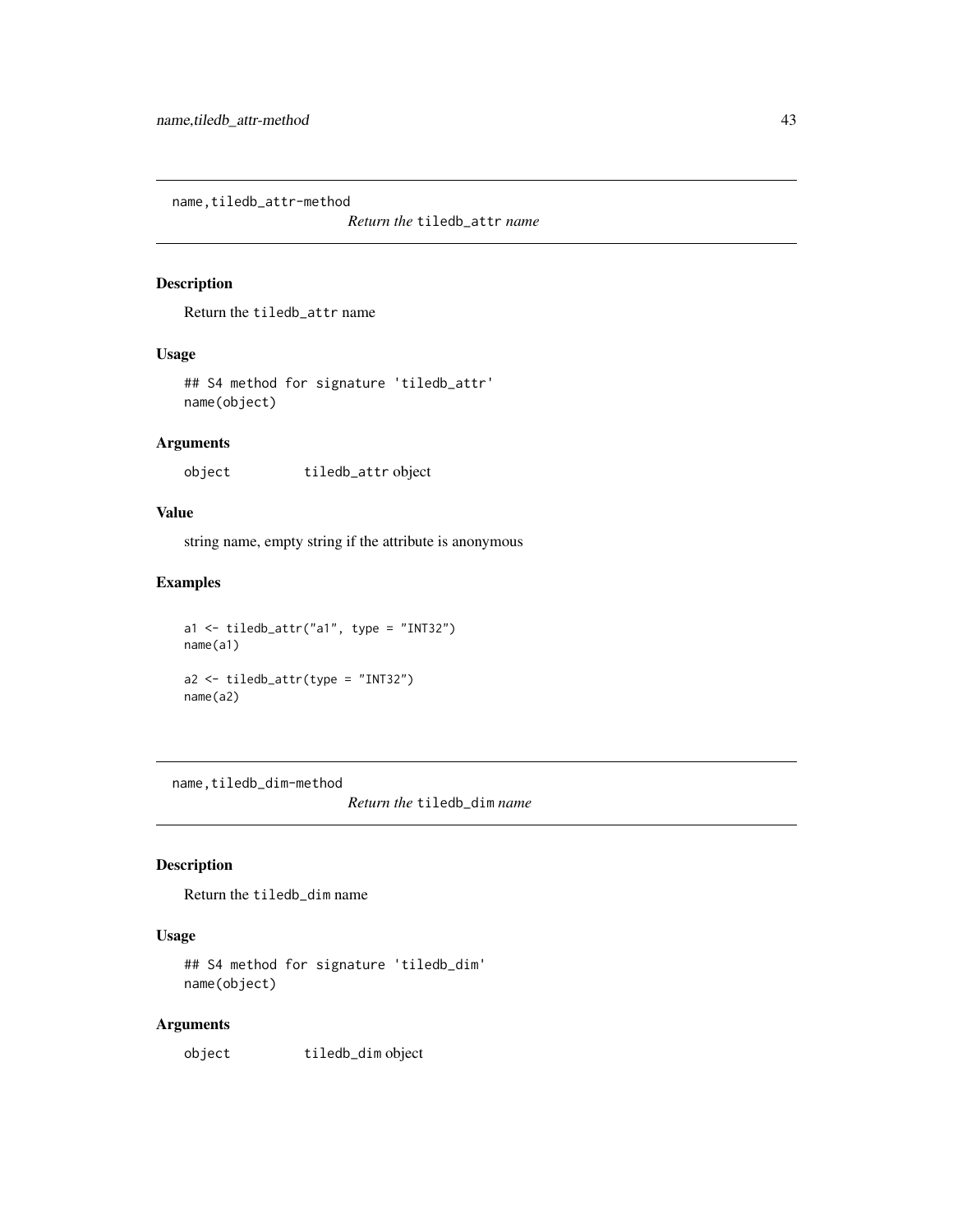## name,tiledb_attr-method

*Return the* `tiledb_attr` *name*

### Description

Return the `tiledb_attr` name

### Usage

```
## S4 method for signature 'tiledb_attr'
name(object)
```

### Arguments

| | |
|---|---|
| object | `tiledb_attr` object |

### Value

string name, empty string if the attribute is anonymous

### Examples

```
a1 <- tiledb_attr("a1", type = "INT32")
name(a1)

a2 <- tiledb_attr(type = "INT32")
name(a2)
```

## name,tiledb_dim-method

*Return the* `tiledb_dim` *name*

### Description

Return the `tiledb_dim` name

### Usage

```
## S4 method for signature 'tiledb_dim'
name(object)
```

### Arguments

| | |
|---|---|
| object | `tiledb_dim` object |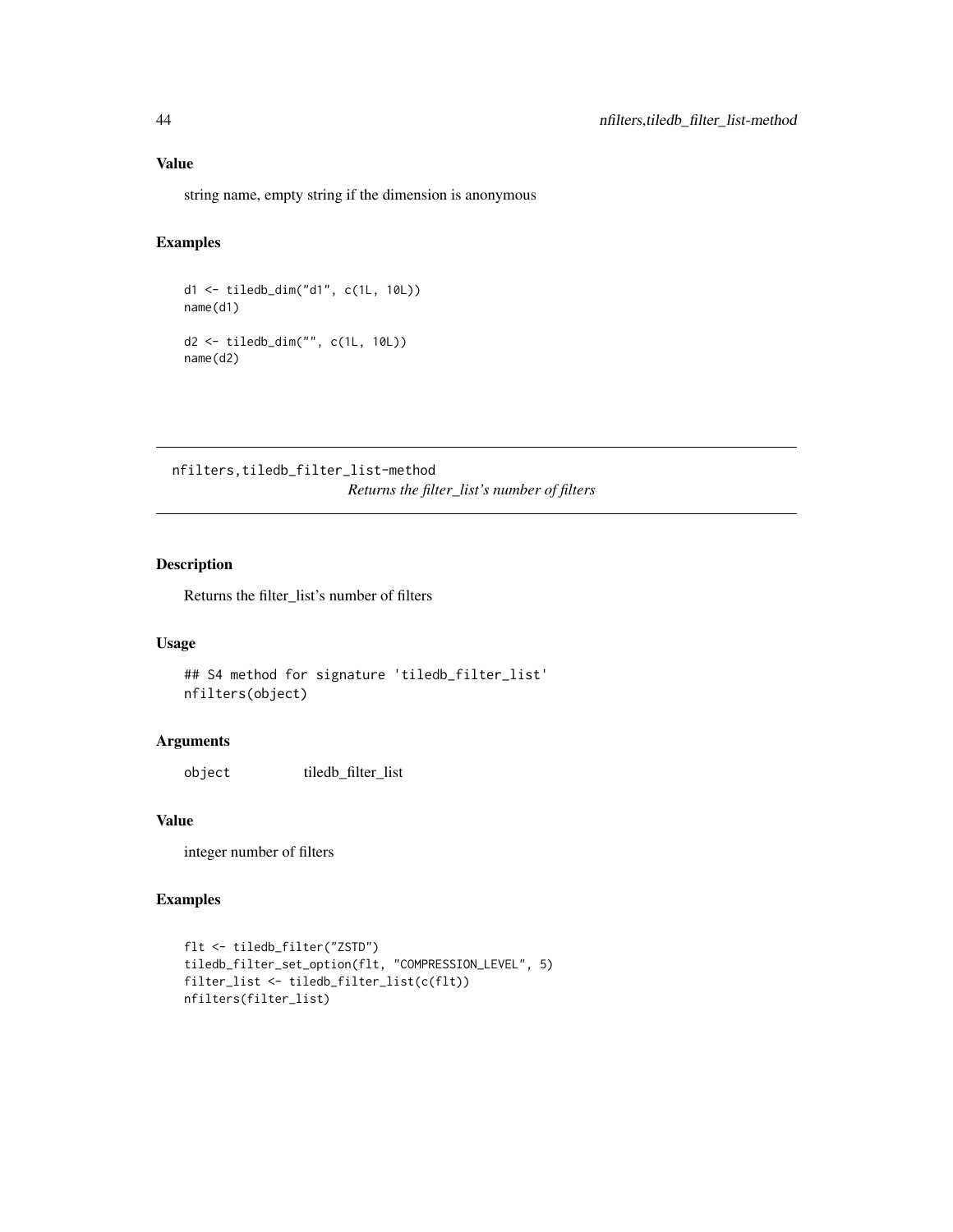### Value

string name, empty string if the dimension is anonymous

### Examples

```
d1 <- tiledb_dim("d1", c(1L, 10L))
name(d1)

d2 <- tiledb_dim("", c(1L, 10L))
name(d2)
```

---

## nfilters,tiledb_filter_list-method

*Returns the filter_list's number of filters*

---

### Description

Returns the filter_list's number of filters

### Usage

```
## S4 method for signature 'tiledb_filter_list'
nfilters(object)
```

### Arguments

| | |
|---|---|
| object | tiledb_filter_list |

### Value

integer number of filters

### Examples

```
flt <- tiledb_filter("ZSTD")
tiledb_filter_set_option(flt, "COMPRESSION_LEVEL", 5)
filter_list <- tiledb_filter_list(c(flt))
nfilters(filter_list)
```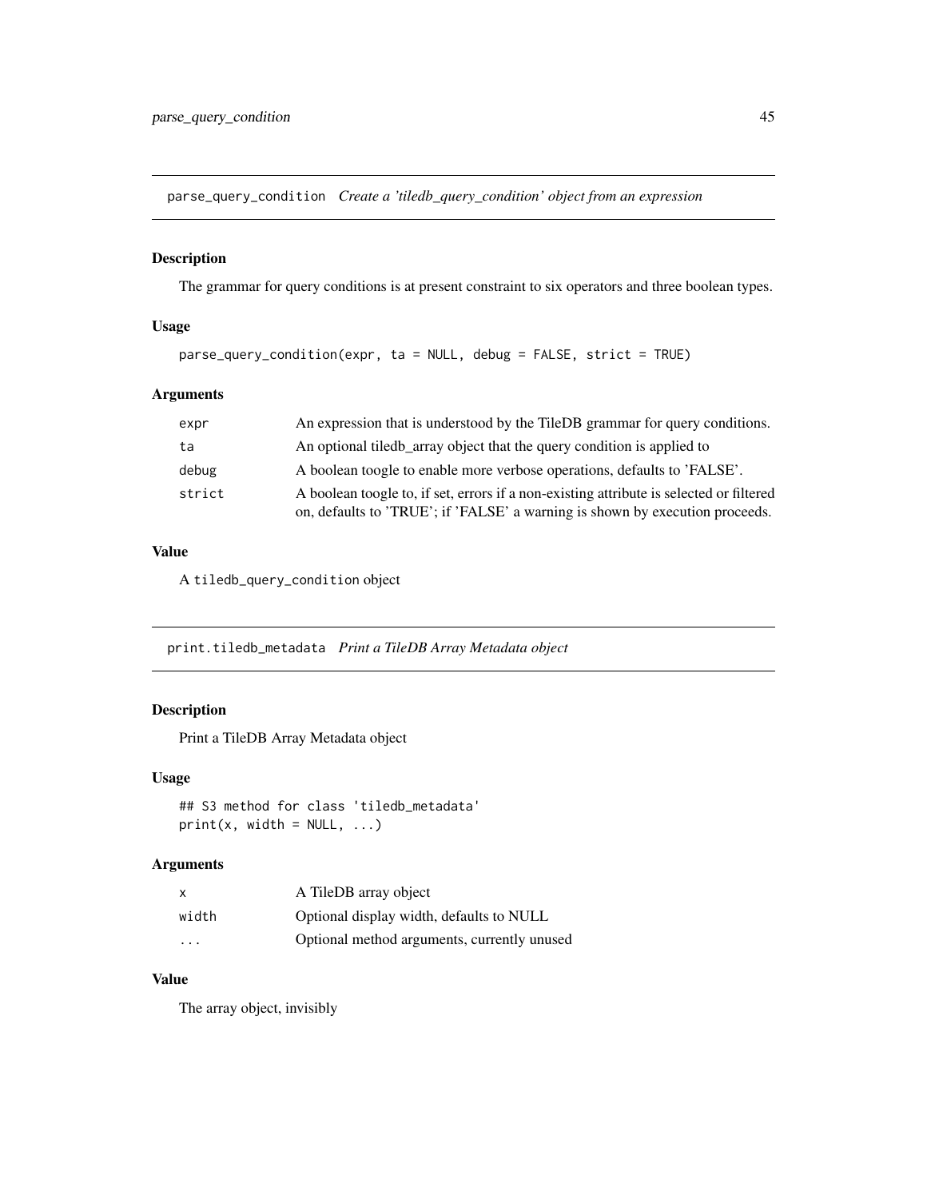## parse_query_condition *Create a 'tiledb_query_condition' object from an expression*

### Description

The grammar for query conditions is at present constraint to six operators and three boolean types.

### Usage

```
parse_query_condition(expr, ta = NULL, debug = FALSE, strict = TRUE)
```

### Arguments

| | |
|---|---|
| expr | An expression that is understood by the TileDB grammar for query conditions. |
| ta | An optional tiledb_array object that the query condition is applied to |
| debug | A boolean toogle to enable more verbose operations, defaults to 'FALSE'. |
| strict | A boolean toogle to, if set, errors if a non-existing attribute is selected or filtered on, defaults to 'TRUE'; if 'FALSE' a warning is shown by execution proceeds. |

### Value

A `tiledb_query_condition` object

## print.tiledb_metadata *Print a TileDB Array Metadata object*

### Description

Print a TileDB Array Metadata object

### Usage

```
## S3 method for class 'tiledb_metadata'
print(x, width = NULL, ...)
```

### Arguments

| | |
|---|---|
| x | A TileDB array object |
| width | Optional display width, defaults to NULL |
| ... | Optional method arguments, currently unused |

### Value

The array object, invisibly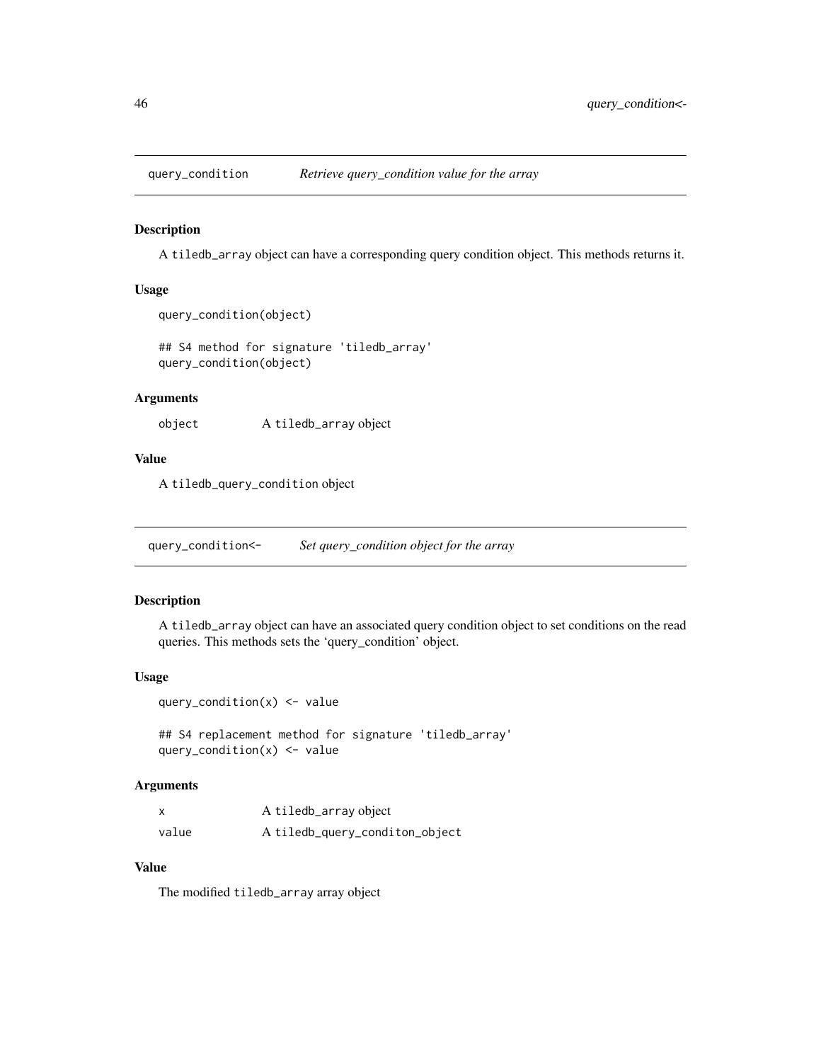## query_condition — *Retrieve query_condition value for the array*

### Description

A `tiledb_array` object can have a corresponding query condition object. This methods returns it.

### Usage

```
query_condition(object)

## S4 method for signature 'tiledb_array'
query_condition(object)
```

### Arguments

| | |
|---|---|
| `object` | A `tiledb_array` object |

### Value

A `tiledb_query_condition` object

## query_condition<- — *Set query_condition object for the array*

### Description

A `tiledb_array` object can have an associated query condition object to set conditions on the read queries. This methods sets the 'query_condition' object.

### Usage

```
query_condition(x) <- value

## S4 replacement method for signature 'tiledb_array'
query_condition(x) <- value
```

### Arguments

| | |
|---|---|
| `x` | A `tiledb_array` object |
| `value` | A `tiledb_query_conditon_object` |

### Value

The modified `tiledb_array` array object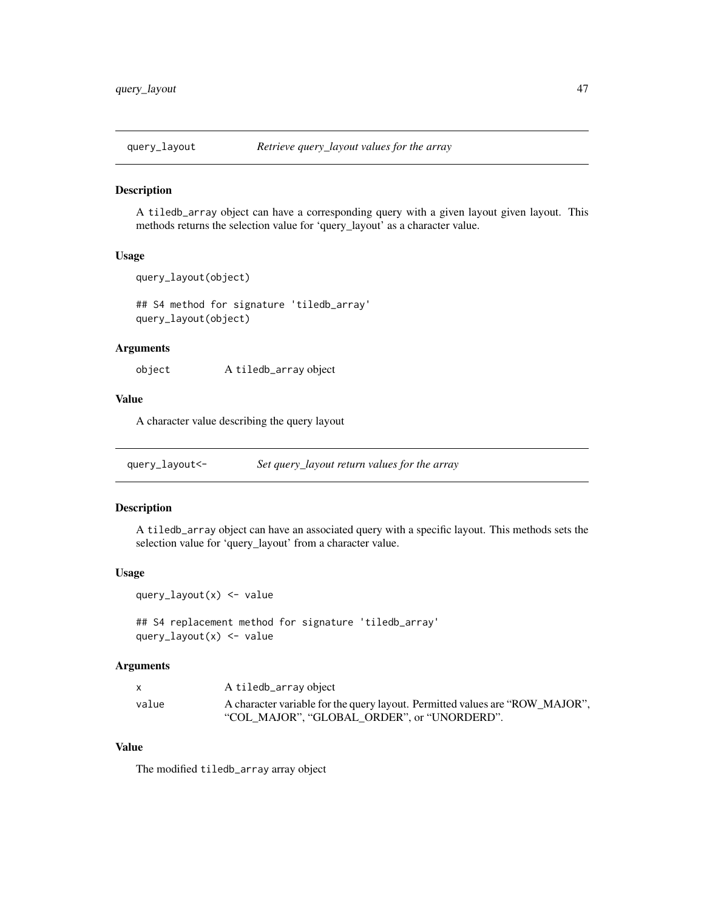## query_layout — *Retrieve query_layout values for the array*

### Description

A `tiledb_array` object can have a corresponding query with a given layout given layout. This methods returns the selection value for 'query_layout' as a character value.

### Usage

```
query_layout(object)

## S4 method for signature 'tiledb_array'
query_layout(object)
```

### Arguments

| | |
|---|---|
| object | A `tiledb_array` object |

### Value

A character value describing the query layout

## query_layout<- — *Set query_layout return values for the array*

### Description

A `tiledb_array` object can have an associated query with a specific layout. This methods sets the selection value for 'query_layout' from a character value.

### Usage

```
query_layout(x) <- value

## S4 replacement method for signature 'tiledb_array'
query_layout(x) <- value
```

### Arguments

| | |
|---|---|
| x | A `tiledb_array` object |
| value | A character variable for the query layout. Permitted values are "ROW_MAJOR", "COL_MAJOR", "GLOBAL_ORDER", or "UNORDERD". |

### Value

The modified `tiledb_array` array object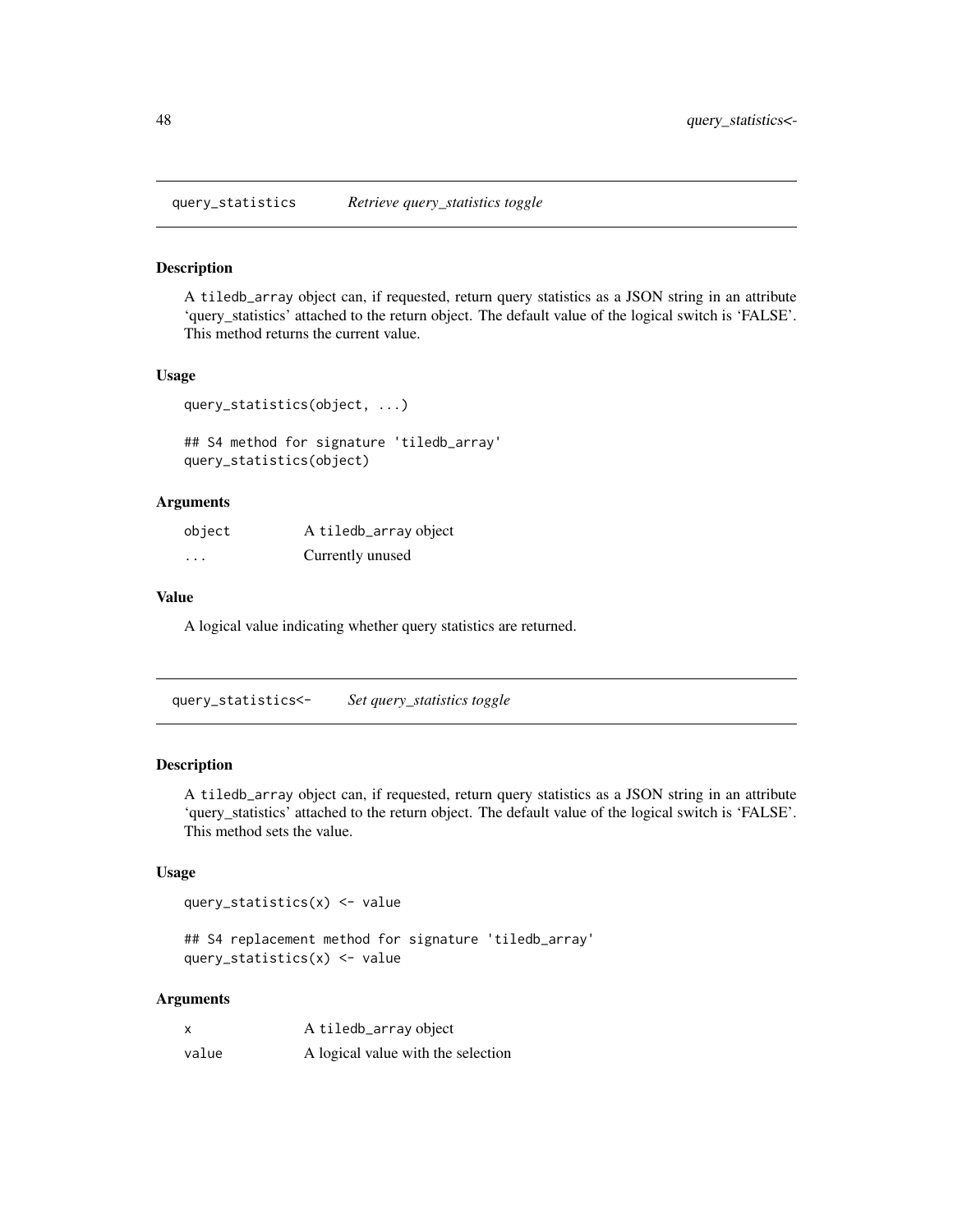## query_statistics *Retrieve query_statistics toggle*

### Description

A `tiledb_array` object can, if requested, return query statistics as a JSON string in an attribute 'query_statistics' attached to the return object. The default value of the logical switch is 'FALSE'. This method returns the current value.

### Usage

```
query_statistics(object, ...)

## S4 method for signature 'tiledb_array'
query_statistics(object)
```

### Arguments

| | |
|---|---|
| object | A `tiledb_array` object |
| ... | Currently unused |

### Value

A logical value indicating whether query statistics are returned.

## query_statistics<- *Set query_statistics toggle*

### Description

A `tiledb_array` object can, if requested, return query statistics as a JSON string in an attribute 'query_statistics' attached to the return object. The default value of the logical switch is 'FALSE'. This method sets the value.

### Usage

```
query_statistics(x) <- value

## S4 replacement method for signature 'tiledb_array'
query_statistics(x) <- value
```

### Arguments

| | |
|---|---|
| x | A `tiledb_array` object |
| value | A logical value with the selection |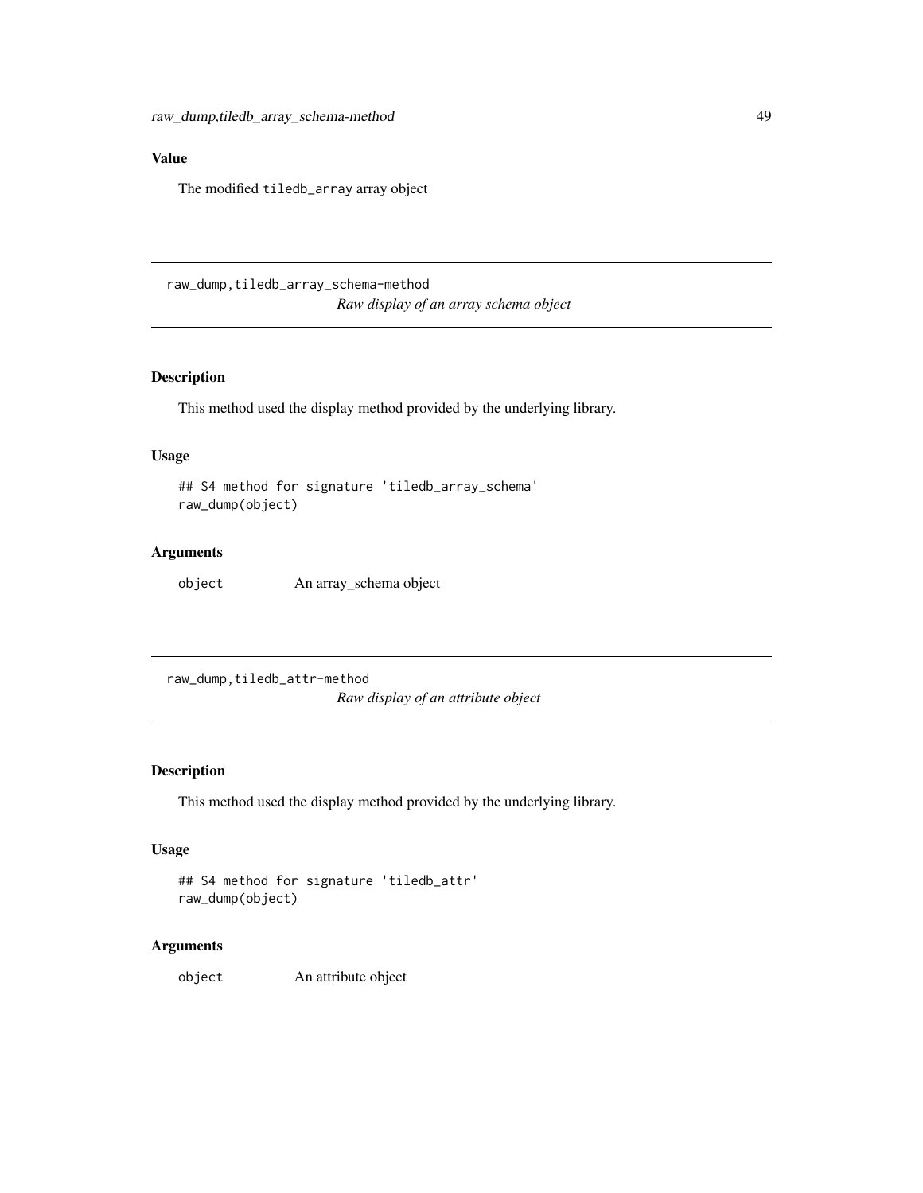## Value

The modified `tiledb_array` array object

---

## raw_dump,tiledb_array_schema-method

*Raw display of an array schema object*

### Description

This method used the display method provided by the underlying library.

### Usage

```
## S4 method for signature 'tiledb_array_schema'
raw_dump(object)
```

### Arguments

| | |
|---|---|
| `object` | An array_schema object |

---

## raw_dump,tiledb_attr-method

*Raw display of an attribute object*

### Description

This method used the display method provided by the underlying library.

### Usage

```
## S4 method for signature 'tiledb_attr'
raw_dump(object)
```

### Arguments

| | |
|---|---|
| `object` | An attribute object |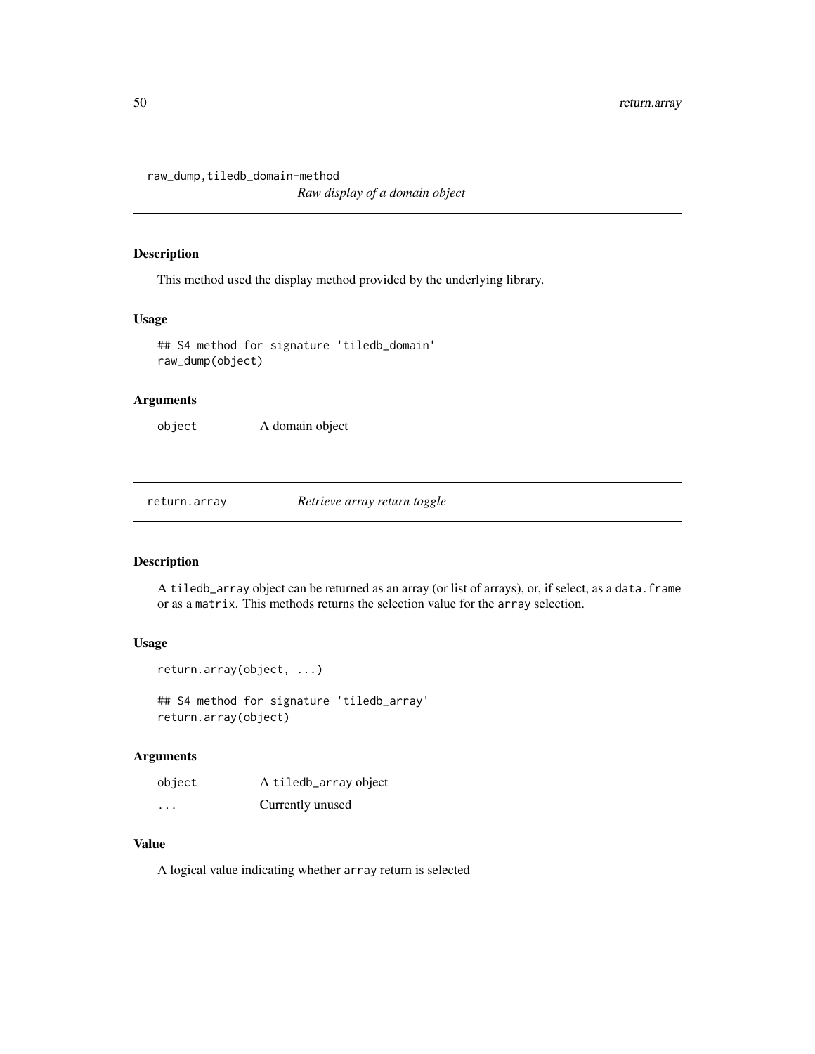## raw_dump,tiledb_domain-method

*Raw display of a domain object*

### Description

This method used the display method provided by the underlying library.

### Usage

```
## S4 method for signature 'tiledb_domain'
raw_dump(object)
```

### Arguments

| | |
|---|---|
| object | A domain object |

## return.array

*Retrieve array return toggle*

### Description

A `tiledb_array` object can be returned as an array (or list of arrays), or, if select, as a `data.frame` or as a `matrix`. This methods returns the selection value for the `array` selection.

### Usage

```
return.array(object, ...)

## S4 method for signature 'tiledb_array'
return.array(object)
```

### Arguments

| | |
|---|---|
| object | A `tiledb_array` object |
| ... | Currently unused |

### Value

A logical value indicating whether `array` return is selected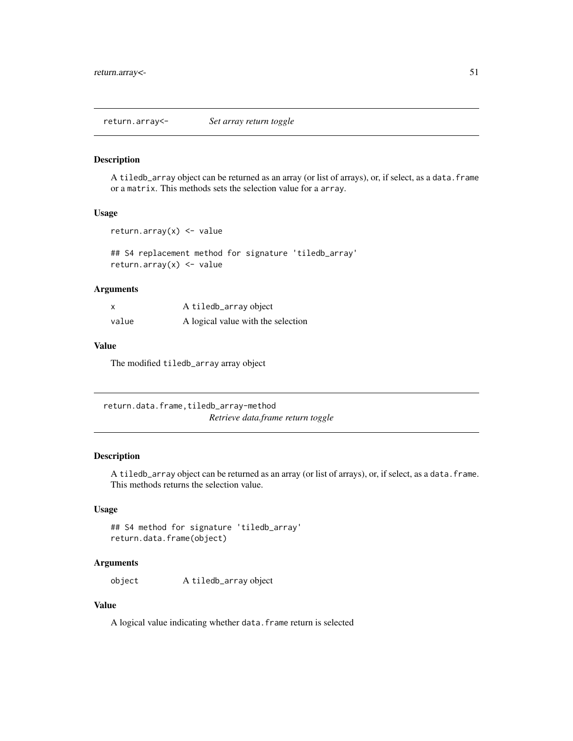## return.array<- *Set array return toggle*

### Description

A tiledb_array object can be returned as an array (or list of arrays), or, if select, as a data.frame or a matrix. This methods sets the selection value for a array.

### Usage

```
return.array(x) <- value

## S4 replacement method for signature 'tiledb_array'
return.array(x) <- value
```

### Arguments

| | |
|---|---|
| x | A tiledb_array object |
| value | A logical value with the selection |

### Value

The modified tiledb_array array object

## return.data.frame,tiledb_array-method *Retrieve data.frame return toggle*

### Description

A tiledb_array object can be returned as an array (or list of arrays), or, if select, as a data.frame. This methods returns the selection value.

### Usage

```
## S4 method for signature 'tiledb_array'
return.data.frame(object)
```

### Arguments

| | |
|---|---|
| object | A tiledb_array object |

### Value

A logical value indicating whether data.frame return is selected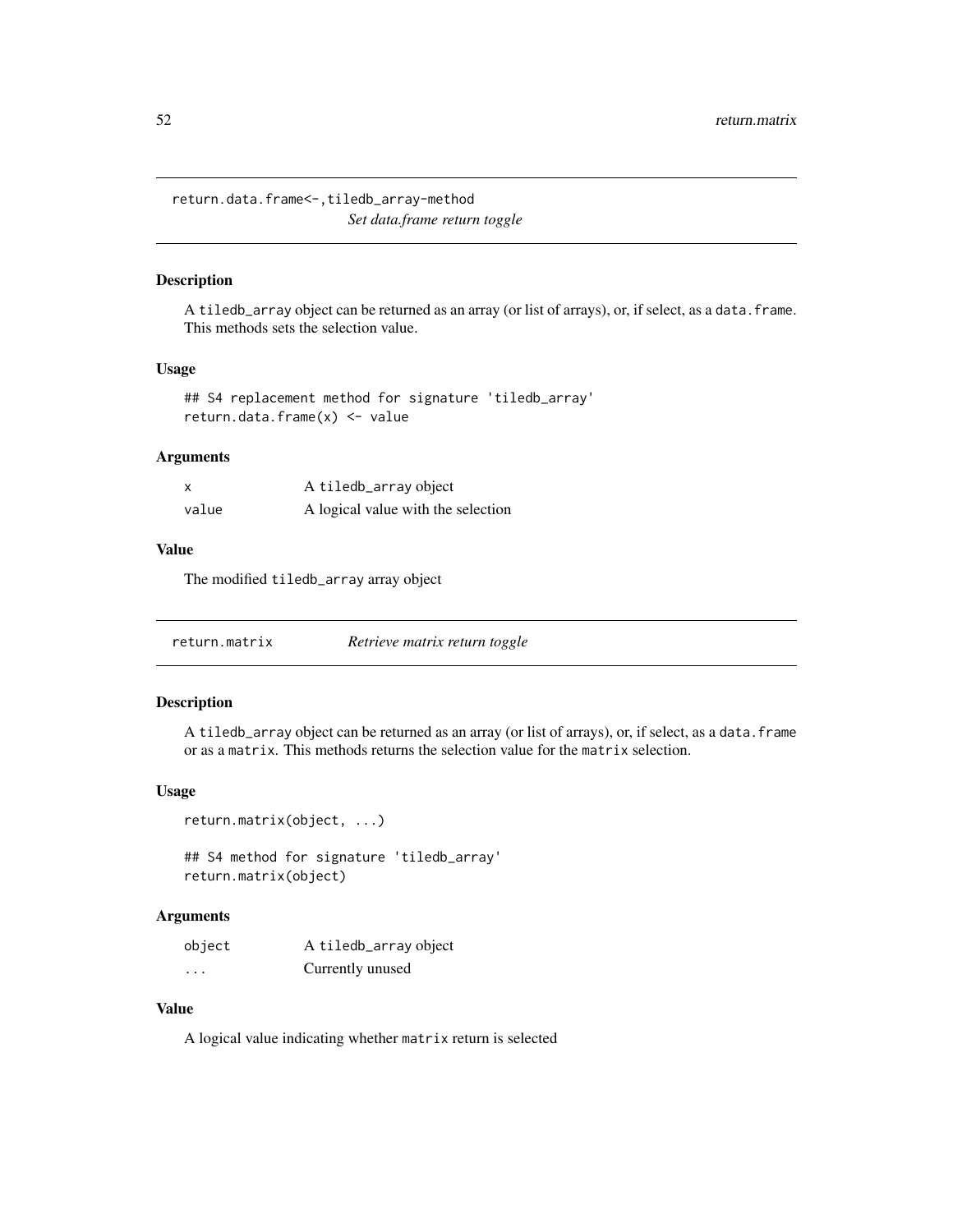## return.data.frame<-,tiledb_array-method

*Set data.frame return toggle*

### Description

A tiledb_array object can be returned as an array (or list of arrays), or, if select, as a data.frame. This methods sets the selection value.

### Usage

```
## S4 replacement method for signature 'tiledb_array'
return.data.frame(x) <- value
```

### Arguments

| | |
|---|---|
| x | A tiledb_array object |
| value | A logical value with the selection |

### Value

The modified tiledb_array array object

## return.matrix

*Retrieve matrix return toggle*

### Description

A tiledb_array object can be returned as an array (or list of arrays), or, if select, as a data.frame or as a matrix. This methods returns the selection value for the matrix selection.

### Usage

```
return.matrix(object, ...)

## S4 method for signature 'tiledb_array'
return.matrix(object)
```

### Arguments

| | |
|---|---|
| object | A tiledb_array object |
| ... | Currently unused |

### Value

A logical value indicating whether matrix return is selected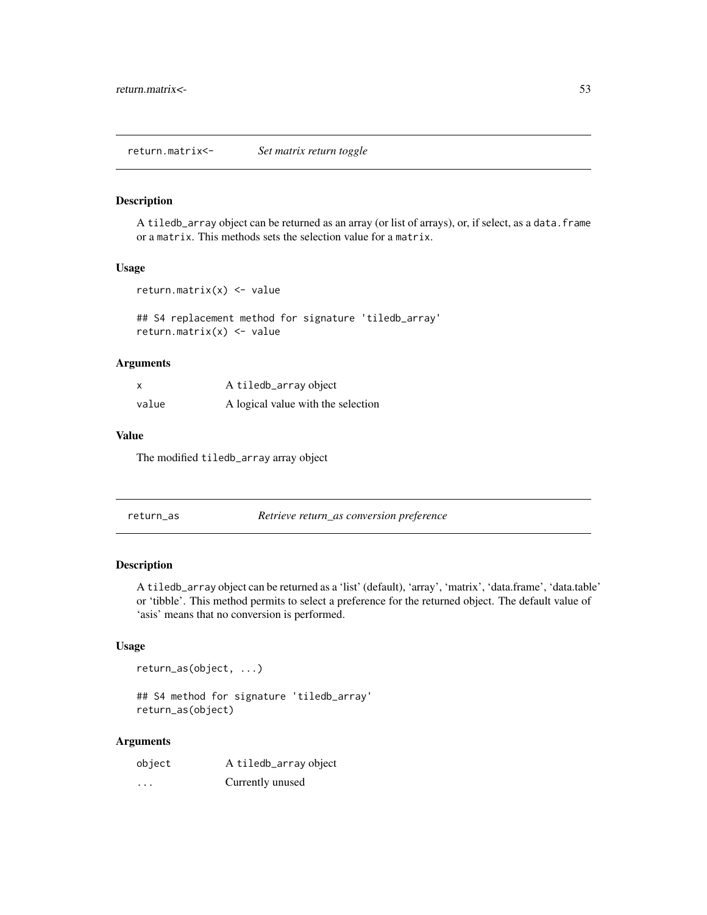## return.matrix<- *Set matrix return toggle*

### Description

A `tiledb_array` object can be returned as an array (or list of arrays), or, if select, as a `data.frame` or a `matrix`. This methods sets the selection value for a `matrix`.

### Usage

```
return.matrix(x) <- value

## S4 replacement method for signature 'tiledb_array'
return.matrix(x) <- value
```

### Arguments

| | |
|---|---|
| `x` | A `tiledb_array` object |
| `value` | A logical value with the selection |

### Value

The modified `tiledb_array` array object

## return_as *Retrieve return_as conversion preference*

### Description

A `tiledb_array` object can be returned as a 'list' (default), 'array', 'matrix', 'data.frame', 'data.table' or 'tibble'. This method permits to select a preference for the returned object. The default value of 'asis' means that no conversion is performed.

### Usage

```
return_as(object, ...)

## S4 method for signature 'tiledb_array'
return_as(object)
```

### Arguments

| | |
|---|---|
| `object` | A `tiledb_array` object |
| `...` | Currently unused |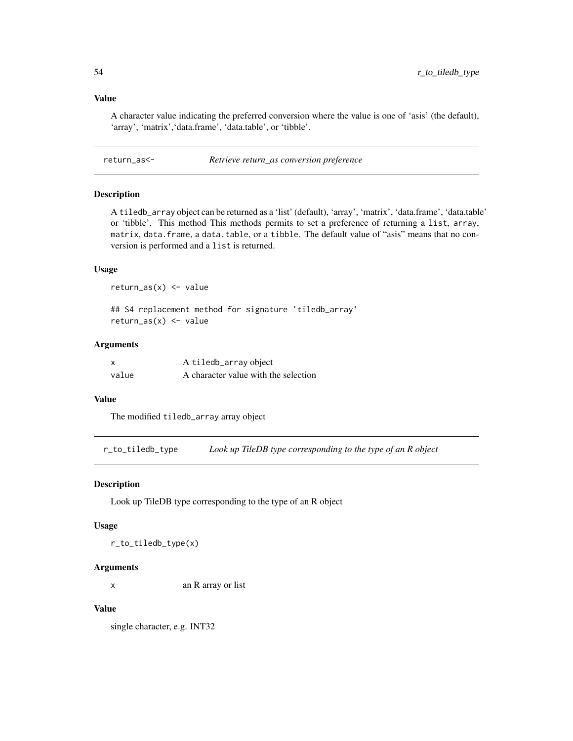### Value

A character value indicating the preferred conversion where the value is one of 'asis' (the default), 'array', 'matrix','data.frame', 'data.table', or 'tibble'.

## return_as<- *Retrieve return_as conversion preference*

### Description

A tiledb_array object can be returned as a 'list' (default), 'array', 'matrix', 'data.frame', 'data.table' or 'tibble'. This method This methods permits to set a preference of returning a list, array, matrix, data.frame, a data.table, or a tibble. The default value of "asis" means that no conversion is performed and a list is returned.

### Usage

```
return_as(x) <- value

## S4 replacement method for signature 'tiledb_array'
return_as(x) <- value
```

### Arguments

| | |
|---|---|
| x | A tiledb_array object |
| value | A character value with the selection |

### Value

The modified tiledb_array array object

## r_to_tiledb_type *Look up TileDB type corresponding to the type of an R object*

### Description

Look up TileDB type corresponding to the type of an R object

### Usage

```
r_to_tiledb_type(x)
```

### Arguments

| | |
|---|---|
| x | an R array or list |

### Value

single character, e.g. INT32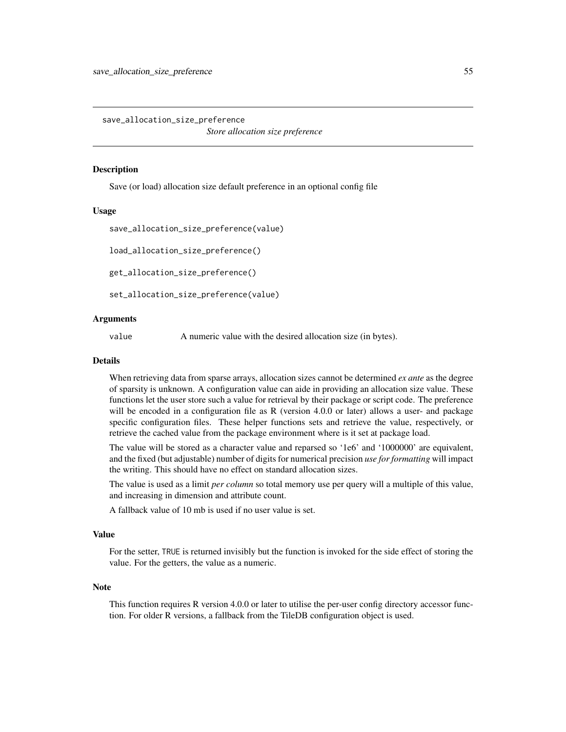# save_allocation_size_preference

*Store allocation size preference*

## Description

Save (or load) allocation size default preference in an optional config file

## Usage

```
save_allocation_size_preference(value)

load_allocation_size_preference()

get_allocation_size_preference()

set_allocation_size_preference(value)
```

## Arguments

| | |
|---|---|
| `value` | A numeric value with the desired allocation size (in bytes). |

## Details

When retrieving data from sparse arrays, allocation sizes cannot be determined *ex ante* as the degree of sparsity is unknown. A configuration value can aide in providing an allocation size value. These functions let the user store such a value for retrieval by their package or script code. The preference will be encoded in a configuration file as R (version 4.0.0 or later) allows a user- and package specific configuration files. These helper functions sets and retrieve the value, respectively, or retrieve the cached value from the package environment where is it set at package load.

The value will be stored as a character value and reparsed so '1e6' and '1000000' are equivalent, and the fixed (but adjustable) number of digits for numerical precision *use for formatting* will impact the writing. This should have no effect on standard allocation sizes.

The value is used as a limit *per column* so total memory use per query will a multiple of this value, and increasing in dimension and attribute count.

A fallback value of 10 mb is used if no user value is set.

## Value

For the setter, `TRUE` is returned invisibly but the function is invoked for the side effect of storing the value. For the getters, the value as a numeric.

## Note

This function requires R version 4.0.0 or later to utilise the per-user config directory accessor function. For older R versions, a fallback from the TileDB configuration object is used.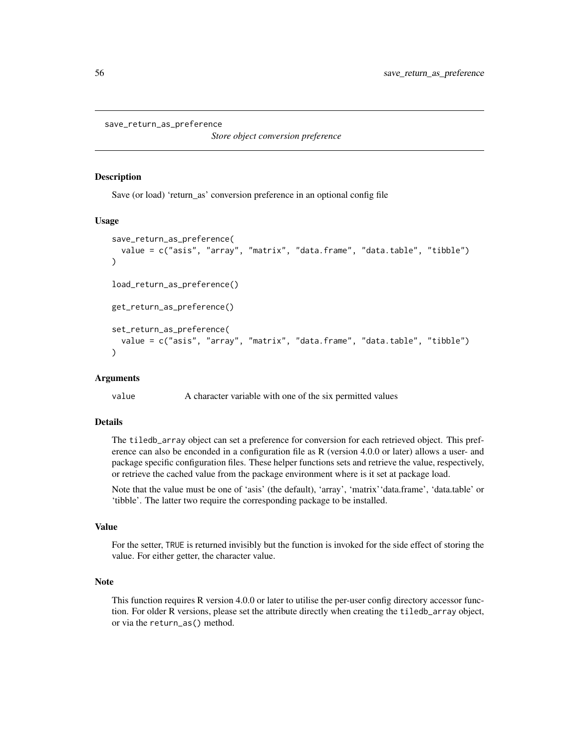## save_return_as_preference

*Store object conversion preference*

### Description

Save (or load) 'return_as' conversion preference in an optional config file

### Usage

```
save_return_as_preference(
  value = c("asis", "array", "matrix", "data.frame", "data.table", "tibble")
)

load_return_as_preference()

get_return_as_preference()

set_return_as_preference(
  value = c("asis", "array", "matrix", "data.frame", "data.table", "tibble")
)
```

### Arguments

| | |
|---|---|
| `value` | A character variable with one of the six permitted values |

### Details

The `tiledb_array` object can set a preference for conversion for each retrieved object. This preference can also be enconded in a configuration file as R (version 4.0.0 or later) allows a user- and package specific configuration files. These helper functions sets and retrieve the value, respectively, or retrieve the cached value from the package environment where is it set at package load.

Note that the value must be one of 'asis' (the default), 'array', 'matrix''data.frame', 'data.table' or 'tibble'. The latter two require the corresponding package to be installed.

### Value

For the setter, `TRUE` is returned invisibly but the function is invoked for the side effect of storing the value. For either getter, the character value.

### Note

This function requires R version 4.0.0 or later to utilise the per-user config directory accessor function. For older R versions, please set the attribute directly when creating the `tiledb_array` object, or via the `return_as()` method.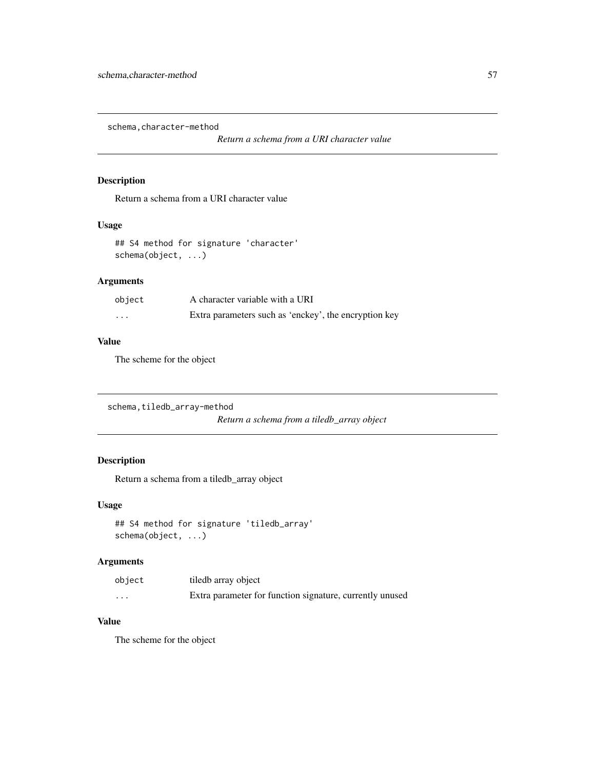## schema,character-method

*Return a schema from a URI character value*

### Description

Return a schema from a URI character value

### Usage

```
## S4 method for signature 'character'
schema(object, ...)
```

### Arguments

| | |
|---|---|
| `object` | A character variable with a URI |
| `...` | Extra parameters such as 'enckey', the encryption key |

### Value

The scheme for the object

## schema,tiledb_array-method

*Return a schema from a tiledb_array object*

### Description

Return a schema from a tiledb_array object

### Usage

```
## S4 method for signature 'tiledb_array'
schema(object, ...)
```

### Arguments

| | |
|---|---|
| `object` | tiledb array object |
| `...` | Extra parameter for function signature, currently unused |

### Value

The scheme for the object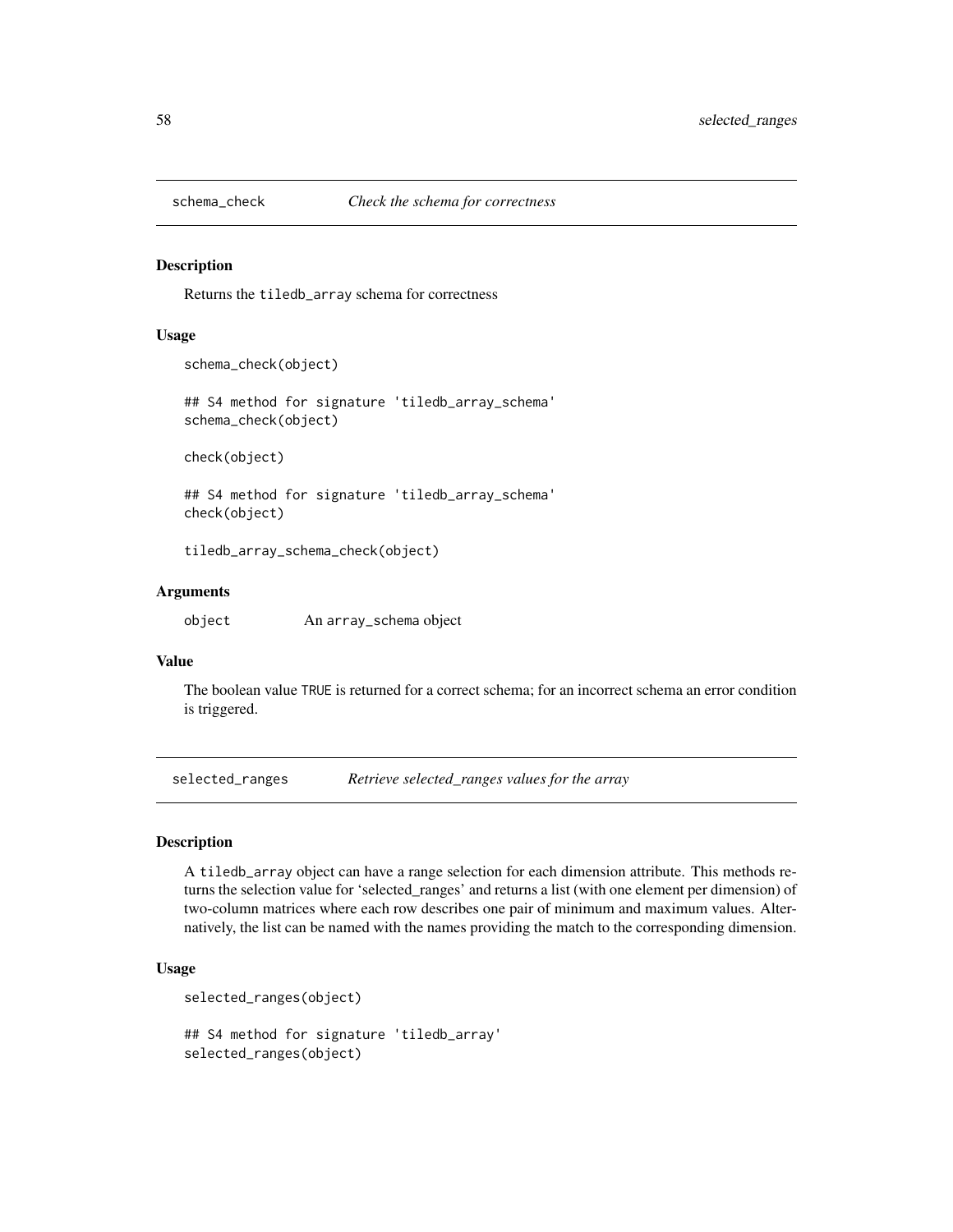## schema_check — *Check the schema for correctness*

### Description

Returns the `tiledb_array` schema for correctness

### Usage

```
schema_check(object)

## S4 method for signature 'tiledb_array_schema'
schema_check(object)

check(object)

## S4 method for signature 'tiledb_array_schema'
check(object)

tiledb_array_schema_check(object)
```

### Arguments

| | |
|---|---|
| object | An array_schema object |

### Value

The boolean value `TRUE` is returned for a correct schema; for an incorrect schema an error condition is triggered.

## selected_ranges — *Retrieve selected_ranges values for the array*

### Description

A `tiledb_array` object can have a range selection for each dimension attribute. This methods returns the selection value for 'selected_ranges' and returns a list (with one element per dimension) of two-column matrices where each row describes one pair of minimum and maximum values. Alternatively, the list can be named with the names providing the match to the corresponding dimension.

### Usage

```
selected_ranges(object)

## S4 method for signature 'tiledb_array'
selected_ranges(object)
```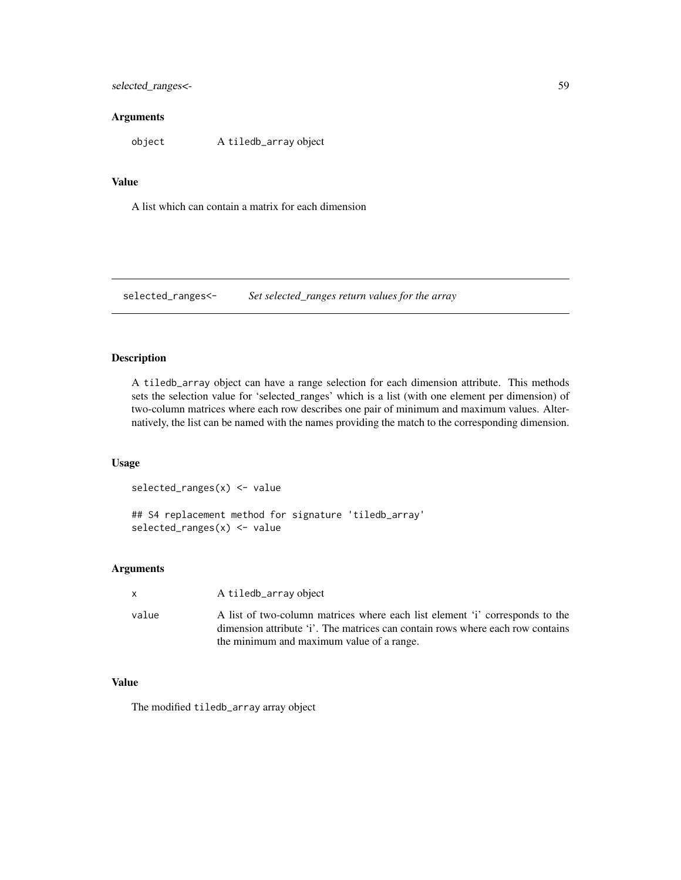### Arguments

object A tiledb_array object

### Value

A list which can contain a matrix for each dimension

---

## selected_ranges<- *Set selected_ranges return values for the array*

---

### Description

A tiledb_array object can have a range selection for each dimension attribute. This methods sets the selection value for 'selected_ranges' which is a list (with one element per dimension) of two-column matrices where each row describes one pair of minimum and maximum values. Alternatively, the list can be named with the names providing the match to the corresponding dimension.

### Usage

```
selected_ranges(x) <- value

## S4 replacement method for signature 'tiledb_array'
selected_ranges(x) <- value
```

### Arguments

x A tiledb_array object

value A list of two-column matrices where each list element 'i' corresponds to the dimension attribute 'i'. The matrices can contain rows where each row contains the minimum and maximum value of a range.

### Value

The modified tiledb_array array object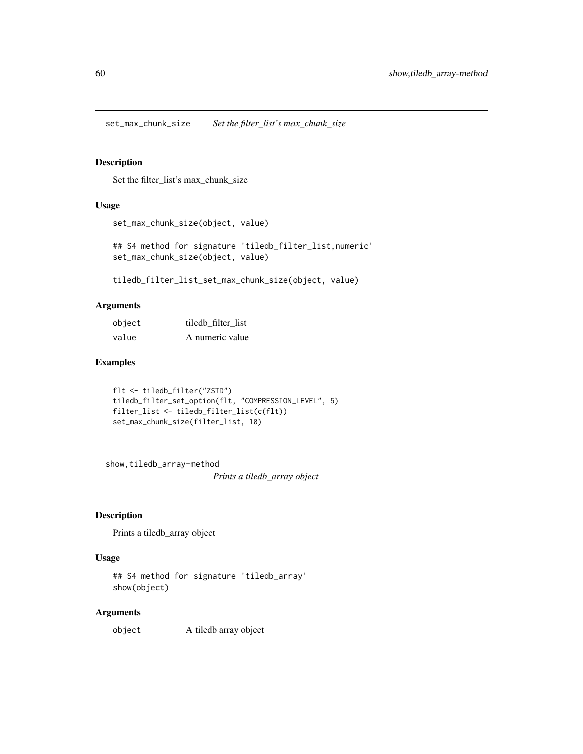## set_max_chunk_size *Set the filter_list's max_chunk_size*

### Description

Set the filter_list's max_chunk_size

### Usage

```
set_max_chunk_size(object, value)

## S4 method for signature 'tiledb_filter_list,numeric'
set_max_chunk_size(object, value)

tiledb_filter_list_set_max_chunk_size(object, value)
```

### Arguments

| | |
|---|---|
| object | tiledb_filter_list |
| value | A numeric value |

### Examples

```
flt <- tiledb_filter("ZSTD")
tiledb_filter_set_option(flt, "COMPRESSION_LEVEL", 5)
filter_list <- tiledb_filter_list(c(flt))
set_max_chunk_size(filter_list, 10)
```

## show,tiledb_array-method *Prints a tiledb_array object*

### Description

Prints a tiledb_array object

### Usage

```
## S4 method for signature 'tiledb_array'
show(object)
```

### Arguments

| | |
|---|---|
| object | A tiledb array object |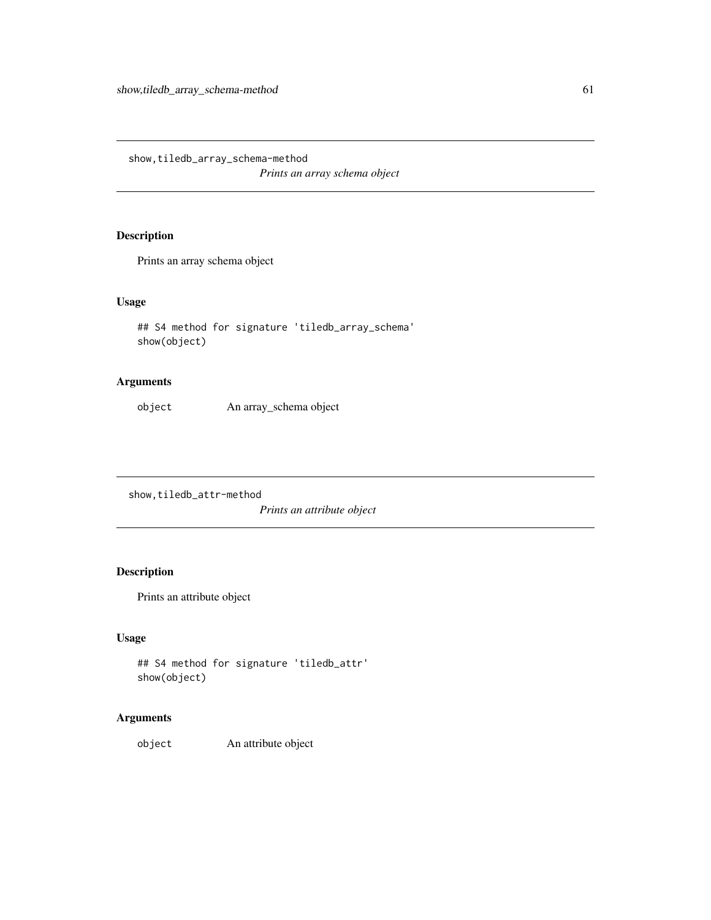## show,tiledb_array_schema-method

*Prints an array schema object*

### Description

Prints an array schema object

### Usage

```
## S4 method for signature 'tiledb_array_schema'
show(object)
```

### Arguments

| | |
|---|---|
| object | An array_schema object |

## show,tiledb_attr-method

*Prints an attribute object*

### Description

Prints an attribute object

### Usage

```
## S4 method for signature 'tiledb_attr'
show(object)
```

### Arguments

| | |
|---|---|
| object | An attribute object |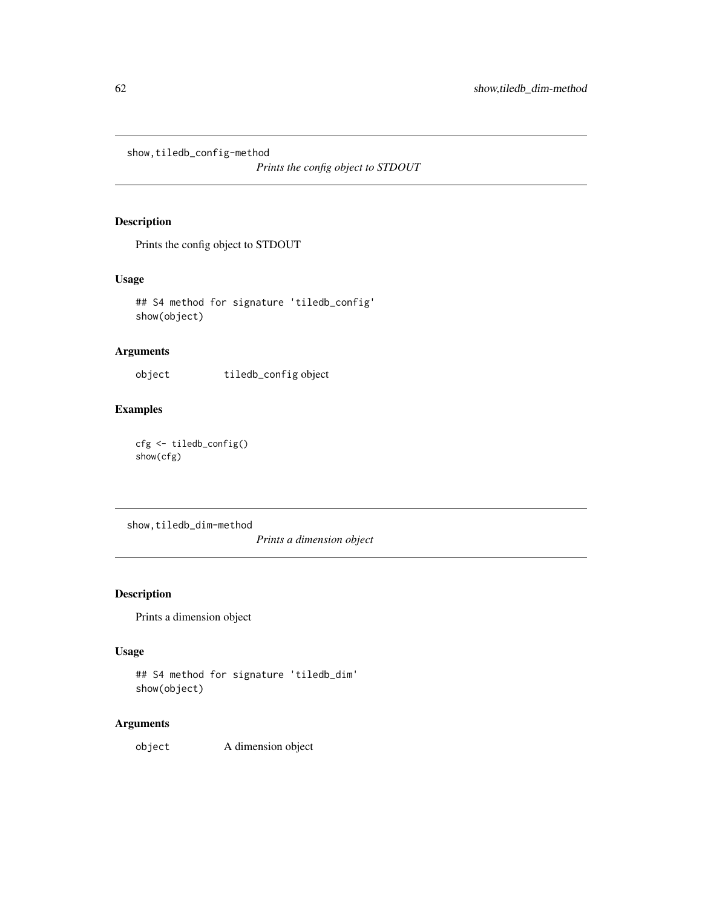## show,tiledb_config-method

*Prints the config object to STDOUT*

### Description

Prints the config object to STDOUT

### Usage

```
## S4 method for signature 'tiledb_config'
show(object)
```

### Arguments

| | |
|---|---|
| object | tiledb_config object |

### Examples

```
cfg <- tiledb_config()
show(cfg)
```

## show,tiledb_dim-method

*Prints a dimension object*

### Description

Prints a dimension object

### Usage

```
## S4 method for signature 'tiledb_dim'
show(object)
```

### Arguments

| | |
|---|---|
| object | A dimension object |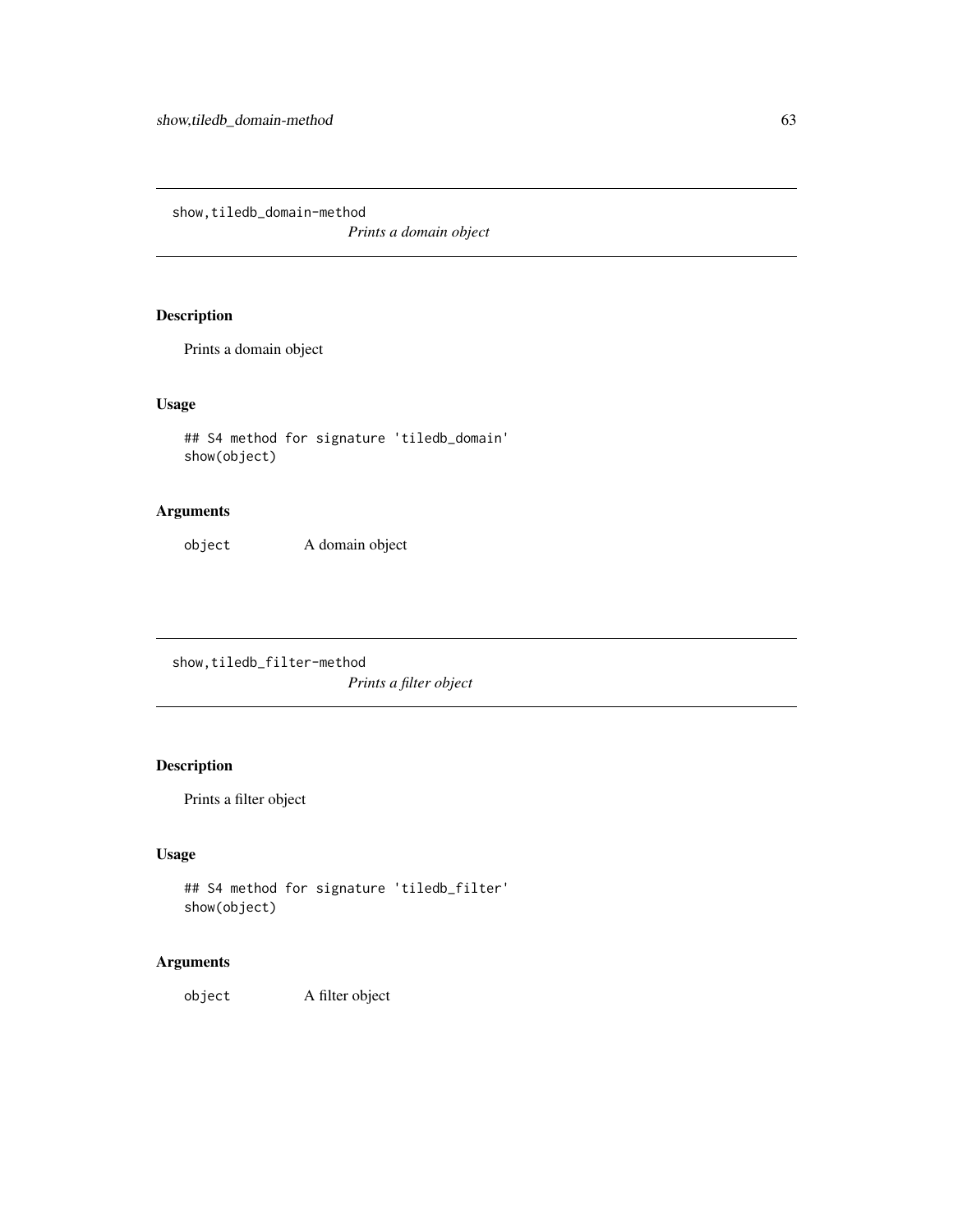## show,tiledb_domain-method

*Prints a domain object*

### Description

Prints a domain object

### Usage

```
## S4 method for signature 'tiledb_domain'
show(object)
```

### Arguments

| | |
|---|---|
| `object` | A domain object |

## show,tiledb_filter-method

*Prints a filter object*

### Description

Prints a filter object

### Usage

```
## S4 method for signature 'tiledb_filter'
show(object)
```

### Arguments

| | |
|---|---|
| `object` | A filter object |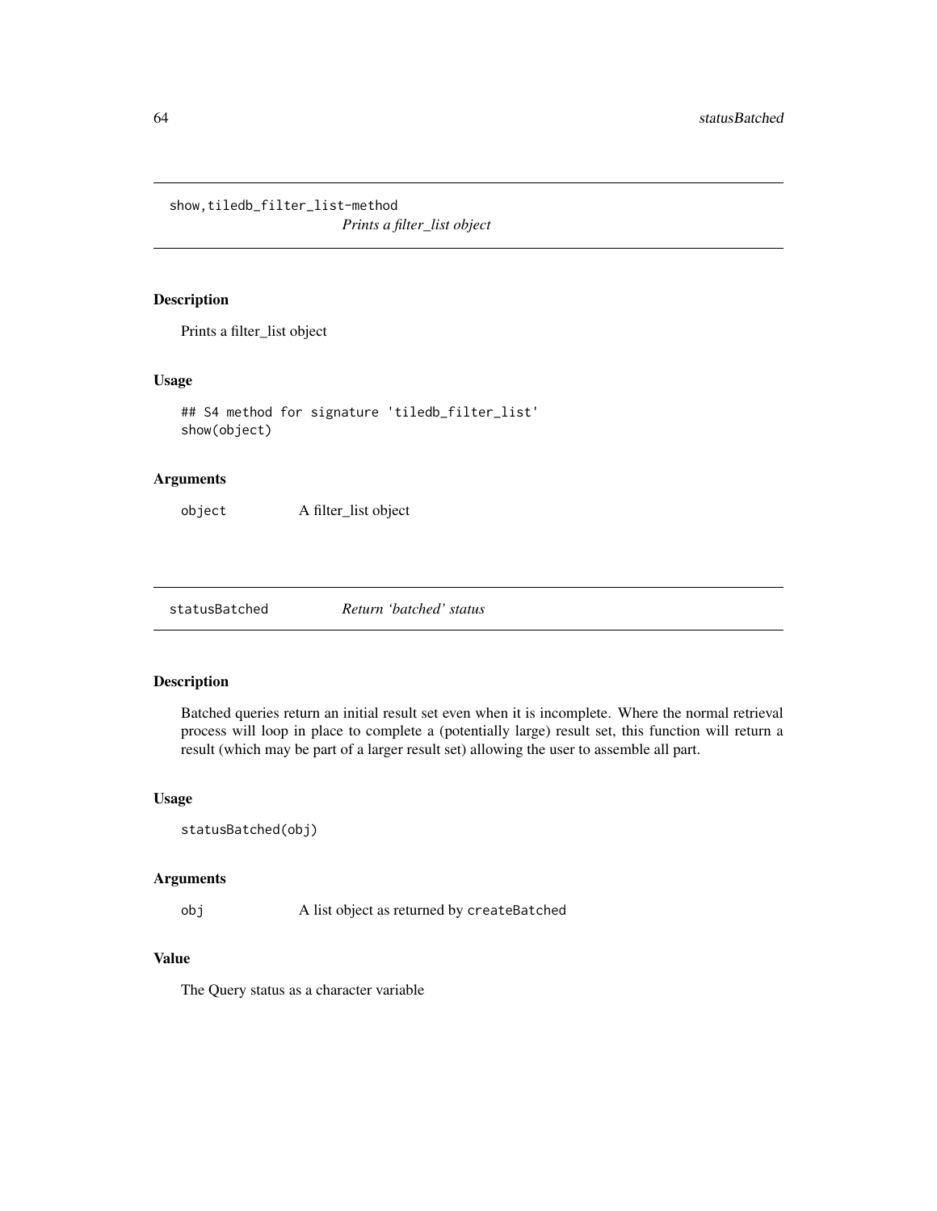## show,tiledb_filter_list-method

*Prints a filter_list object*

### Description

Prints a filter_list object

### Usage

```
## S4 method for signature 'tiledb_filter_list'
show(object)
```

### Arguments

| | |
|---|---|
| `object` | A filter_list object |

## statusBatched

*Return 'batched' status*

### Description

Batched queries return an initial result set even when it is incomplete. Where the normal retrieval process will loop in place to complete a (potentially large) result set, this function will return a result (which may be part of a larger result set) allowing the user to assemble all part.

### Usage

```
statusBatched(obj)
```

### Arguments

| | |
|---|---|
| `obj` | A list object as returned by `createBatched` |

### Value

The Query status as a character variable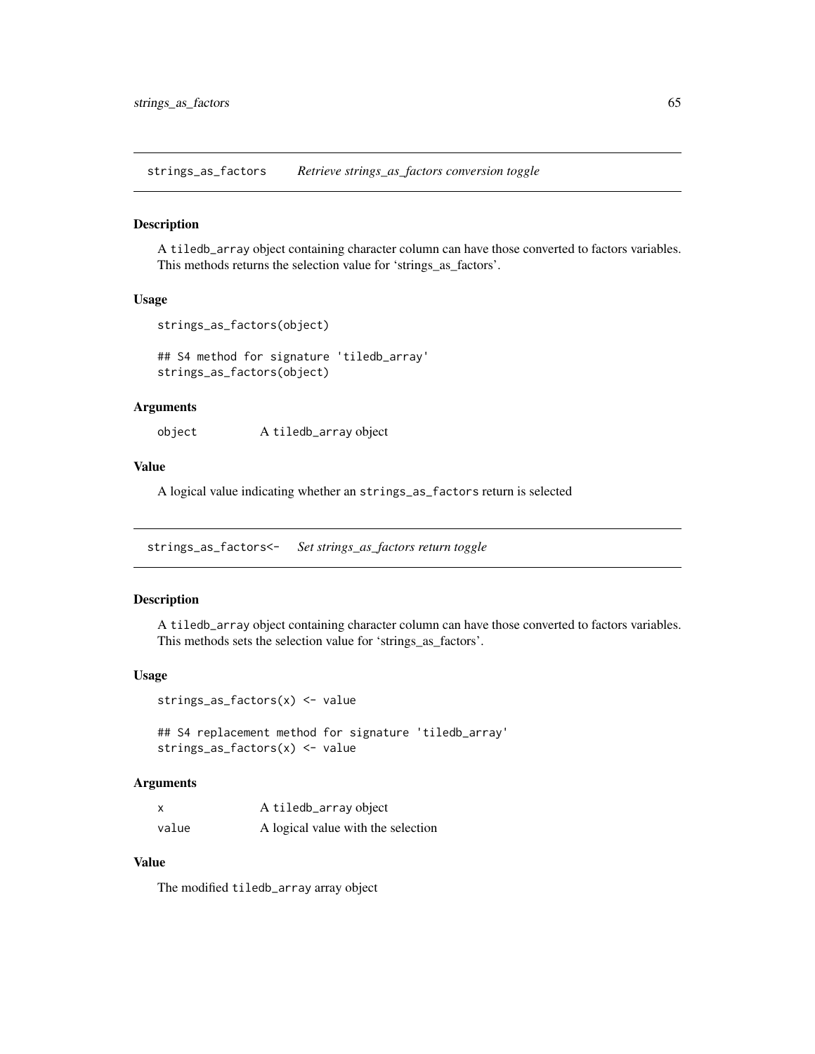## strings_as_factors    *Retrieve strings_as_factors conversion toggle*

### Description

A `tiledb_array` object containing character column can have those converted to factors variables. This methods returns the selection value for 'strings_as_factors'.

### Usage

```
strings_as_factors(object)

## S4 method for signature 'tiledb_array'
strings_as_factors(object)
```

### Arguments

| | |
|---|---|
| object | A `tiledb_array` object |

### Value

A logical value indicating whether an `strings_as_factors` return is selected

## strings_as_factors<-    *Set strings_as_factors return toggle*

### Description

A `tiledb_array` object containing character column can have those converted to factors variables. This methods sets the selection value for 'strings_as_factors'.

### Usage

```
strings_as_factors(x) <- value

## S4 replacement method for signature 'tiledb_array'
strings_as_factors(x) <- value
```

### Arguments

| | |
|---|---|
| x | A `tiledb_array` object |
| value | A logical value with the selection |

### Value

The modified `tiledb_array` array object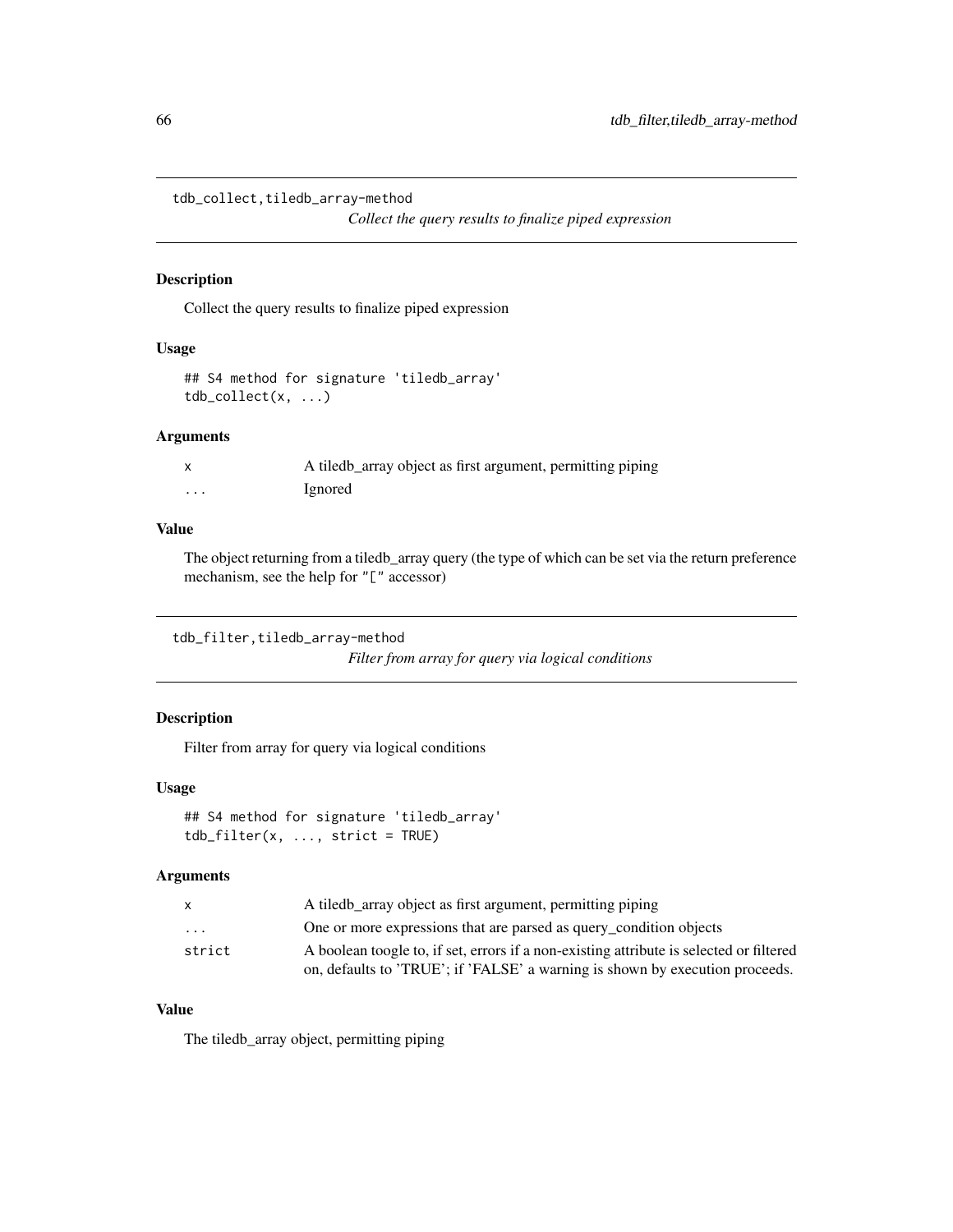## tdb_collect,tiledb_array-method

*Collect the query results to finalize piped expression*

### Description

Collect the query results to finalize piped expression

### Usage

```
## S4 method for signature 'tiledb_array'
tdb_collect(x, ...)
```

### Arguments

| | |
|---|---|
| x | A tiledb_array object as first argument, permitting piping |
| ... | Ignored |

### Value

The object returning from a tiledb_array query (the type of which can be set via the return preference mechanism, see the help for "[" accessor)

## tdb_filter,tiledb_array-method

*Filter from array for query via logical conditions*

### Description

Filter from array for query via logical conditions

### Usage

```
## S4 method for signature 'tiledb_array'
tdb_filter(x, ..., strict = TRUE)
```

### Arguments

| | |
|---|---|
| x | A tiledb_array object as first argument, permitting piping |
| ... | One or more expressions that are parsed as query_condition objects |
| strict | A boolean toogle to, if set, errors if a non-existing attribute is selected or filtered on, defaults to 'TRUE'; if 'FALSE' a warning is shown by execution proceeds. |

### Value

The tiledb_array object, permitting piping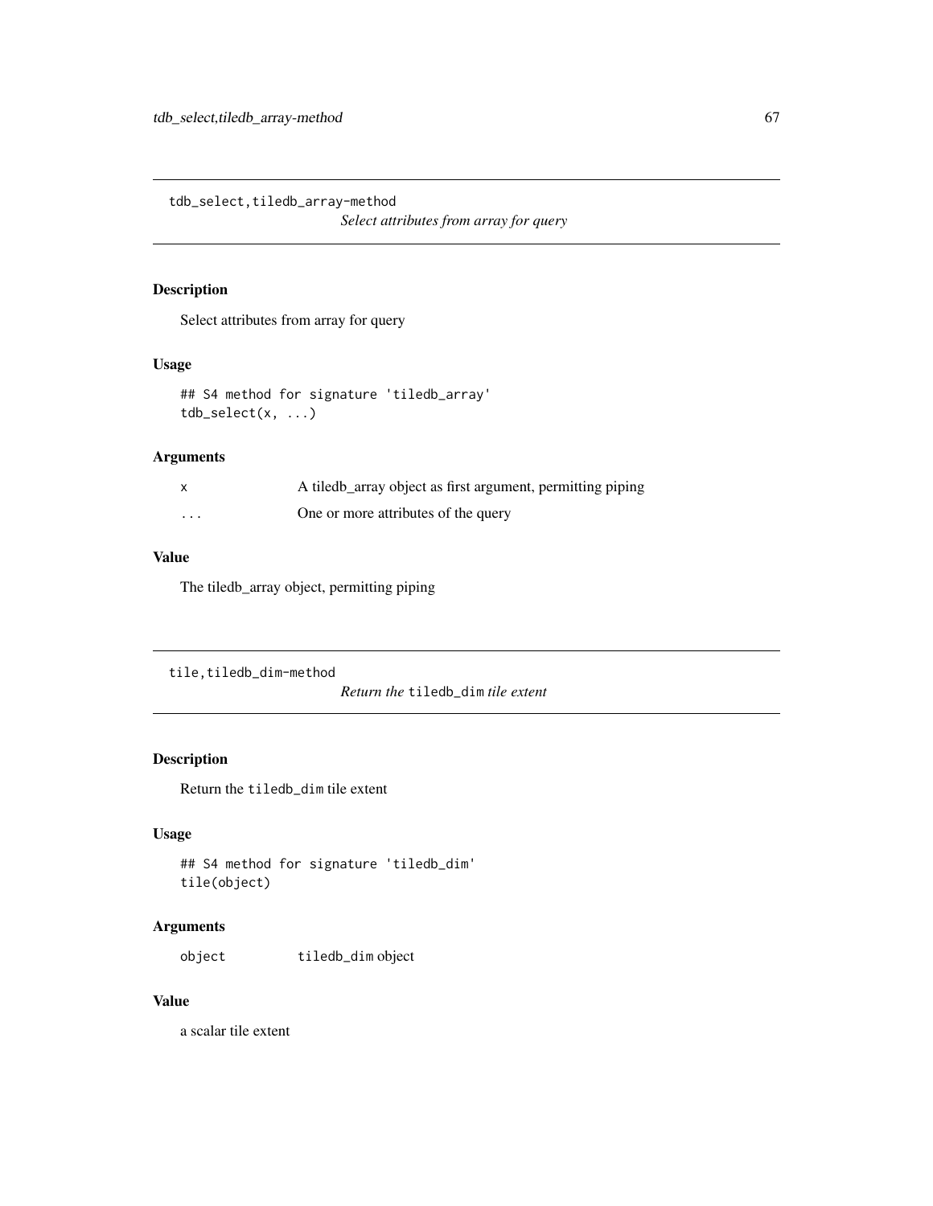## tdb_select,tiledb_array-method

*Select attributes from array for query*

### Description

Select attributes from array for query

### Usage

```
## S4 method for signature 'tiledb_array'
tdb_select(x, ...)
```

### Arguments

| | |
|---|---|
| x | A tiledb_array object as first argument, permitting piping |
| ... | One or more attributes of the query |

### Value

The tiledb_array object, permitting piping

## tile,tiledb_dim-method

*Return the* `tiledb_dim` *tile extent*

### Description

Return the `tiledb_dim` tile extent

### Usage

```
## S4 method for signature 'tiledb_dim'
tile(object)
```

### Arguments

| | |
|---|---|
| object | `tiledb_dim` object |

### Value

a scalar tile extent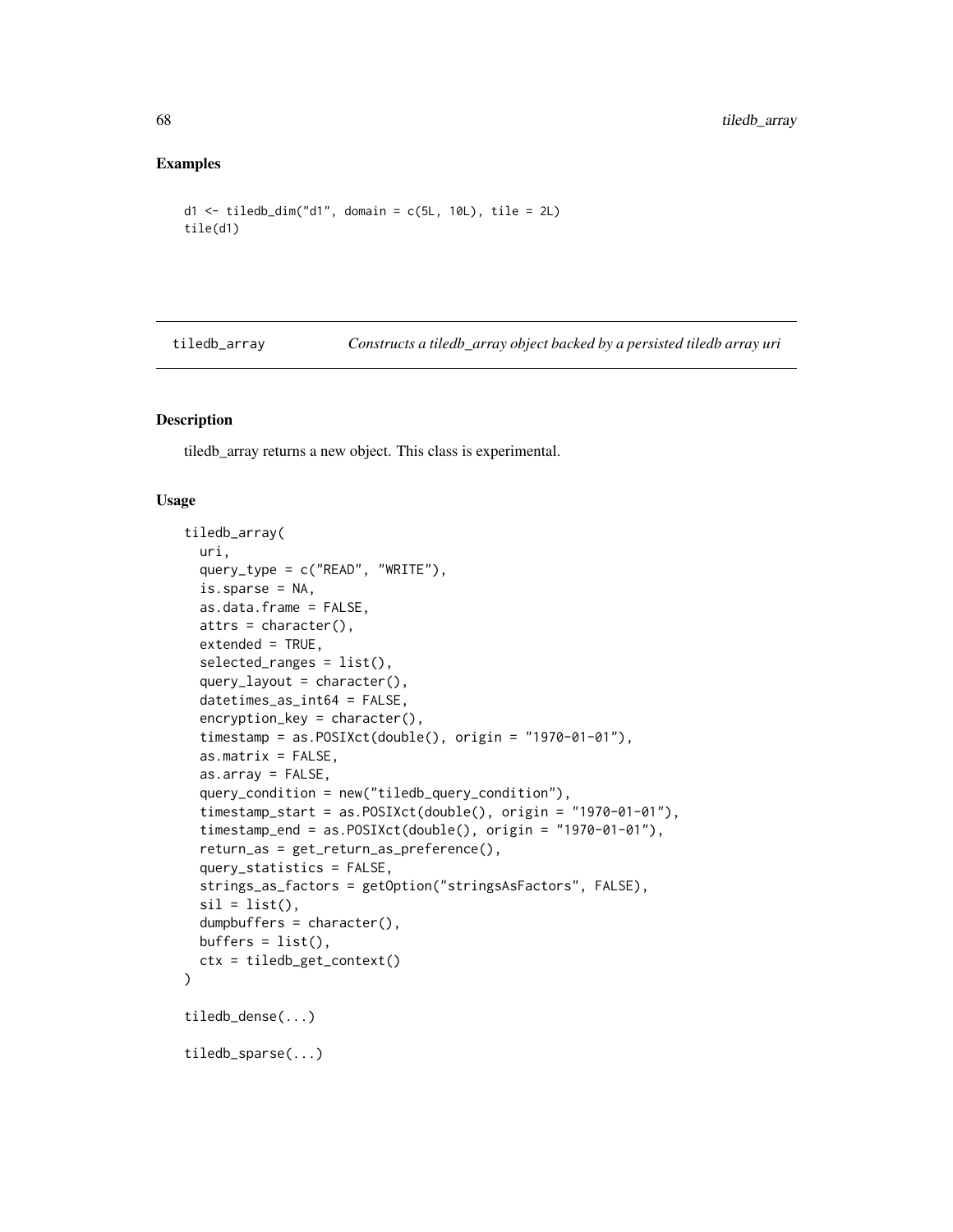## Examples

```
d1 <- tiledb_dim("d1", domain = c(5L, 10L), tile = 2L)
tile(d1)
```

---

tiledb_array *Constructs a tiledb_array object backed by a persisted tiledb array uri*

---

## Description

tiledb_array returns a new object. This class is experimental.

## Usage

```
tiledb_array(
  uri,
  query_type = c("READ", "WRITE"),
  is.sparse = NA,
  as.data.frame = FALSE,
  attrs = character(),
  extended = TRUE,
  selected_ranges = list(),
  query_layout = character(),
  datetimes_as_int64 = FALSE,
  encryption_key = character(),
  timestamp = as.POSIXct(double(), origin = "1970-01-01"),
  as.matrix = FALSE,
  as.array = FALSE,
  query_condition = new("tiledb_query_condition"),
  timestamp_start = as.POSIXct(double(), origin = "1970-01-01"),
  timestamp_end = as.POSIXct(double(), origin = "1970-01-01"),
  return_as = get_return_as_preference(),
  query_statistics = FALSE,
  strings_as_factors = getOption("stringsAsFactors", FALSE),
  sil = list(),
  dumpbuffers = character(),
  buffers = list(),
  ctx = tiledb_get_context()
)

tiledb_dense(...)

tiledb_sparse(...)
```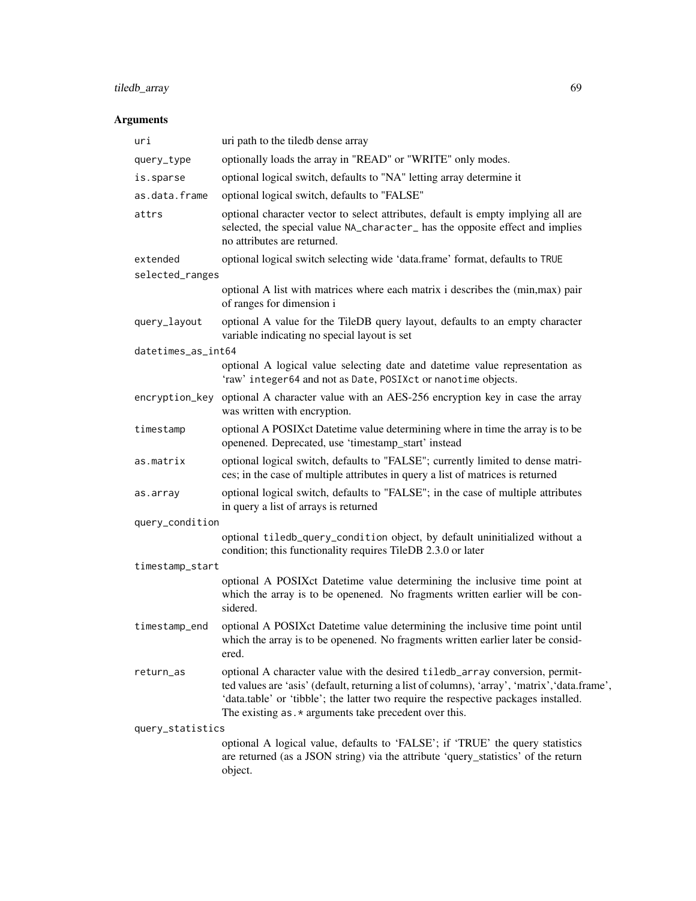## Arguments

| | |
|---|---|
| uri | uri path to the tiledb dense array |
| query_type | optionally loads the array in "READ" or "WRITE" only modes. |
| is.sparse | optional logical switch, defaults to "NA" letting array determine it |
| as.data.frame | optional logical switch, defaults to "FALSE" |
| attrs | optional character vector to select attributes, default is empty implying all are selected, the special value `NA_character_` has the opposite effect and implies no attributes are returned. |
| extended | optional logical switch selecting wide 'data.frame' format, defaults to `TRUE` |
| selected_ranges | optional A list with matrices where each matrix i describes the (min,max) pair of ranges for dimension i |
| query_layout | optional A value for the TileDB query layout, defaults to an empty character variable indicating no special layout is set |
| datetimes_as_int64 | optional A logical value selecting date and datetime value representation as 'raw' `integer64` and not as `Date`, `POSIXct` or `nanotime` objects. |
| encryption_key | optional A character value with an AES-256 encryption key in case the array was written with encryption. |
| timestamp | optional A POSIXct Datetime value determining where in time the array is to be openened. Deprecated, use 'timestamp_start' instead |
| as.matrix | optional logical switch, defaults to "FALSE"; currently limited to dense matrices; in the case of multiple attributes in query a list of matrices is returned |
| as.array | optional logical switch, defaults to "FALSE"; in the case of multiple attributes in query a list of arrays is returned |
| query_condition | optional `tiledb_query_condition` object, by default uninitialized without a condition; this functionality requires TileDB 2.3.0 or later |
| timestamp_start | optional A POSIXct Datetime value determining the inclusive time point at which the array is to be openened. No fragments written earlier will be considered. |
| timestamp_end | optional A POSIXct Datetime value determining the inclusive time point until which the array is to be openened. No fragments written earlier later be considered. |
| return_as | optional A character value with the desired `tiledb_array` conversion, permitted values are 'asis' (default, returning a list of columns), 'array', 'matrix','data.frame', 'data.table' or 'tibble'; the latter two require the respective packages installed. The existing `as.*` arguments take precedent over this. |
| query_statistics | optional A logical value, defaults to 'FALSE'; if 'TRUE' the query statistics are returned (as a JSON string) via the attribute 'query_statistics' of the return object. |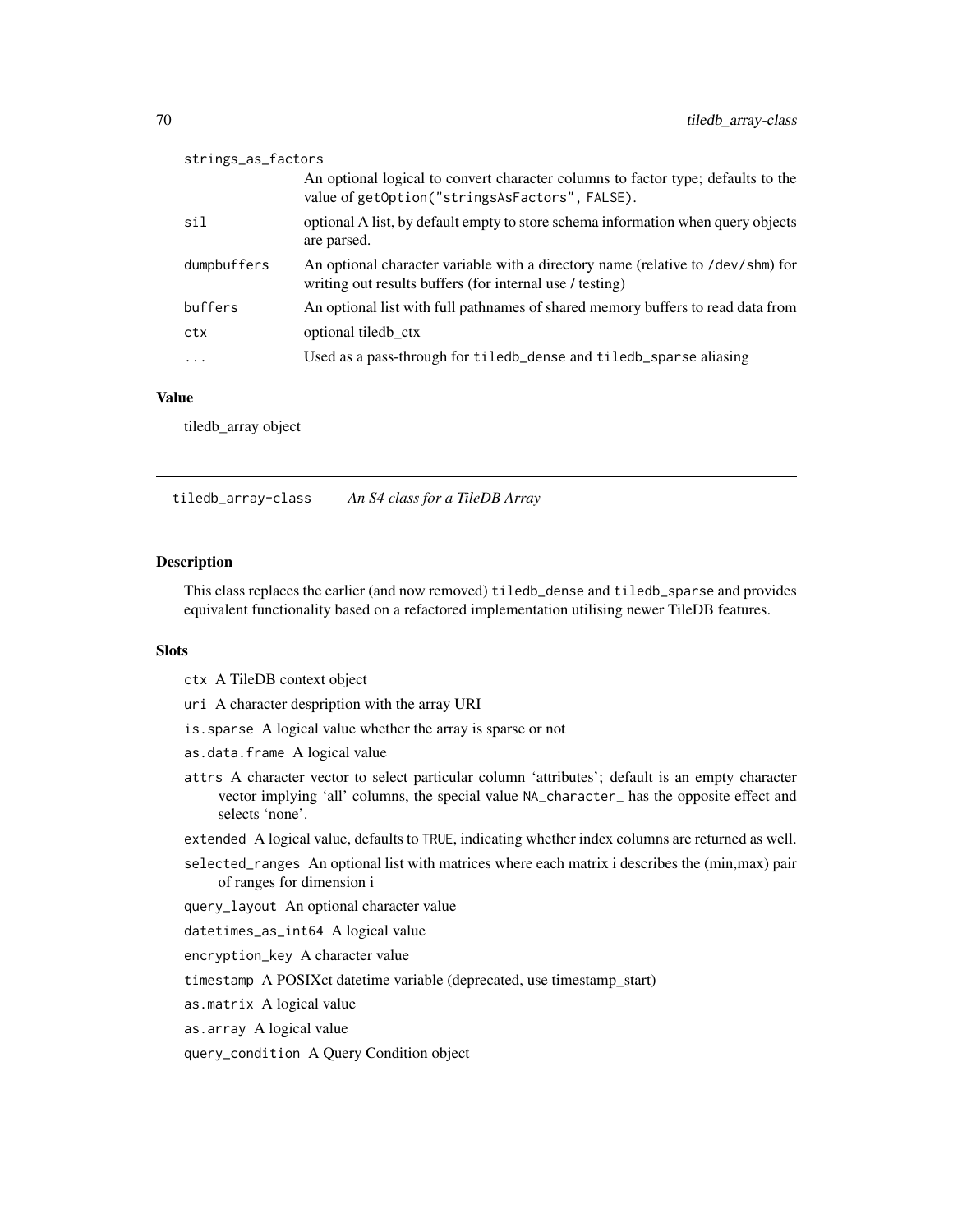strings_as_factors
: An optional logical to convert character columns to factor type; defaults to the value of `getOption("stringsAsFactors", FALSE)`.

sil
: optional A list, by default empty to store schema information when query objects are parsed.

dumpbuffers
: An optional character variable with a directory name (relative to `/dev/shm`) for writing out results buffers (for internal use / testing)

buffers
: An optional list with full pathnames of shared memory buffers to read data from

ctx
: optional tiledb_ctx

...
: Used as a pass-through for `tiledb_dense` and `tiledb_sparse` aliasing

### Value

tiledb_array object

---

## tiledb_array-class — *An S4 class for a TileDB Array*

### Description

This class replaces the earlier (and now removed) `tiledb_dense` and `tiledb_sparse` and provides equivalent functionality based on a refactored implementation utilising newer TileDB features.

### Slots

- `ctx` A TileDB context object
- `uri` A character despription with the array URI
- `is.sparse` A logical value whether the array is sparse or not
- `as.data.frame` A logical value
- `attrs` A character vector to select particular column 'attributes'; default is an empty character vector implying 'all' columns, the special value `NA_character_` has the opposite effect and selects 'none'.
- `extended` A logical value, defaults to `TRUE`, indicating whether index columns are returned as well.
- `selected_ranges` An optional list with matrices where each matrix i describes the (min,max) pair of ranges for dimension i
- `query_layout` An optional character value
- `datetimes_as_int64` A logical value
- `encryption_key` A character value
- `timestamp` A POSIXct datetime variable (deprecated, use timestamp_start)
- `as.matrix` A logical value
- `as.array` A logical value
- `query_condition` A Query Condition object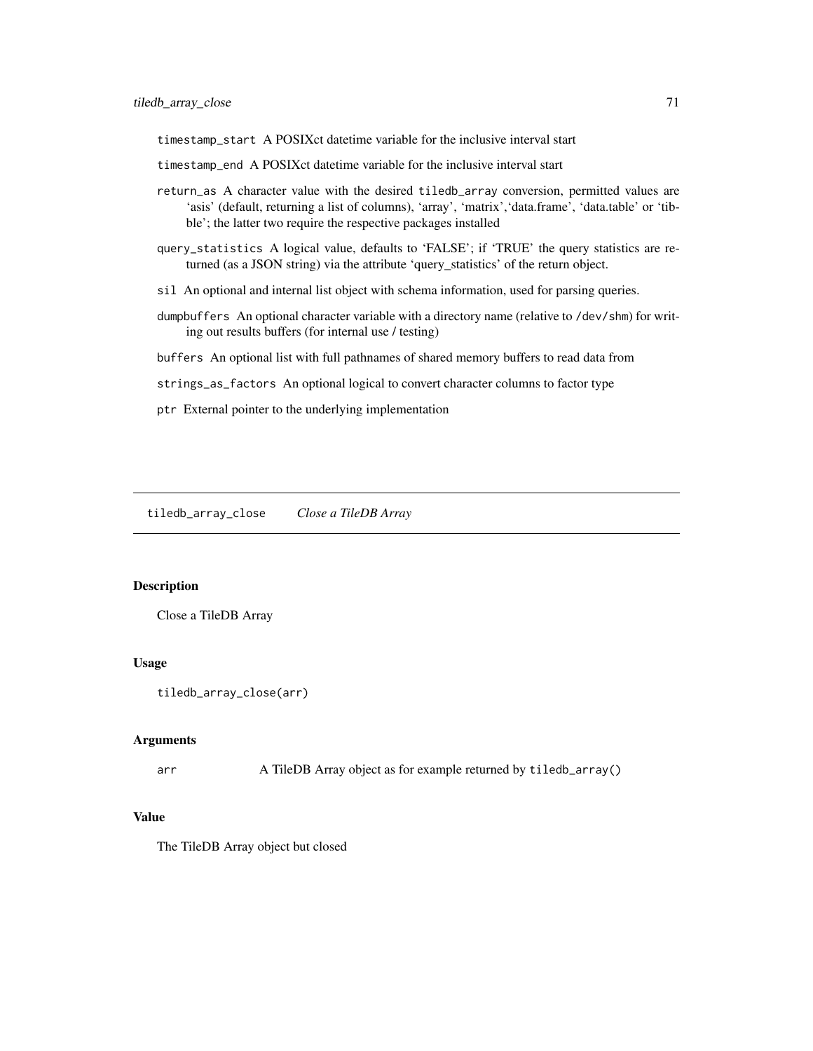timestamp_start A POSIXct datetime variable for the inclusive interval start

timestamp_end A POSIXct datetime variable for the inclusive interval start

return_as A character value with the desired tiledb_array conversion, permitted values are 'asis' (default, returning a list of columns), 'array', 'matrix','data.frame', 'data.table' or 'tibble'; the latter two require the respective packages installed

query_statistics A logical value, defaults to 'FALSE'; if 'TRUE' the query statistics are returned (as a JSON string) via the attribute 'query_statistics' of the return object.

sil An optional and internal list object with schema information, used for parsing queries.

dumpbuffers An optional character variable with a directory name (relative to /dev/shm) for writing out results buffers (for internal use / testing)

buffers An optional list with full pathnames of shared memory buffers to read data from

strings_as_factors An optional logical to convert character columns to factor type

ptr External pointer to the underlying implementation

## tiledb_array_close *Close a TileDB Array*

### Description

Close a TileDB Array

### Usage

```
tiledb_array_close(arr)
```

### Arguments

| | |
|---|---|
| arr | A TileDB Array object as for example returned by tiledb_array() |

### Value

The TileDB Array object but closed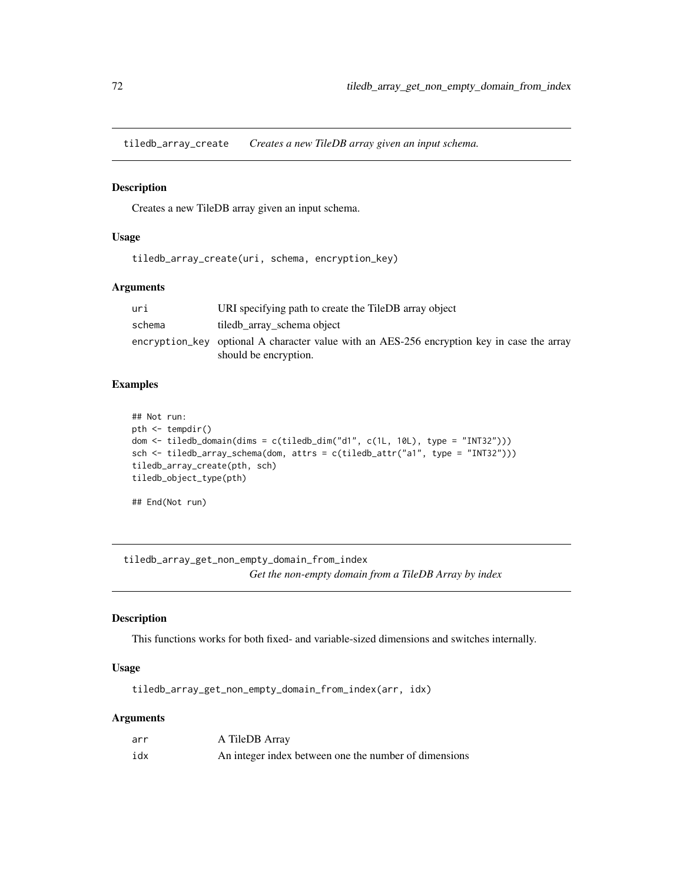## tiledb_array_create *Creates a new TileDB array given an input schema.*

### Description

Creates a new TileDB array given an input schema.

### Usage

```
tiledb_array_create(uri, schema, encryption_key)
```

### Arguments

| | |
|---|---|
| uri | URI specifying path to create the TileDB array object |
| schema | tiledb_array_schema object |
| encryption_key | optional A character value with an AES-256 encryption key in case the array should be encryption. |

### Examples

```
## Not run:
pth <- tempdir()
dom <- tiledb_domain(dims = c(tiledb_dim("d1", c(1L, 10L), type = "INT32")))
sch <- tiledb_array_schema(dom, attrs = c(tiledb_attr("a1", type = "INT32")))
tiledb_array_create(pth, sch)
tiledb_object_type(pth)

## End(Not run)
```

## tiledb_array_get_non_empty_domain_from_index *Get the non-empty domain from a TileDB Array by index*

### Description

This functions works for both fixed- and variable-sized dimensions and switches internally.

### Usage

```
tiledb_array_get_non_empty_domain_from_index(arr, idx)
```

### Arguments

| | |
|---|---|
| arr | A TileDB Array |
| idx | An integer index between one the number of dimensions |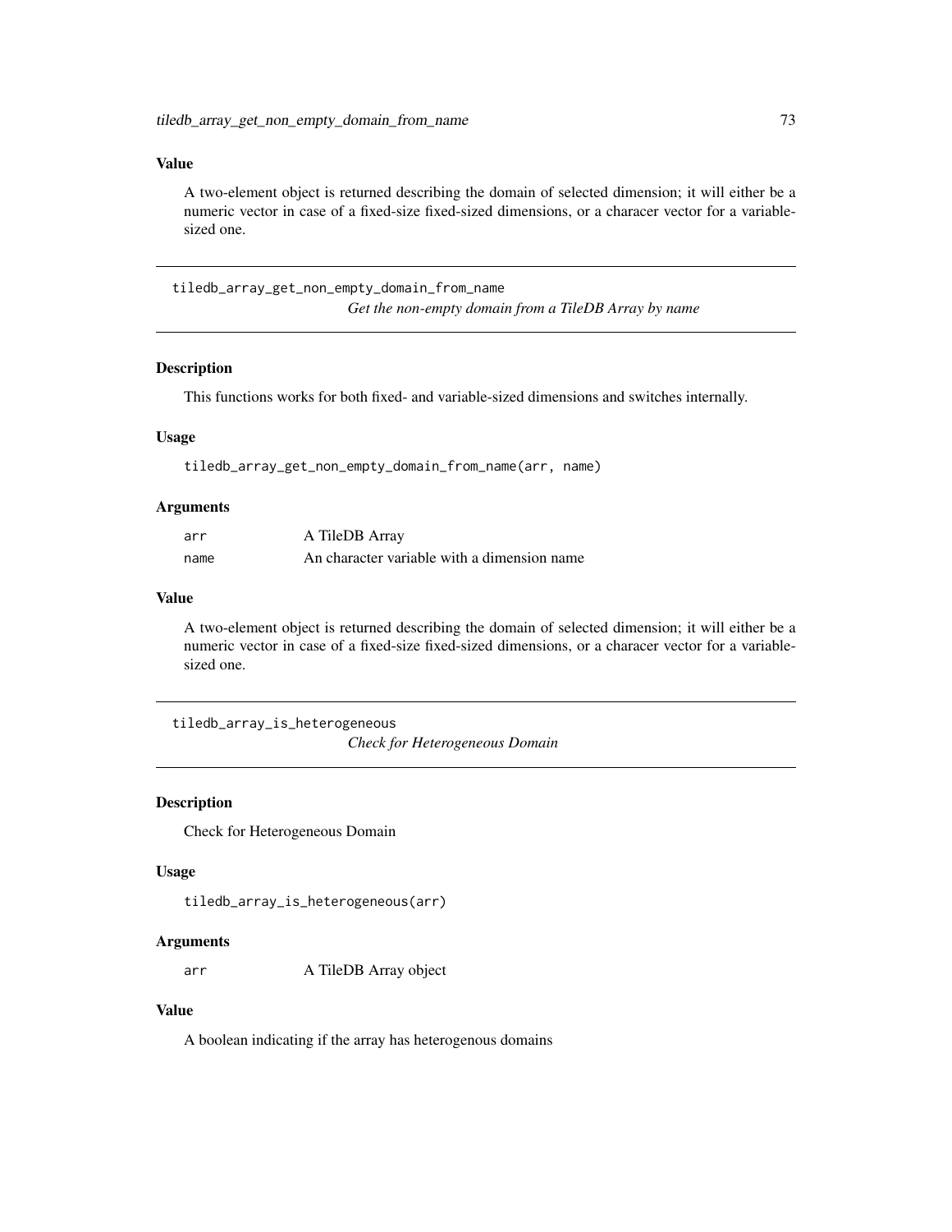## Value

A two-element object is returned describing the domain of selected dimension; it will either be a numeric vector in case of a fixed-size fixed-sized dimensions, or a characer vector for a variable-sized one.

---

# tiledb_array_get_non_empty_domain_from_name

*Get the non-empty domain from a TileDB Array by name*

---

## Description

This functions works for both fixed- and variable-sized dimensions and switches internally.

## Usage

```
tiledb_array_get_non_empty_domain_from_name(arr, name)
```

## Arguments

| | |
|---|---|
| `arr` | A TileDB Array |
| `name` | An character variable with a dimension name |

## Value

A two-element object is returned describing the domain of selected dimension; it will either be a numeric vector in case of a fixed-size fixed-sized dimensions, or a characer vector for a variable-sized one.

---

# tiledb_array_is_heterogeneous

*Check for Heterogeneous Domain*

---

## Description

Check for Heterogeneous Domain

## Usage

```
tiledb_array_is_heterogeneous(arr)
```

## Arguments

| | |
|---|---|
| `arr` | A TileDB Array object |

## Value

A boolean indicating if the array has heterogenous domains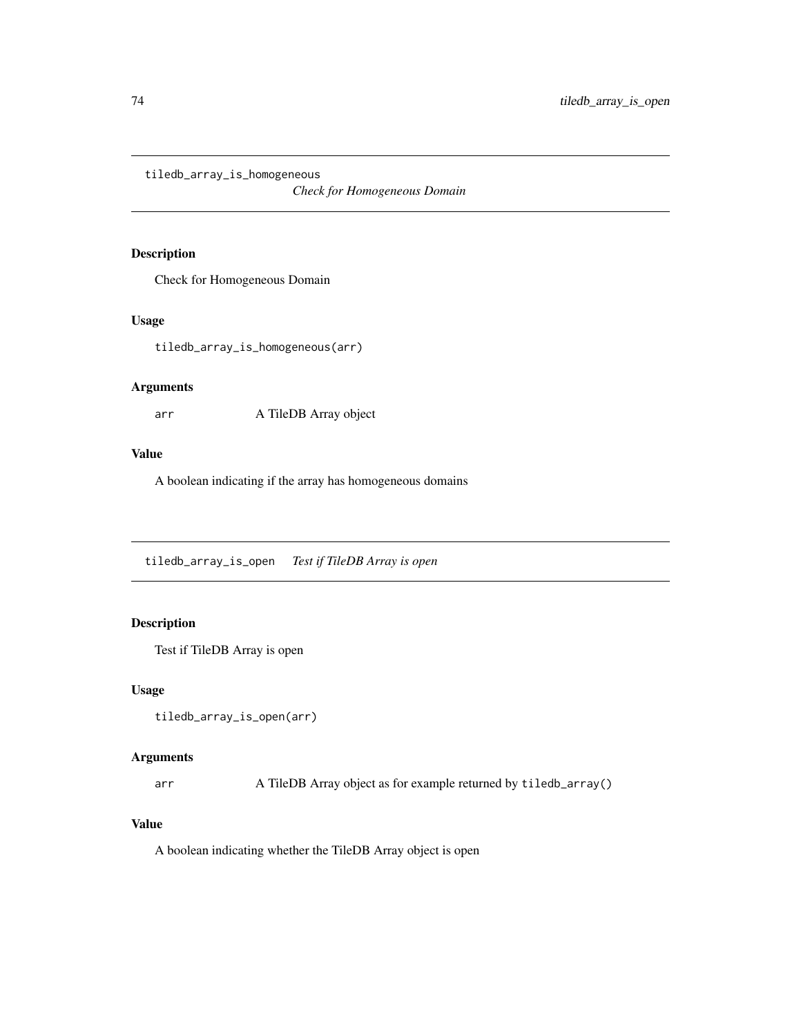## tiledb_array_is_homogeneous *Check for Homogeneous Domain*

### Description

Check for Homogeneous Domain

### Usage

```
tiledb_array_is_homogeneous(arr)
```

### Arguments

| | |
|---|---|
| arr | A TileDB Array object |

### Value

A boolean indicating if the array has homogeneous domains

## tiledb_array_is_open *Test if TileDB Array is open*

### Description

Test if TileDB Array is open

### Usage

```
tiledb_array_is_open(arr)
```

### Arguments

| | |
|---|---|
| arr | A TileDB Array object as for example returned by `tiledb_array()` |

### Value

A boolean indicating whether the TileDB Array object is open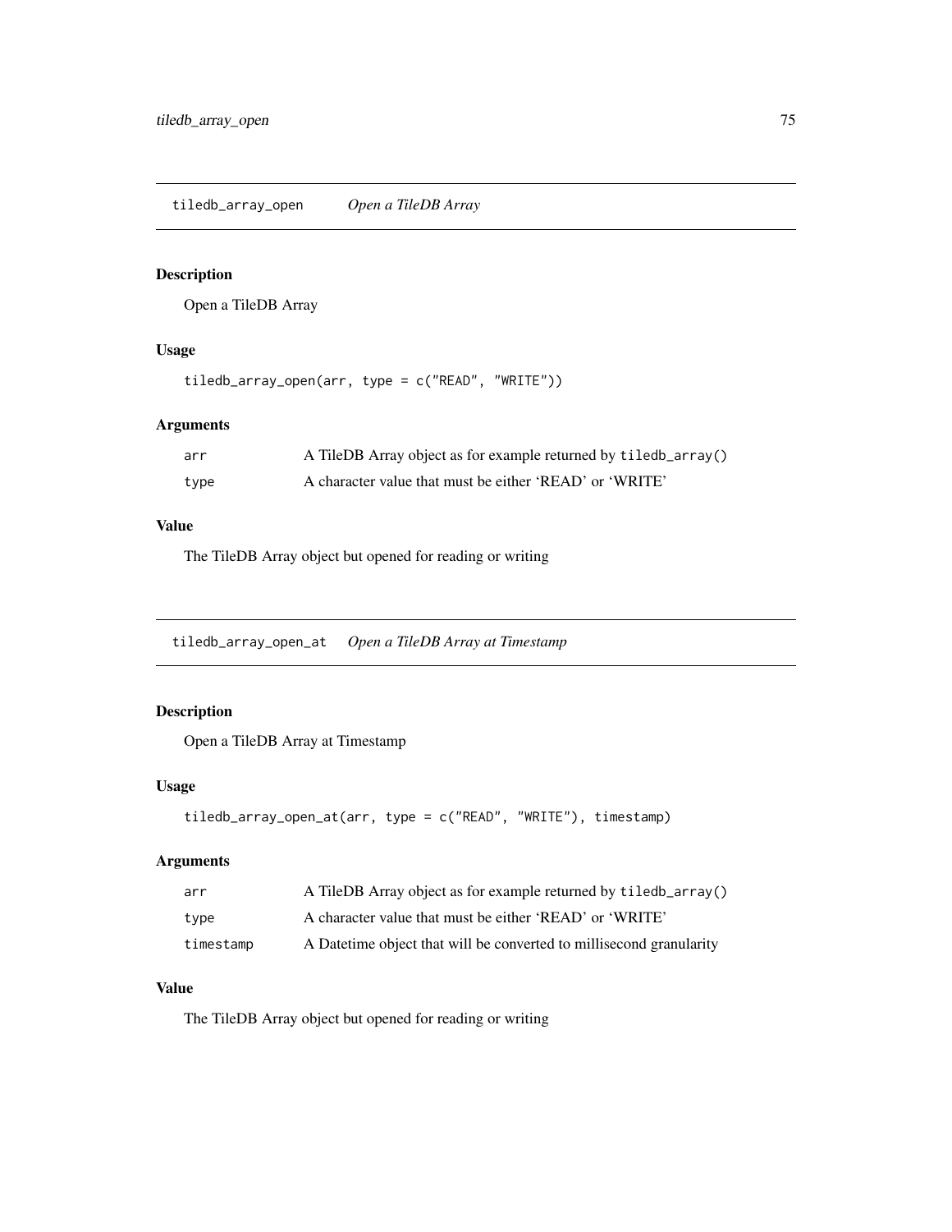## tiledb_array_open *Open a TileDB Array*

### Description

Open a TileDB Array

### Usage

```
tiledb_array_open(arr, type = c("READ", "WRITE"))
```

### Arguments

| | |
|---|---|
| arr | A TileDB Array object as for example returned by `tiledb_array()` |
| type | A character value that must be either 'READ' or 'WRITE' |

### Value

The TileDB Array object but opened for reading or writing

## tiledb_array_open_at *Open a TileDB Array at Timestamp*

### Description

Open a TileDB Array at Timestamp

### Usage

```
tiledb_array_open_at(arr, type = c("READ", "WRITE"), timestamp)
```

### Arguments

| | |
|---|---|
| arr | A TileDB Array object as for example returned by `tiledb_array()` |
| type | A character value that must be either 'READ' or 'WRITE' |
| timestamp | A Datetime object that will be converted to millisecond granularity |

### Value

The TileDB Array object but opened for reading or writing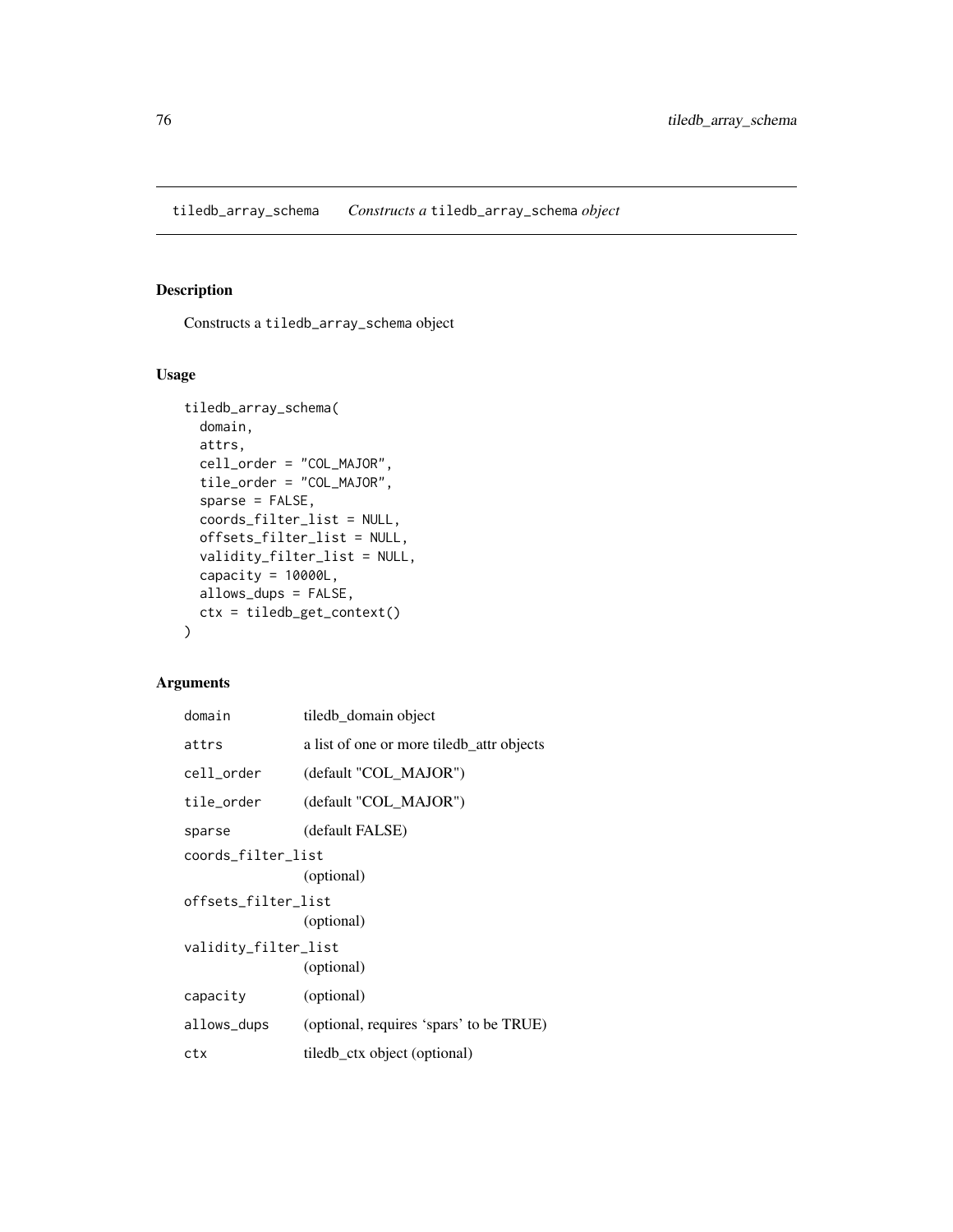tiledb_array_schema *Constructs a* tiledb_array_schema *object*

## Description

Constructs a tiledb_array_schema object

## Usage

```
tiledb_array_schema(
  domain,
  attrs,
  cell_order = "COL_MAJOR",
  tile_order = "COL_MAJOR",
  sparse = FALSE,
  coords_filter_list = NULL,
  offsets_filter_list = NULL,
  validity_filter_list = NULL,
  capacity = 10000L,
  allows_dups = FALSE,
  ctx = tiledb_get_context()
)
```

## Arguments

| | |
|---|---|
| domain | tiledb_domain object |
| attrs | a list of one or more tiledb_attr objects |
| cell_order | (default "COL_MAJOR") |
| tile_order | (default "COL_MAJOR") |
| sparse | (default FALSE) |
| coords_filter_list | (optional) |
| offsets_filter_list | (optional) |
| validity_filter_list | (optional) |
| capacity | (optional) |
| allows_dups | (optional, requires 'spars' to be TRUE) |
| ctx | tiledb_ctx object (optional) |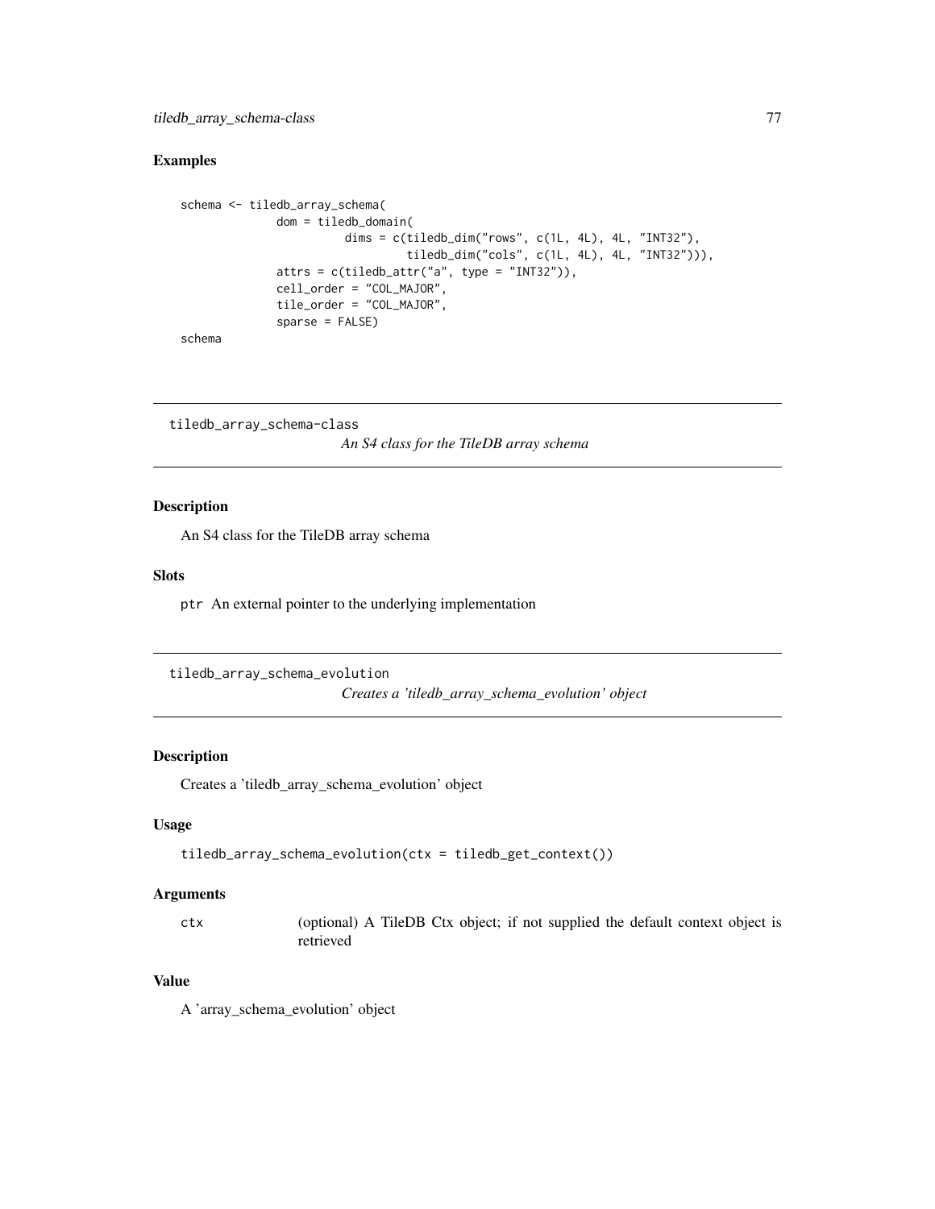## Examples

```
schema <- tiledb_array_schema(
              dom = tiledb_domain(
                        dims = c(tiledb_dim("rows", c(1L, 4L), 4L, "INT32"),
                                 tiledb_dim("cols", c(1L, 4L), 4L, "INT32"))),
              attrs = c(tiledb_attr("a", type = "INT32")),
              cell_order = "COL_MAJOR",
              tile_order = "COL_MAJOR",
              sparse = FALSE)
schema
```

---

# tiledb_array_schema-class

*An S4 class for the TileDB array schema*

## Description

An S4 class for the TileDB array schema

## Slots

`ptr` An external pointer to the underlying implementation

---

# tiledb_array_schema_evolution

*Creates a 'tiledb_array_schema_evolution' object*

## Description

Creates a 'tiledb_array_schema_evolution' object

## Usage

```
tiledb_array_schema_evolution(ctx = tiledb_get_context())
```

## Arguments

| | |
|---|---|
| ctx | (optional) A TileDB Ctx object; if not supplied the default context object is retrieved |

## Value

A 'array_schema_evolution' object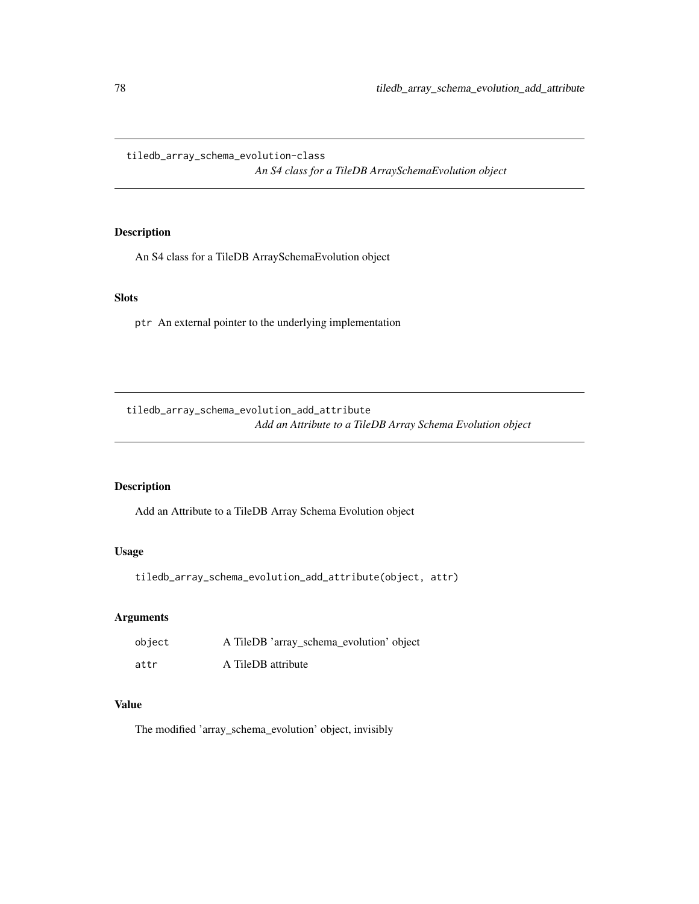## tiledb_array_schema_evolution-class

*An S4 class for a TileDB ArraySchemaEvolution object*

### Description

An S4 class for a TileDB ArraySchemaEvolution object

### Slots

`ptr` An external pointer to the underlying implementation

## tiledb_array_schema_evolution_add_attribute

*Add an Attribute to a TileDB Array Schema Evolution object*

### Description

Add an Attribute to a TileDB Array Schema Evolution object

### Usage

```
tiledb_array_schema_evolution_add_attribute(object, attr)
```

### Arguments

| | |
|---|---|
| `object` | A TileDB 'array_schema_evolution' object |
| `attr` | A TileDB attribute |

### Value

The modified 'array_schema_evolution' object, invisibly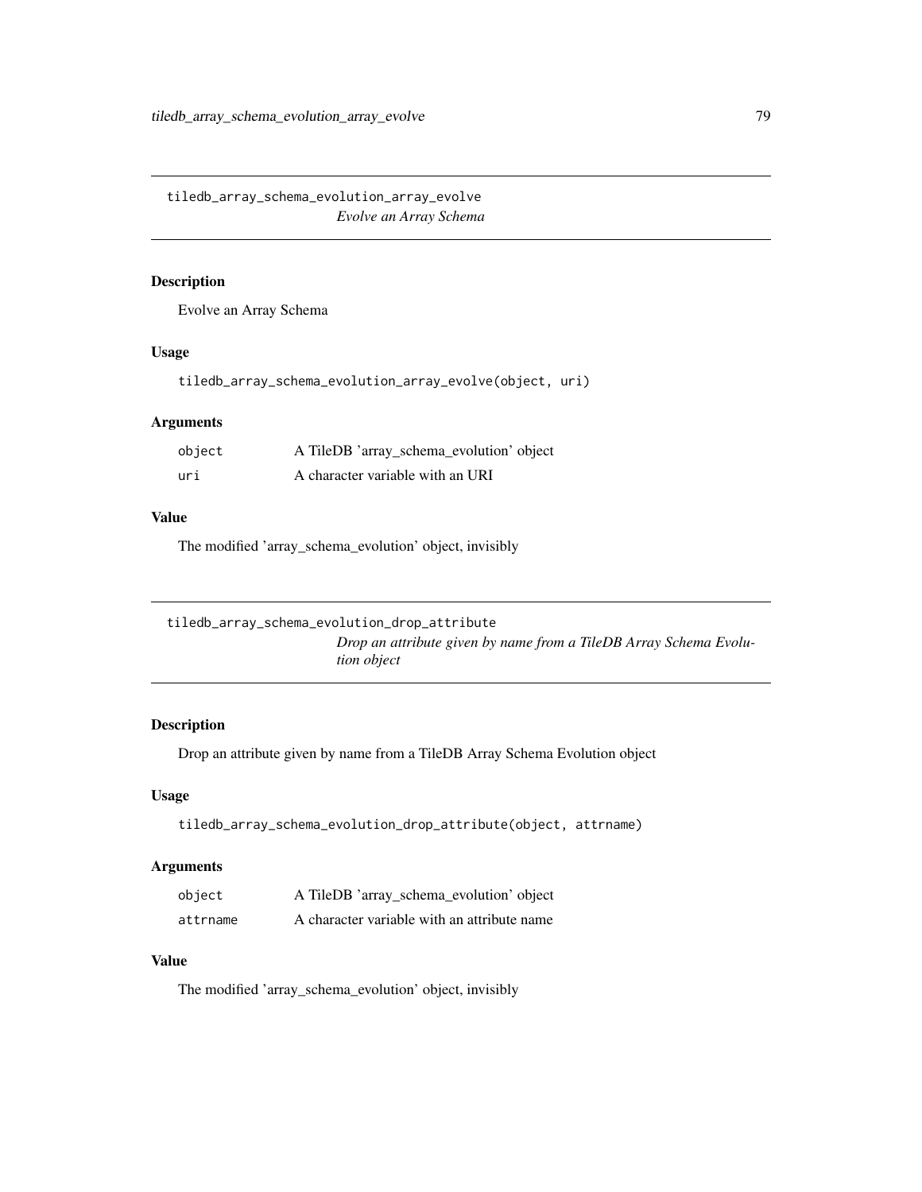## tiledb_array_schema_evolution_array_evolve

*Evolve an Array Schema*

### Description

Evolve an Array Schema

### Usage

```
tiledb_array_schema_evolution_array_evolve(object, uri)
```

### Arguments

| | |
|---|---|
| object | A TileDB 'array_schema_evolution' object |
| uri | A character variable with an URI |

### Value

The modified 'array_schema_evolution' object, invisibly

## tiledb_array_schema_evolution_drop_attribute

*Drop an attribute given by name from a TileDB Array Schema Evolution object*

### Description

Drop an attribute given by name from a TileDB Array Schema Evolution object

### Usage

```
tiledb_array_schema_evolution_drop_attribute(object, attrname)
```

### Arguments

| | |
|---|---|
| object | A TileDB 'array_schema_evolution' object |
| attrname | A character variable with an attribute name |

### Value

The modified 'array_schema_evolution' object, invisibly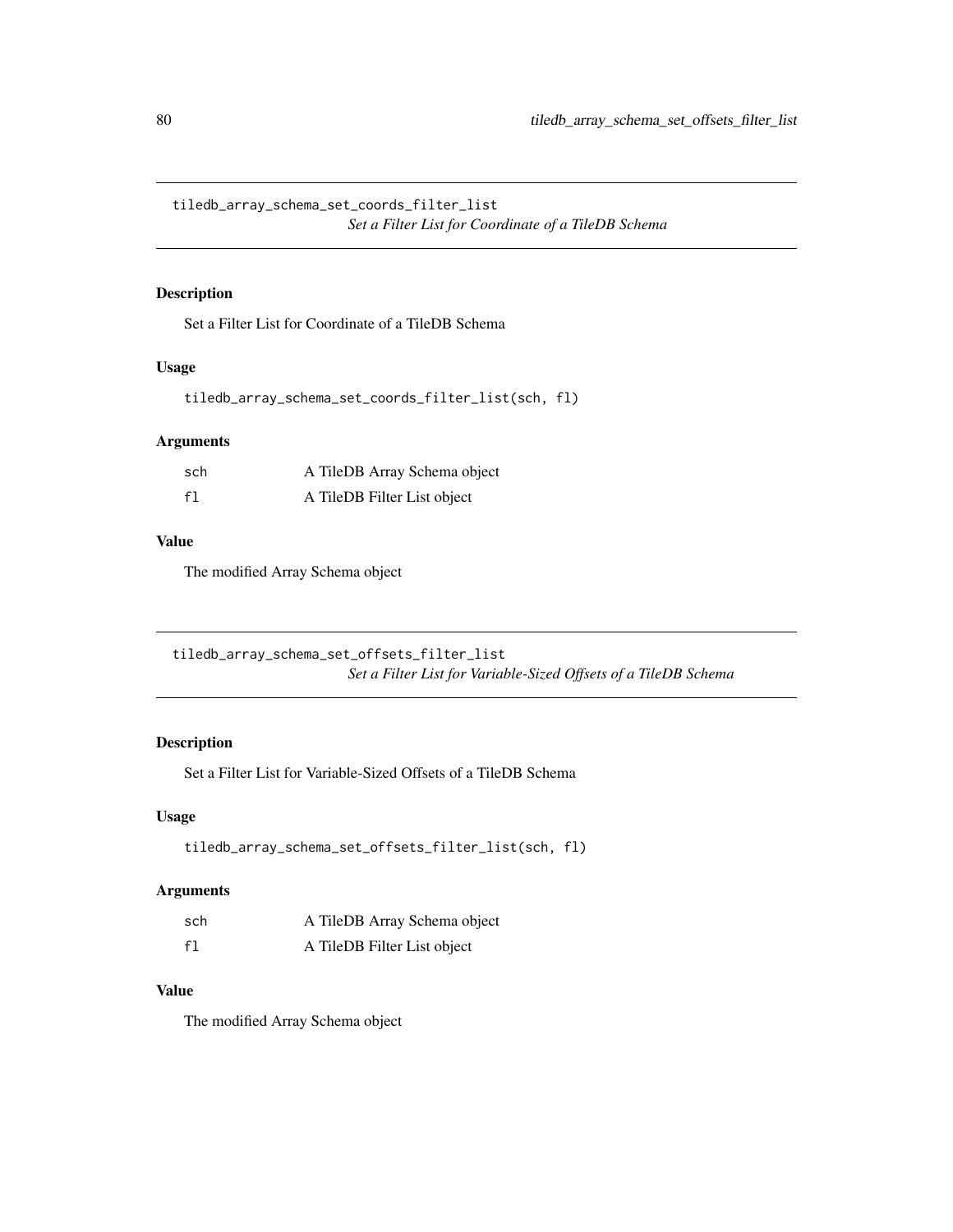## tiledb_array_schema_set_coords_filter_list

*Set a Filter List for Coordinate of a TileDB Schema*

### Description

Set a Filter List for Coordinate of a TileDB Schema

### Usage

```
tiledb_array_schema_set_coords_filter_list(sch, fl)
```

### Arguments

| | |
|---|---|
| sch | A TileDB Array Schema object |
| fl | A TileDB Filter List object |

### Value

The modified Array Schema object

## tiledb_array_schema_set_offsets_filter_list

*Set a Filter List for Variable-Sized Offsets of a TileDB Schema*

### Description

Set a Filter List for Variable-Sized Offsets of a TileDB Schema

### Usage

```
tiledb_array_schema_set_offsets_filter_list(sch, fl)
```

### Arguments

| | |
|---|---|
| sch | A TileDB Array Schema object |
| fl | A TileDB Filter List object |

### Value

The modified Array Schema object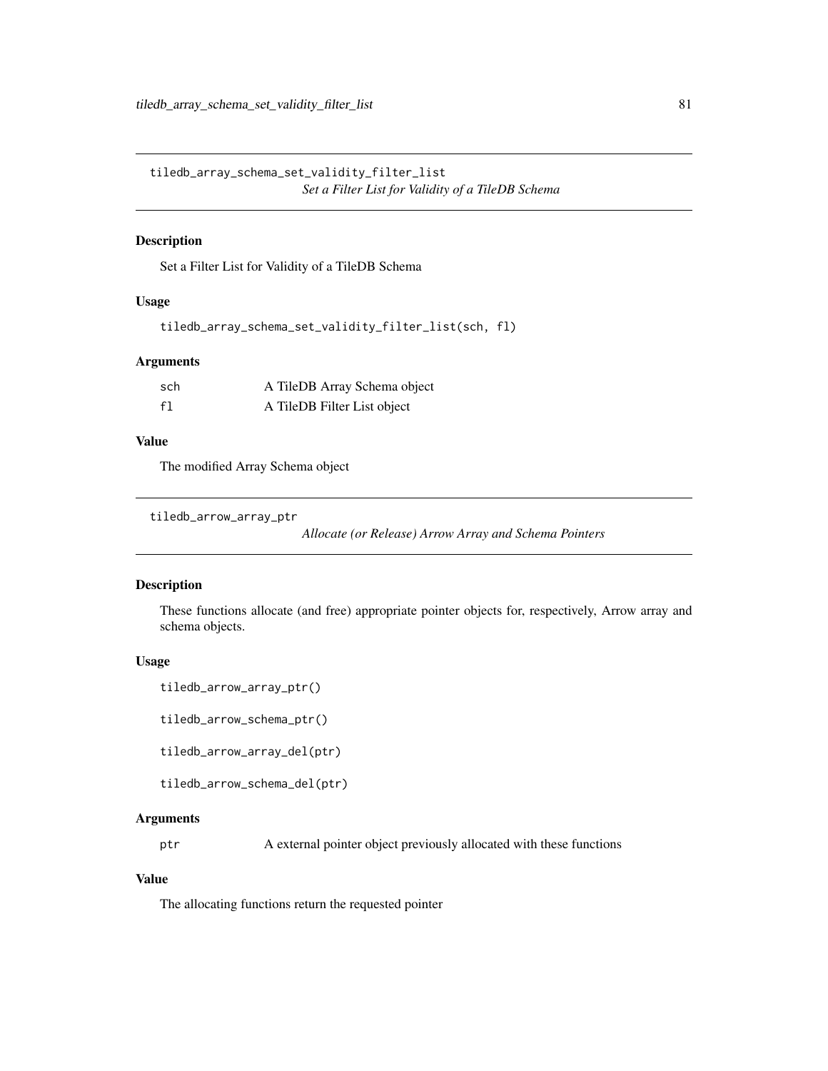## tiledb_array_schema_set_validity_filter_list

*Set a Filter List for Validity of a TileDB Schema*

### Description

Set a Filter List for Validity of a TileDB Schema

### Usage

```
tiledb_array_schema_set_validity_filter_list(sch, fl)
```

### Arguments

| | |
|---|---|
| sch | A TileDB Array Schema object |
| fl | A TileDB Filter List object |

### Value

The modified Array Schema object

## tiledb_arrow_array_ptr

*Allocate (or Release) Arrow Array and Schema Pointers*

### Description

These functions allocate (and free) appropriate pointer objects for, respectively, Arrow array and schema objects.

### Usage

```
tiledb_arrow_array_ptr()

tiledb_arrow_schema_ptr()

tiledb_arrow_array_del(ptr)

tiledb_arrow_schema_del(ptr)
```

### Arguments

| | |
|---|---|
| ptr | A external pointer object previously allocated with these functions |

### Value

The allocating functions return the requested pointer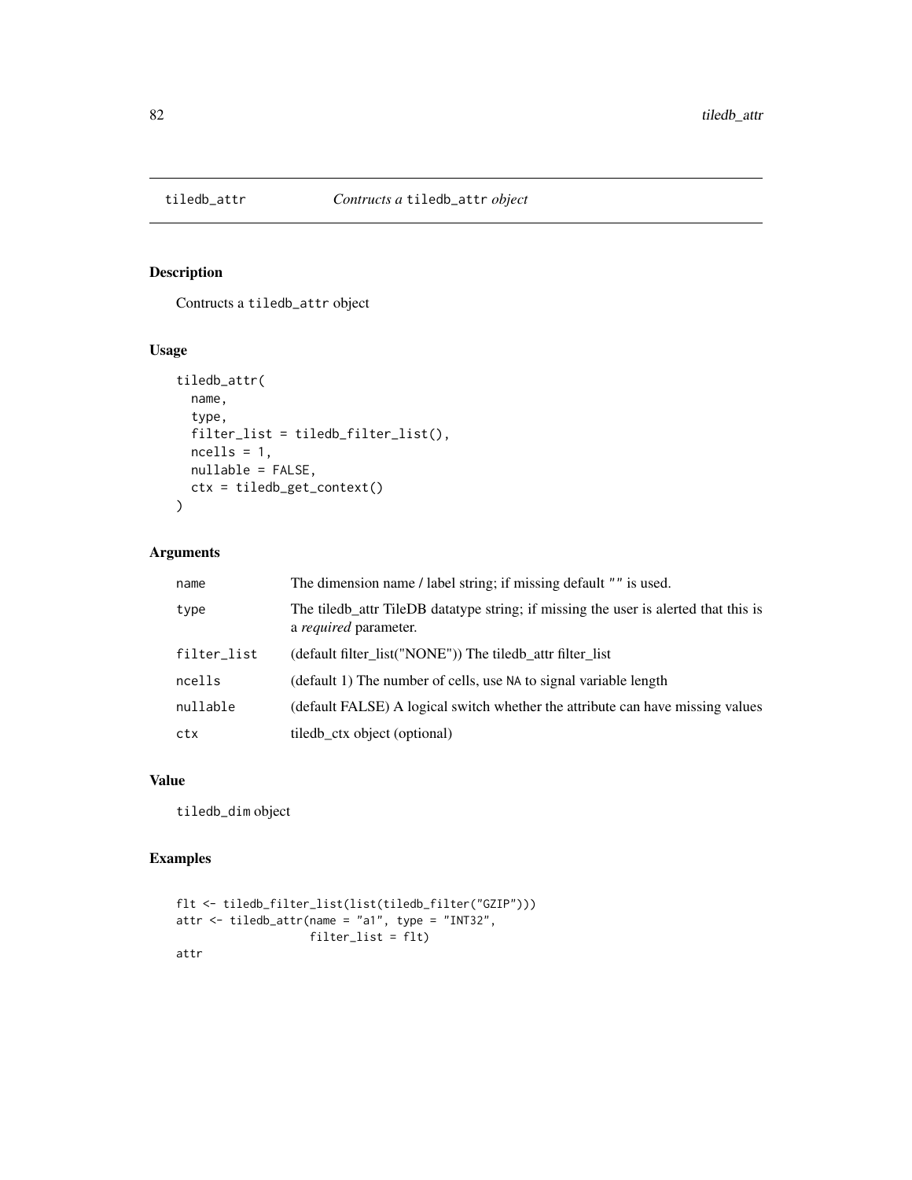## tiledb_attr — *Contructs a* `tiledb_attr` *object*

### Description

Contructs a `tiledb_attr` object

### Usage

```
tiledb_attr(
  name,
  type,
  filter_list = tiledb_filter_list(),
  ncells = 1,
  nullable = FALSE,
  ctx = tiledb_get_context()
)
```

### Arguments

| | |
|---|---|
| `name` | The dimension name / label string; if missing default `""` is used. |
| `type` | The tiledb_attr TileDB datatype string; if missing the user is alerted that this is a *required* parameter. |
| `filter_list` | (default filter_list("NONE")) The tiledb_attr filter_list |
| `ncells` | (default 1) The number of cells, use `NA` to signal variable length |
| `nullable` | (default FALSE) A logical switch whether the attribute can have missing values |
| `ctx` | tiledb_ctx object (optional) |

### Value

`tiledb_dim` object

### Examples

```
flt <- tiledb_filter_list(list(tiledb_filter("GZIP")))
attr <- tiledb_attr(name = "a1", type = "INT32",
                    filter_list = flt)
attr
```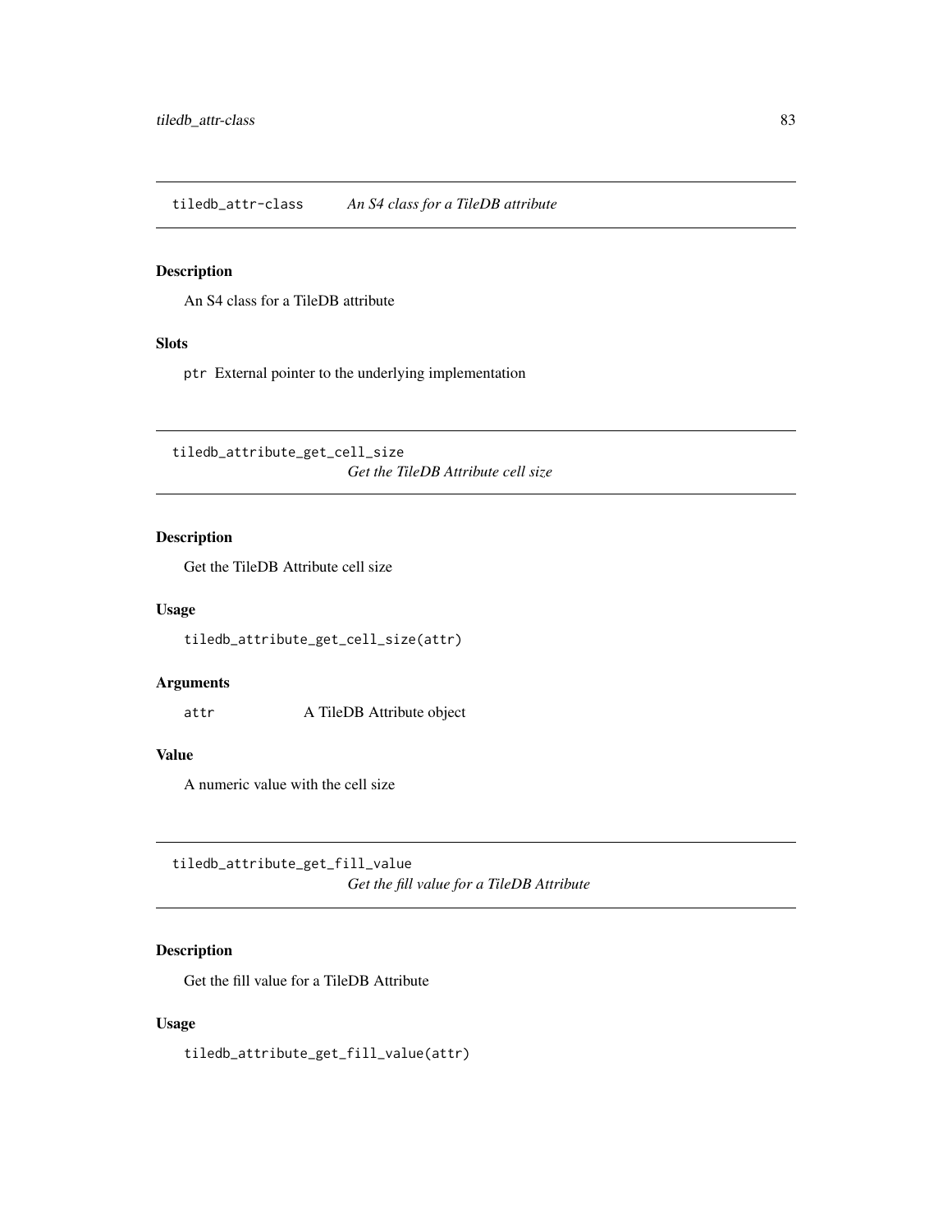## tiledb_attr-class *An S4 class for a TileDB attribute*

### Description

An S4 class for a TileDB attribute

### Slots

`ptr` External pointer to the underlying implementation

## tiledb_attribute_get_cell_size *Get the TileDB Attribute cell size*

### Description

Get the TileDB Attribute cell size

### Usage

```
tiledb_attribute_get_cell_size(attr)
```

### Arguments

`attr` A TileDB Attribute object

### Value

A numeric value with the cell size

## tiledb_attribute_get_fill_value *Get the fill value for a TileDB Attribute*

### Description

Get the fill value for a TileDB Attribute

### Usage

```
tiledb_attribute_get_fill_value(attr)
```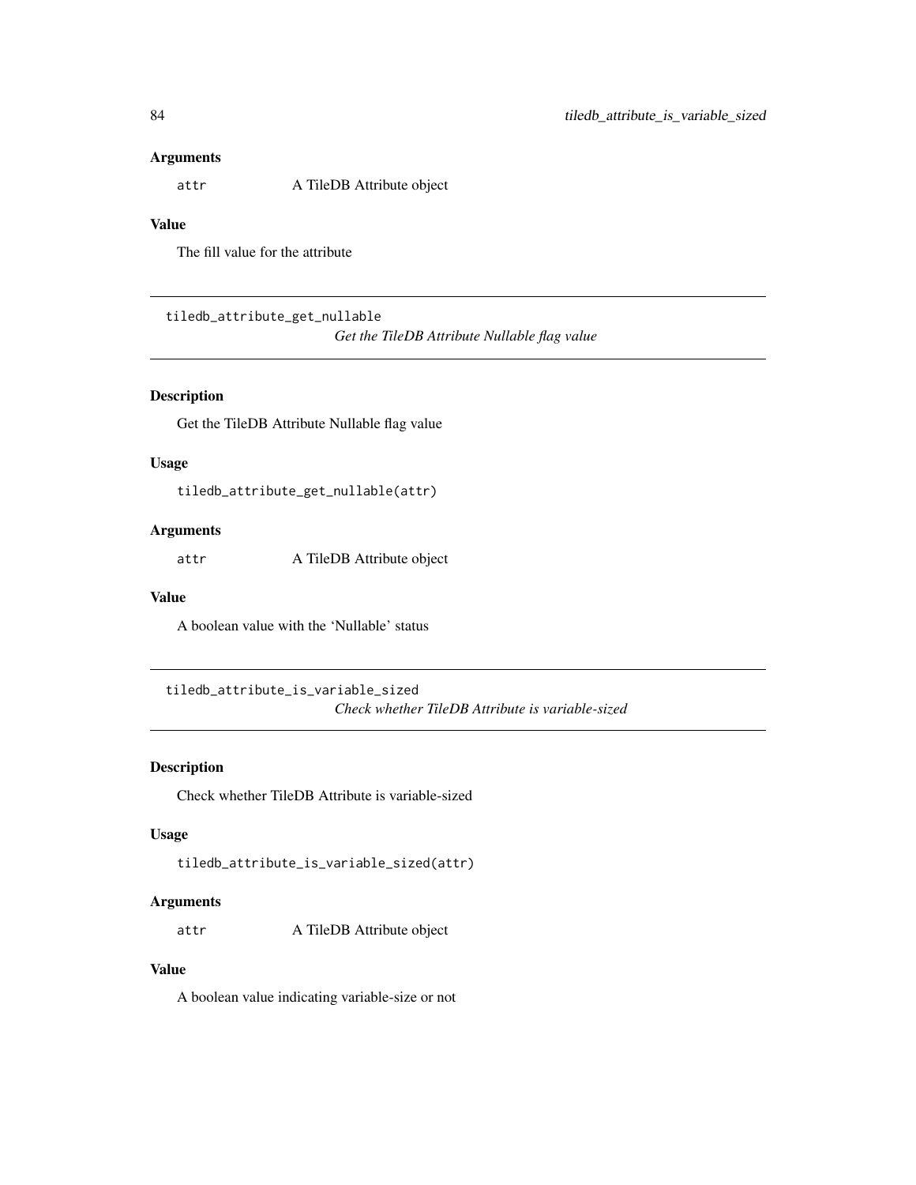## Arguments

attr A TileDB Attribute object

## Value

The fill value for the attribute

---

# tiledb_attribute_get_nullable

*Get the TileDB Attribute Nullable flag value*

## Description

Get the TileDB Attribute Nullable flag value

## Usage

```
tiledb_attribute_get_nullable(attr)
```

## Arguments

attr A TileDB Attribute object

## Value

A boolean value with the 'Nullable' status

---

# tiledb_attribute_is_variable_sized

*Check whether TileDB Attribute is variable-sized*

## Description

Check whether TileDB Attribute is variable-sized

## Usage

```
tiledb_attribute_is_variable_sized(attr)
```

## Arguments

attr A TileDB Attribute object

## Value

A boolean value indicating variable-size or not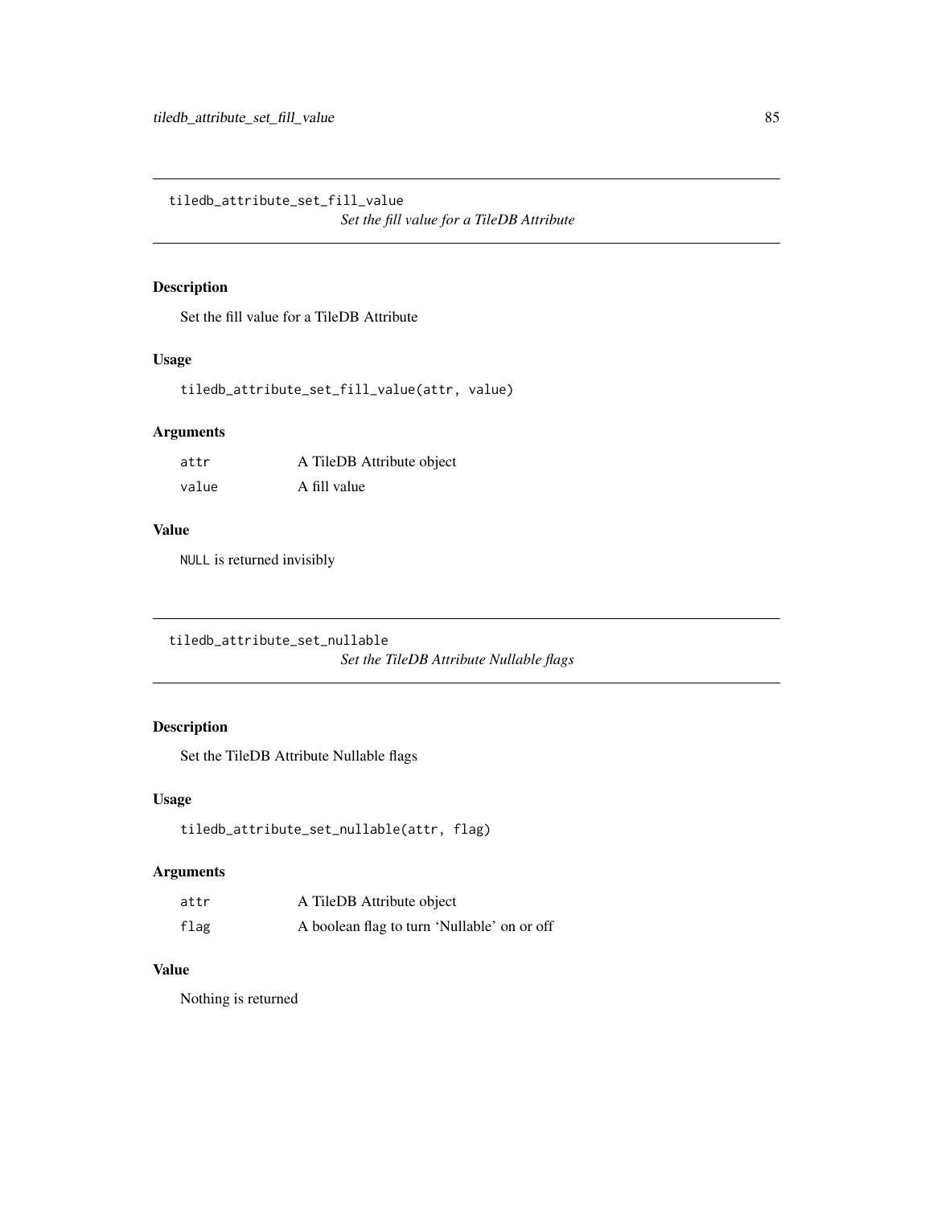## tiledb_attribute_set_fill_value

*Set the fill value for a TileDB Attribute*

### Description

Set the fill value for a TileDB Attribute

### Usage

```
tiledb_attribute_set_fill_value(attr, value)
```

### Arguments

| | |
|---|---|
| attr | A TileDB Attribute object |
| value | A fill value |

### Value

NULL is returned invisibly

## tiledb_attribute_set_nullable

*Set the TileDB Attribute Nullable flags*

### Description

Set the TileDB Attribute Nullable flags

### Usage

```
tiledb_attribute_set_nullable(attr, flag)
```

### Arguments

| | |
|---|---|
| attr | A TileDB Attribute object |
| flag | A boolean flag to turn 'Nullable' on or off |

### Value

Nothing is returned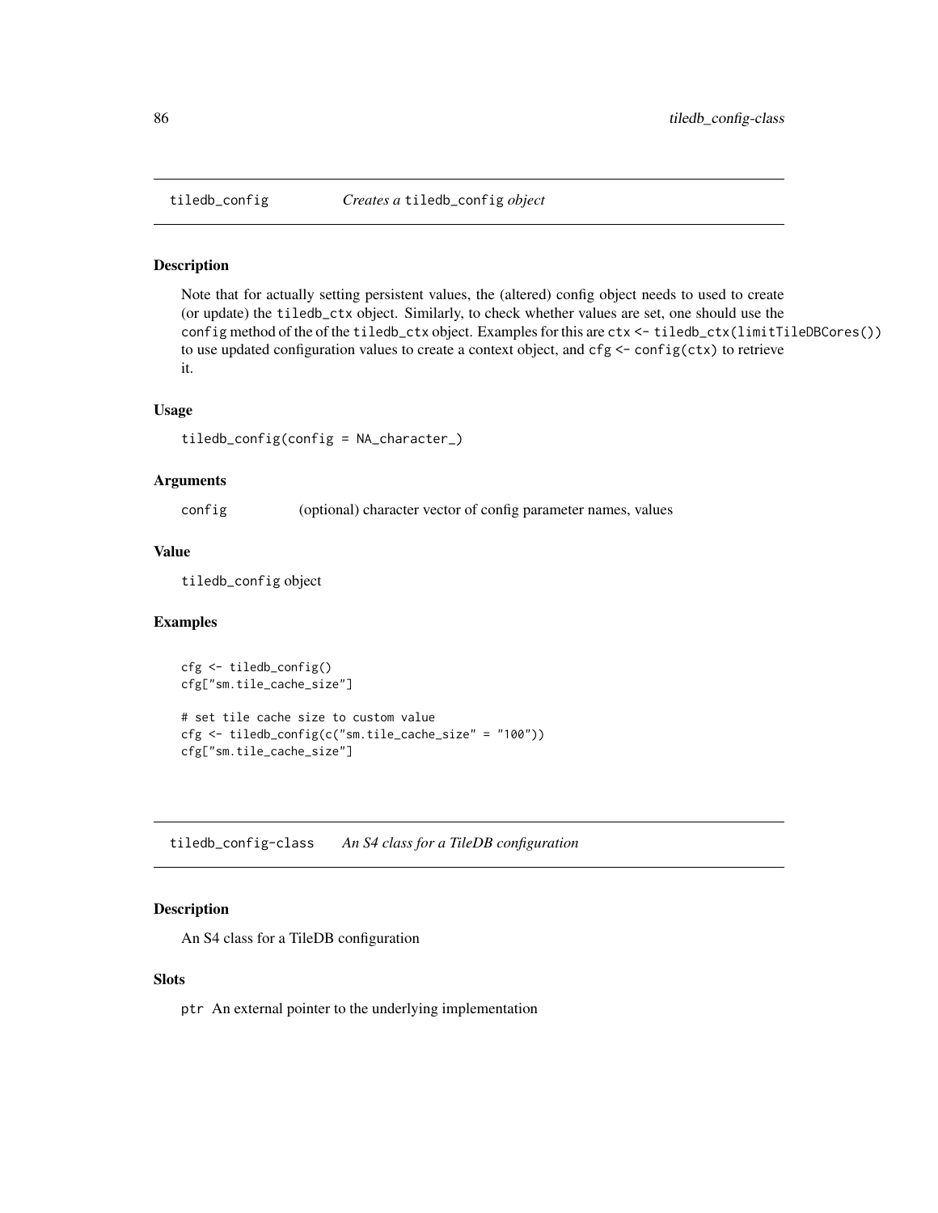## tiledb_config — *Creates a* `tiledb_config` *object*

### Description

Note that for actually setting persistent values, the (altered) config object needs to used to create (or update) the `tiledb_ctx` object. Similarly, to check whether values are set, one should use the `config` method of the of the `tiledb_ctx` object. Examples for this are `ctx <- tiledb_ctx(limitTileDBCores())` to use updated configuration values to create a context object, and `cfg <- config(ctx)` to retrieve it.

### Usage

```
tiledb_config(config = NA_character_)
```

### Arguments

config    (optional) character vector of config parameter names, values

### Value

`tiledb_config` object

### Examples

```
cfg <- tiledb_config()
cfg["sm.tile_cache_size"]

# set tile cache size to custom value
cfg <- tiledb_config(c("sm.tile_cache_size" = "100"))
cfg["sm.tile_cache_size"]
```

## tiledb_config-class — *An S4 class for a TileDB configuration*

### Description

An S4 class for a TileDB configuration

### Slots

`ptr` An external pointer to the underlying implementation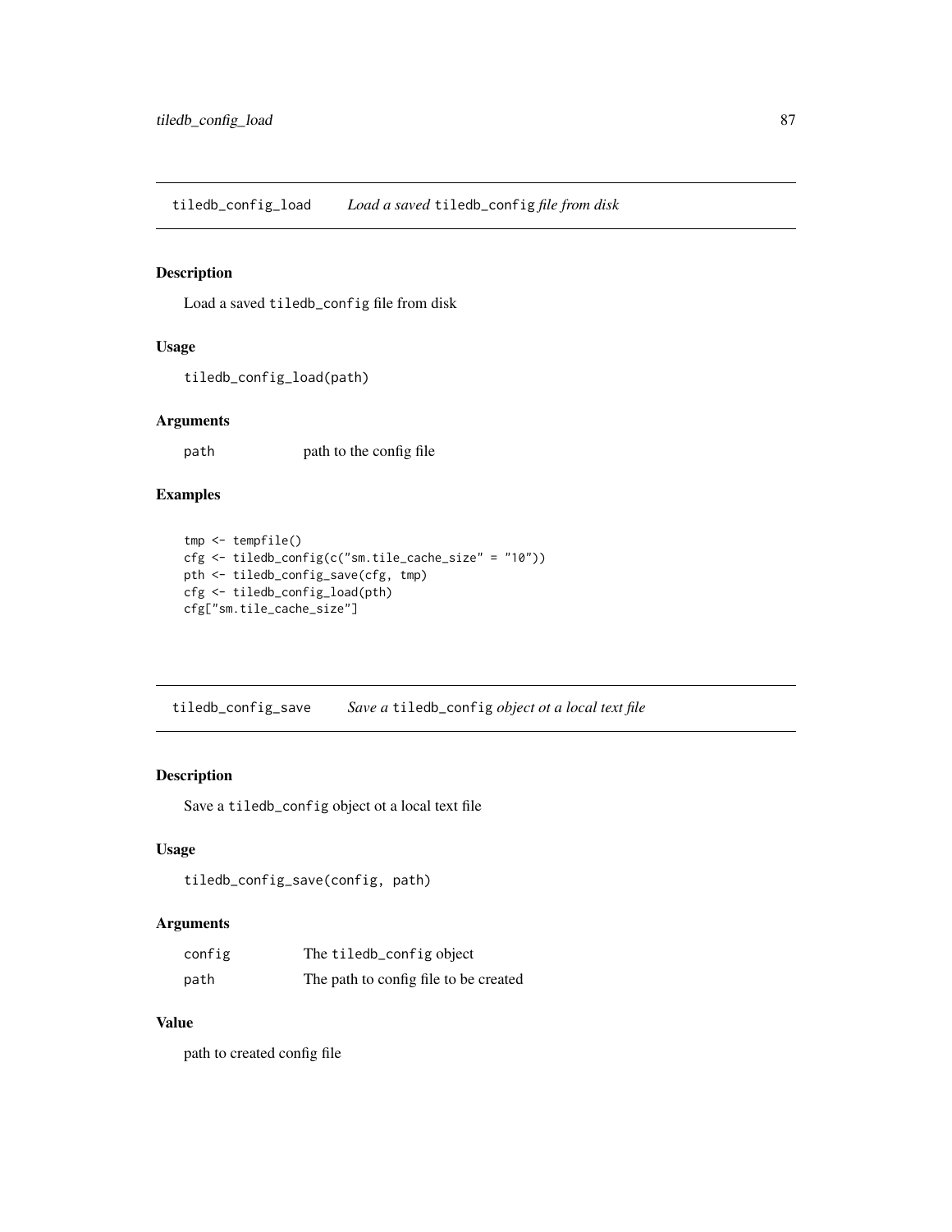## tiledb_config_load    *Load a saved* tiledb_config *file from disk*

### Description

Load a saved tiledb_config file from disk

### Usage

```
tiledb_config_load(path)
```

### Arguments

| | |
|---|---|
| path | path to the config file |

### Examples

```
tmp <- tempfile()
cfg <- tiledb_config(c("sm.tile_cache_size" = "10"))
pth <- tiledb_config_save(cfg, tmp)
cfg <- tiledb_config_load(pth)
cfg["sm.tile_cache_size"]
```

## tiledb_config_save    *Save a* tiledb_config *object ot a local text file*

### Description

Save a tiledb_config object ot a local text file

### Usage

```
tiledb_config_save(config, path)
```

### Arguments

| | |
|---|---|
| config | The tiledb_config object |
| path | The path to config file to be created |

### Value

path to created config file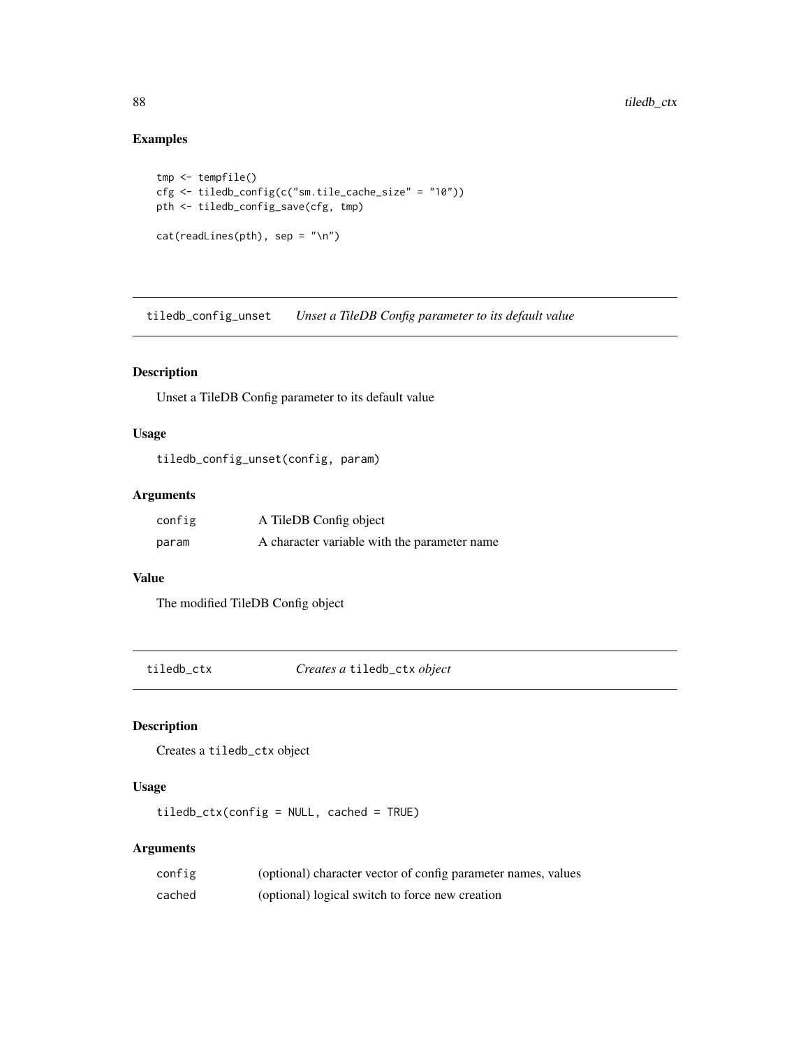## Examples

```
tmp <- tempfile()
cfg <- tiledb_config(c("sm.tile_cache_size" = "10"))
pth <- tiledb_config_save(cfg, tmp)

cat(readLines(pth), sep = "\n")
```

---

# tiledb_config_unset    *Unset a TileDB Config parameter to its default value*

## Description

Unset a TileDB Config parameter to its default value

## Usage

```
tiledb_config_unset(config, param)
```

## Arguments

| | |
|---|---|
| config | A TileDB Config object |
| param | A character variable with the parameter name |

## Value

The modified TileDB Config object

---

# tiledb_ctx    *Creates a `tiledb_ctx` object*

## Description

Creates a `tiledb_ctx` object

## Usage

```
tiledb_ctx(config = NULL, cached = TRUE)
```

## Arguments

| | |
|---|---|
| config | (optional) character vector of config parameter names, values |
| cached | (optional) logical switch to force new creation |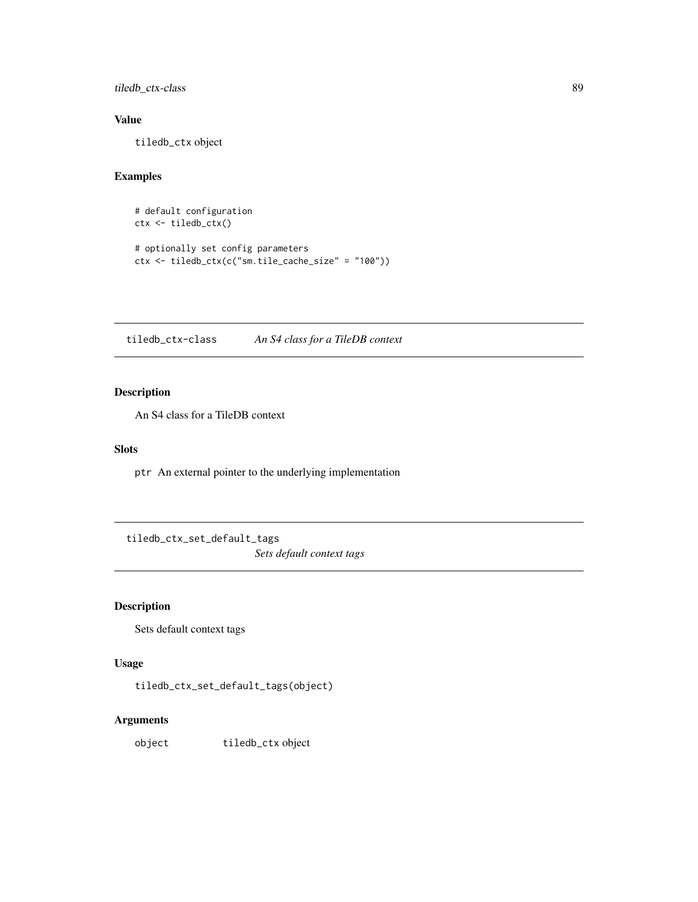## Value

`tiledb_ctx` object

## Examples

```
# default configuration
ctx <- tiledb_ctx()

# optionally set config parameters
ctx <- tiledb_ctx(c("sm.tile_cache_size" = "100"))
```

---

# tiledb_ctx-class    *An S4 class for a TileDB context*

## Description

An S4 class for a TileDB context

## Slots

`ptr` An external pointer to the underlying implementation

---

# tiledb_ctx_set_default_tags    *Sets default context tags*

## Description

Sets default context tags

## Usage

```
tiledb_ctx_set_default_tags(object)
```

## Arguments

| | |
|---|---|
| object | `tiledb_ctx` object |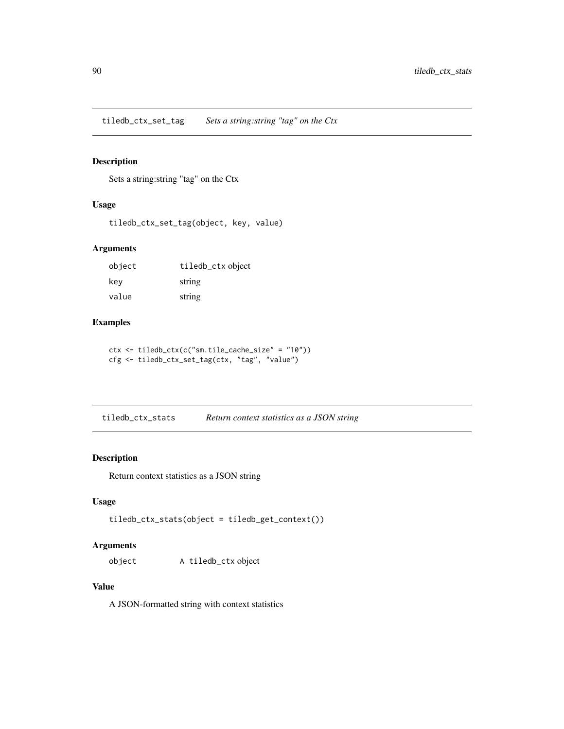## tiledb_ctx_set_tag    *Sets a string:string "tag" on the Ctx*

### Description

Sets a string:string "tag" on the Ctx

### Usage

```
tiledb_ctx_set_tag(object, key, value)
```

### Arguments

| | |
|---|---|
| object | tiledb_ctx object |
| key | string |
| value | string |

### Examples

```
ctx <- tiledb_ctx(c("sm.tile_cache_size" = "10"))
cfg <- tiledb_ctx_set_tag(ctx, "tag", "value")
```

## tiledb_ctx_stats    *Return context statistics as a JSON string*

### Description

Return context statistics as a JSON string

### Usage

```
tiledb_ctx_stats(object = tiledb_get_context())
```

### Arguments

| | |
|---|---|
| object | A tiledb_ctx object |

### Value

A JSON-formatted string with context statistics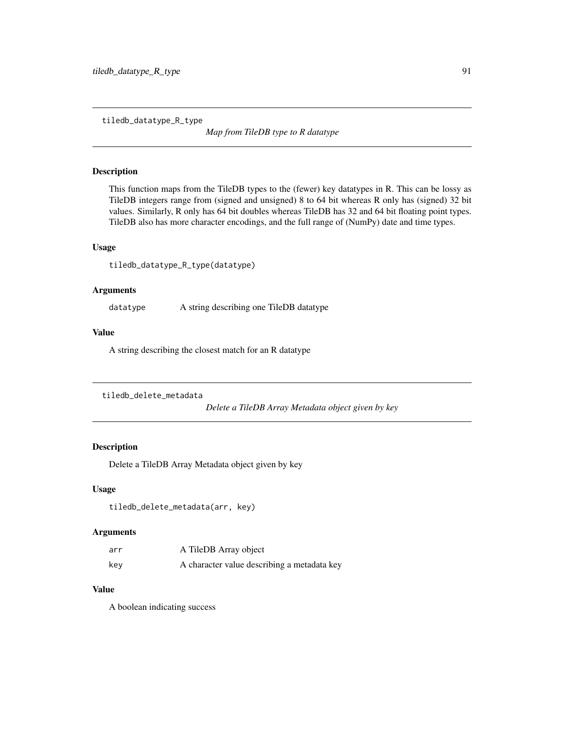## tiledb_datatype_R_type

*Map from TileDB type to R datatype*

### Description

This function maps from the TileDB types to the (fewer) key datatypes in R. This can be lossy as TileDB integers range from (signed and unsigned) 8 to 64 bit whereas R only has (signed) 32 bit values. Similarly, R only has 64 bit doubles whereas TileDB has 32 and 64 bit floating point types. TileDB also has more character encodings, and the full range of (NumPy) date and time types.

### Usage

```
tiledb_datatype_R_type(datatype)
```

### Arguments

| | |
|---|---|
| datatype | A string describing one TileDB datatype |

### Value

A string describing the closest match for an R datatype

## tiledb_delete_metadata

*Delete a TileDB Array Metadata object given by key*

### Description

Delete a TileDB Array Metadata object given by key

### Usage

```
tiledb_delete_metadata(arr, key)
```

### Arguments

| | |
|---|---|
| arr | A TileDB Array object |
| key | A character value describing a metadata key |

### Value

A boolean indicating success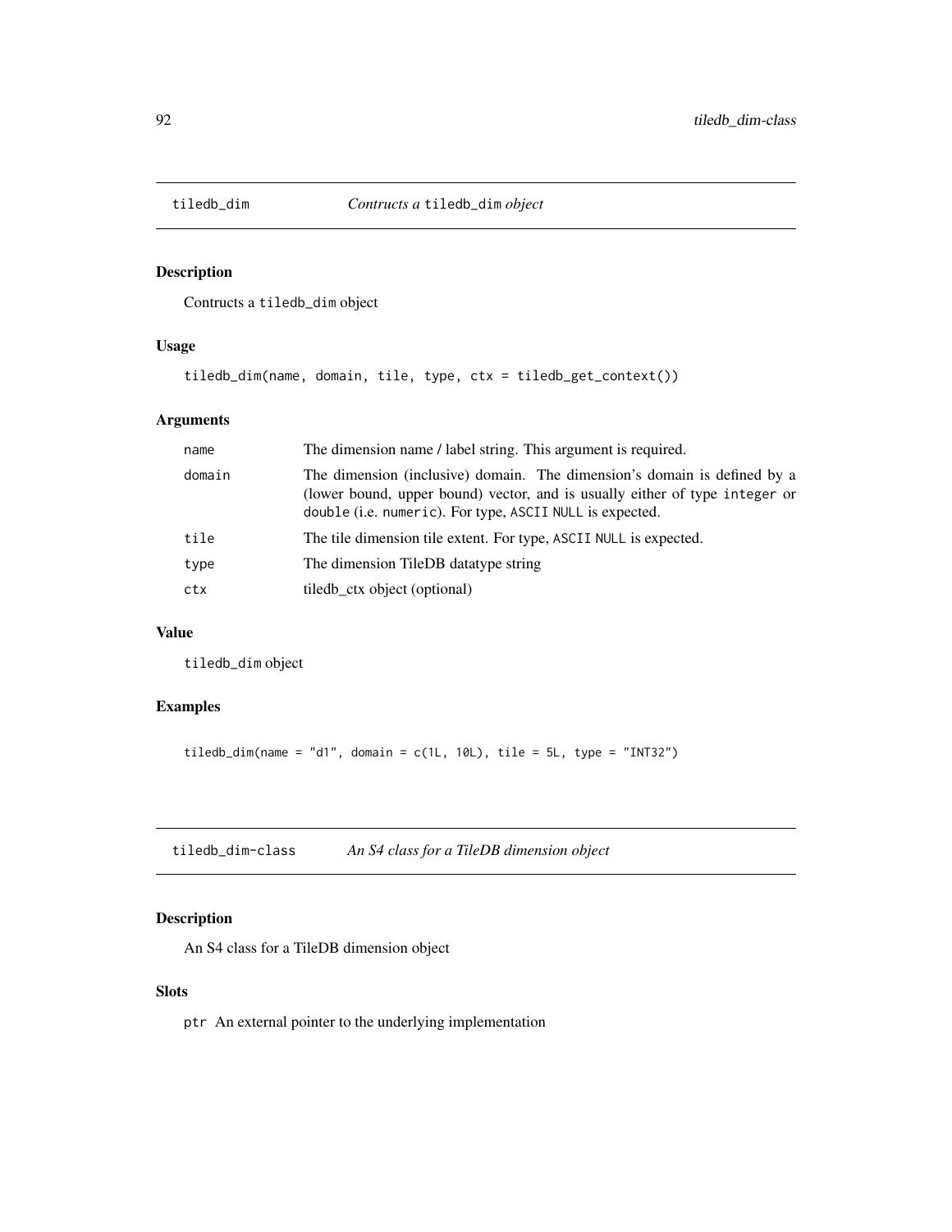## tiledb_dim — *Contructs a* `tiledb_dim` *object*

### Description

Contructs a `tiledb_dim` object

### Usage

```
tiledb_dim(name, domain, tile, type, ctx = tiledb_get_context())
```

### Arguments

| | |
|---|---|
| `name` | The dimension name / label string. This argument is required. |
| `domain` | The dimension (inclusive) domain. The dimension's domain is defined by a (lower bound, upper bound) vector, and is usually either of type `integer` or `double` (i.e. `numeric`). For type, `ASCII` `NULL` is expected. |
| `tile` | The tile dimension tile extent. For type, `ASCII` `NULL` is expected. |
| `type` | The dimension TileDB datatype string |
| `ctx` | tiledb_ctx object (optional) |

### Value

`tiledb_dim` object

### Examples

```
tiledb_dim(name = "d1", domain = c(1L, 10L), tile = 5L, type = "INT32")
```

## tiledb_dim-class — *An S4 class for a TileDB dimension object*

### Description

An S4 class for a TileDB dimension object

### Slots

`ptr` An external pointer to the underlying implementation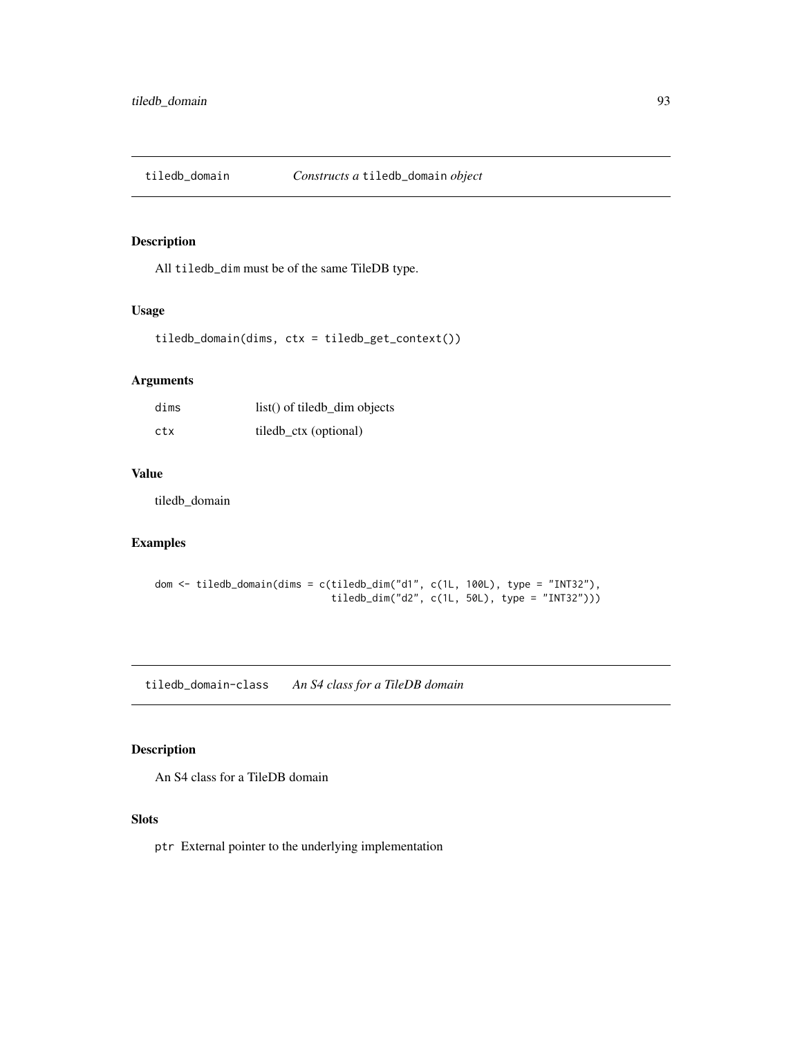## tiledb_domain *Constructs a* `tiledb_domain` *object*

### Description

All `tiledb_dim` must be of the same TileDB type.

### Usage

```
tiledb_domain(dims, ctx = tiledb_get_context())
```

### Arguments

| | |
|---|---|
| `dims` | list() of tiledb_dim objects |
| `ctx` | tiledb_ctx (optional) |

### Value

tiledb_domain

### Examples

```
dom <- tiledb_domain(dims = c(tiledb_dim("d1", c(1L, 100L), type = "INT32"),
                              tiledb_dim("d2", c(1L, 50L), type = "INT32")))
```

## tiledb_domain-class *An S4 class for a TileDB domain*

### Description

An S4 class for a TileDB domain

### Slots

`ptr` External pointer to the underlying implementation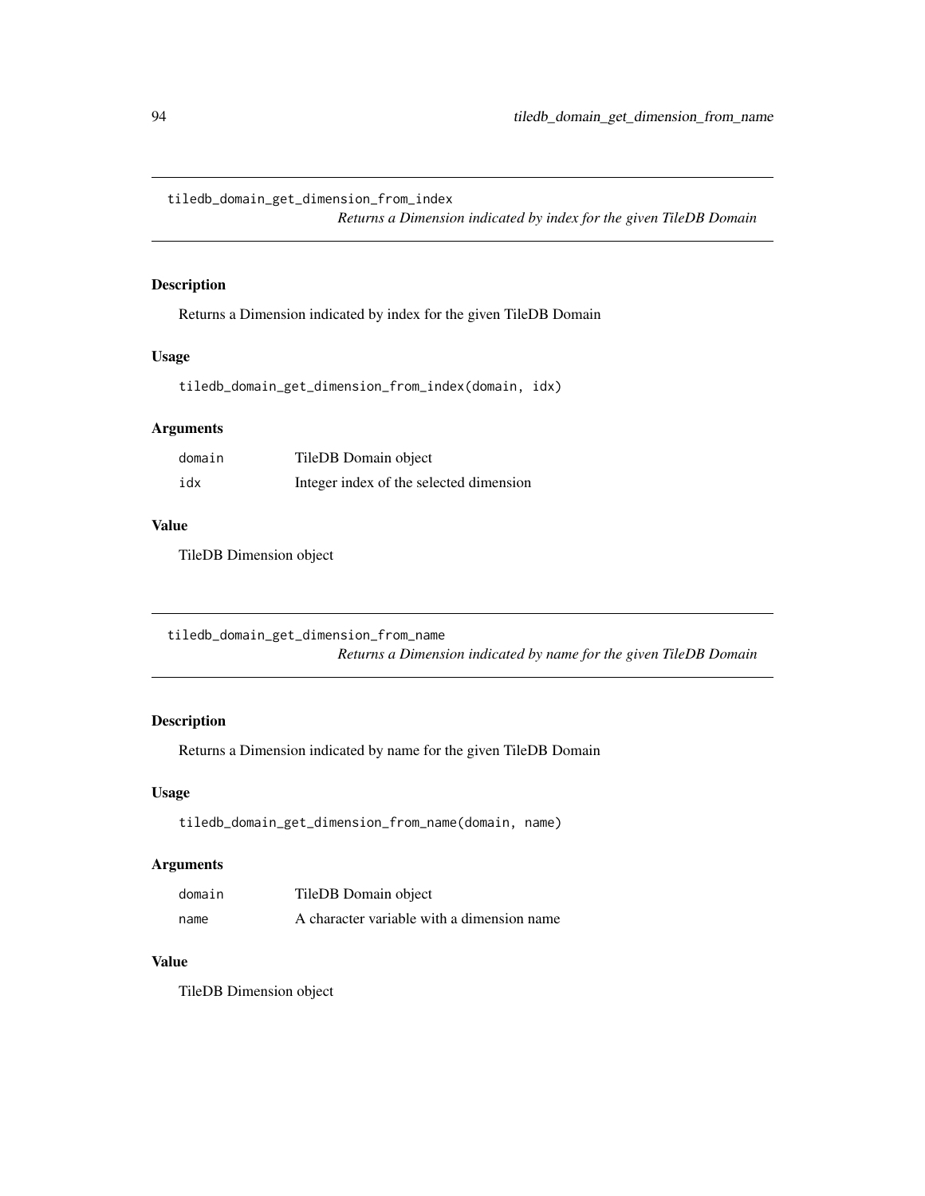## tiledb_domain_get_dimension_from_index

*Returns a Dimension indicated by index for the given TileDB Domain*

### Description

Returns a Dimension indicated by index for the given TileDB Domain

### Usage

```
tiledb_domain_get_dimension_from_index(domain, idx)
```

### Arguments

| | |
|---|---|
| domain | TileDB Domain object |
| idx | Integer index of the selected dimension |

### Value

TileDB Dimension object

## tiledb_domain_get_dimension_from_name

*Returns a Dimension indicated by name for the given TileDB Domain*

### Description

Returns a Dimension indicated by name for the given TileDB Domain

### Usage

```
tiledb_domain_get_dimension_from_name(domain, name)
```

### Arguments

| | |
|---|---|
| domain | TileDB Domain object |
| name | A character variable with a dimension name |

### Value

TileDB Dimension object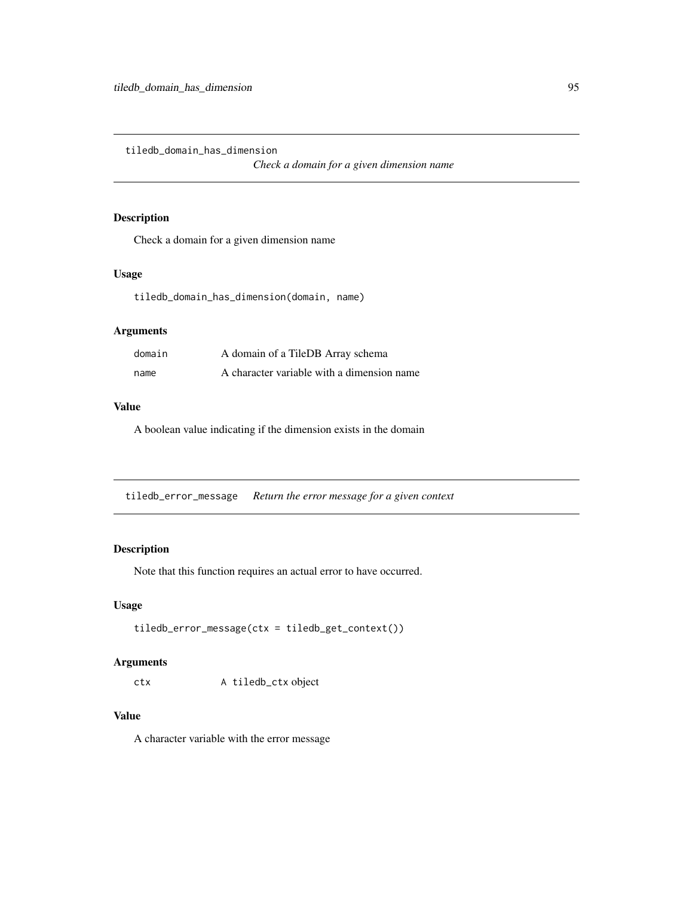## tiledb_domain_has_dimension

*Check a domain for a given dimension name*

### Description

Check a domain for a given dimension name

### Usage

```
tiledb_domain_has_dimension(domain, name)
```

### Arguments

| | |
|---|---|
| `domain` | A domain of a TileDB Array schema |
| `name` | A character variable with a dimension name |

### Value

A boolean value indicating if the dimension exists in the domain

## tiledb_error_message

*Return the error message for a given context*

### Description

Note that this function requires an actual error to have occurred.

### Usage

```
tiledb_error_message(ctx = tiledb_get_context())
```

### Arguments

| | |
|---|---|
| `ctx` | A `tiledb_ctx` object |

### Value

A character variable with the error message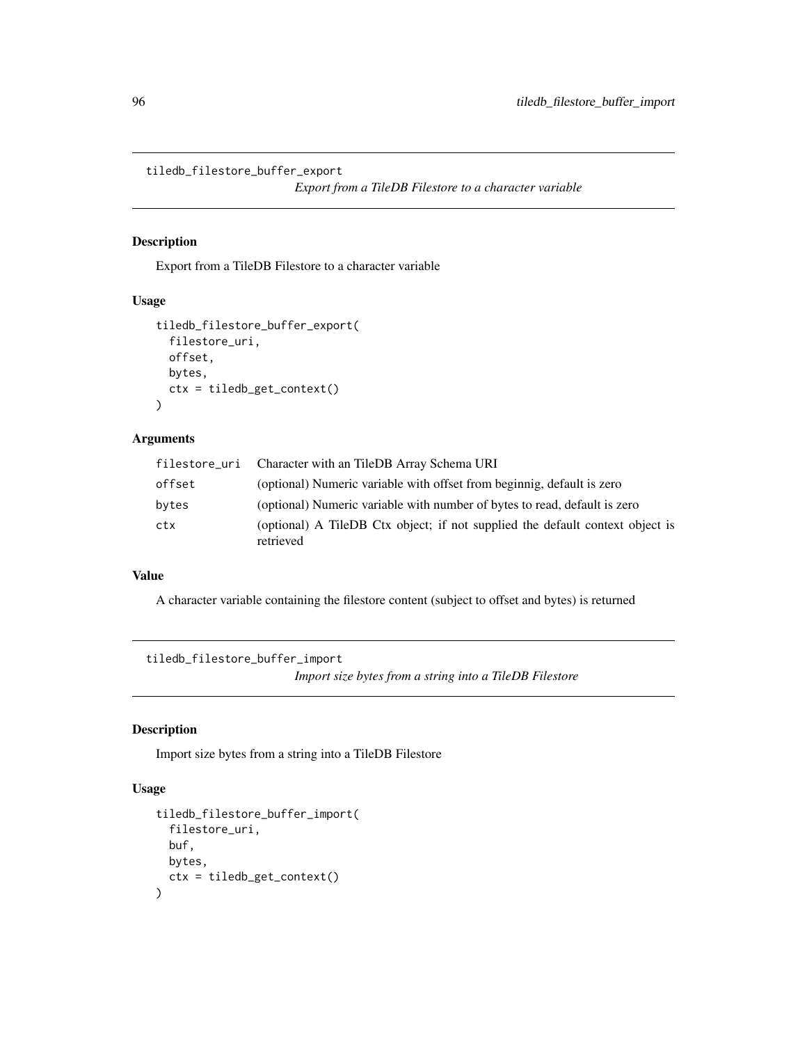## tiledb_filestore_buffer_export

*Export from a TileDB Filestore to a character variable*

### Description

Export from a TileDB Filestore to a character variable

### Usage

```
tiledb_filestore_buffer_export(
  filestore_uri,
  offset,
  bytes,
  ctx = tiledb_get_context()
)
```

### Arguments

| | |
|---|---|
| filestore_uri | Character with an TileDB Array Schema URI |
| offset | (optional) Numeric variable with offset from beginnig, default is zero |
| bytes | (optional) Numeric variable with number of bytes to read, default is zero |
| ctx | (optional) A TileDB Ctx object; if not supplied the default context object is retrieved |

### Value

A character variable containing the filestore content (subject to offset and bytes) is returned

## tiledb_filestore_buffer_import

*Import size bytes from a string into a TileDB Filestore*

### Description

Import size bytes from a string into a TileDB Filestore

### Usage

```
tiledb_filestore_buffer_import(
  filestore_uri,
  buf,
  bytes,
  ctx = tiledb_get_context()
)
```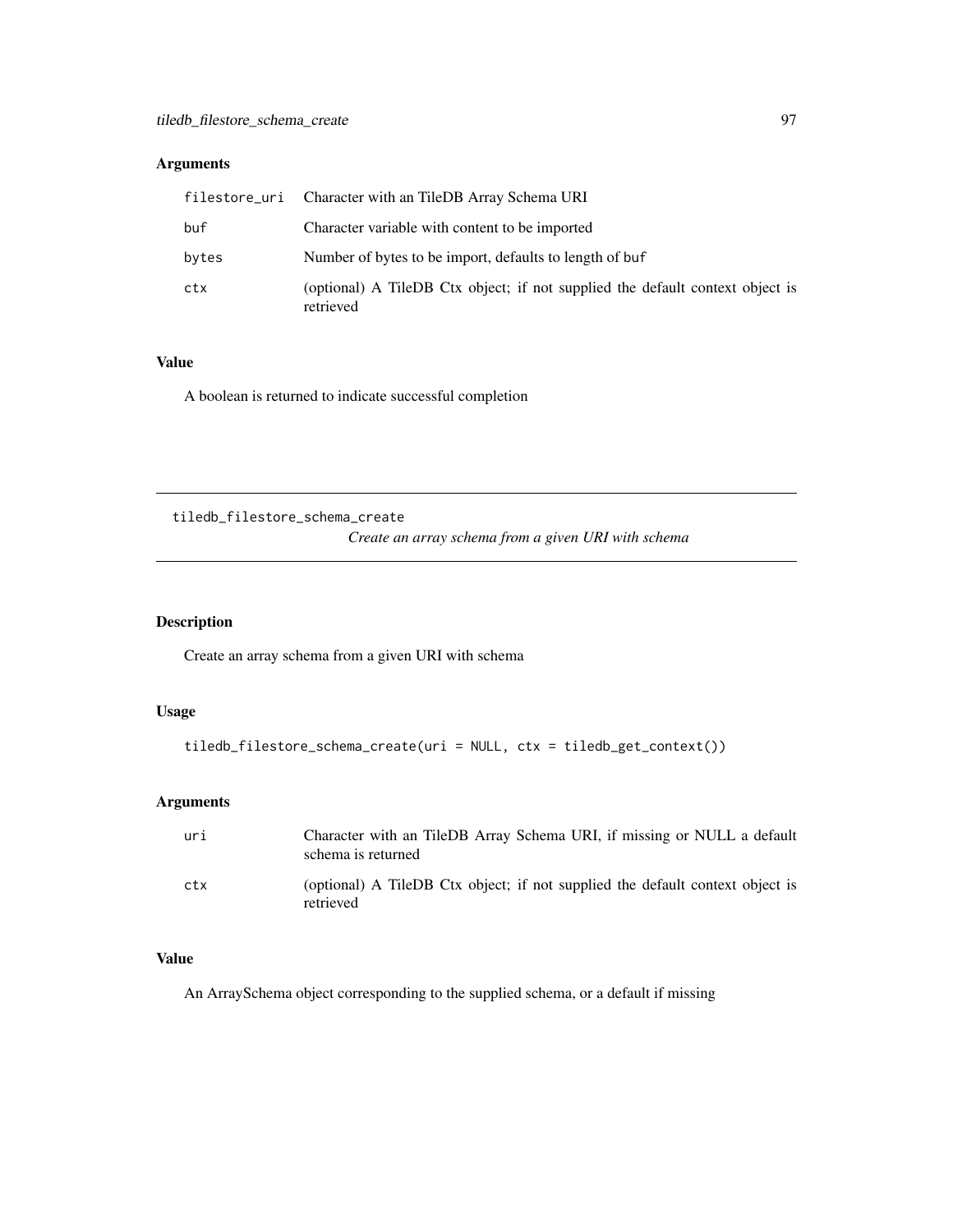## Arguments

| | |
|---|---|
| filestore_uri | Character with an TileDB Array Schema URI |
| buf | Character variable with content to be imported |
| bytes | Number of bytes to be import, defaults to length of buf |
| ctx | (optional) A TileDB Ctx object; if not supplied the default context object is retrieved |

## Value

A boolean is returned to indicate successful completion

---

# tiledb_filestore_schema_create

*Create an array schema from a given URI with schema*

---

## Description

Create an array schema from a given URI with schema

## Usage

```
tiledb_filestore_schema_create(uri = NULL, ctx = tiledb_get_context())
```

## Arguments

| | |
|---|---|
| uri | Character with an TileDB Array Schema URI, if missing or NULL a default schema is returned |
| ctx | (optional) A TileDB Ctx object; if not supplied the default context object is retrieved |

## Value

An ArraySchema object corresponding to the supplied schema, or a default if missing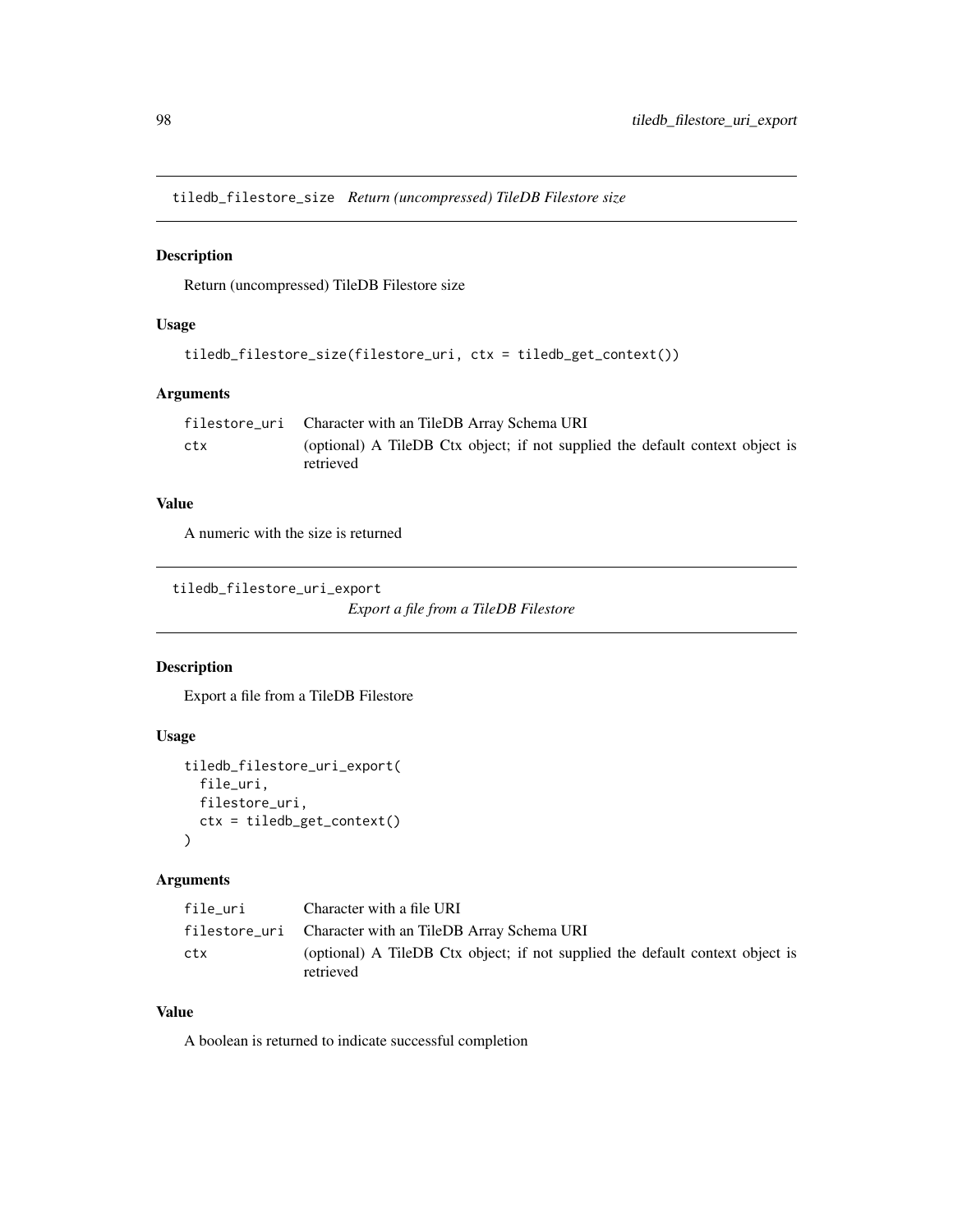## tiledb_filestore_size *Return (uncompressed) TileDB Filestore size*

### Description

Return (uncompressed) TileDB Filestore size

### Usage

```
tiledb_filestore_size(filestore_uri, ctx = tiledb_get_context())
```

### Arguments

| | |
|---|---|
| filestore_uri | Character with an TileDB Array Schema URI |
| ctx | (optional) A TileDB Ctx object; if not supplied the default context object is retrieved |

### Value

A numeric with the size is returned

## tiledb_filestore_uri_export *Export a file from a TileDB Filestore*

### Description

Export a file from a TileDB Filestore

### Usage

```
tiledb_filestore_uri_export(
  file_uri,
  filestore_uri,
  ctx = tiledb_get_context()
)
```

### Arguments

| | |
|---|---|
| file_uri | Character with a file URI |
| filestore_uri | Character with an TileDB Array Schema URI |
| ctx | (optional) A TileDB Ctx object; if not supplied the default context object is retrieved |

### Value

A boolean is returned to indicate successful completion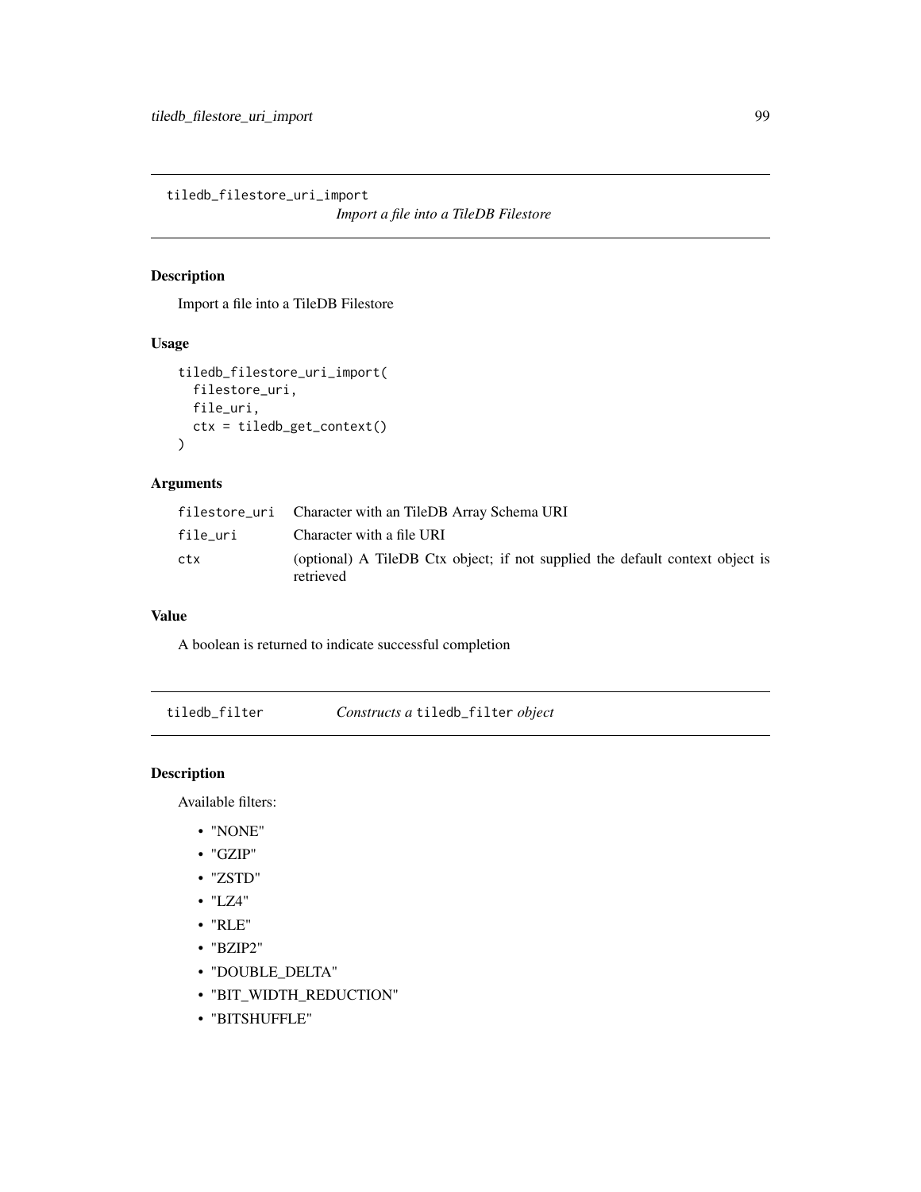## tiledb_filestore_uri_import

*Import a file into a TileDB Filestore*

### Description

Import a file into a TileDB Filestore

### Usage

```
tiledb_filestore_uri_import(
  filestore_uri,
  file_uri,
  ctx = tiledb_get_context()
)
```

### Arguments

| | |
|---|---|
| `filestore_uri` | Character with an TileDB Array Schema URI |
| `file_uri` | Character with a file URI |
| `ctx` | (optional) A TileDB Ctx object; if not supplied the default context object is retrieved |

### Value

A boolean is returned to indicate successful completion

## tiledb_filter

*Constructs a `tiledb_filter` object*

### Description

Available filters:

- "NONE"
- "GZIP"
- "ZSTD"
- "LZ4"
- "RLE"
- "BZIP2"
- "DOUBLE_DELTA"
- "BIT_WIDTH_REDUCTION"
- "BITSHUFFLE"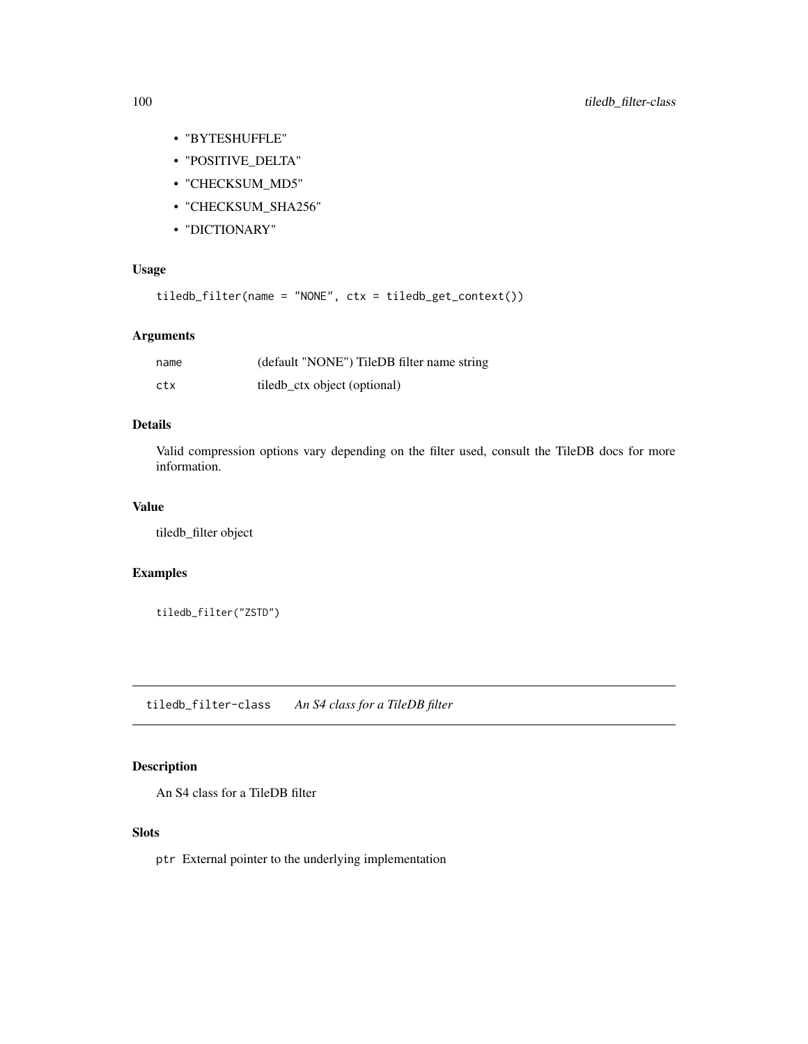- "BYTESHUFFLE"
- "POSITIVE_DELTA"
- "CHECKSUM_MD5"
- "CHECKSUM_SHA256"
- "DICTIONARY"

### Usage

```
tiledb_filter(name = "NONE", ctx = tiledb_get_context())
```

### Arguments

| | |
|---|---|
| name | (default "NONE") TileDB filter name string |
| ctx | tiledb_ctx object (optional) |

### Details

Valid compression options vary depending on the filter used, consult the TileDB docs for more information.

### Value

tiledb_filter object

### Examples

```
tiledb_filter("ZSTD")
```

## tiledb_filter-class    *An S4 class for a TileDB filter*

### Description

An S4 class for a TileDB filter

### Slots

`ptr` External pointer to the underlying implementation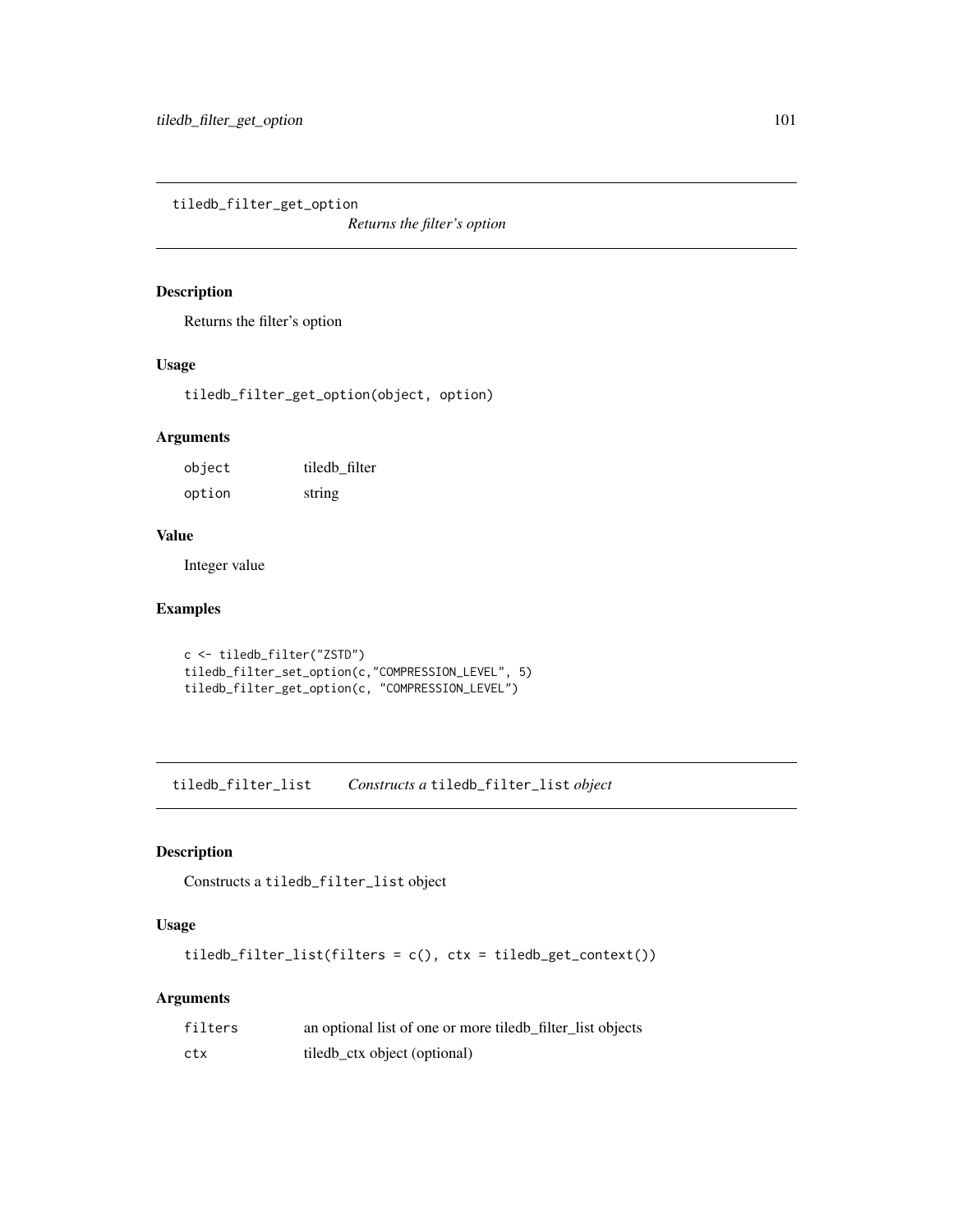## tiledb_filter_get_option — *Returns the filter's option*

### Description

Returns the filter's option

### Usage

```
tiledb_filter_get_option(object, option)
```

### Arguments

| | |
|---|---|
| `object` | tiledb_filter |
| `option` | string |

### Value

Integer value

### Examples

```
c <- tiledb_filter("ZSTD")
tiledb_filter_set_option(c,"COMPRESSION_LEVEL", 5)
tiledb_filter_get_option(c, "COMPRESSION_LEVEL")
```

## tiledb_filter_list — *Constructs a `tiledb_filter_list` object*

### Description

Constructs a `tiledb_filter_list` object

### Usage

```
tiledb_filter_list(filters = c(), ctx = tiledb_get_context())
```

### Arguments

| | |
|---|---|
| `filters` | an optional list of one or more tiledb_filter_list objects |
| `ctx` | tiledb_ctx object (optional) |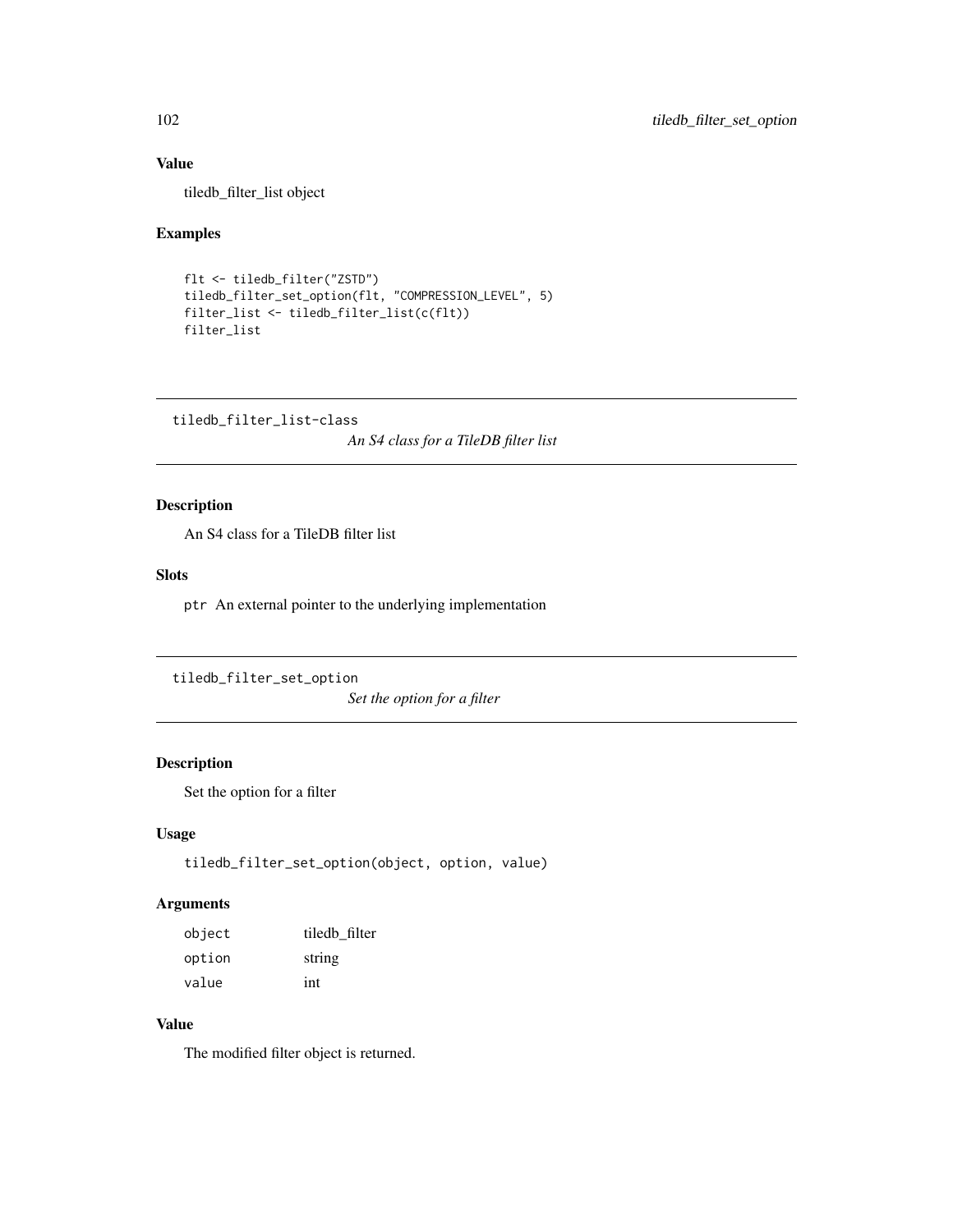### Value

tiledb_filter_list object

### Examples

```
flt <- tiledb_filter("ZSTD")
tiledb_filter_set_option(flt, "COMPRESSION_LEVEL", 5)
filter_list <- tiledb_filter_list(c(flt))
filter_list
```

---

## tiledb_filter_list-class

*An S4 class for a TileDB filter list*

---

### Description

An S4 class for a TileDB filter list

### Slots

`ptr` An external pointer to the underlying implementation

---

## tiledb_filter_set_option

*Set the option for a filter*

---

### Description

Set the option for a filter

### Usage

```
tiledb_filter_set_option(object, option, value)
```

### Arguments

| | |
|---|---|
| `object` | tiledb_filter |
| `option` | string |
| `value` | int |

### Value

The modified filter object is returned.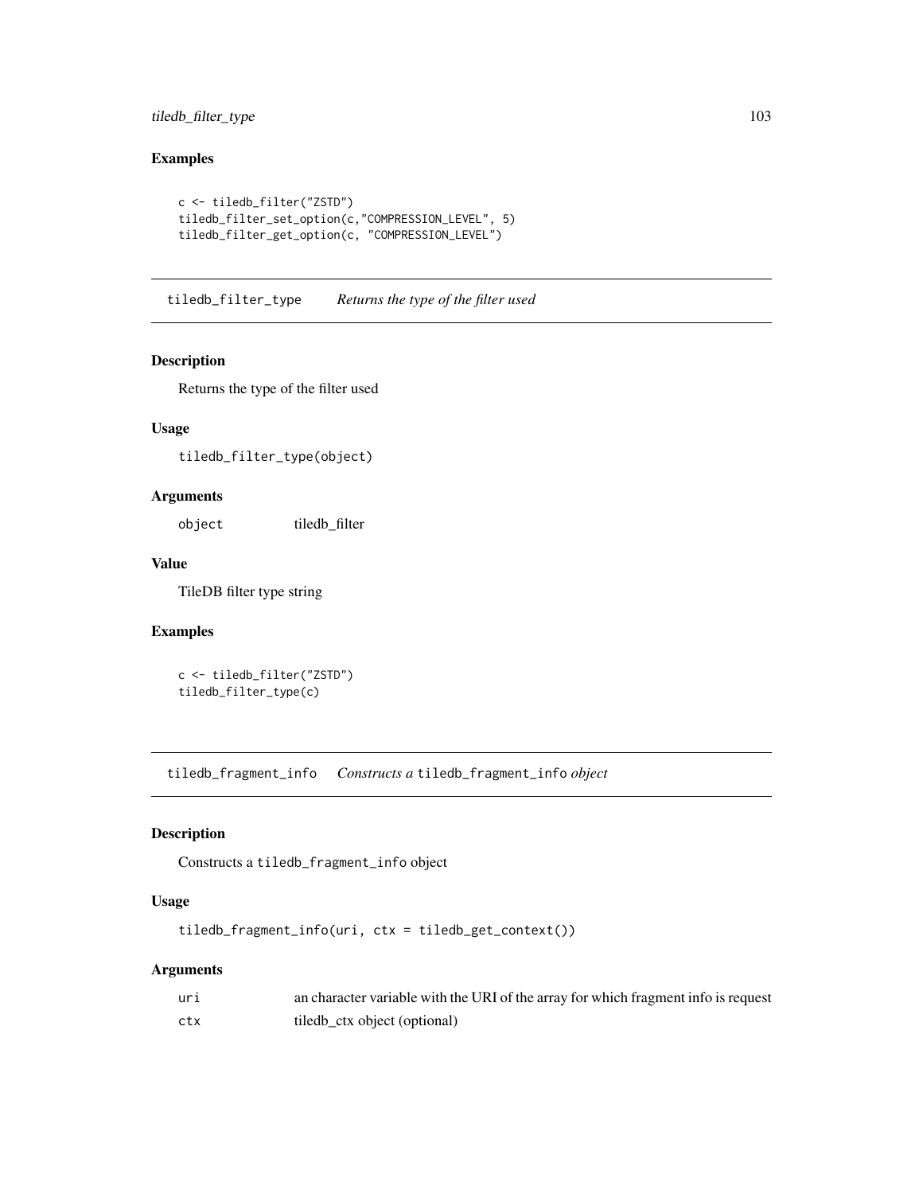### Examples

```
c <- tiledb_filter("ZSTD")
tiledb_filter_set_option(c,"COMPRESSION_LEVEL", 5)
tiledb_filter_get_option(c, "COMPRESSION_LEVEL")
```

---

## tiledb_filter_type    *Returns the type of the filter used*

### Description

Returns the type of the filter used

### Usage

```
tiledb_filter_type(object)
```

### Arguments

| | |
|---|---|
| `object` | tiledb_filter |

### Value

TileDB filter type string

### Examples

```
c <- tiledb_filter("ZSTD")
tiledb_filter_type(c)
```

---

## tiledb_fragment_info    *Constructs a `tiledb_fragment_info` object*

### Description

Constructs a `tiledb_fragment_info` object

### Usage

```
tiledb_fragment_info(uri, ctx = tiledb_get_context())
```

### Arguments

| | |
|---|---|
| `uri` | an character variable with the URI of the array for which fragment info is request |
| `ctx` | tiledb_ctx object (optional) |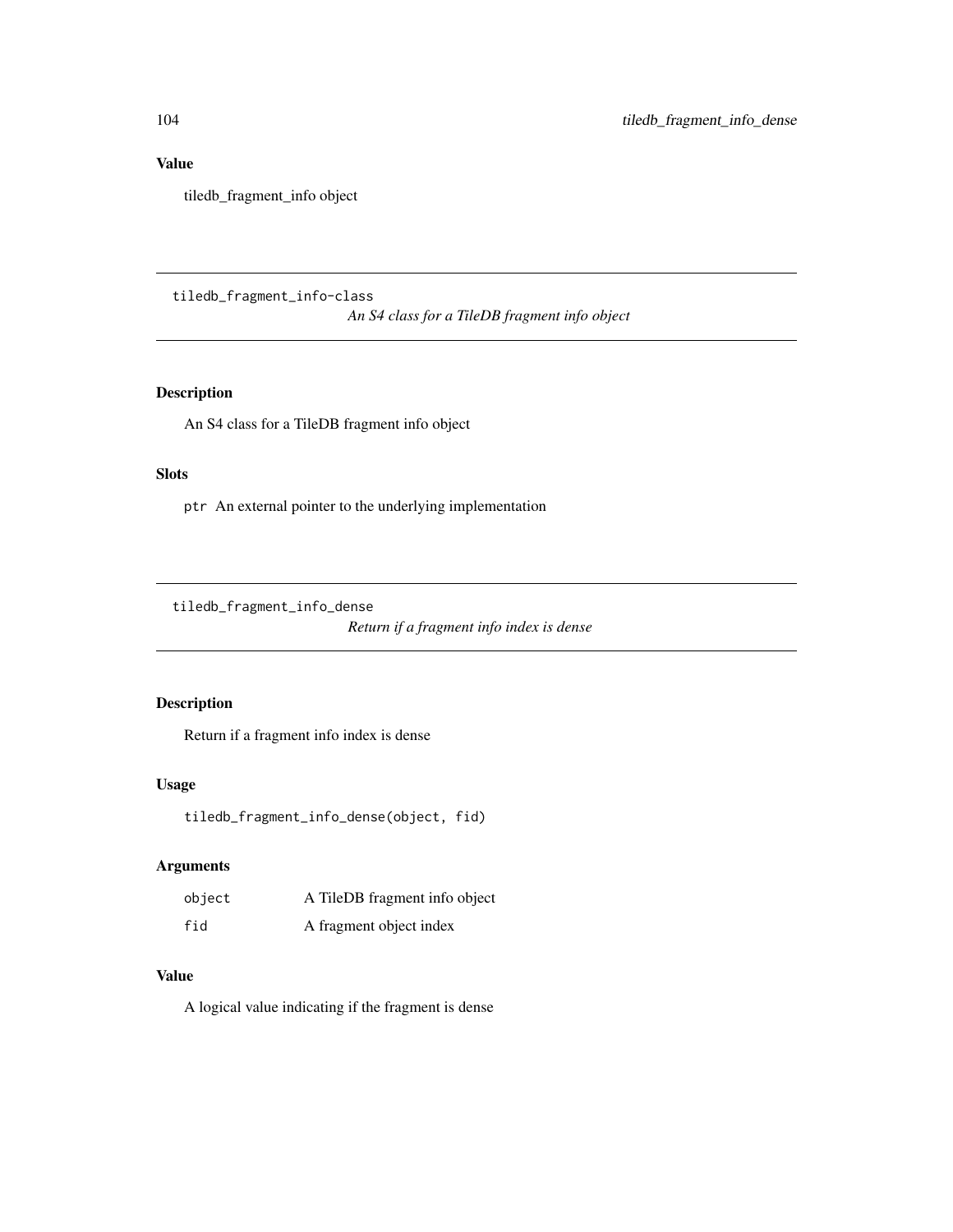### Value

tiledb_fragment_info object

---

## tiledb_fragment_info-class

*An S4 class for a TileDB fragment info object*

---

### Description

An S4 class for a TileDB fragment info object

### Slots

`ptr` An external pointer to the underlying implementation

---

## tiledb_fragment_info_dense

*Return if a fragment info index is dense*

---

### Description

Return if a fragment info index is dense

### Usage

```
tiledb_fragment_info_dense(object, fid)
```

### Arguments

| | |
|---|---|
| `object` | A TileDB fragment info object |
| `fid` | A fragment object index |

### Value

A logical value indicating if the fragment is dense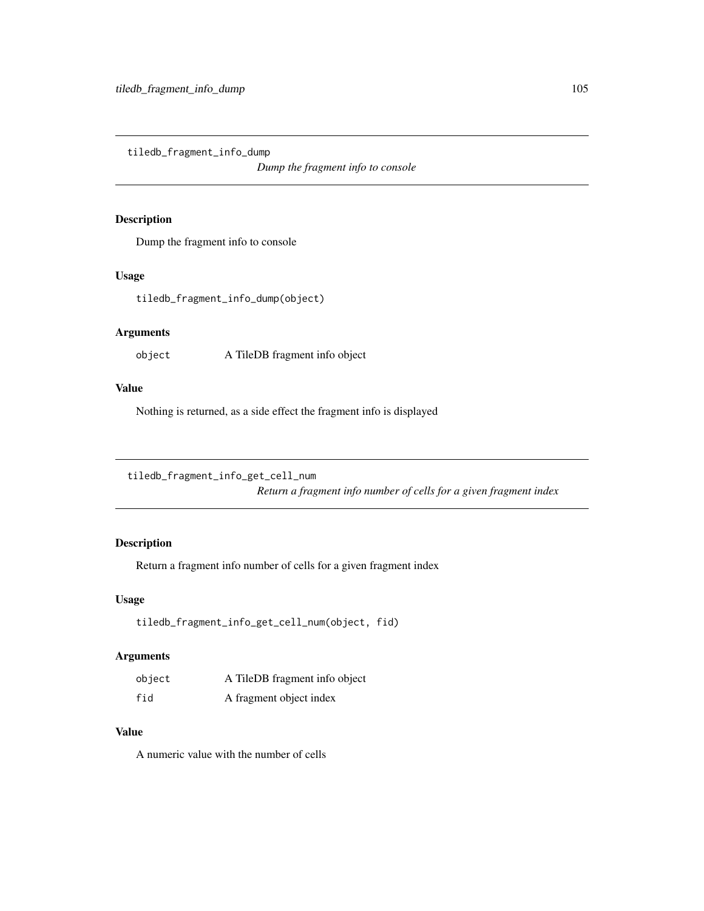## tiledb_fragment_info_dump

*Dump the fragment info to console*

### Description

Dump the fragment info to console

### Usage

```
tiledb_fragment_info_dump(object)
```

### Arguments

| | |
|---|---|
| `object` | A TileDB fragment info object |

### Value

Nothing is returned, as a side effect the fragment info is displayed

## tiledb_fragment_info_get_cell_num

*Return a fragment info number of cells for a given fragment index*

### Description

Return a fragment info number of cells for a given fragment index

### Usage

```
tiledb_fragment_info_get_cell_num(object, fid)
```

### Arguments

| | |
|---|---|
| `object` | A TileDB fragment info object |
| `fid` | A fragment object index |

### Value

A numeric value with the number of cells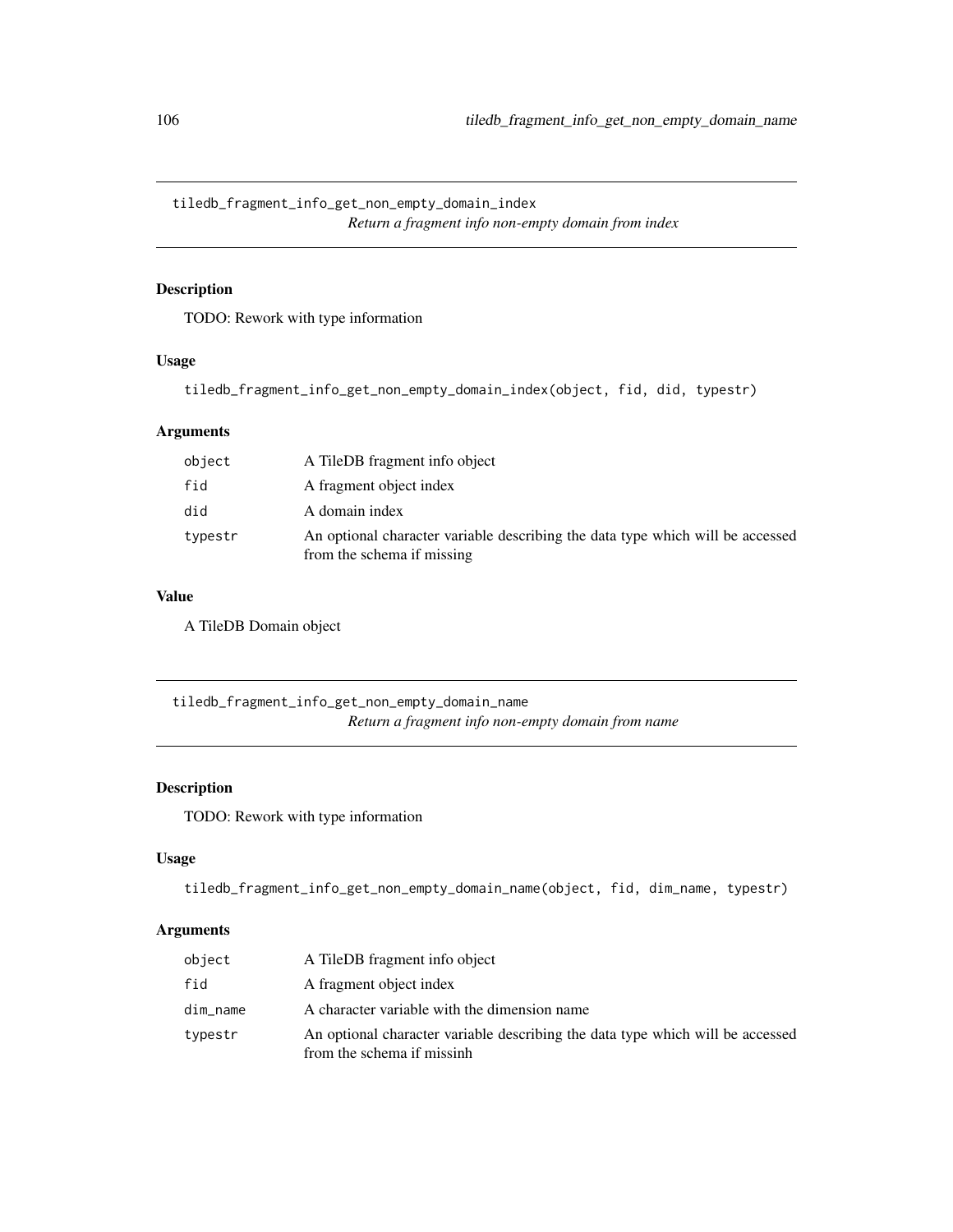## tiledb_fragment_info_get_non_empty_domain_index

*Return a fragment info non-empty domain from index*

### Description

TODO: Rework with type information

### Usage

```
tiledb_fragment_info_get_non_empty_domain_index(object, fid, did, typestr)
```

### Arguments

| | |
|---|---|
| object | A TileDB fragment info object |
| fid | A fragment object index |
| did | A domain index |
| typestr | An optional character variable describing the data type which will be accessed from the schema if missing |

### Value

A TileDB Domain object

## tiledb_fragment_info_get_non_empty_domain_name

*Return a fragment info non-empty domain from name*

### Description

TODO: Rework with type information

### Usage

```
tiledb_fragment_info_get_non_empty_domain_name(object, fid, dim_name, typestr)
```

### Arguments

| | |
|---|---|
| object | A TileDB fragment info object |
| fid | A fragment object index |
| dim_name | A character variable with the dimension name |
| typestr | An optional character variable describing the data type which will be accessed from the schema if missinh |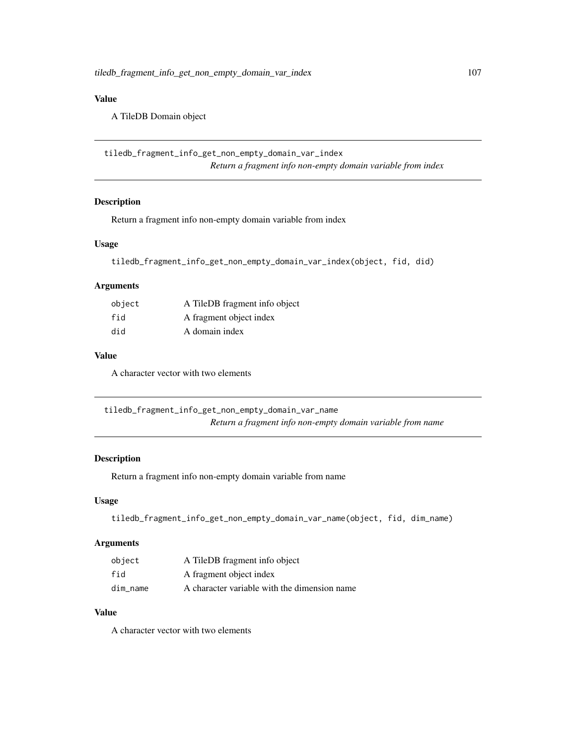### Value

A TileDB Domain object

## tiledb_fragment_info_get_non_empty_domain_var_index

*Return a fragment info non-empty domain variable from index*

### Description

Return a fragment info non-empty domain variable from index

### Usage

```
tiledb_fragment_info_get_non_empty_domain_var_index(object, fid, did)
```

### Arguments

| | |
|---|---|
| `object` | A TileDB fragment info object |
| `fid` | A fragment object index |
| `did` | A domain index |

### Value

A character vector with two elements

## tiledb_fragment_info_get_non_empty_domain_var_name

*Return a fragment info non-empty domain variable from name*

### Description

Return a fragment info non-empty domain variable from name

### Usage

```
tiledb_fragment_info_get_non_empty_domain_var_name(object, fid, dim_name)
```

### Arguments

| | |
|---|---|
| `object` | A TileDB fragment info object |
| `fid` | A fragment object index |
| `dim_name` | A character variable with the dimension name |

### Value

A character vector with two elements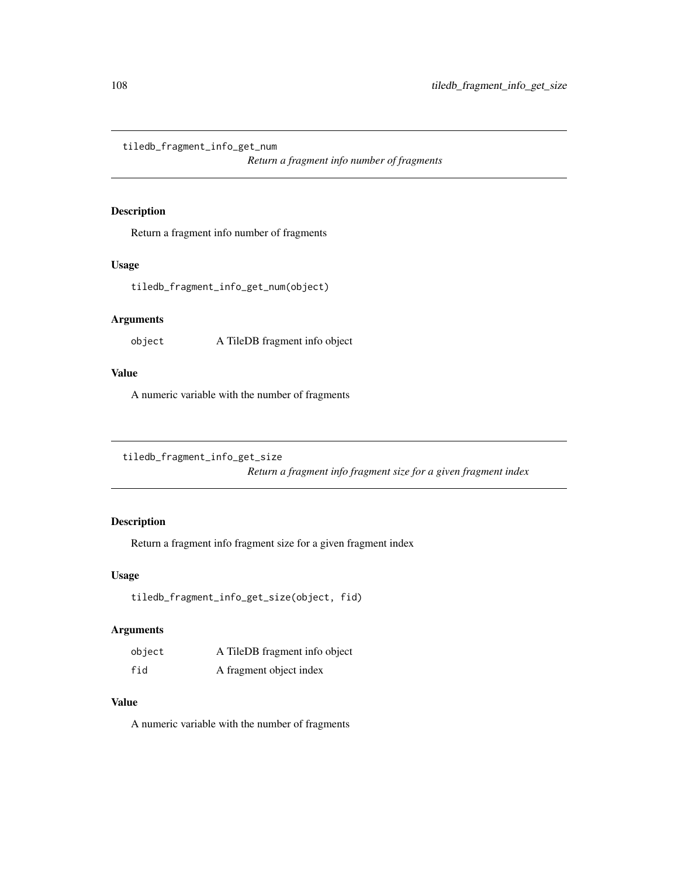## tiledb_fragment_info_get_num

*Return a fragment info number of fragments*

### Description

Return a fragment info number of fragments

### Usage

```
tiledb_fragment_info_get_num(object)
```

### Arguments

| | |
|---|---|
| object | A TileDB fragment info object |

### Value

A numeric variable with the number of fragments

## tiledb_fragment_info_get_size

*Return a fragment info fragment size for a given fragment index*

### Description

Return a fragment info fragment size for a given fragment index

### Usage

```
tiledb_fragment_info_get_size(object, fid)
```

### Arguments

| | |
|---|---|
| object | A TileDB fragment info object |
| fid | A fragment object index |

### Value

A numeric variable with the number of fragments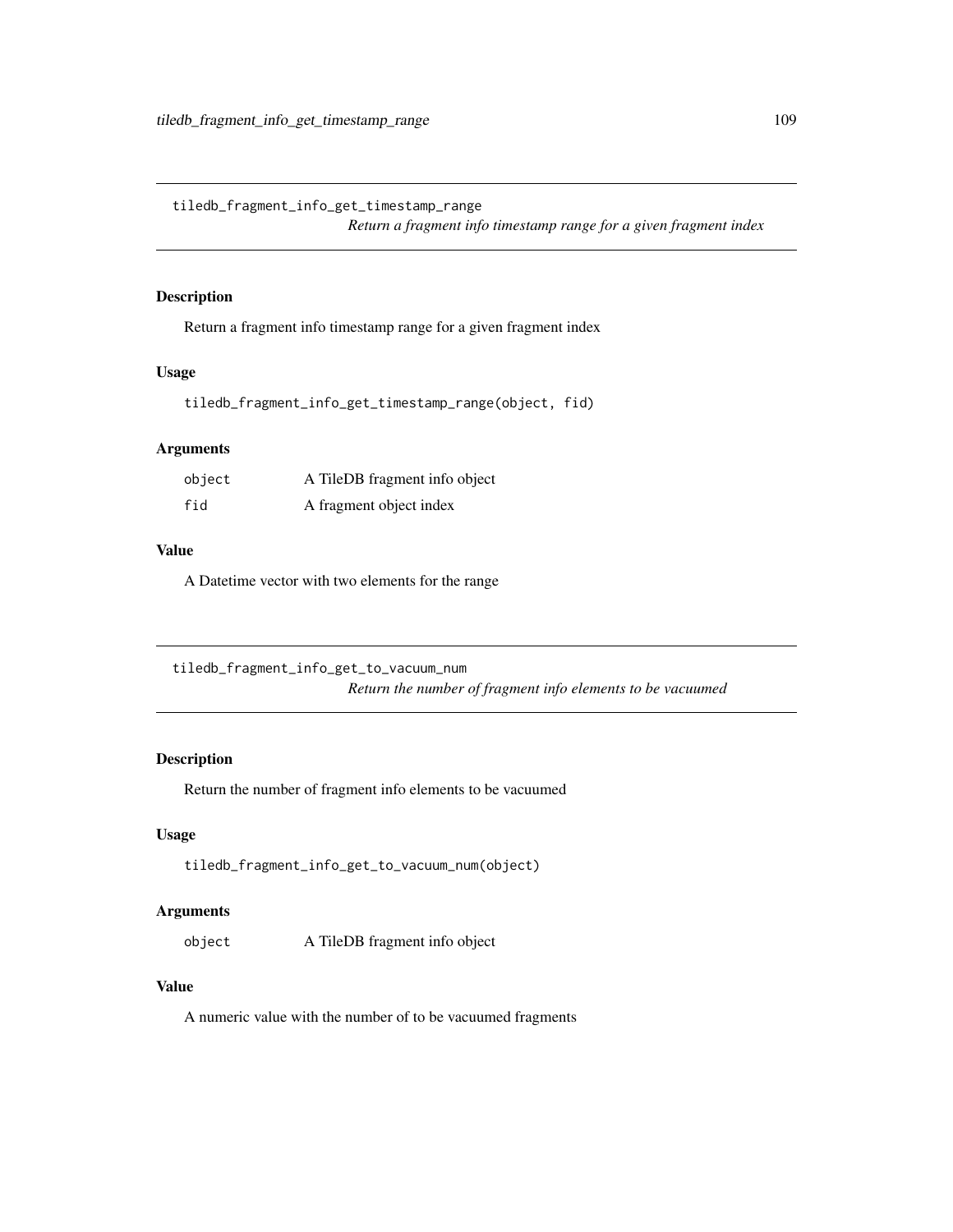## tiledb_fragment_info_get_timestamp_range

*Return a fragment info timestamp range for a given fragment index*

### Description

Return a fragment info timestamp range for a given fragment index

### Usage

```
tiledb_fragment_info_get_timestamp_range(object, fid)
```

### Arguments

| | |
|---|---|
| object | A TileDB fragment info object |
| fid | A fragment object index |

### Value

A Datetime vector with two elements for the range

## tiledb_fragment_info_get_to_vacuum_num

*Return the number of fragment info elements to be vacuumed*

### Description

Return the number of fragment info elements to be vacuumed

### Usage

```
tiledb_fragment_info_get_to_vacuum_num(object)
```

### Arguments

| | |
|---|---|
| object | A TileDB fragment info object |

### Value

A numeric value with the number of to be vacuumed fragments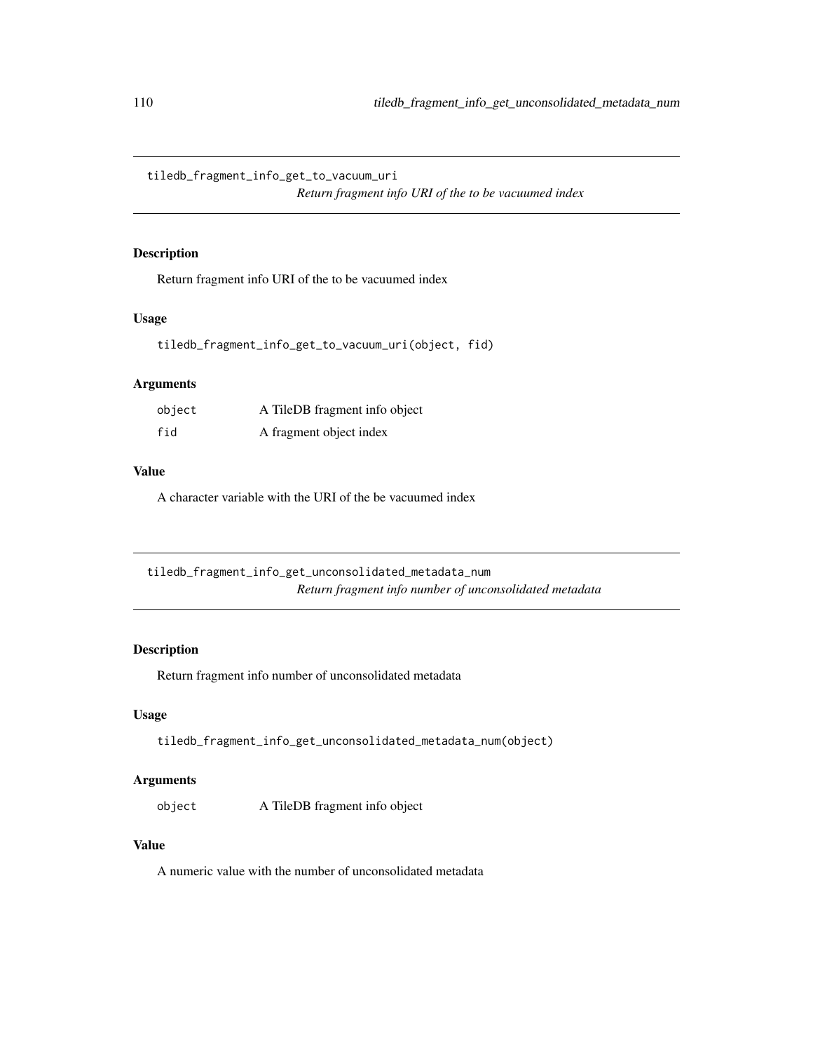## tiledb_fragment_info_get_to_vacuum_uri

*Return fragment info URI of the to be vacuumed index*

### Description

Return fragment info URI of the to be vacuumed index

### Usage

```
tiledb_fragment_info_get_to_vacuum_uri(object, fid)
```

### Arguments

| | |
|---|---|
| object | A TileDB fragment info object |
| fid | A fragment object index |

### Value

A character variable with the URI of the be vacuumed index

## tiledb_fragment_info_get_unconsolidated_metadata_num

*Return fragment info number of unconsolidated metadata*

### Description

Return fragment info number of unconsolidated metadata

### Usage

```
tiledb_fragment_info_get_unconsolidated_metadata_num(object)
```

### Arguments

| | |
|---|---|
| object | A TileDB fragment info object |

### Value

A numeric value with the number of unconsolidated metadata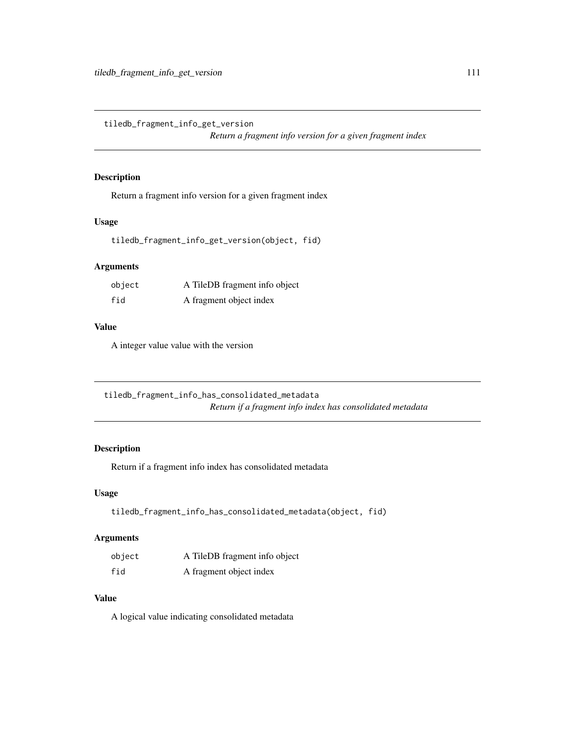## tiledb_fragment_info_get_version

*Return a fragment info version for a given fragment index*

### Description

Return a fragment info version for a given fragment index

### Usage

```
tiledb_fragment_info_get_version(object, fid)
```

### Arguments

| | |
|---|---|
| `object` | A TileDB fragment info object |
| `fid` | A fragment object index |

### Value

A integer value value with the version

## tiledb_fragment_info_has_consolidated_metadata

*Return if a fragment info index has consolidated metadata*

### Description

Return if a fragment info index has consolidated metadata

### Usage

```
tiledb_fragment_info_has_consolidated_metadata(object, fid)
```

### Arguments

| | |
|---|---|
| `object` | A TileDB fragment info object |
| `fid` | A fragment object index |

### Value

A logical value indicating consolidated metadata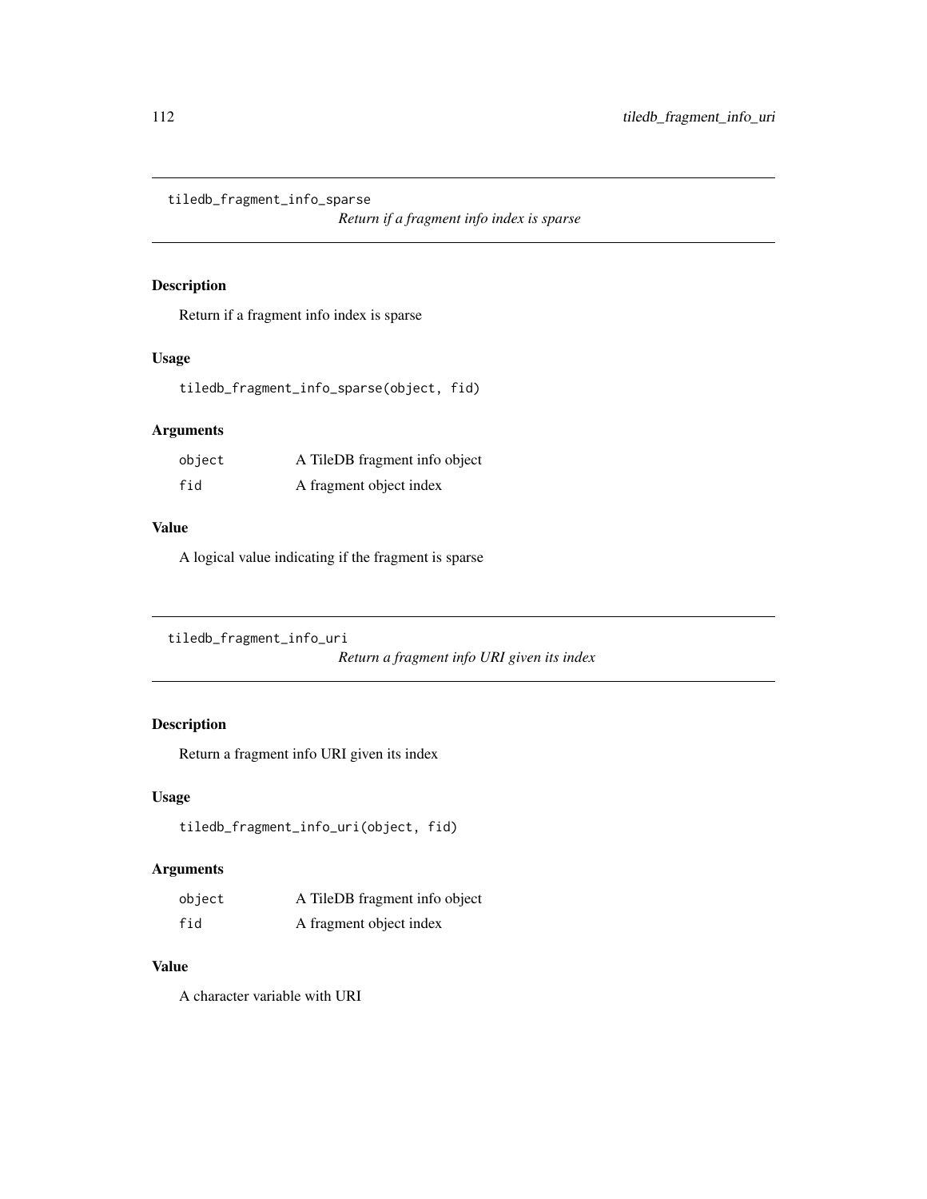## tiledb_fragment_info_sparse

*Return if a fragment info index is sparse*

### Description

Return if a fragment info index is sparse

### Usage

```
tiledb_fragment_info_sparse(object, fid)
```

### Arguments

| | |
|---|---|
| object | A TileDB fragment info object |
| fid | A fragment object index |

### Value

A logical value indicating if the fragment is sparse

## tiledb_fragment_info_uri

*Return a fragment info URI given its index*

### Description

Return a fragment info URI given its index

### Usage

```
tiledb_fragment_info_uri(object, fid)
```

### Arguments

| | |
|---|---|
| object | A TileDB fragment info object |
| fid | A fragment object index |

### Value

A character variable with URI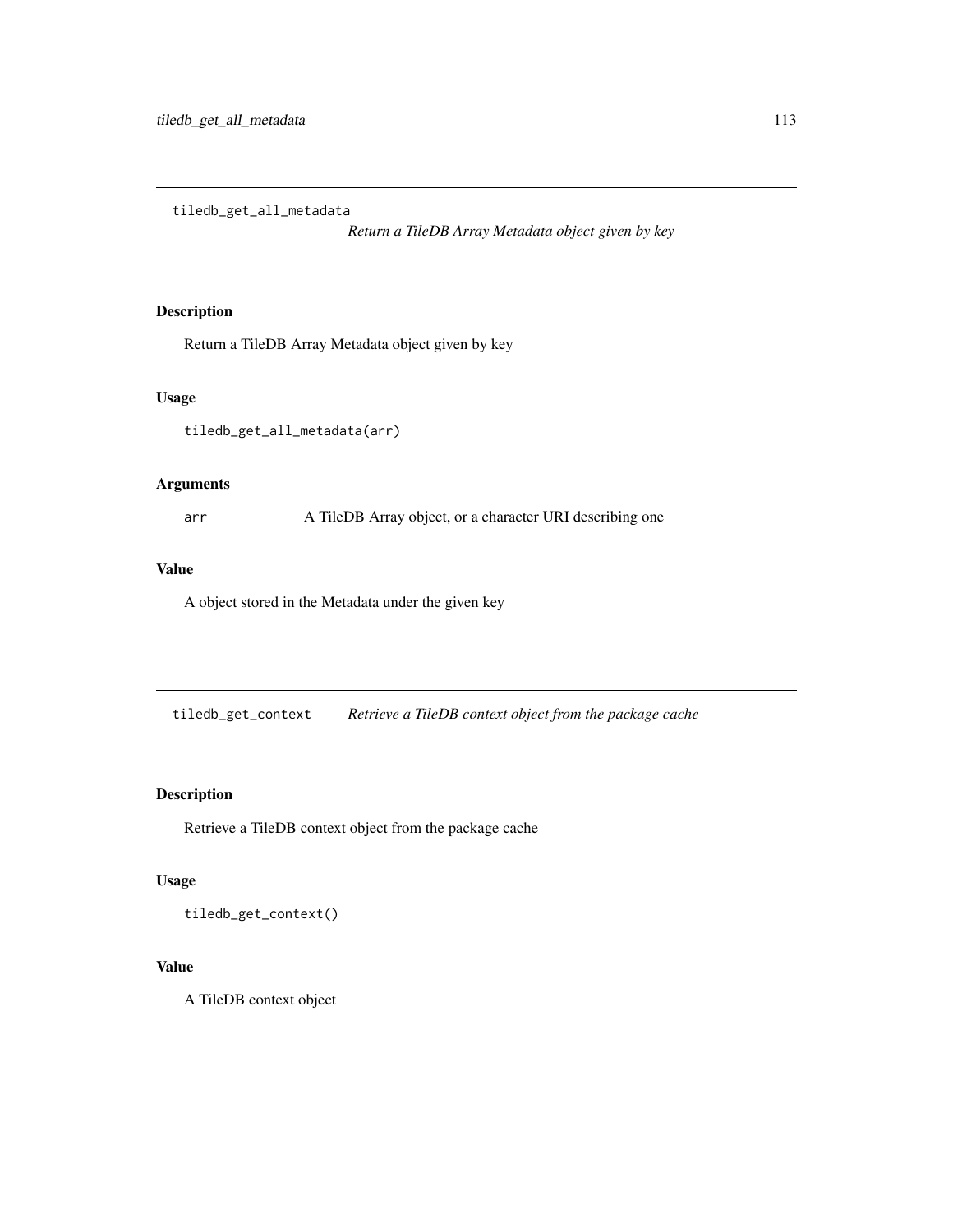## tiledb_get_all_metadata    *Return a TileDB Array Metadata object given by key*

### Description

Return a TileDB Array Metadata object given by key

### Usage

```
tiledb_get_all_metadata(arr)
```

### Arguments

| | |
|---|---|
| arr | A TileDB Array object, or a character URI describing one |

### Value

A object stored in the Metadata under the given key

## tiledb_get_context    *Retrieve a TileDB context object from the package cache*

### Description

Retrieve a TileDB context object from the package cache

### Usage

```
tiledb_get_context()
```

### Value

A TileDB context object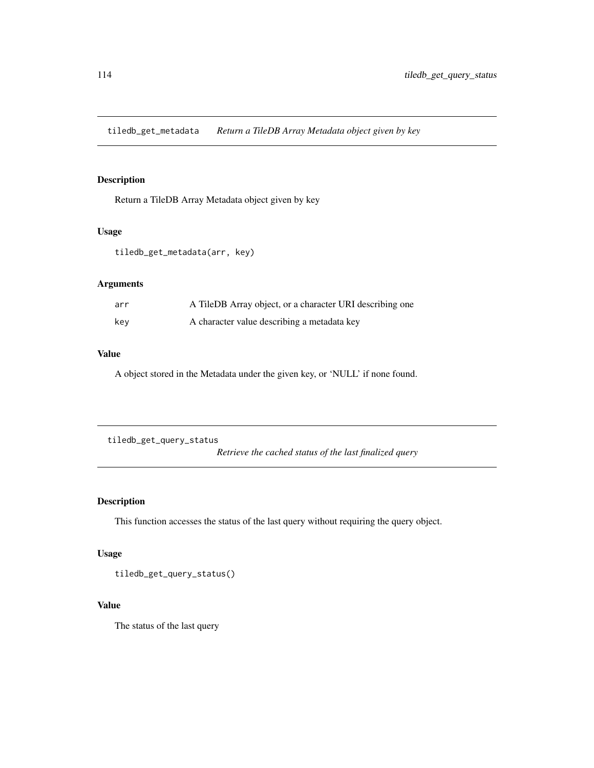## tiledb_get_metadata — *Return a TileDB Array Metadata object given by key*

### Description

Return a TileDB Array Metadata object given by key

### Usage

```
tiledb_get_metadata(arr, key)
```

### Arguments

| | |
|---|---|
| arr | A TileDB Array object, or a character URI describing one |
| key | A character value describing a metadata key |

### Value

A object stored in the Metadata under the given key, or 'NULL' if none found.

## tiledb_get_query_status — *Retrieve the cached status of the last finalized query*

### Description

This function accesses the status of the last query without requiring the query object.

### Usage

```
tiledb_get_query_status()
```

### Value

The status of the last query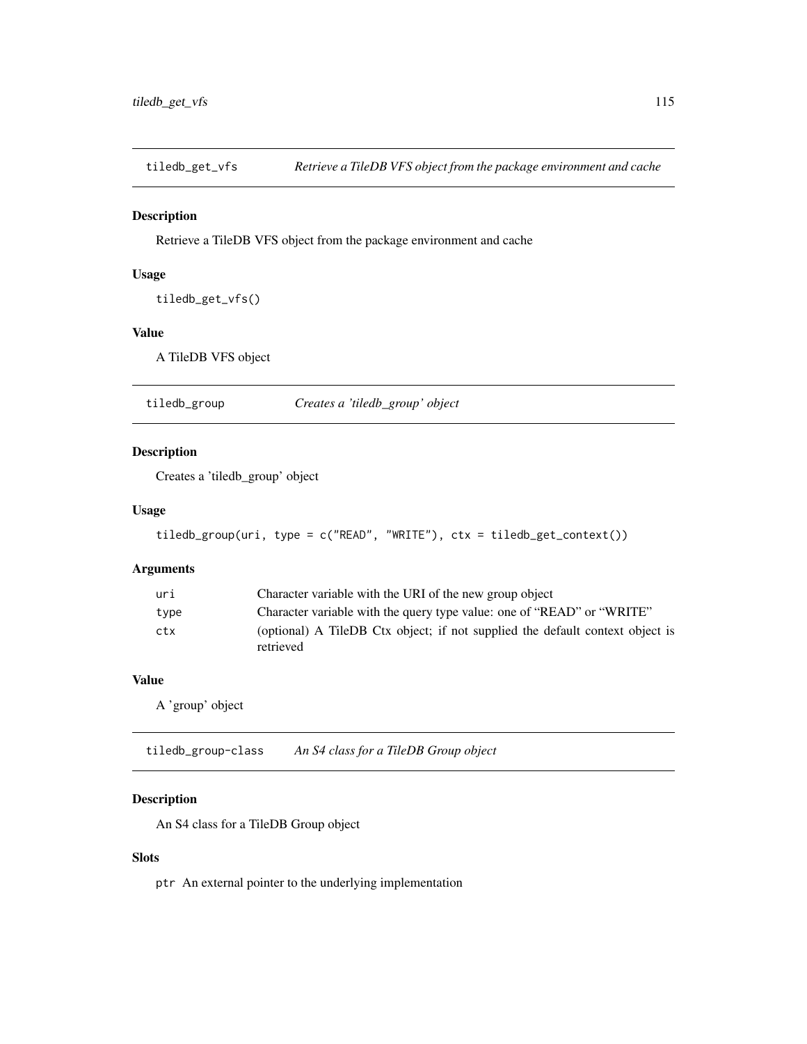## tiledb_get_vfs — *Retrieve a TileDB VFS object from the package environment and cache*

### Description

Retrieve a TileDB VFS object from the package environment and cache

### Usage

```
tiledb_get_vfs()
```

### Value

A TileDB VFS object

## tiledb_group — *Creates a 'tiledb_group' object*

### Description

Creates a 'tiledb_group' object

### Usage

```
tiledb_group(uri, type = c("READ", "WRITE"), ctx = tiledb_get_context())
```

### Arguments

| | |
|---|---|
| uri | Character variable with the URI of the new group object |
| type | Character variable with the query type value: one of "READ" or "WRITE" |
| ctx | (optional) A TileDB Ctx object; if not supplied the default context object is retrieved |

### Value

A 'group' object

## tiledb_group-class — *An S4 class for a TileDB Group object*

### Description

An S4 class for a TileDB Group object

### Slots

`ptr` An external pointer to the underlying implementation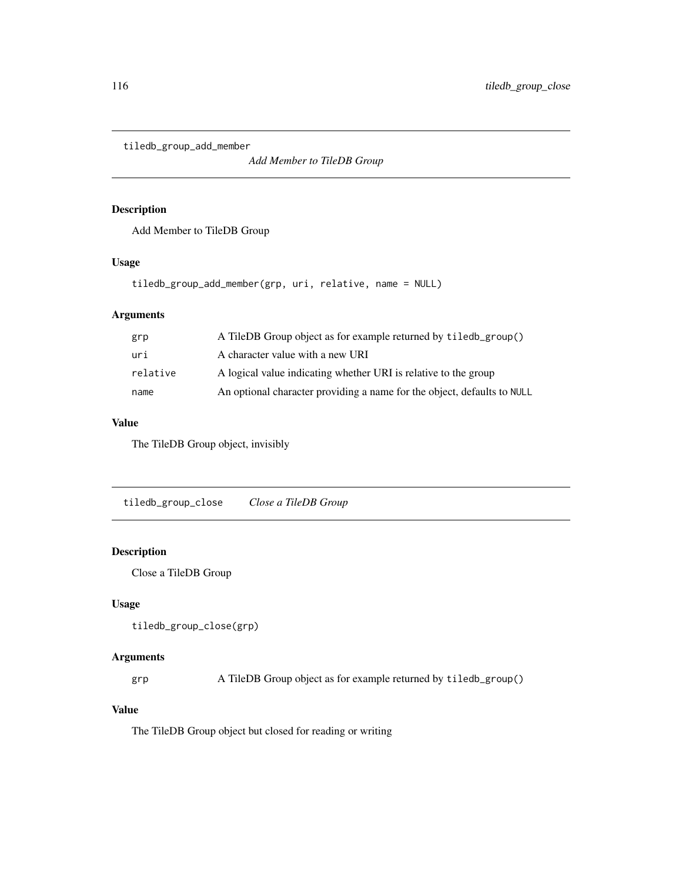## tiledb_group_add_member

*Add Member to TileDB Group*

### Description

Add Member to TileDB Group

### Usage

```
tiledb_group_add_member(grp, uri, relative, name = NULL)
```

### Arguments

| | |
|---|---|
| grp | A TileDB Group object as for example returned by `tiledb_group()` |
| uri | A character value with a new URI |
| relative | A logical value indicating whether URI is relative to the group |
| name | An optional character providing a name for the object, defaults to `NULL` |

### Value

The TileDB Group object, invisibly

## tiledb_group_close

*Close a TileDB Group*

### Description

Close a TileDB Group

### Usage

```
tiledb_group_close(grp)
```

### Arguments

| | |
|---|---|
| grp | A TileDB Group object as for example returned by `tiledb_group()` |

### Value

The TileDB Group object but closed for reading or writing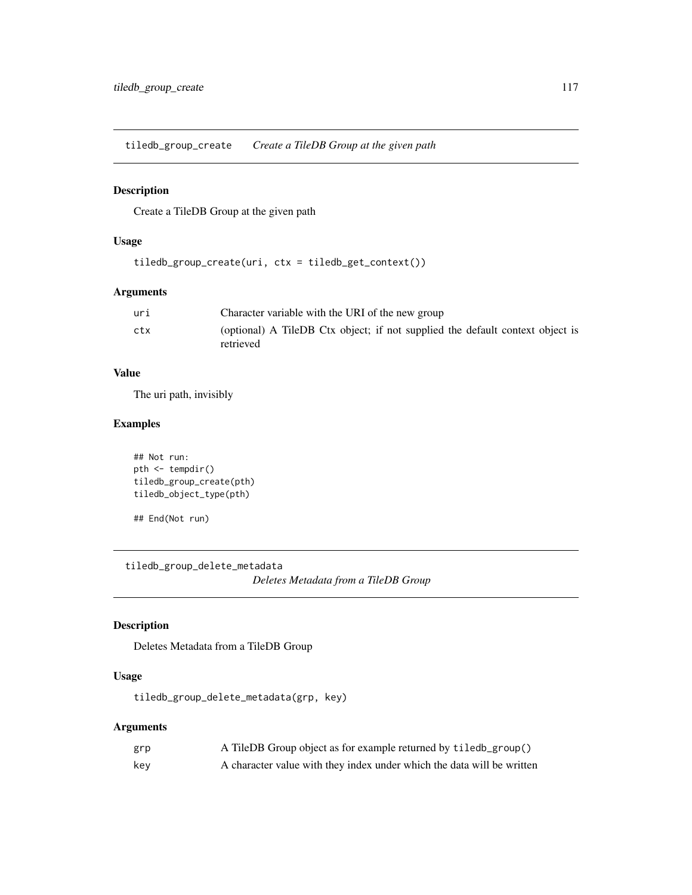## tiledb_group_create *Create a TileDB Group at the given path*

### Description

Create a TileDB Group at the given path

### Usage

```
tiledb_group_create(uri, ctx = tiledb_get_context())
```

### Arguments

| | |
|---|---|
| uri | Character variable with the URI of the new group |
| ctx | (optional) A TileDB Ctx object; if not supplied the default context object is retrieved |

### Value

The uri path, invisibly

### Examples

```
## Not run:
pth <- tempdir()
tiledb_group_create(pth)
tiledb_object_type(pth)

## End(Not run)
```

## tiledb_group_delete_metadata *Deletes Metadata from a TileDB Group*

### Description

Deletes Metadata from a TileDB Group

### Usage

```
tiledb_group_delete_metadata(grp, key)
```

### Arguments

| | |
|---|---|
| grp | A TileDB Group object as for example returned by `tiledb_group()` |
| key | A character value with they index under which the data will be written |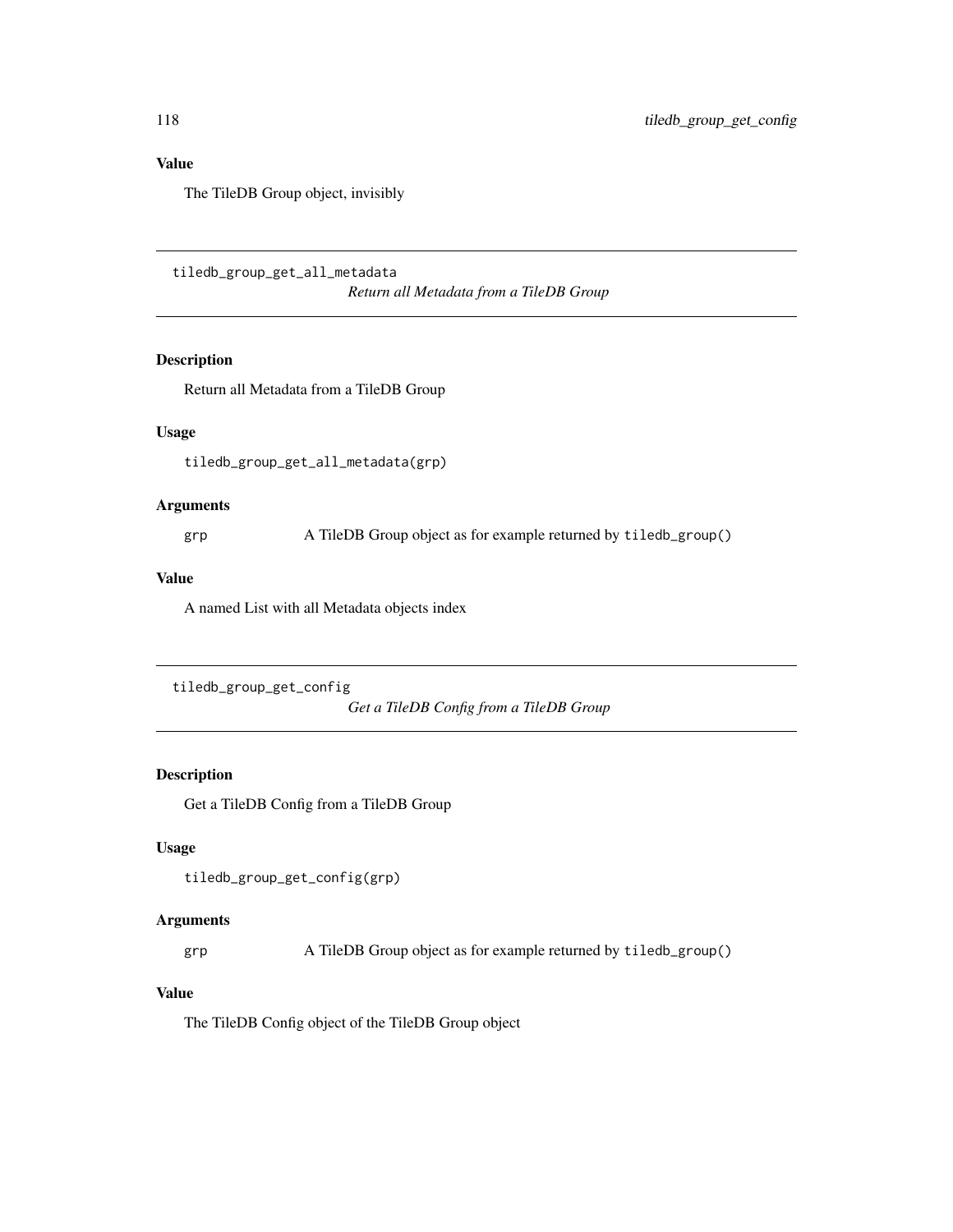### Value

The TileDB Group object, invisibly

## tiledb_group_get_all_metadata

*Return all Metadata from a TileDB Group*

### Description

Return all Metadata from a TileDB Group

### Usage

```
tiledb_group_get_all_metadata(grp)
```

### Arguments

| | |
|---|---|
| grp | A TileDB Group object as for example returned by `tiledb_group()` |

### Value

A named List with all Metadata objects index

## tiledb_group_get_config

*Get a TileDB Config from a TileDB Group*

### Description

Get a TileDB Config from a TileDB Group

### Usage

```
tiledb_group_get_config(grp)
```

### Arguments

| | |
|---|---|
| grp | A TileDB Group object as for example returned by `tiledb_group()` |

### Value

The TileDB Config object of the TileDB Group object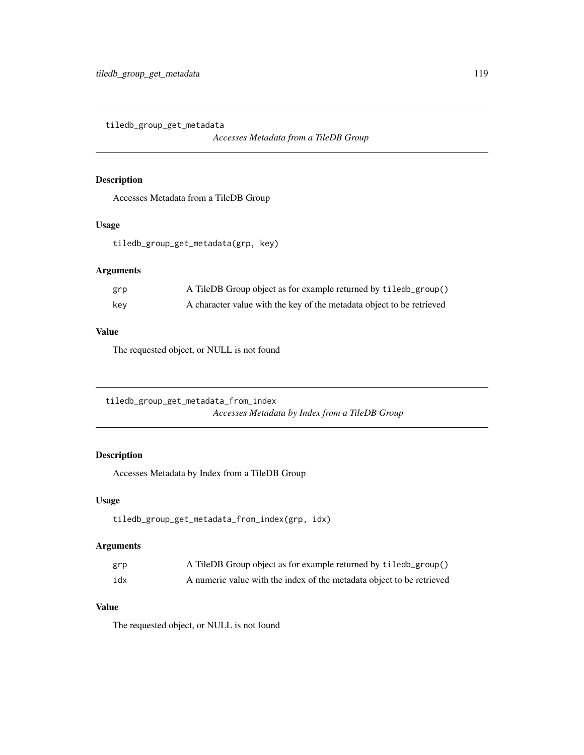## tiledb_group_get_metadata

*Accesses Metadata from a TileDB Group*

### Description

Accesses Metadata from a TileDB Group

### Usage

```
tiledb_group_get_metadata(grp, key)
```

### Arguments

| | |
|---|---|
| grp | A TileDB Group object as for example returned by `tiledb_group()` |
| key | A character value with the key of the metadata object to be retrieved |

### Value

The requested object, or NULL is not found

## tiledb_group_get_metadata_from_index

*Accesses Metadata by Index from a TileDB Group*

### Description

Accesses Metadata by Index from a TileDB Group

### Usage

```
tiledb_group_get_metadata_from_index(grp, idx)
```

### Arguments

| | |
|---|---|
| grp | A TileDB Group object as for example returned by `tiledb_group()` |
| idx | A numeric value with the index of the metadata object to be retrieved |

### Value

The requested object, or NULL is not found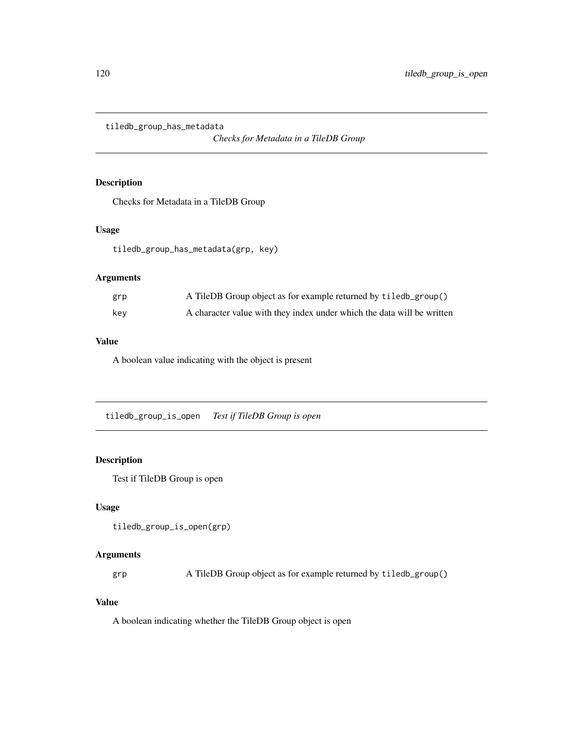## tiledb_group_has_metadata

*Checks for Metadata in a TileDB Group*

### Description

Checks for Metadata in a TileDB Group

### Usage

```
tiledb_group_has_metadata(grp, key)
```

### Arguments

| | |
|---|---|
| grp | A TileDB Group object as for example returned by `tiledb_group()` |
| key | A character value with they index under which the data will be written |

### Value

A boolean value indicating with the object is present

## tiledb_group_is_open

*Test if TileDB Group is open*

### Description

Test if TileDB Group is open

### Usage

```
tiledb_group_is_open(grp)
```

### Arguments

| | |
|---|---|
| grp | A TileDB Group object as for example returned by `tiledb_group()` |

### Value

A boolean indicating whether the TileDB Group object is open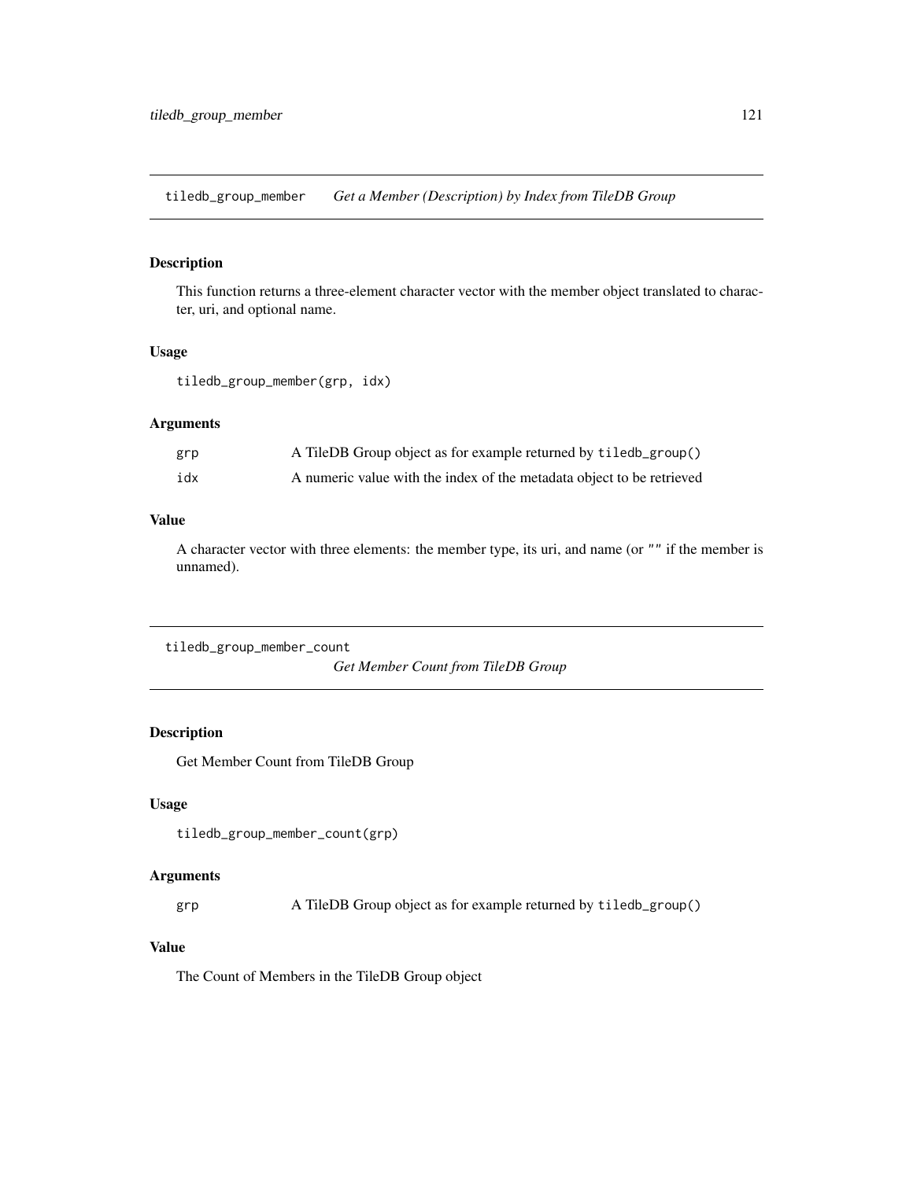## tiledb_group_member — *Get a Member (Description) by Index from TileDB Group*

### Description

This function returns a three-element character vector with the member object translated to character, uri, and optional name.

### Usage

```
tiledb_group_member(grp, idx)
```

### Arguments

| | |
|---|---|
| grp | A TileDB Group object as for example returned by `tiledb_group()` |
| idx | A numeric value with the index of the metadata object to be retrieved |

### Value

A character vector with three elements: the member type, its uri, and name (or "" if the member is unnamed).

## tiledb_group_member_count — *Get Member Count from TileDB Group*

### Description

Get Member Count from TileDB Group

### Usage

```
tiledb_group_member_count(grp)
```

### Arguments

| | |
|---|---|
| grp | A TileDB Group object as for example returned by `tiledb_group()` |

### Value

The Count of Members in the TileDB Group object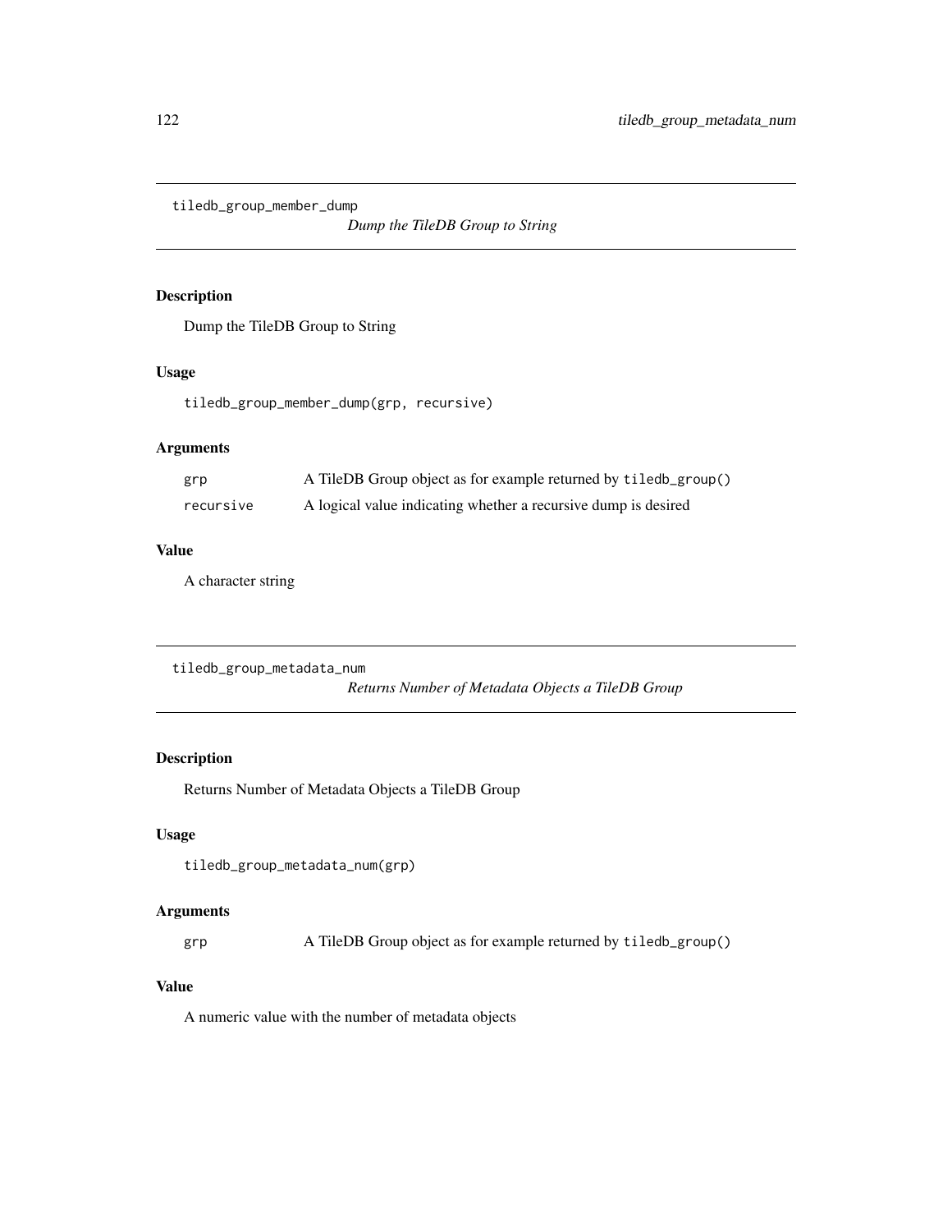## tiledb_group_member_dump

*Dump the TileDB Group to String*

### Description

Dump the TileDB Group to String

### Usage

```
tiledb_group_member_dump(grp, recursive)
```

### Arguments

| | |
|---|---|
| grp | A TileDB Group object as for example returned by `tiledb_group()` |
| recursive | A logical value indicating whether a recursive dump is desired |

### Value

A character string

## tiledb_group_metadata_num

*Returns Number of Metadata Objects a TileDB Group*

### Description

Returns Number of Metadata Objects a TileDB Group

### Usage

```
tiledb_group_metadata_num(grp)
```

### Arguments

| | |
|---|---|
| grp | A TileDB Group object as for example returned by `tiledb_group()` |

### Value

A numeric value with the number of metadata objects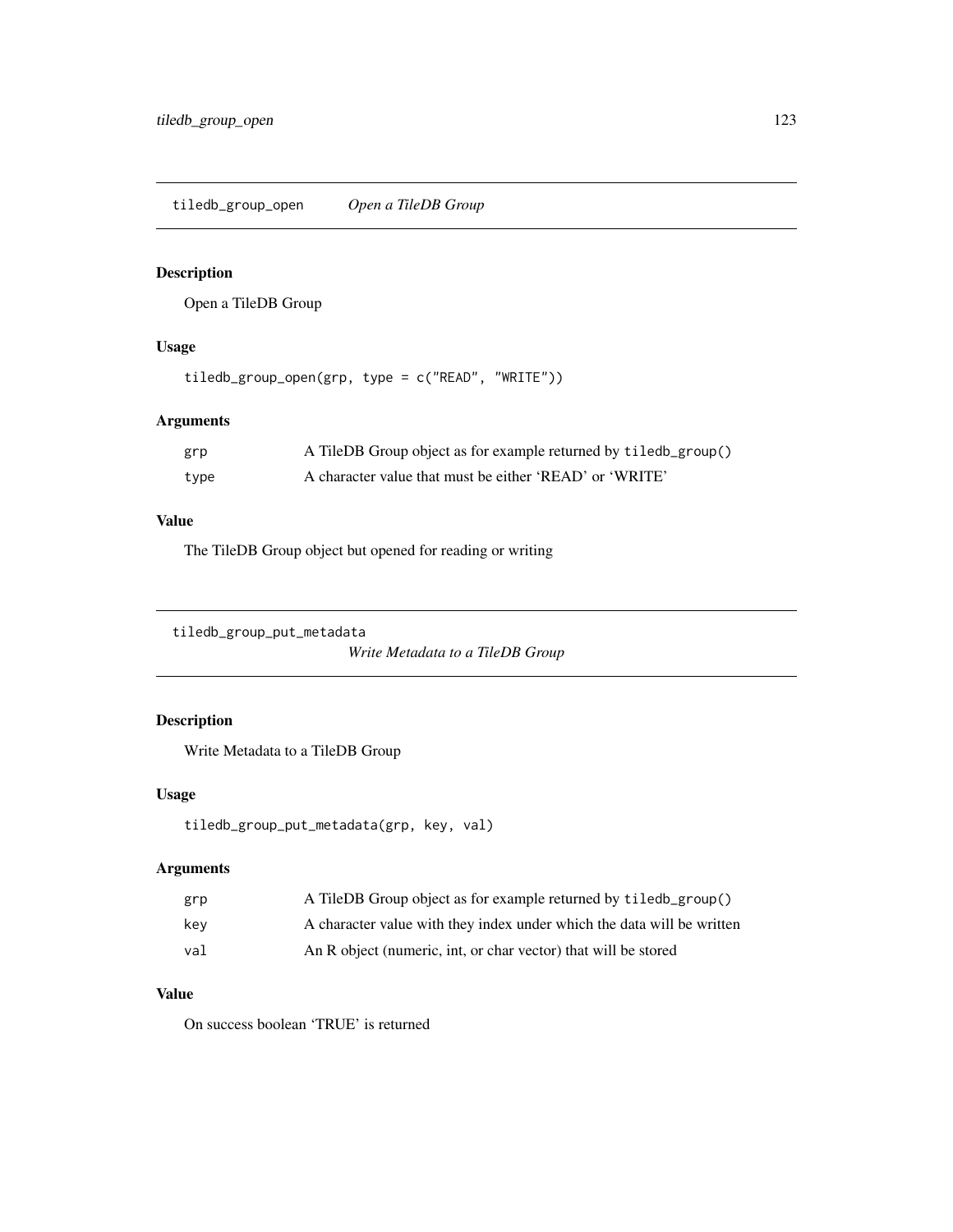## tiledb_group_open — *Open a TileDB Group*

### Description

Open a TileDB Group

### Usage

```
tiledb_group_open(grp, type = c("READ", "WRITE"))
```

### Arguments

| | |
|---|---|
| grp | A TileDB Group object as for example returned by `tiledb_group()` |
| type | A character value that must be either 'READ' or 'WRITE' |

### Value

The TileDB Group object but opened for reading or writing

## tiledb_group_put_metadata — *Write Metadata to a TileDB Group*

### Description

Write Metadata to a TileDB Group

### Usage

```
tiledb_group_put_metadata(grp, key, val)
```

### Arguments

| | |
|---|---|
| grp | A TileDB Group object as for example returned by `tiledb_group()` |
| key | A character value with they index under which the data will be written |
| val | An R object (numeric, int, or char vector) that will be stored |

### Value

On success boolean 'TRUE' is returned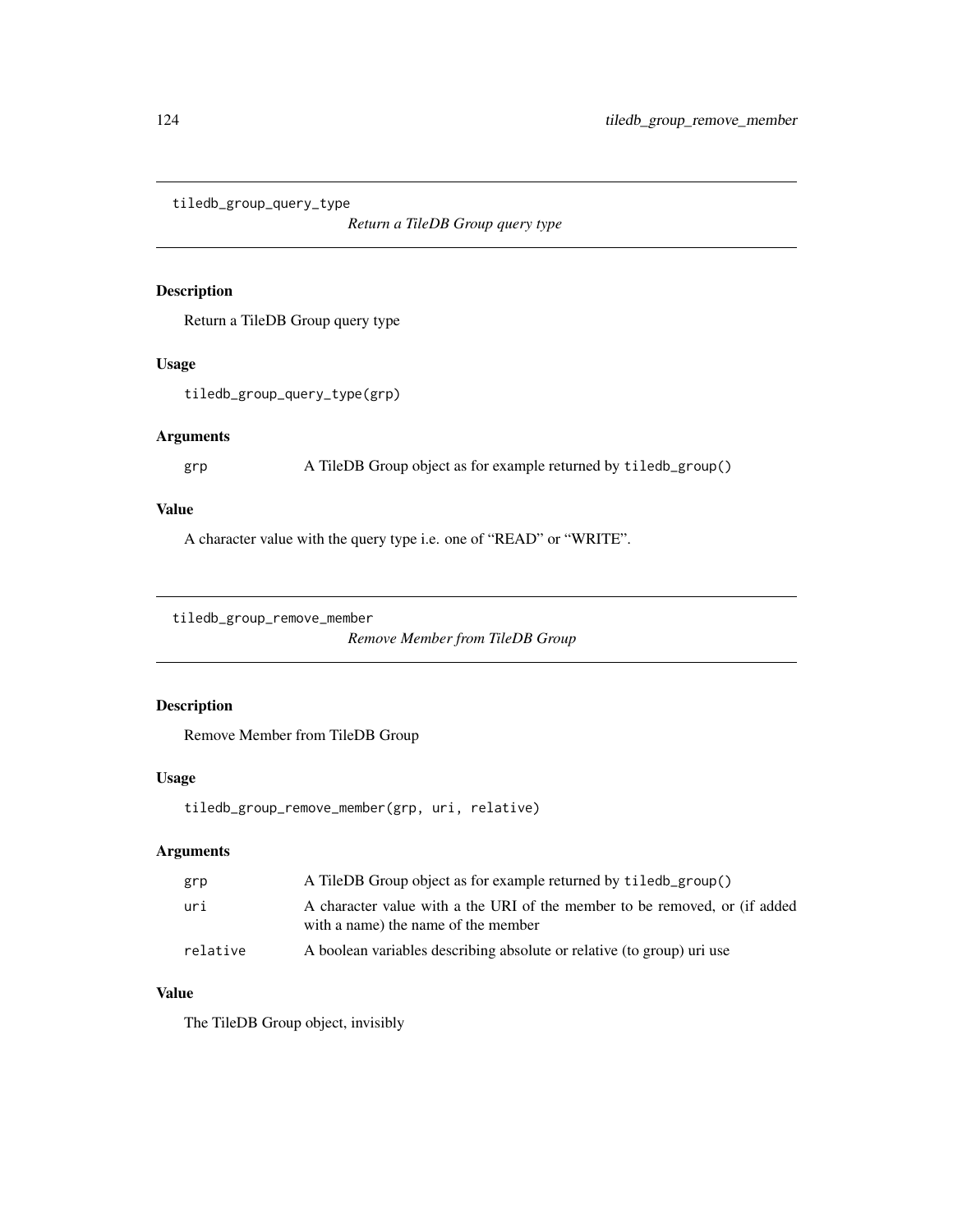## tiledb_group_query_type

*Return a TileDB Group query type*

### Description

Return a TileDB Group query type

### Usage

```
tiledb_group_query_type(grp)
```

### Arguments

| | |
|---|---|
| grp | A TileDB Group object as for example returned by `tiledb_group()` |

### Value

A character value with the query type i.e. one of "READ" or "WRITE".

## tiledb_group_remove_member

*Remove Member from TileDB Group*

### Description

Remove Member from TileDB Group

### Usage

```
tiledb_group_remove_member(grp, uri, relative)
```

### Arguments

| | |
|---|---|
| grp | A TileDB Group object as for example returned by `tiledb_group()` |
| uri | A character value with a the URI of the member to be removed, or (if added with a name) the name of the member |
| relative | A boolean variables describing absolute or relative (to group) uri use |

### Value

The TileDB Group object, invisibly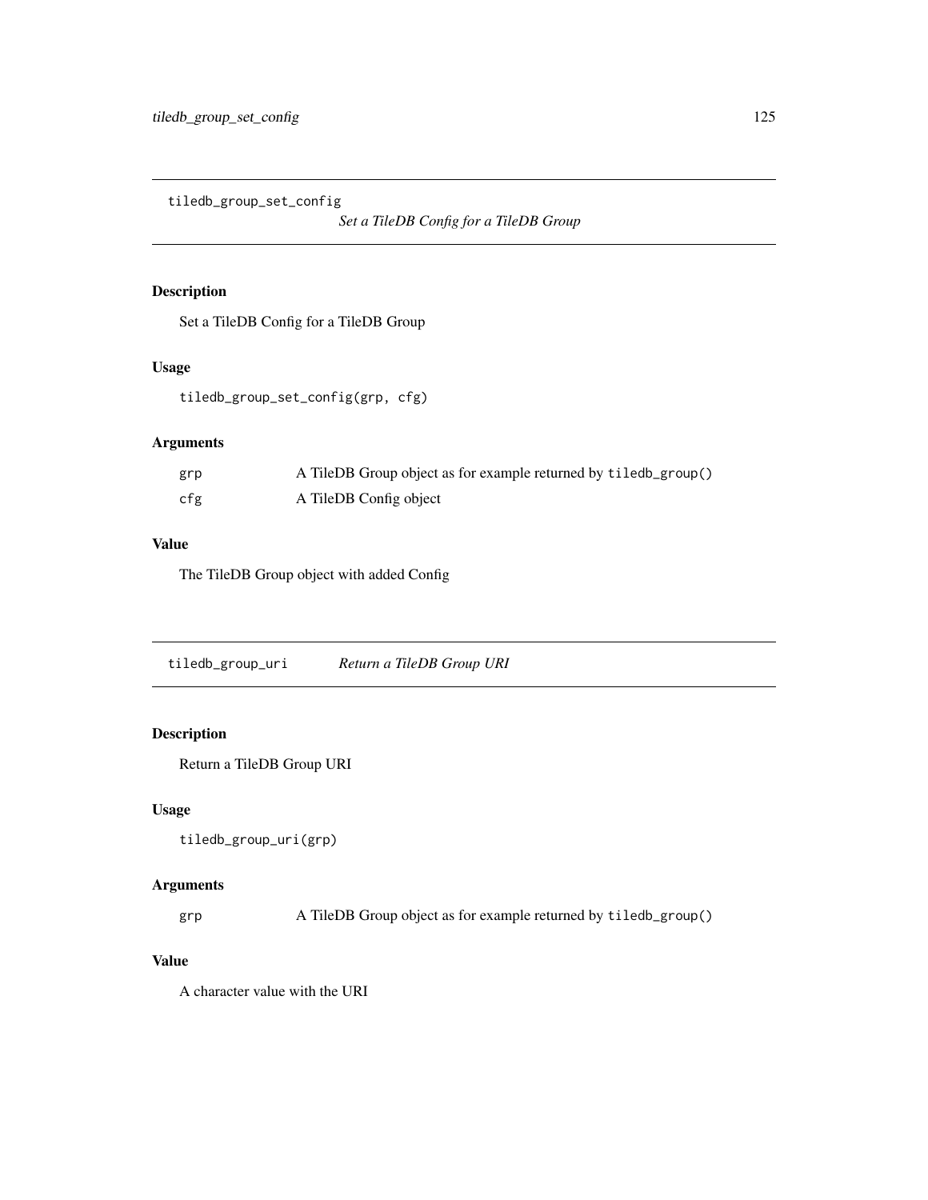## tiledb_group_set_config

*Set a TileDB Config for a TileDB Group*

### Description

Set a TileDB Config for a TileDB Group

### Usage

```
tiledb_group_set_config(grp, cfg)
```

### Arguments

| | |
|---|---|
| `grp` | A TileDB Group object as for example returned by `tiledb_group()` |
| `cfg` | A TileDB Config object |

### Value

The TileDB Group object with added Config

## tiledb_group_uri

*Return a TileDB Group URI*

### Description

Return a TileDB Group URI

### Usage

```
tiledb_group_uri(grp)
```

### Arguments

| | |
|---|---|
| `grp` | A TileDB Group object as for example returned by `tiledb_group()` |

### Value

A character value with the URI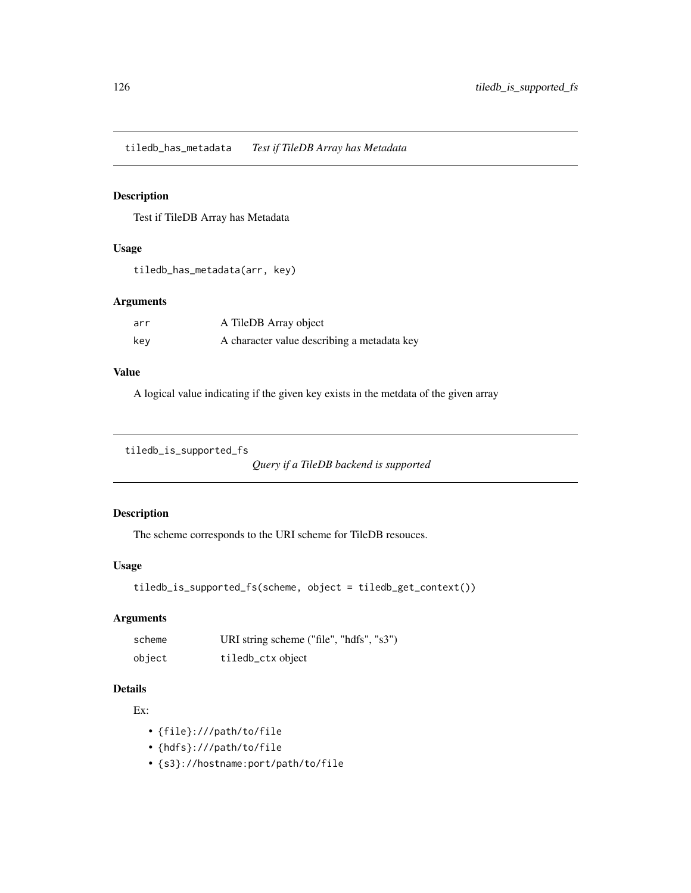## tiledb_has_metadata *Test if TileDB Array has Metadata*

### Description

Test if TileDB Array has Metadata

### Usage

```
tiledb_has_metadata(arr, key)
```

### Arguments

| | |
|---|---|
| arr | A TileDB Array object |
| key | A character value describing a metadata key |

### Value

A logical value indicating if the given key exists in the metdata of the given array

## tiledb_is_supported_fs *Query if a TileDB backend is supported*

### Description

The scheme corresponds to the URI scheme for TileDB resouces.

### Usage

```
tiledb_is_supported_fs(scheme, object = tiledb_get_context())
```

### Arguments

| | |
|---|---|
| scheme | URI string scheme ("file", "hdfs", "s3") |
| object | `tiledb_ctx` object |

### Details

Ex:

- `{file}:///path/to/file`
- `{hdfs}:///path/to/file`
- `{s3}://hostname:port/path/to/file`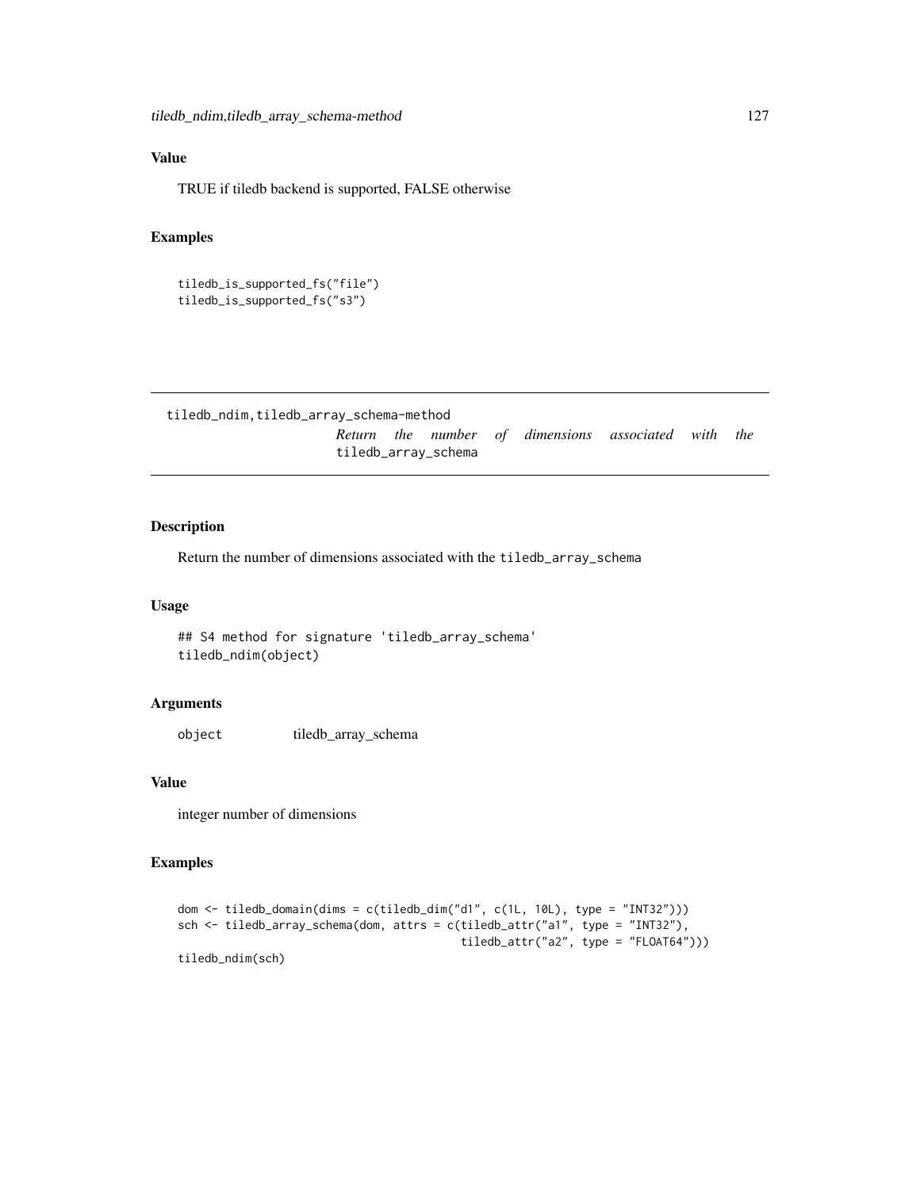## Value

TRUE if tiledb backend is supported, FALSE otherwise

## Examples

```
tiledb_is_supported_fs("file")
tiledb_is_supported_fs("s3")
```

---

# tiledb_ndim,tiledb_array_schema-method

*Return the number of dimensions associated with the* `tiledb_array_schema`

---

## Description

Return the number of dimensions associated with the `tiledb_array_schema`

## Usage

```
## S4 method for signature 'tiledb_array_schema'
tiledb_ndim(object)
```

## Arguments

| | |
|---|---|
| `object` | tiledb_array_schema |

## Value

integer number of dimensions

## Examples

```
dom <- tiledb_domain(dims = c(tiledb_dim("d1", c(1L, 10L), type = "INT32")))
sch <- tiledb_array_schema(dom, attrs = c(tiledb_attr("a1", type = "INT32"),
                                          tiledb_attr("a2", type = "FLOAT64")))
tiledb_ndim(sch)
```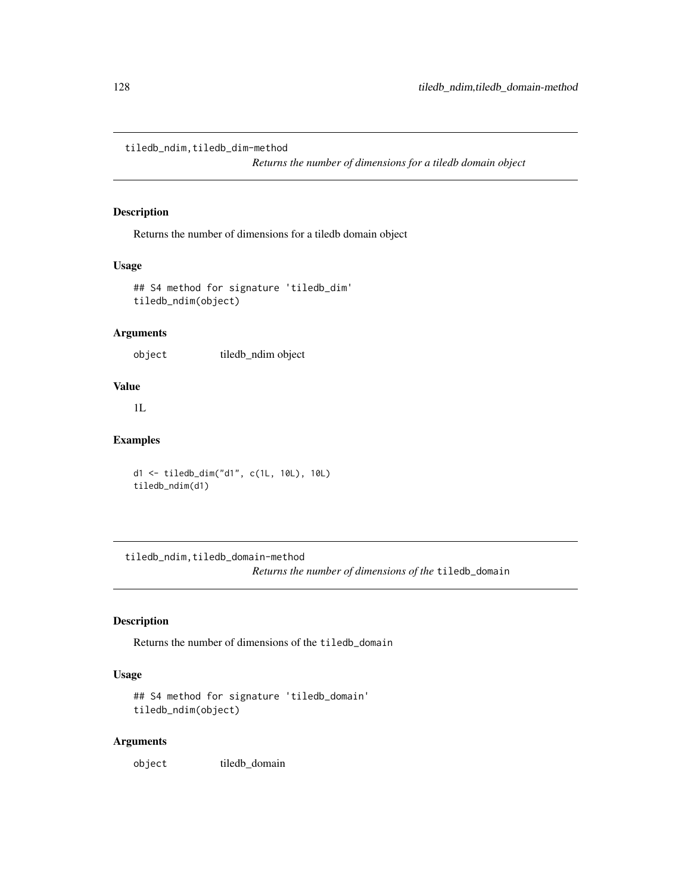## tiledb_ndim,tiledb_dim-method

*Returns the number of dimensions for a tiledb domain object*

### Description

Returns the number of dimensions for a tiledb domain object

### Usage

```
## S4 method for signature 'tiledb_dim'
tiledb_ndim(object)
```

### Arguments

| | |
|---|---|
| `object` | tiledb_ndim object |

### Value

1L

### Examples

```
d1 <- tiledb_dim("d1", c(1L, 10L), 10L)
tiledb_ndim(d1)
```

## tiledb_ndim,tiledb_domain-method

*Returns the number of dimensions of the* `tiledb_domain`

### Description

Returns the number of dimensions of the `tiledb_domain`

### Usage

```
## S4 method for signature 'tiledb_domain'
tiledb_ndim(object)
```

### Arguments

| | |
|---|---|
| `object` | tiledb_domain |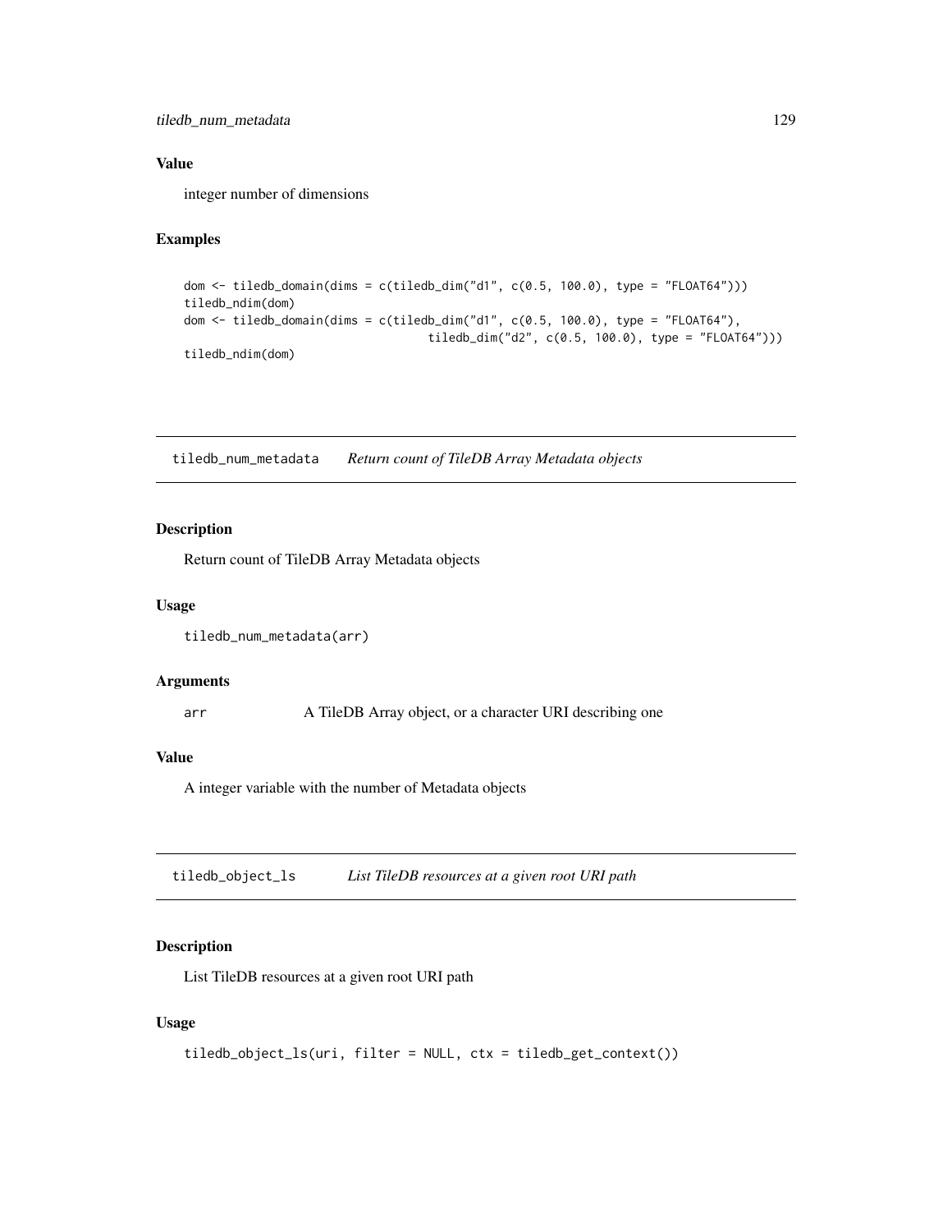## Value

integer number of dimensions

## Examples

```
dom <- tiledb_domain(dims = c(tiledb_dim("d1", c(0.5, 100.0), type = "FLOAT64")))
tiledb_ndim(dom)
dom <- tiledb_domain(dims = c(tiledb_dim("d1", c(0.5, 100.0), type = "FLOAT64"),
                              tiledb_dim("d2", c(0.5, 100.0), type = "FLOAT64")))
tiledb_ndim(dom)
```

---

# tiledb_num_metadata *Return count of TileDB Array Metadata objects*

---

## Description

Return count of TileDB Array Metadata objects

## Usage

```
tiledb_num_metadata(arr)
```

## Arguments

arr A TileDB Array object, or a character URI describing one

## Value

A integer variable with the number of Metadata objects

---

# tiledb_object_ls *List TileDB resources at a given root URI path*

---

## Description

List TileDB resources at a given root URI path

## Usage

```
tiledb_object_ls(uri, filter = NULL, ctx = tiledb_get_context())
```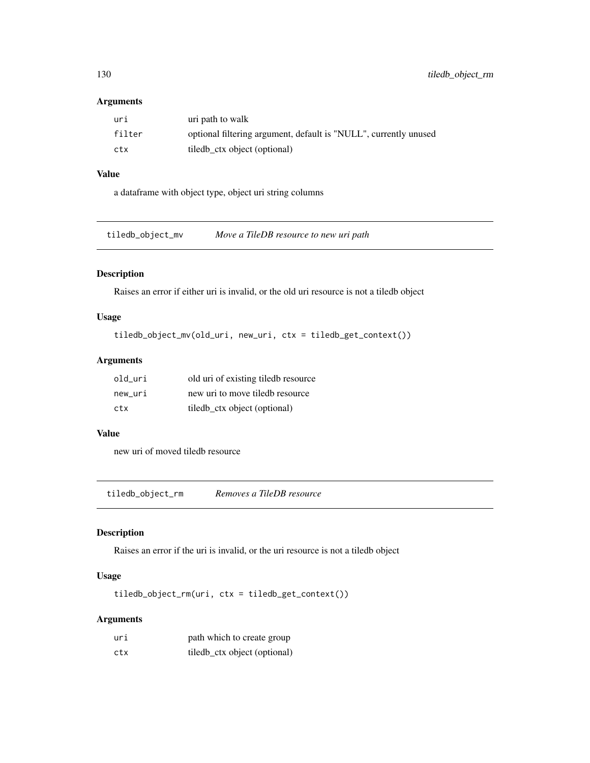### Arguments

| | |
|---|---|
| uri | uri path to walk |
| filter | optional filtering argument, default is "NULL", currently unused |
| ctx | tiledb_ctx object (optional) |

### Value

a dataframe with object type, object uri string columns

## tiledb_object_mv    *Move a TileDB resource to new uri path*

### Description

Raises an error if either uri is invalid, or the old uri resource is not a tiledb object

### Usage

```
tiledb_object_mv(old_uri, new_uri, ctx = tiledb_get_context())
```

### Arguments

| | |
|---|---|
| old_uri | old uri of existing tiledb resource |
| new_uri | new uri to move tiledb resource |
| ctx | tiledb_ctx object (optional) |

### Value

new uri of moved tiledb resource

## tiledb_object_rm    *Removes a TileDB resource*

### Description

Raises an error if the uri is invalid, or the uri resource is not a tiledb object

### Usage

```
tiledb_object_rm(uri, ctx = tiledb_get_context())
```

### Arguments

| | |
|---|---|
| uri | path which to create group |
| ctx | tiledb_ctx object (optional) |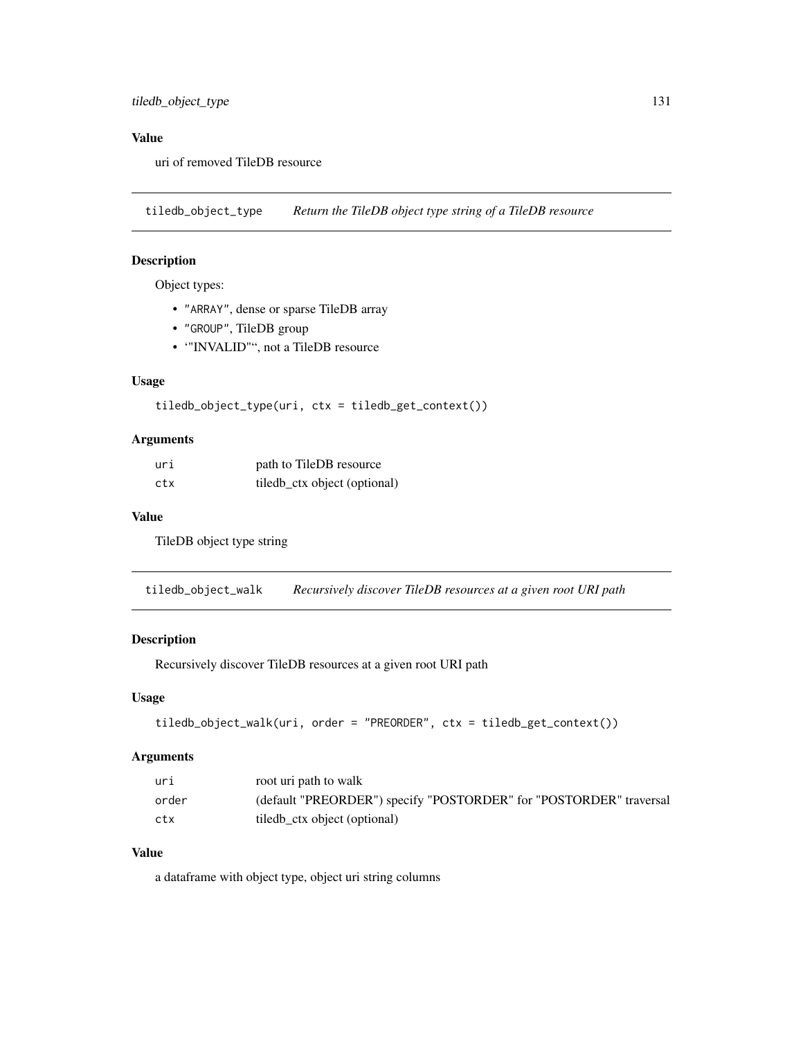### Value

uri of removed TileDB resource

---

## tiledb_object_type — *Return the TileDB object type string of a TileDB resource*

### Description

Object types:

- `"ARRAY"`, dense or sparse TileDB array
- `"GROUP"`, TileDB group
- ‘"INVALID"‘, not a TileDB resource

### Usage

```
tiledb_object_type(uri, ctx = tiledb_get_context())
```

### Arguments

| | |
|---|---|
| `uri` | path to TileDB resource |
| `ctx` | tiledb_ctx object (optional) |

### Value

TileDB object type string

---

## tiledb_object_walk — *Recursively discover TileDB resources at a given root URI path*

### Description

Recursively discover TileDB resources at a given root URI path

### Usage

```
tiledb_object_walk(uri, order = "PREORDER", ctx = tiledb_get_context())
```

### Arguments

| | |
|---|---|
| `uri` | root uri path to walk |
| `order` | (default "PREORDER") specify "POSTORDER" for "POSTORDER" traversal |
| `ctx` | tiledb_ctx object (optional) |

### Value

a dataframe with object type, object uri string columns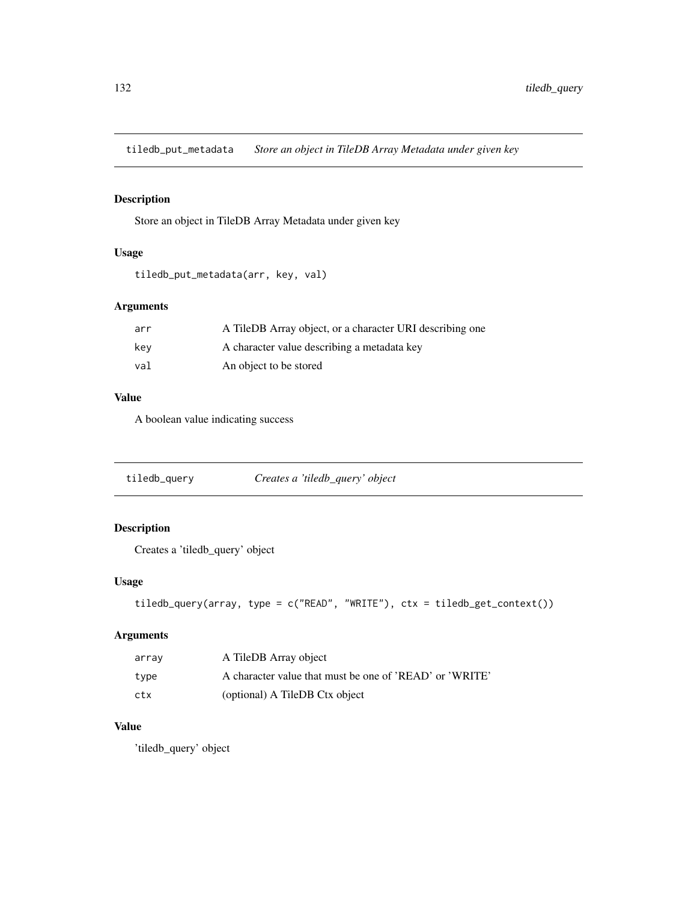## tiledb_put_metadata *Store an object in TileDB Array Metadata under given key*

### Description

Store an object in TileDB Array Metadata under given key

### Usage

```
tiledb_put_metadata(arr, key, val)
```

### Arguments

| | |
|---|---|
| arr | A TileDB Array object, or a character URI describing one |
| key | A character value describing a metadata key |
| val | An object to be stored |

### Value

A boolean value indicating success

## tiledb_query *Creates a 'tiledb_query' object*

### Description

Creates a 'tiledb_query' object

### Usage

```
tiledb_query(array, type = c("READ", "WRITE"), ctx = tiledb_get_context())
```

### Arguments

| | |
|---|---|
| array | A TileDB Array object |
| type | A character value that must be one of 'READ' or 'WRITE' |
| ctx | (optional) A TileDB Ctx object |

### Value

'tiledb_query' object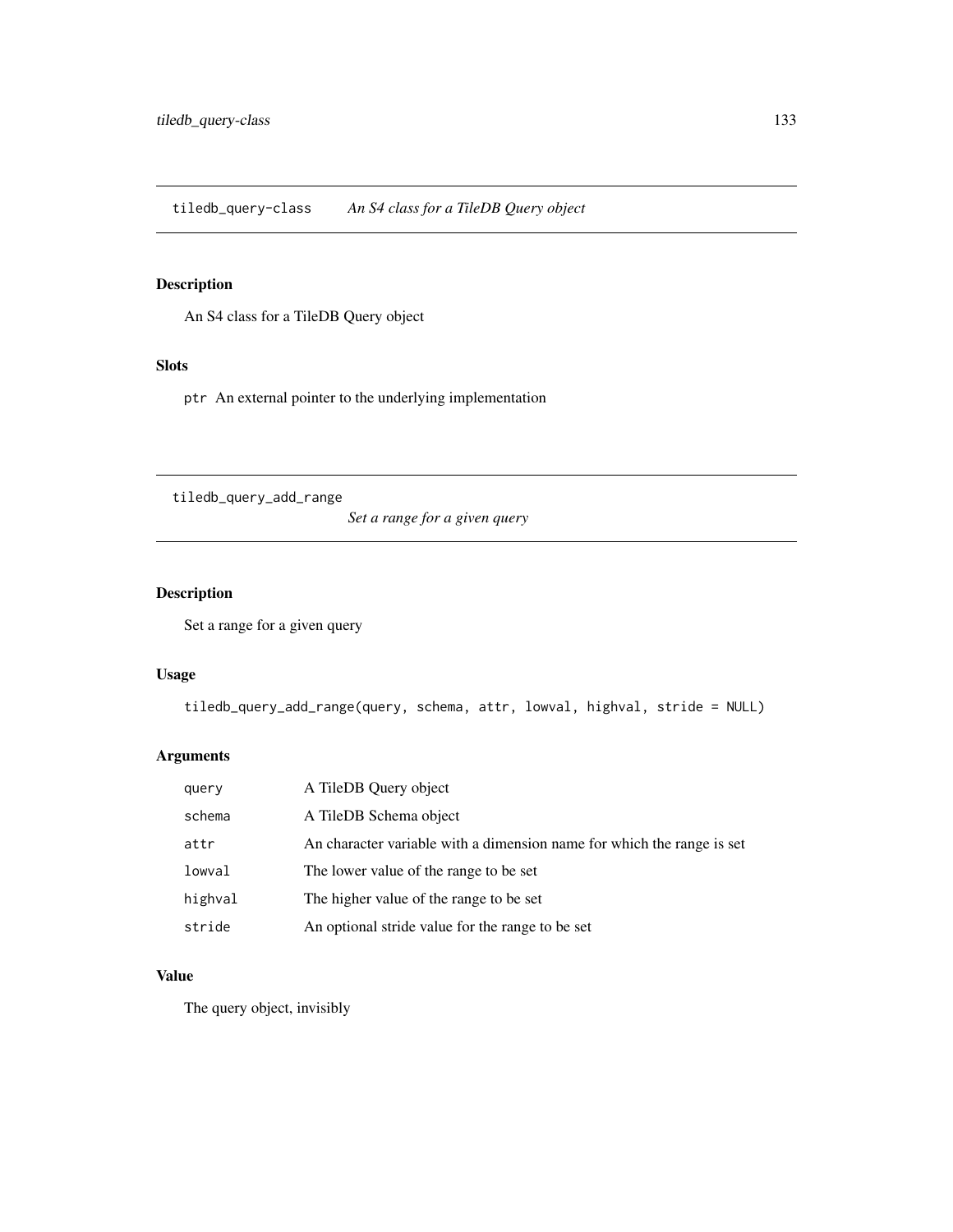## tiledb_query-class — *An S4 class for a TileDB Query object*

### Description

An S4 class for a TileDB Query object

### Slots

`ptr` An external pointer to the underlying implementation

## tiledb_query_add_range — *Set a range for a given query*

### Description

Set a range for a given query

### Usage

```
tiledb_query_add_range(query, schema, attr, lowval, highval, stride = NULL)
```

### Arguments

| | |
|---|---|
| `query` | A TileDB Query object |
| `schema` | A TileDB Schema object |
| `attr` | An character variable with a dimension name for which the range is set |
| `lowval` | The lower value of the range to be set |
| `highval` | The higher value of the range to be set |
| `stride` | An optional stride value for the range to be set |

### Value

The query object, invisibly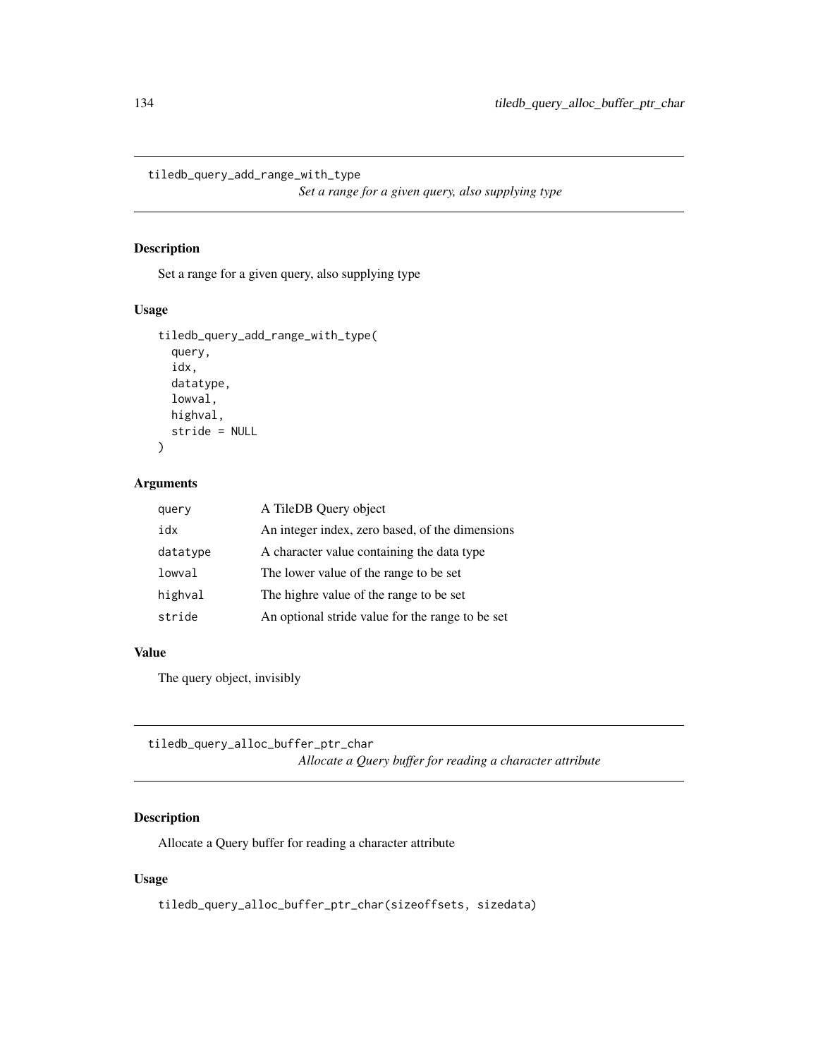## tiledb_query_add_range_with_type

*Set a range for a given query, also supplying type*

### Description

Set a range for a given query, also supplying type

### Usage

```
tiledb_query_add_range_with_type(
  query,
  idx,
  datatype,
  lowval,
  highval,
  stride = NULL
)
```

### Arguments

| | |
|---|---|
| query | A TileDB Query object |
| idx | An integer index, zero based, of the dimensions |
| datatype | A character value containing the data type |
| lowval | The lower value of the range to be set |
| highval | The highre value of the range to be set |
| stride | An optional stride value for the range to be set |

### Value

The query object, invisibly

## tiledb_query_alloc_buffer_ptr_char

*Allocate a Query buffer for reading a character attribute*

### Description

Allocate a Query buffer for reading a character attribute

### Usage

```
tiledb_query_alloc_buffer_ptr_char(sizeoffsets, sizedata)
```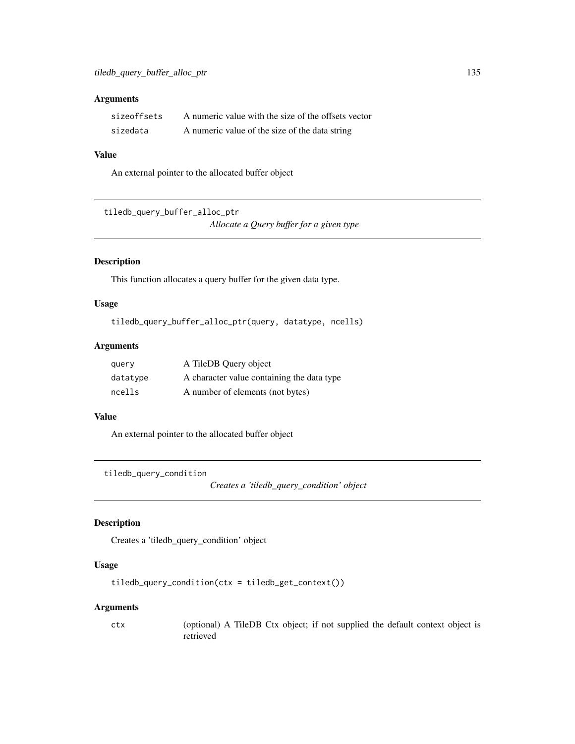## Arguments

| | |
|---|---|
| sizeoffsets | A numeric value with the size of the offsets vector |
| sizedata | A numeric value of the size of the data string |

## Value

An external pointer to the allocated buffer object

---

# tiledb_query_buffer_alloc_ptr

*Allocate a Query buffer for a given type*

---

## Description

This function allocates a query buffer for the given data type.

## Usage

```
tiledb_query_buffer_alloc_ptr(query, datatype, ncells)
```

## Arguments

| | |
|---|---|
| query | A TileDB Query object |
| datatype | A character value containing the data type |
| ncells | A number of elements (not bytes) |

## Value

An external pointer to the allocated buffer object

---

# tiledb_query_condition

*Creates a 'tiledb_query_condition' object*

---

## Description

Creates a 'tiledb_query_condition' object

## Usage

```
tiledb_query_condition(ctx = tiledb_get_context())
```

## Arguments

| | |
|---|---|
| ctx | (optional) A TileDB Ctx object; if not supplied the default context object is retrieved |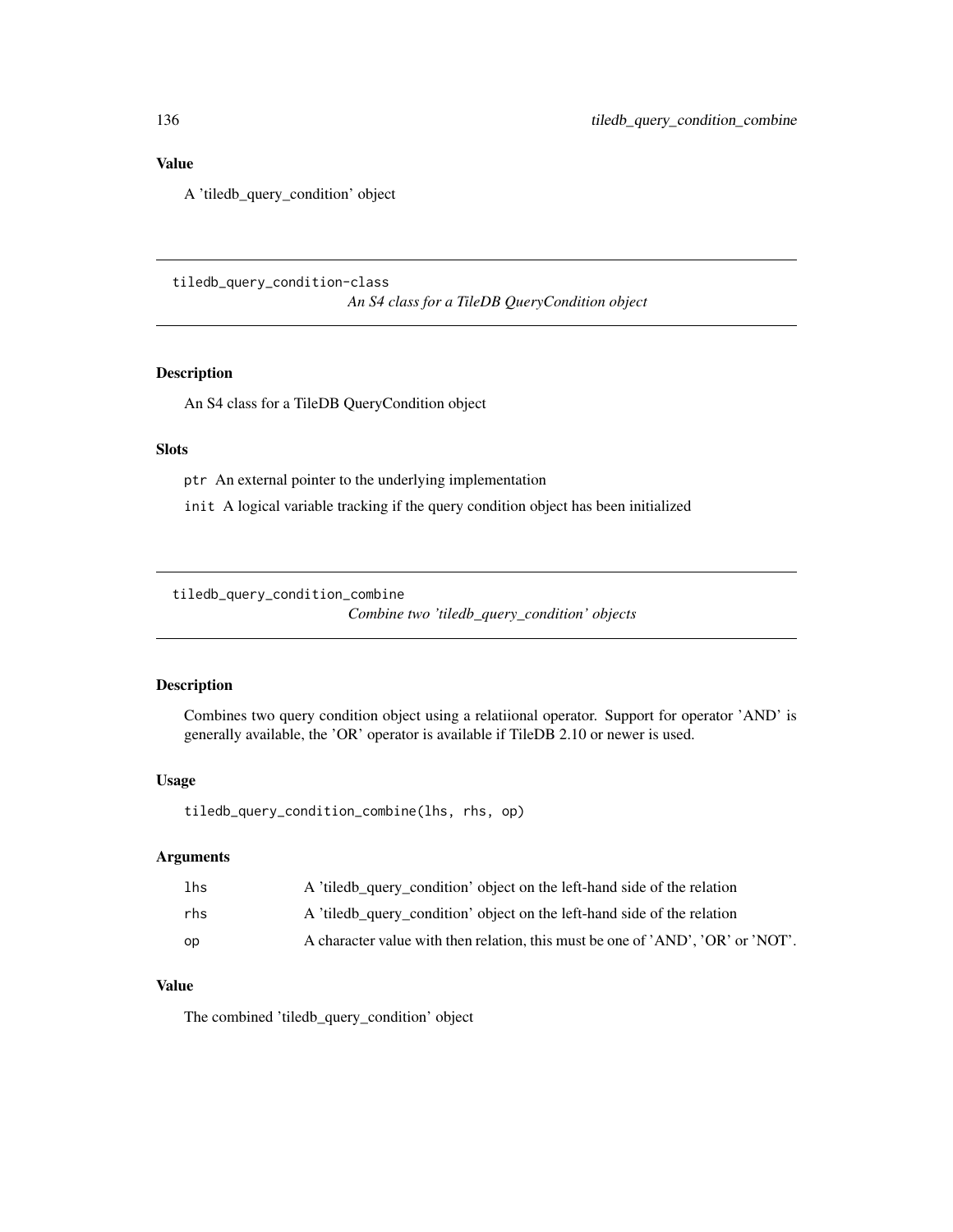### Value

A 'tiledb_query_condition' object

---

## tiledb_query_condition-class

*An S4 class for a TileDB QueryCondition object*

### Description

An S4 class for a TileDB QueryCondition object

### Slots

`ptr` An external pointer to the underlying implementation

`init` A logical variable tracking if the query condition object has been initialized

---

## tiledb_query_condition_combine

*Combine two 'tiledb_query_condition' objects*

### Description

Combines two query condition object using a relatiional operator. Support for operator 'AND' is generally available, the 'OR' operator is available if TileDB 2.10 or newer is used.

### Usage

```
tiledb_query_condition_combine(lhs, rhs, op)
```

### Arguments

| | |
|---|---|
| `lhs` | A 'tiledb_query_condition' object on the left-hand side of the relation |
| `rhs` | A 'tiledb_query_condition' object on the left-hand side of the relation |
| `op` | A character value with then relation, this must be one of 'AND', 'OR' or 'NOT'. |

### Value

The combined 'tiledb_query_condition' object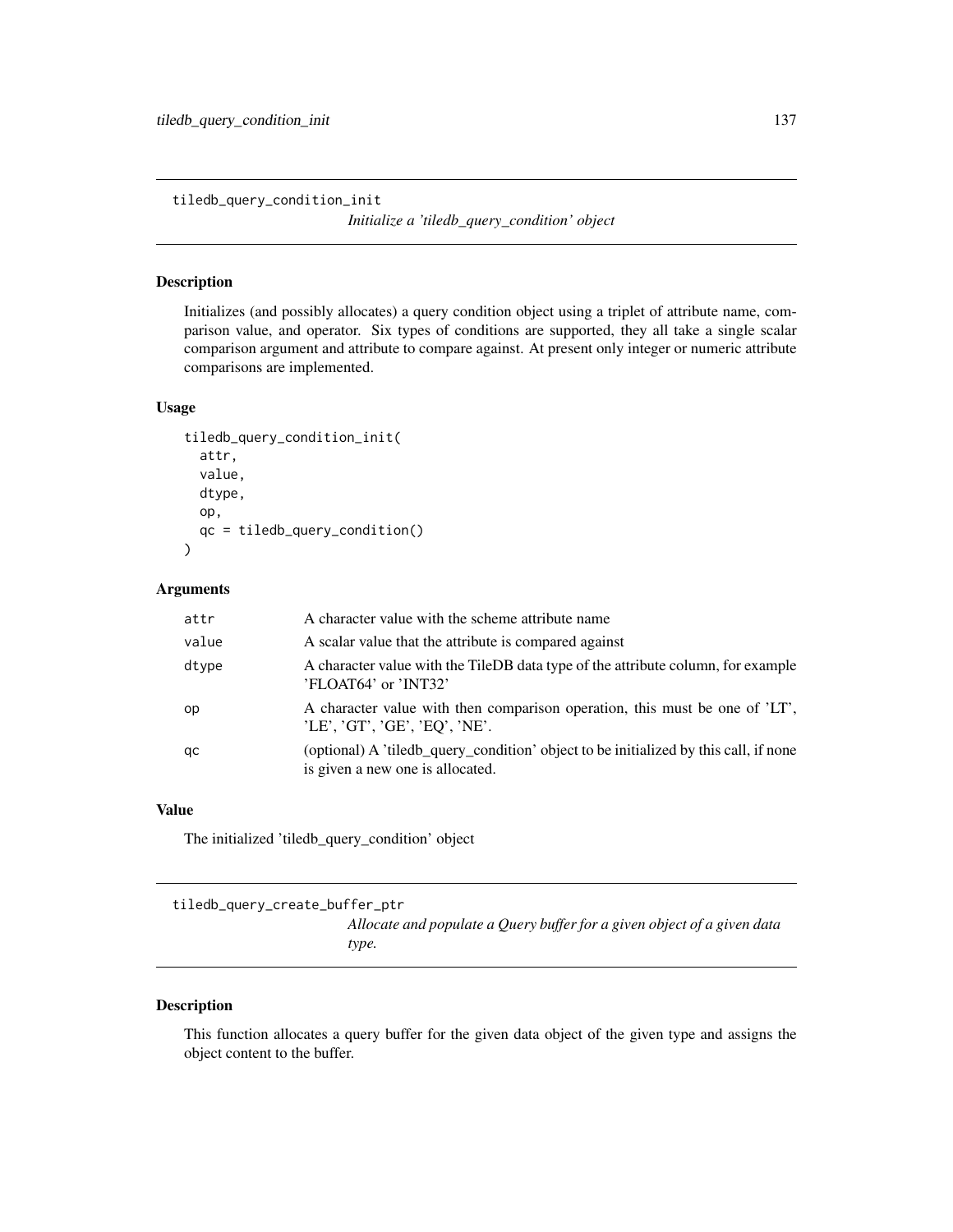## tiledb_query_condition_init

*Initialize a 'tiledb_query_condition' object*

### Description

Initializes (and possibly allocates) a query condition object using a triplet of attribute name, comparison value, and operator. Six types of conditions are supported, they all take a single scalar comparison argument and attribute to compare against. At present only integer or numeric attribute comparisons are implemented.

### Usage

```
tiledb_query_condition_init(
  attr,
  value,
  dtype,
  op,
  qc = tiledb_query_condition()
)
```

### Arguments

| | |
|---|---|
| attr | A character value with the scheme attribute name |
| value | A scalar value that the attribute is compared against |
| dtype | A character value with the TileDB data type of the attribute column, for example 'FLOAT64' or 'INT32' |
| op | A character value with then comparison operation, this must be one of 'LT', 'LE', 'GT', 'GE', 'EQ', 'NE'. |
| qc | (optional) A 'tiledb_query_condition' object to be initialized by this call, if none is given a new one is allocated. |

### Value

The initialized 'tiledb_query_condition' object

## tiledb_query_create_buffer_ptr

*Allocate and populate a Query buffer for a given object of a given data type.*

### Description

This function allocates a query buffer for the given data object of the given type and assigns the object content to the buffer.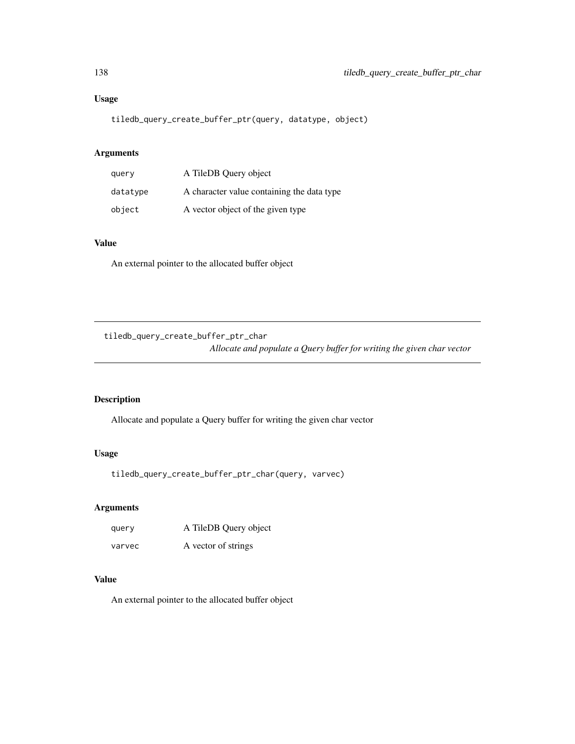### Usage

```
tiledb_query_create_buffer_ptr(query, datatype, object)
```

### Arguments

| | |
|---|---|
| query | A TileDB Query object |
| datatype | A character value containing the data type |
| object | A vector object of the given type |

### Value

An external pointer to the allocated buffer object

---

## tiledb_query_create_buffer_ptr_char

*Allocate and populate a Query buffer for writing the given char vector*

---

### Description

Allocate and populate a Query buffer for writing the given char vector

### Usage

```
tiledb_query_create_buffer_ptr_char(query, varvec)
```

### Arguments

| | |
|---|---|
| query | A TileDB Query object |
| varvec | A vector of strings |

### Value

An external pointer to the allocated buffer object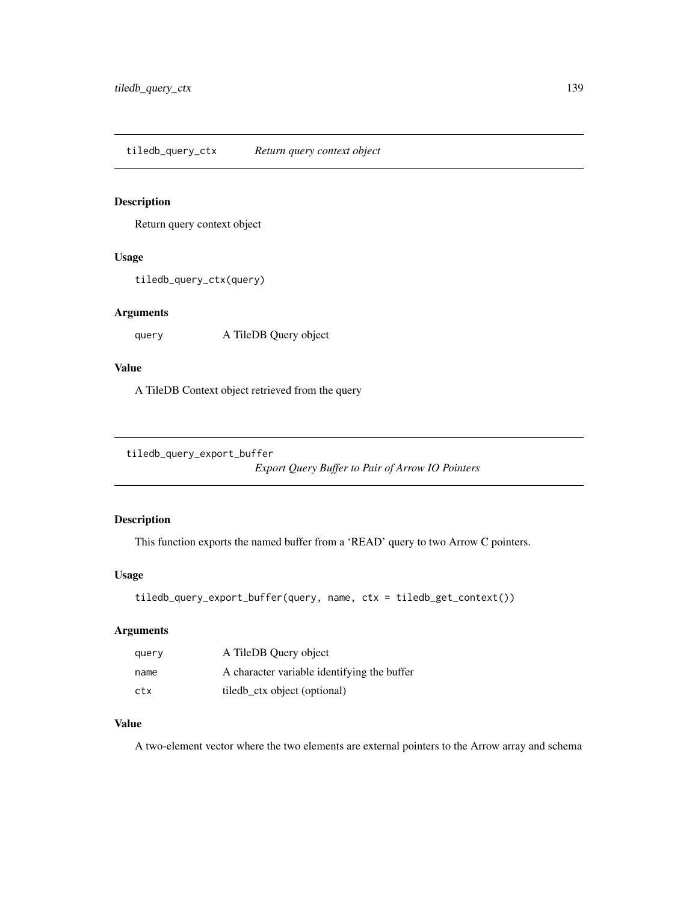## tiledb_query_ctx *Return query context object*

### Description

Return query context object

### Usage

```
tiledb_query_ctx(query)
```

### Arguments

| | |
|---|---|
| query | A TileDB Query object |

### Value

A TileDB Context object retrieved from the query

## tiledb_query_export_buffer *Export Query Buffer to Pair of Arrow IO Pointers*

### Description

This function exports the named buffer from a 'READ' query to two Arrow C pointers.

### Usage

```
tiledb_query_export_buffer(query, name, ctx = tiledb_get_context())
```

### Arguments

| | |
|---|---|
| query | A TileDB Query object |
| name | A character variable identifying the buffer |
| ctx | tiledb_ctx object (optional) |

### Value

A two-element vector where the two elements are external pointers to the Arrow array and schema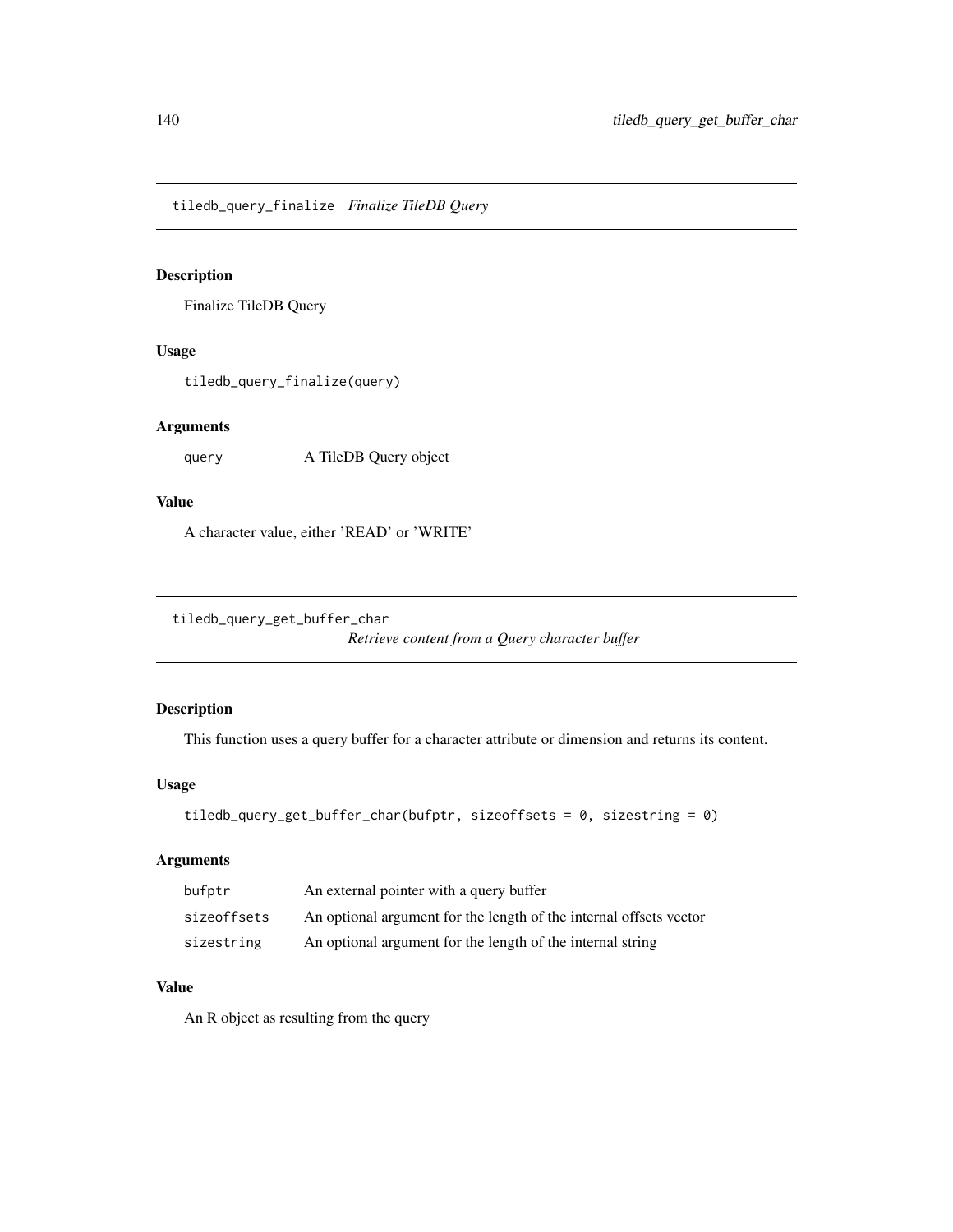## `tiledb_query_finalize` *Finalize TileDB Query*

### Description

Finalize TileDB Query

### Usage

```
tiledb_query_finalize(query)
```

### Arguments

| | |
|---|---|
| `query` | A TileDB Query object |

### Value

A character value, either 'READ' or 'WRITE'

## `tiledb_query_get_buffer_char` *Retrieve content from a Query character buffer*

### Description

This function uses a query buffer for a character attribute or dimension and returns its content.

### Usage

```
tiledb_query_get_buffer_char(bufptr, sizeoffsets = 0, sizestring = 0)
```

### Arguments

| | |
|---|---|
| `bufptr` | An external pointer with a query buffer |
| `sizeoffsets` | An optional argument for the length of the internal offsets vector |
| `sizestring` | An optional argument for the length of the internal string |

### Value

An R object as resulting from the query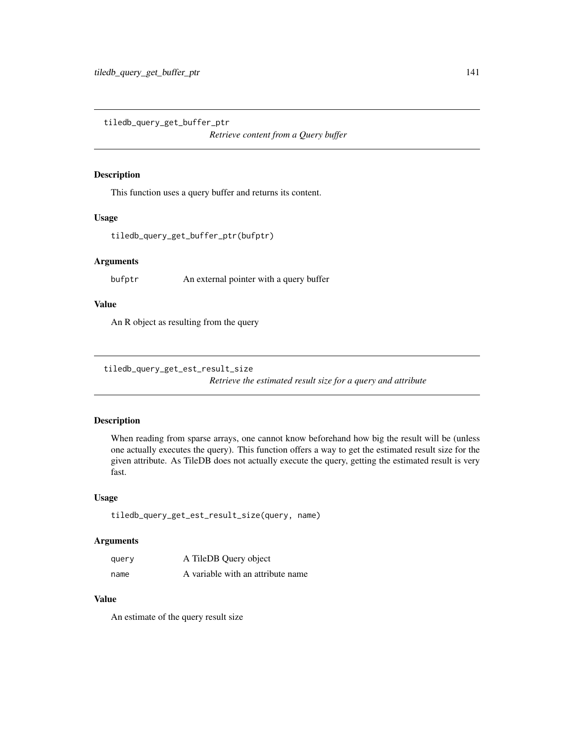## tiledb_query_get_buffer_ptr

*Retrieve content from a Query buffer*

### Description

This function uses a query buffer and returns its content.

### Usage

```
tiledb_query_get_buffer_ptr(bufptr)
```

### Arguments

| | |
|---|---|
| bufptr | An external pointer with a query buffer |

### Value

An R object as resulting from the query

## tiledb_query_get_est_result_size

*Retrieve the estimated result size for a query and attribute*

### Description

When reading from sparse arrays, one cannot know beforehand how big the result will be (unless one actually executes the query). This function offers a way to get the estimated result size for the given attribute. As TileDB does not actually execute the query, getting the estimated result is very fast.

### Usage

```
tiledb_query_get_est_result_size(query, name)
```

### Arguments

| | |
|---|---|
| query | A TileDB Query object |
| name | A variable with an attribute name |

### Value

An estimate of the query result size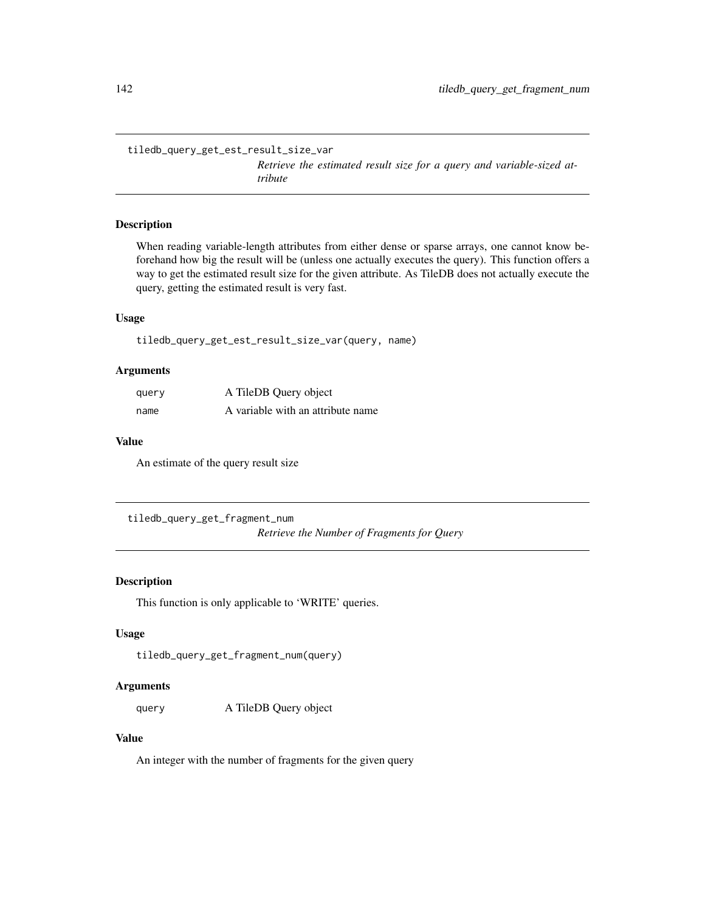## tiledb_query_get_est_result_size_var

*Retrieve the estimated result size for a query and variable-sized attribute*

### Description

When reading variable-length attributes from either dense or sparse arrays, one cannot know beforehand how big the result will be (unless one actually executes the query). This function offers a way to get the estimated result size for the given attribute. As TileDB does not actually execute the query, getting the estimated result is very fast.

### Usage

```
tiledb_query_get_est_result_size_var(query, name)
```

### Arguments

| | |
|---|---|
| query | A TileDB Query object |
| name | A variable with an attribute name |

### Value

An estimate of the query result size

## tiledb_query_get_fragment_num

*Retrieve the Number of Fragments for Query*

### Description

This function is only applicable to 'WRITE' queries.

### Usage

```
tiledb_query_get_fragment_num(query)
```

### Arguments

| | |
|---|---|
| query | A TileDB Query object |

### Value

An integer with the number of fragments for the given query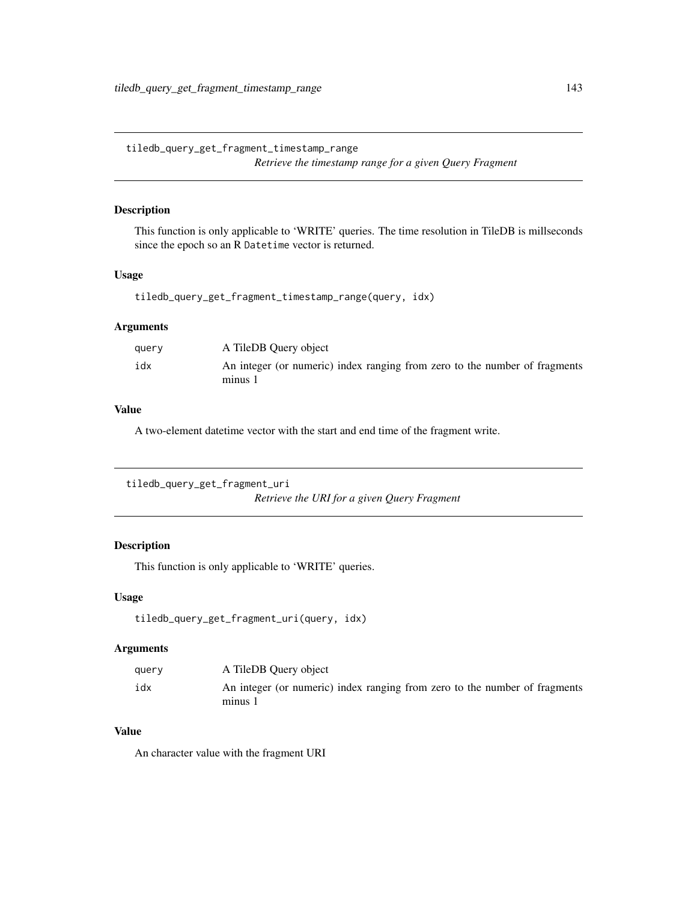## tiledb_query_get_fragment_timestamp_range

*Retrieve the timestamp range for a given Query Fragment*

### Description

This function is only applicable to 'WRITE' queries. The time resolution in TileDB is millseconds since the epoch so an R `Datetime` vector is returned.

### Usage

```
tiledb_query_get_fragment_timestamp_range(query, idx)
```

### Arguments

| | |
|---|---|
| `query` | A TileDB Query object |
| `idx` | An integer (or numeric) index ranging from zero to the number of fragments minus 1 |

### Value

A two-element datetime vector with the start and end time of the fragment write.

## tiledb_query_get_fragment_uri

*Retrieve the URI for a given Query Fragment*

### Description

This function is only applicable to 'WRITE' queries.

### Usage

```
tiledb_query_get_fragment_uri(query, idx)
```

### Arguments

| | |
|---|---|
| `query` | A TileDB Query object |
| `idx` | An integer (or numeric) index ranging from zero to the number of fragments minus 1 |

### Value

An character value with the fragment URI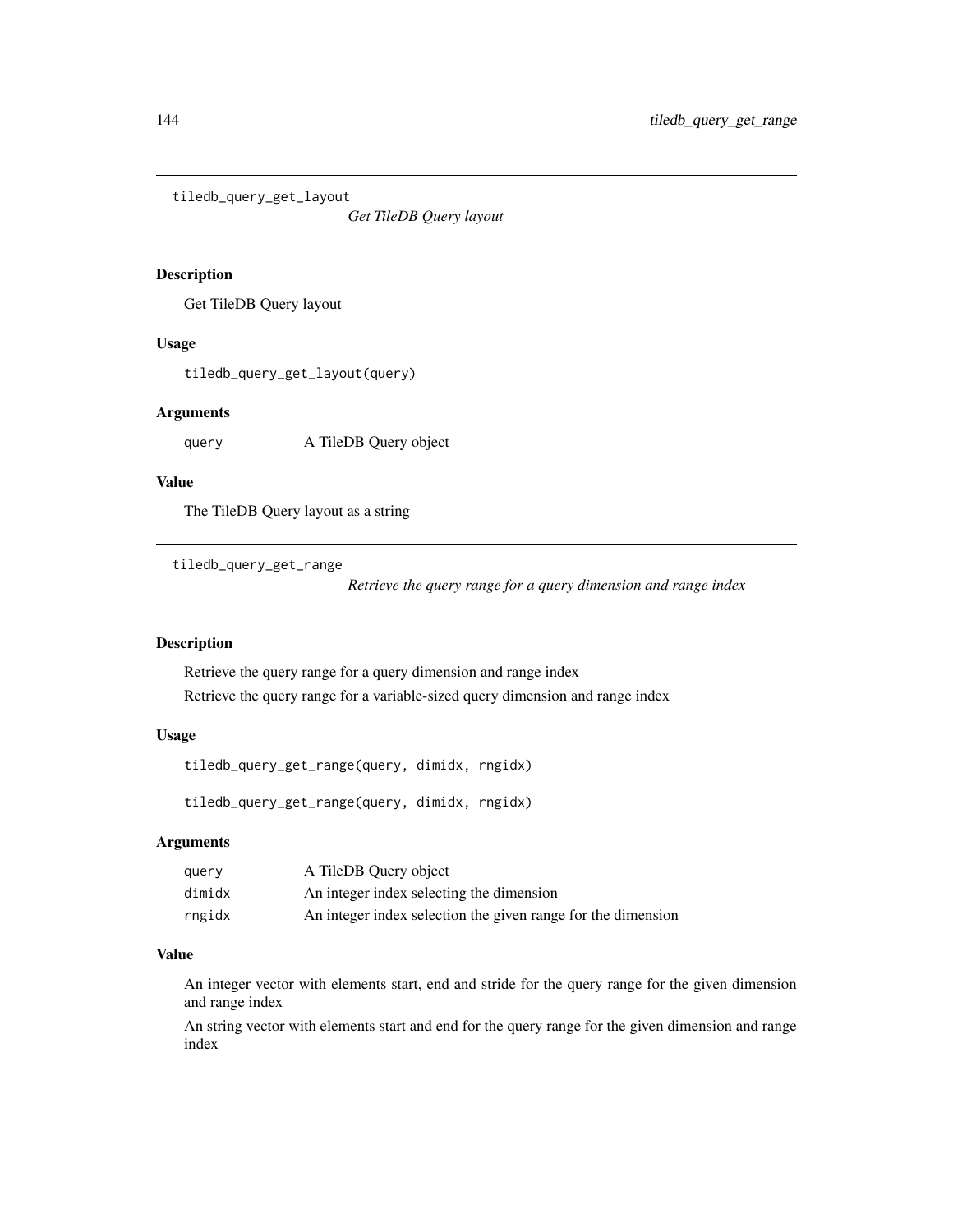## tiledb_query_get_layout

*Get TileDB Query layout*

### Description

Get TileDB Query layout

### Usage

```
tiledb_query_get_layout(query)
```

### Arguments

| | |
|---|---|
| query | A TileDB Query object |

### Value

The TileDB Query layout as a string

## tiledb_query_get_range

*Retrieve the query range for a query dimension and range index*

### Description

Retrieve the query range for a query dimension and range index

Retrieve the query range for a variable-sized query dimension and range index

### Usage

```
tiledb_query_get_range(query, dimidx, rngidx)

tiledb_query_get_range(query, dimidx, rngidx)
```

### Arguments

| | |
|---|---|
| query | A TileDB Query object |
| dimidx | An integer index selecting the dimension |
| rngidx | An integer index selection the given range for the dimension |

### Value

An integer vector with elements start, end and stride for the query range for the given dimension and range index

An string vector with elements start and end for the query range for the given dimension and range index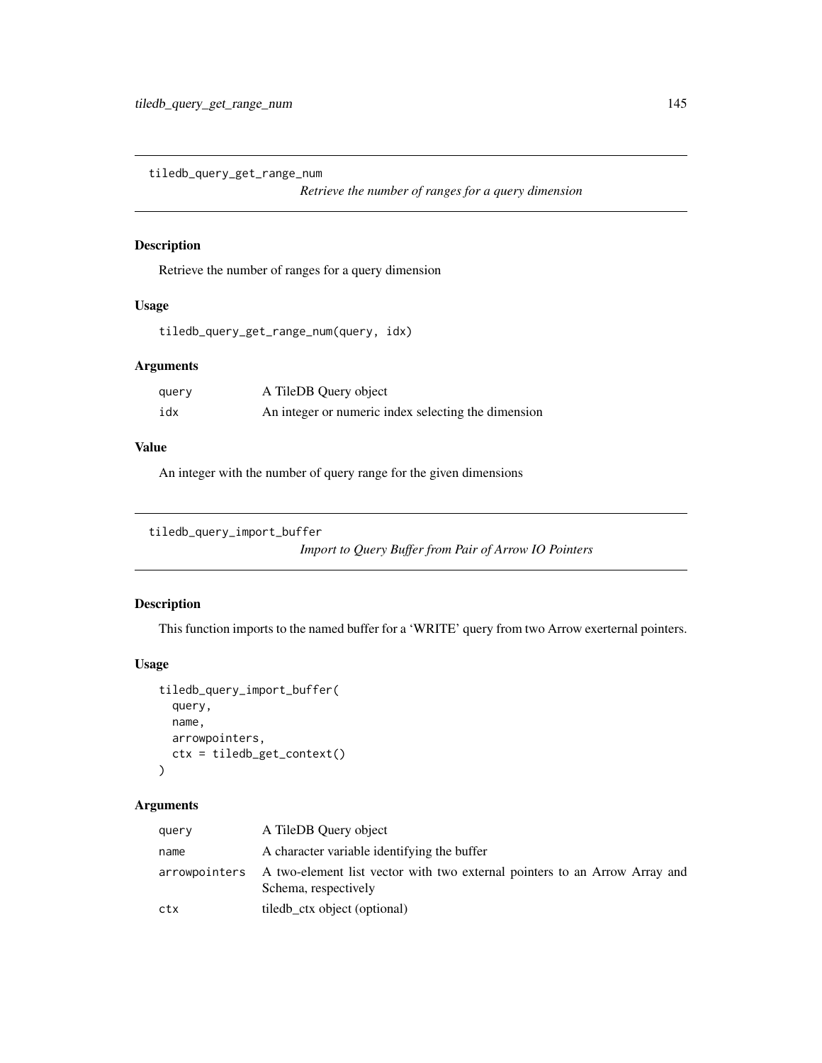## tiledb_query_get_range_num

*Retrieve the number of ranges for a query dimension*

### Description

Retrieve the number of ranges for a query dimension

### Usage

```
tiledb_query_get_range_num(query, idx)
```

### Arguments

| | |
|---|---|
| query | A TileDB Query object |
| idx | An integer or numeric index selecting the dimension |

### Value

An integer with the number of query range for the given dimensions

## tiledb_query_import_buffer

*Import to Query Buffer from Pair of Arrow IO Pointers*

### Description

This function imports to the named buffer for a 'WRITE' query from two Arrow exerternal pointers.

### Usage

```
tiledb_query_import_buffer(
  query,
  name,
  arrowpointers,
  ctx = tiledb_get_context()
)
```

### Arguments

| | |
|---|---|
| query | A TileDB Query object |
| name | A character variable identifying the buffer |
| arrowpointers | A two-element list vector with two external pointers to an Arrow Array and Schema, respectively |
| ctx | tiledb_ctx object (optional) |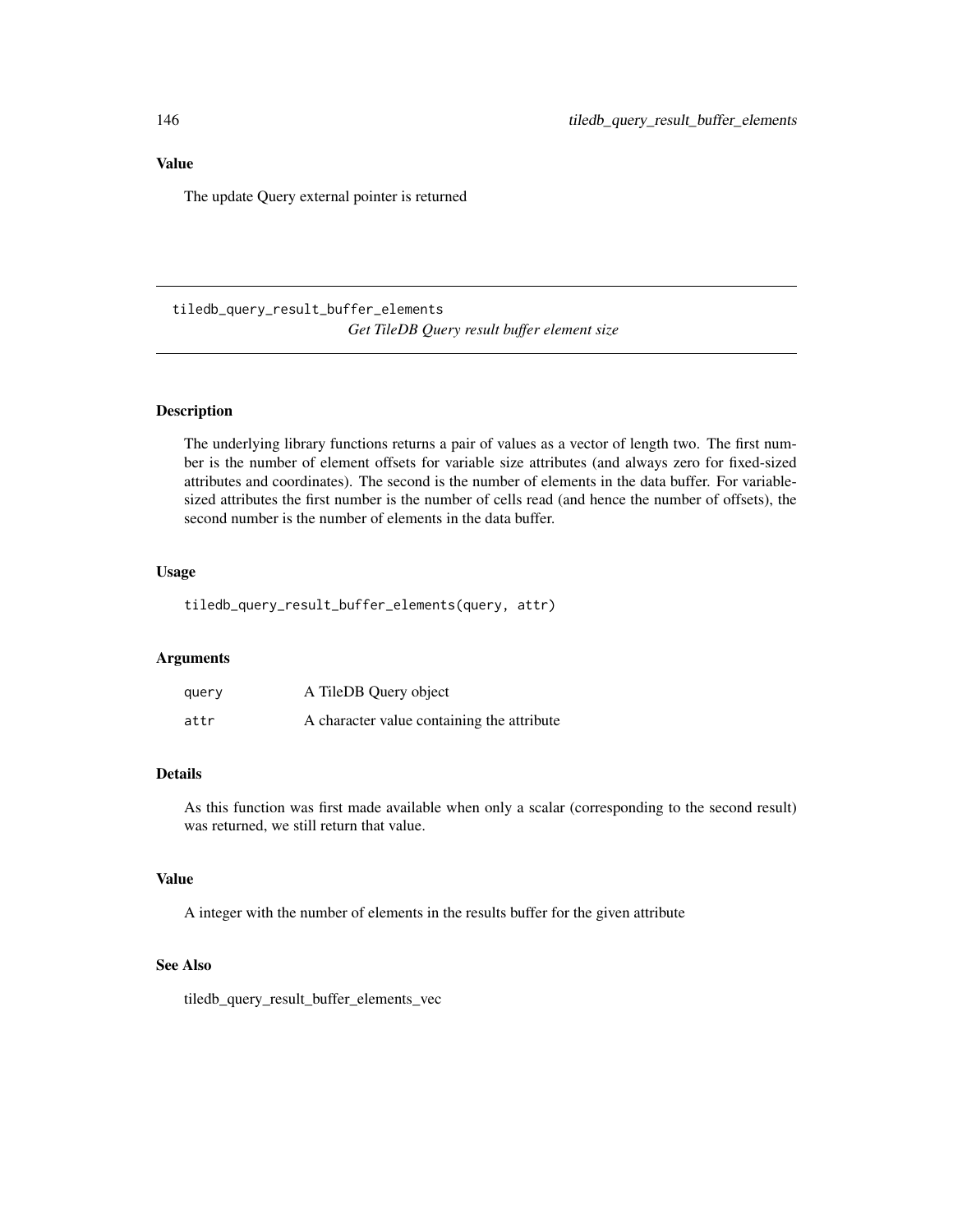## Value

The update Query external pointer is returned

---

# tiledb_query_result_buffer_elements

*Get TileDB Query result buffer element size*

## Description

The underlying library functions returns a pair of values as a vector of length two. The first number is the number of element offsets for variable size attributes (and always zero for fixed-sized attributes and coordinates). The second is the number of elements in the data buffer. For variable-sized attributes the first number is the number of cells read (and hence the number of offsets), the second number is the number of elements in the data buffer.

## Usage

```
tiledb_query_result_buffer_elements(query, attr)
```

## Arguments

| | |
|---|---|
| `query` | A TileDB Query object |
| `attr` | A character value containing the attribute |

## Details

As this function was first made available when only a scalar (corresponding to the second result) was returned, we still return that value.

## Value

A integer with the number of elements in the results buffer for the given attribute

## See Also

tiledb_query_result_buffer_elements_vec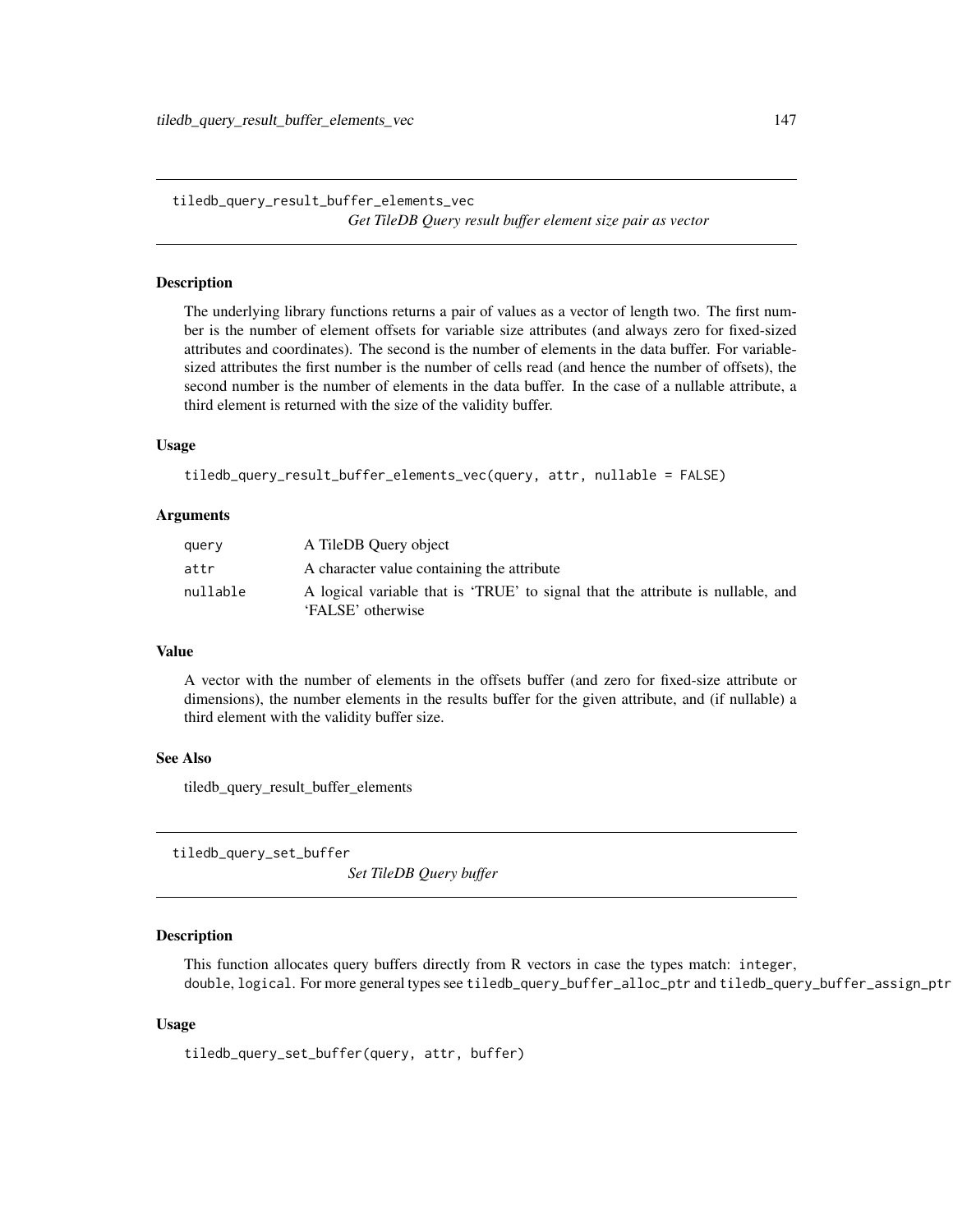## tiledb_query_result_buffer_elements_vec

*Get TileDB Query result buffer element size pair as vector*

### Description

The underlying library functions returns a pair of values as a vector of length two. The first number is the number of element offsets for variable size attributes (and always zero for fixed-sized attributes and coordinates). The second is the number of elements in the data buffer. For variable-sized attributes the first number is the number of cells read (and hence the number of offsets), the second number is the number of elements in the data buffer. In the case of a nullable attribute, a third element is returned with the size of the validity buffer.

### Usage

```
tiledb_query_result_buffer_elements_vec(query, attr, nullable = FALSE)
```

### Arguments

| | |
|---|---|
| `query` | A TileDB Query object |
| `attr` | A character value containing the attribute |
| `nullable` | A logical variable that is 'TRUE' to signal that the attribute is nullable, and 'FALSE' otherwise |

### Value

A vector with the number of elements in the offsets buffer (and zero for fixed-size attribute or dimensions), the number elements in the results buffer for the given attribute, and (if nullable) a third element with the validity buffer size.

### See Also

tiledb_query_result_buffer_elements

## tiledb_query_set_buffer

*Set TileDB Query buffer*

### Description

This function allocates query buffers directly from R vectors in case the types match: `integer`, `double`, `logical`. For more general types see `tiledb_query_buffer_alloc_ptr` and `tiledb_query_buffer_assign_ptr`

### Usage

```
tiledb_query_set_buffer(query, attr, buffer)
```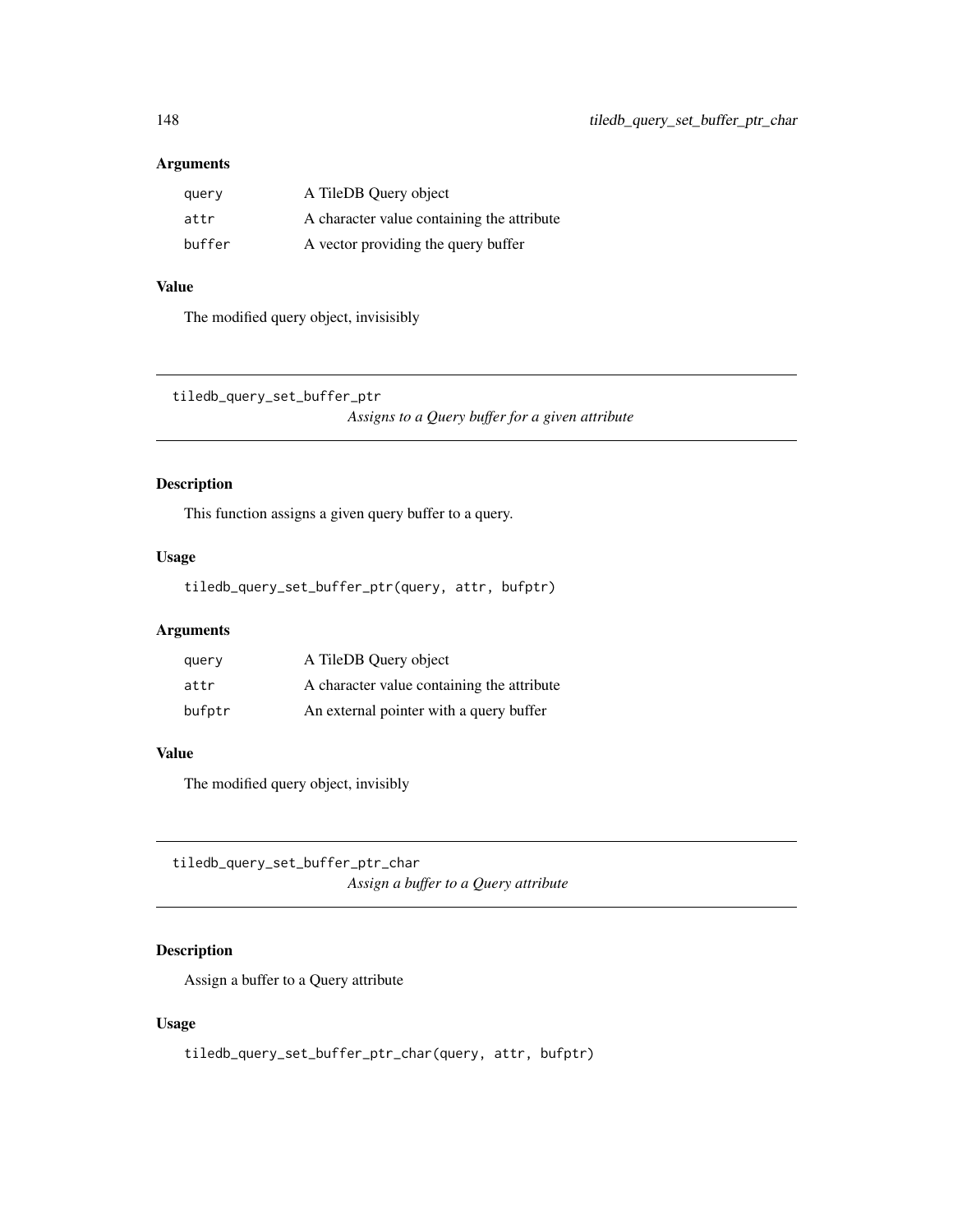### Arguments

| | |
|---|---|
| `query` | A TileDB Query object |
| `attr` | A character value containing the attribute |
| `buffer` | A vector providing the query buffer |

### Value

The modified query object, invisisibly

---

## tiledb_query_set_buffer_ptr

*Assigns to a Query buffer for a given attribute*

---

### Description

This function assigns a given query buffer to a query.

### Usage

```
tiledb_query_set_buffer_ptr(query, attr, bufptr)
```

### Arguments

| | |
|---|---|
| `query` | A TileDB Query object |
| `attr` | A character value containing the attribute |
| `bufptr` | An external pointer with a query buffer |

### Value

The modified query object, invisibly

---

## tiledb_query_set_buffer_ptr_char

*Assign a buffer to a Query attribute*

---

### Description

Assign a buffer to a Query attribute

### Usage

```
tiledb_query_set_buffer_ptr_char(query, attr, bufptr)
```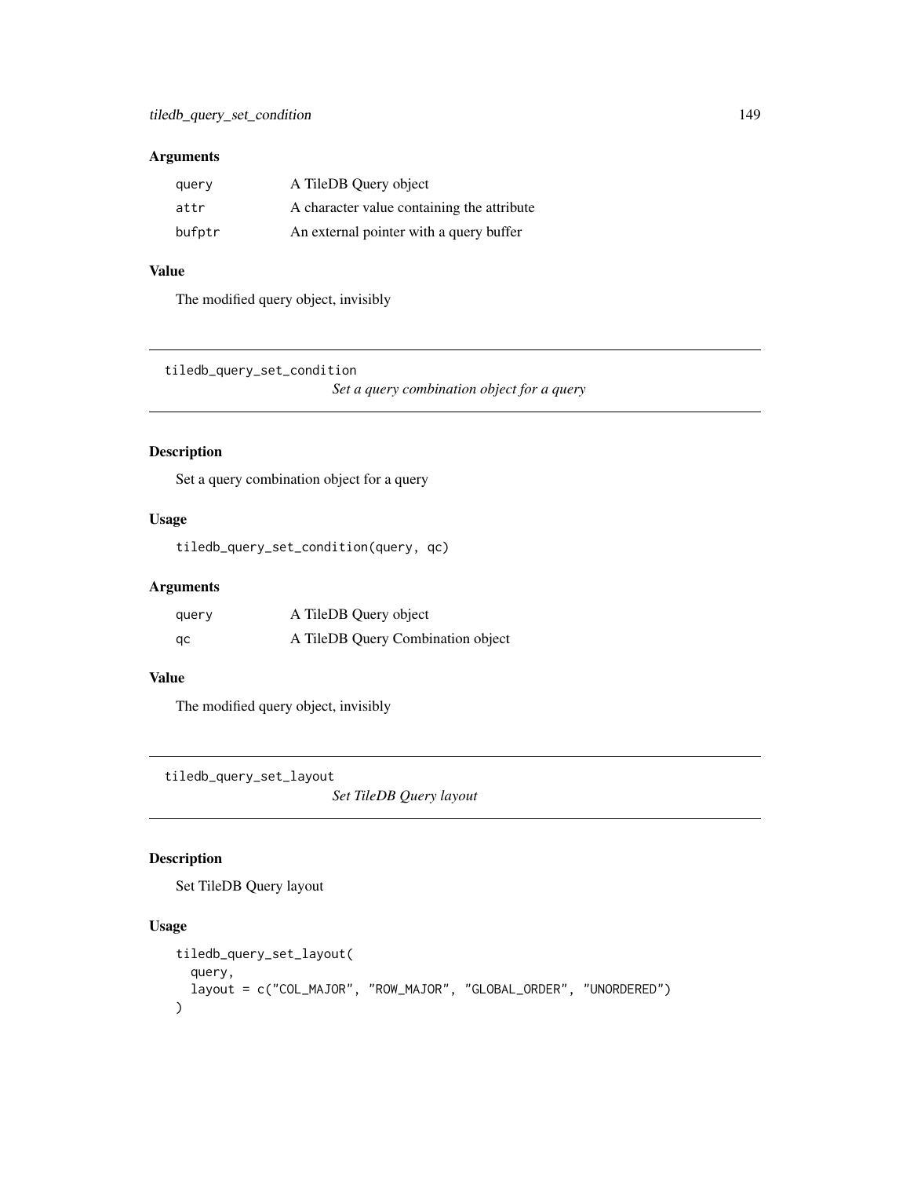### Arguments

| | |
|---|---|
| query | A TileDB Query object |
| attr | A character value containing the attribute |
| bufptr | An external pointer with a query buffer |

### Value

The modified query object, invisibly

---

## tiledb_query_set_condition

*Set a query combination object for a query*

### Description

Set a query combination object for a query

### Usage

```
tiledb_query_set_condition(query, qc)
```

### Arguments

| | |
|---|---|
| query | A TileDB Query object |
| qc | A TileDB Query Combination object |

### Value

The modified query object, invisibly

---

## tiledb_query_set_layout

*Set TileDB Query layout*

### Description

Set TileDB Query layout

### Usage

```
tiledb_query_set_layout(
  query,
  layout = c("COL_MAJOR", "ROW_MAJOR", "GLOBAL_ORDER", "UNORDERED")
)
```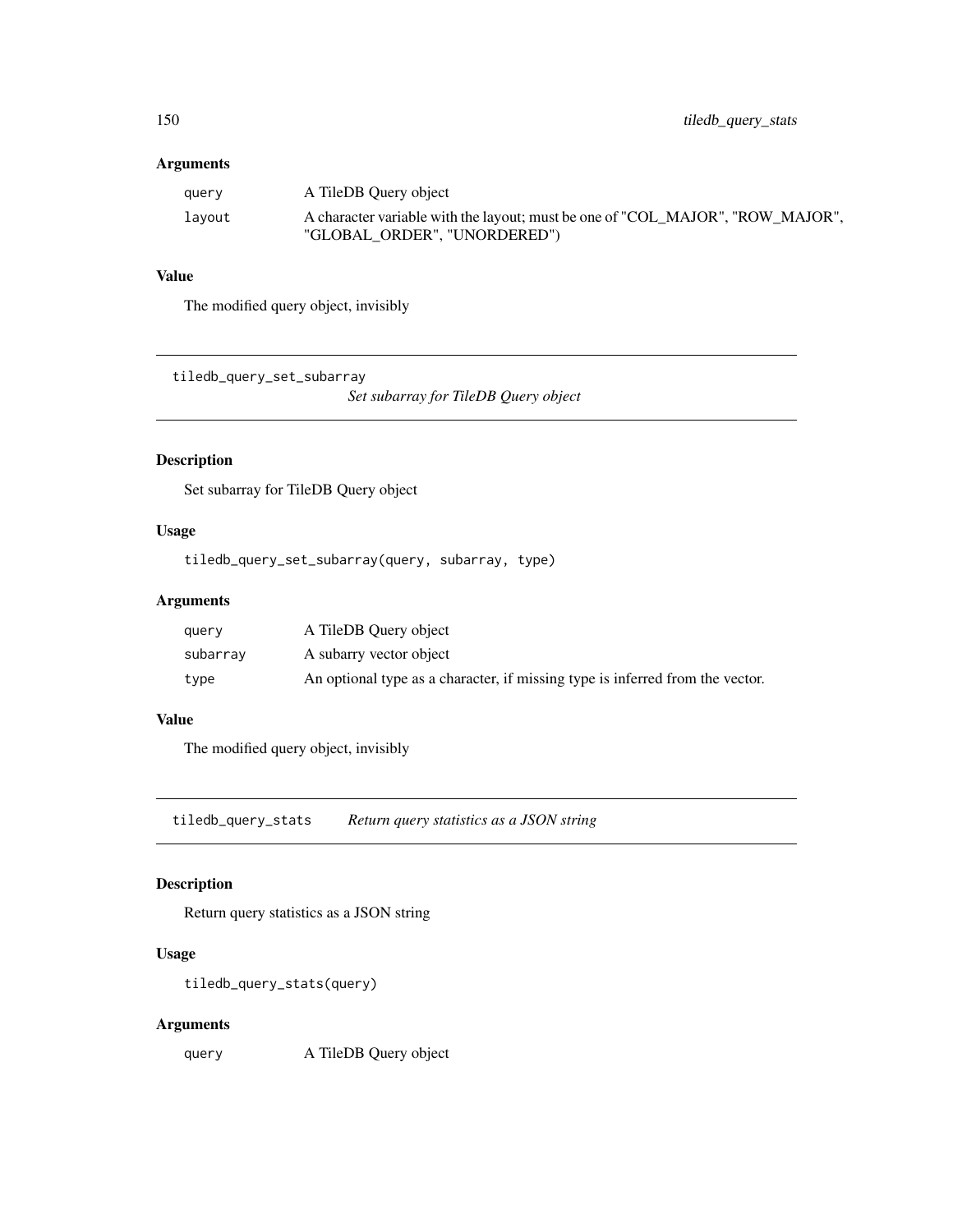### Arguments

| | |
|---|---|
| `query` | A TileDB Query object |
| `layout` | A character variable with the layout; must be one of "COL_MAJOR", "ROW_MAJOR", "GLOBAL_ORDER", "UNORDERED") |

### Value

The modified query object, invisibly

---

## tiledb_query_set_subarray

*Set subarray for TileDB Query object*

---

### Description

Set subarray for TileDB Query object

### Usage

```
tiledb_query_set_subarray(query, subarray, type)
```

### Arguments

| | |
|---|---|
| `query` | A TileDB Query object |
| `subarray` | A subarry vector object |
| `type` | An optional type as a character, if missing type is inferred from the vector. |

### Value

The modified query object, invisibly

---

## tiledb_query_stats

*Return query statistics as a JSON string*

---

### Description

Return query statistics as a JSON string

### Usage

```
tiledb_query_stats(query)
```

### Arguments

| | |
|---|---|
| `query` | A TileDB Query object |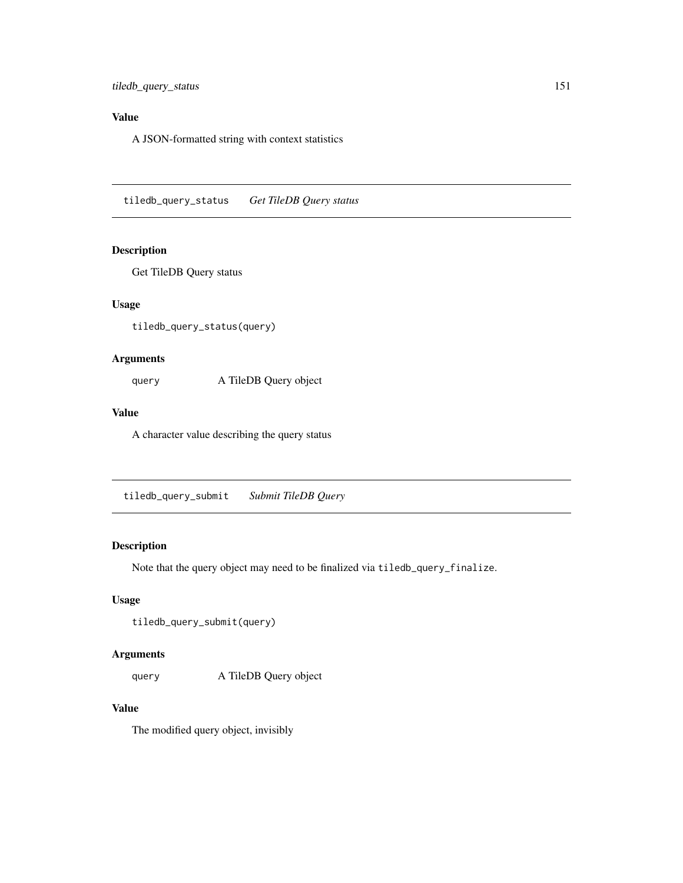## Value

A JSON-formatted string with context statistics

---

`tiledb_query_status` *Get TileDB Query status*

---

### Description

Get TileDB Query status

### Usage

```
tiledb_query_status(query)
```

### Arguments

| | |
|---|---|
| `query` | A TileDB Query object |

### Value

A character value describing the query status

---

`tiledb_query_submit` *Submit TileDB Query*

---

### Description

Note that the query object may need to be finalized via `tiledb_query_finalize`.

### Usage

```
tiledb_query_submit(query)
```

### Arguments

| | |
|---|---|
| `query` | A TileDB Query object |

### Value

The modified query object, invisibly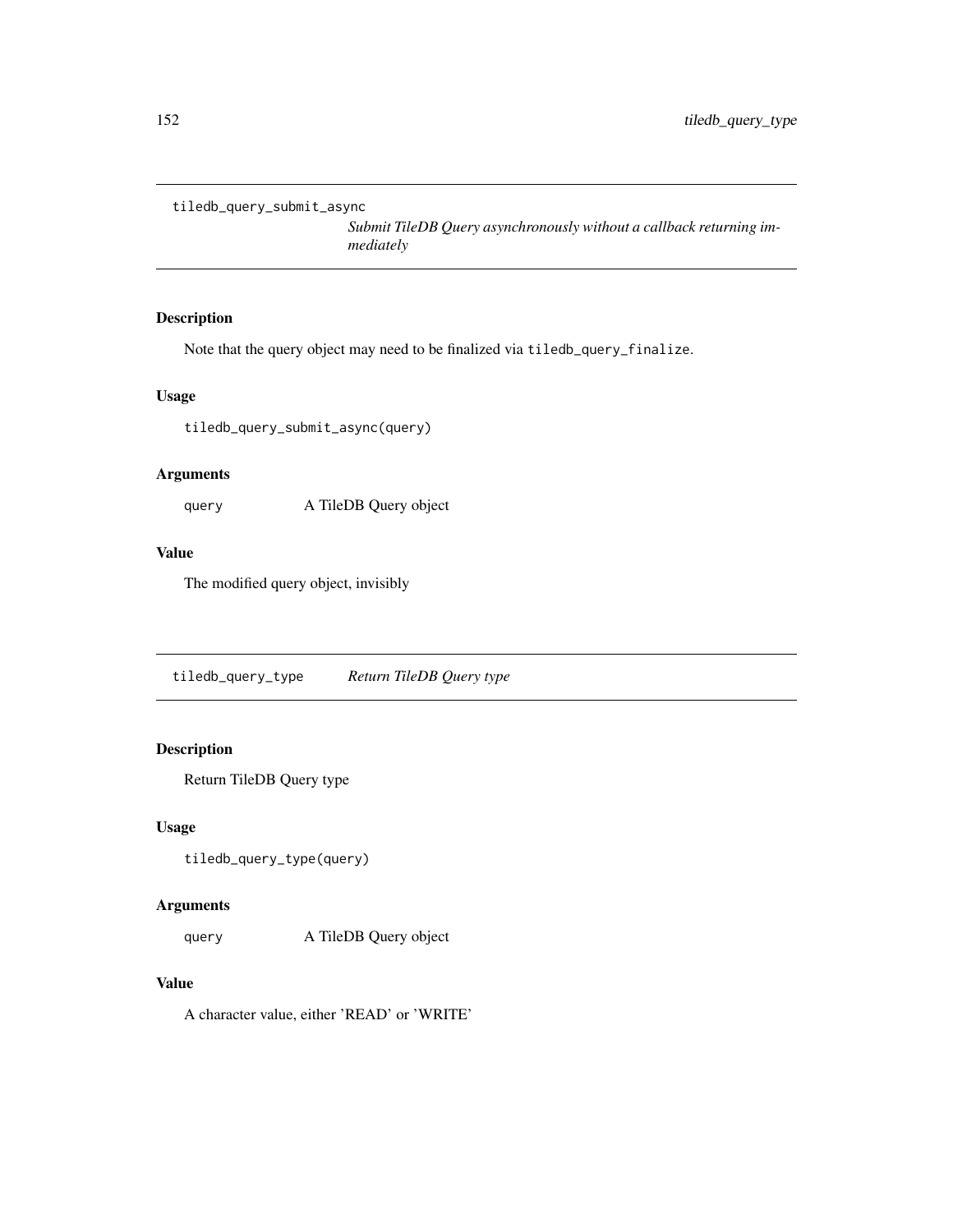## tiledb_query_submit_async

*Submit TileDB Query asynchronously without a callback returning immediately*

### Description

Note that the query object may need to be finalized via `tiledb_query_finalize`.

### Usage

```
tiledb_query_submit_async(query)
```

### Arguments

| | |
|---|---|
| `query` | A TileDB Query object |

### Value

The modified query object, invisibly

## tiledb_query_type

*Return TileDB Query type*

### Description

Return TileDB Query type

### Usage

```
tiledb_query_type(query)
```

### Arguments

| | |
|---|---|
| `query` | A TileDB Query object |

### Value

A character value, either 'READ' or 'WRITE'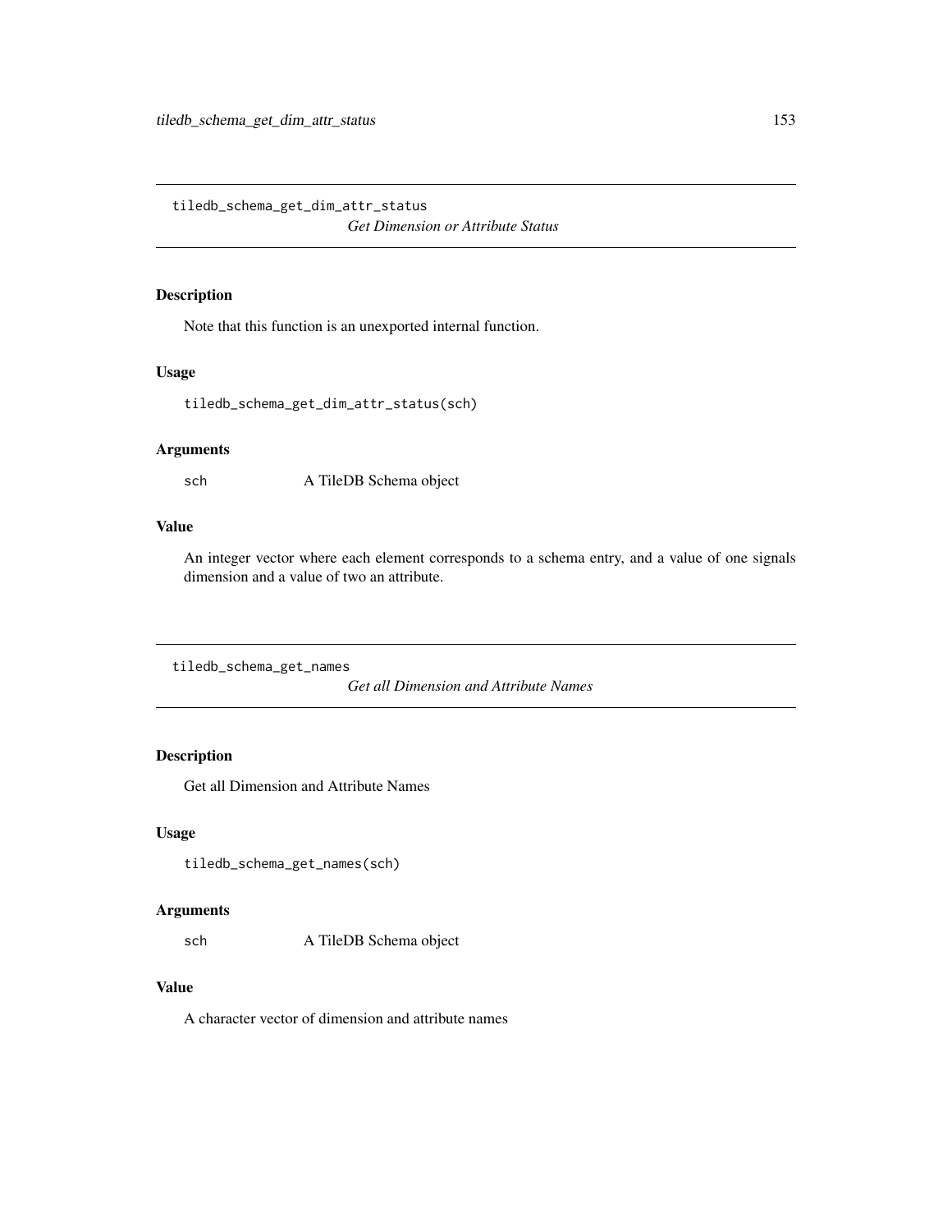## tiledb_schema_get_dim_attr_status

*Get Dimension or Attribute Status*

### Description

Note that this function is an unexported internal function.

### Usage

```
tiledb_schema_get_dim_attr_status(sch)
```

### Arguments

| | |
|---|---|
| `sch` | A TileDB Schema object |

### Value

An integer vector where each element corresponds to a schema entry, and a value of one signals dimension and a value of two an attribute.

## tiledb_schema_get_names

*Get all Dimension and Attribute Names*

### Description

Get all Dimension and Attribute Names

### Usage

```
tiledb_schema_get_names(sch)
```

### Arguments

| | |
|---|---|
| `sch` | A TileDB Schema object |

### Value

A character vector of dimension and attribute names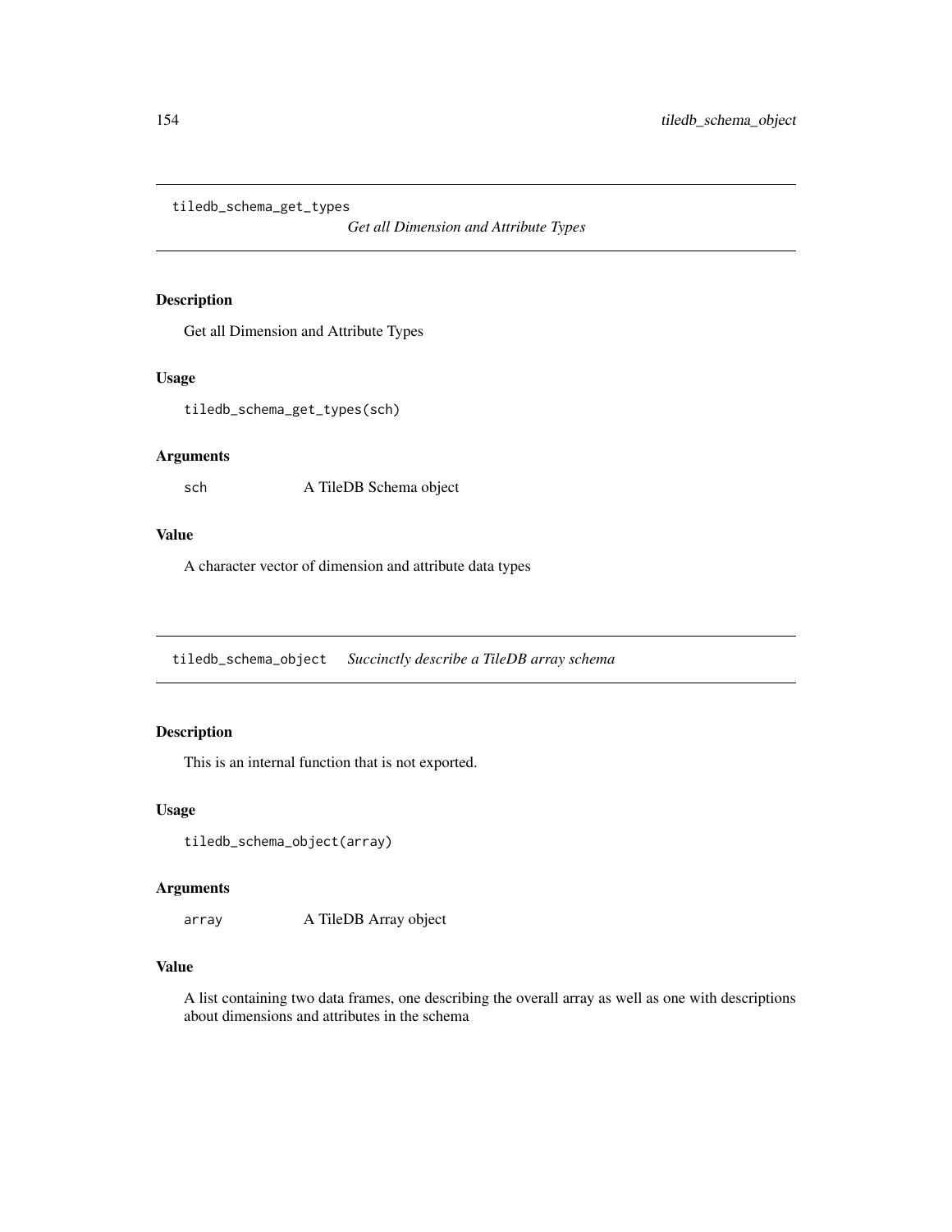## tiledb_schema_get_types — *Get all Dimension and Attribute Types*

### Description

Get all Dimension and Attribute Types

### Usage

```
tiledb_schema_get_types(sch)
```

### Arguments

| | |
|---|---|
| `sch` | A TileDB Schema object |

### Value

A character vector of dimension and attribute data types

## tiledb_schema_object — *Succinctly describe a TileDB array schema*

### Description

This is an internal function that is not exported.

### Usage

```
tiledb_schema_object(array)
```

### Arguments

| | |
|---|---|
| `array` | A TileDB Array object |

### Value

A list containing two data frames, one describing the overall array as well as one with descriptions about dimensions and attributes in the schema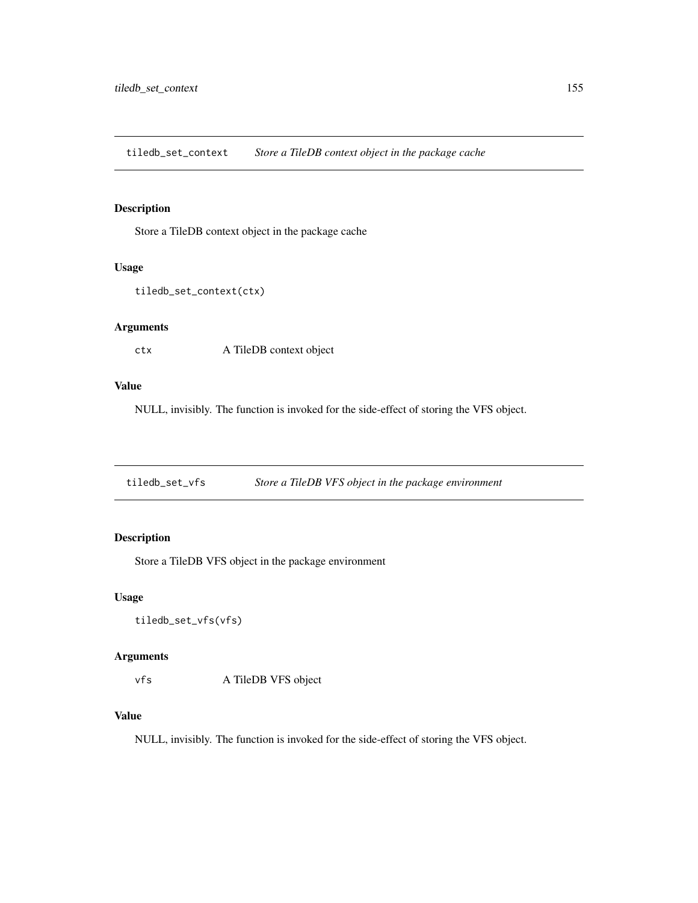## tiledb_set_context    *Store a TileDB context object in the package cache*

### Description

Store a TileDB context object in the package cache

### Usage

```
tiledb_set_context(ctx)
```

### Arguments

| | |
|---|---|
| ctx | A TileDB context object |

### Value

NULL, invisibly. The function is invoked for the side-effect of storing the VFS object.

## tiledb_set_vfs    *Store a TileDB VFS object in the package environment*

### Description

Store a TileDB VFS object in the package environment

### Usage

```
tiledb_set_vfs(vfs)
```

### Arguments

| | |
|---|---|
| vfs | A TileDB VFS object |

### Value

NULL, invisibly. The function is invoked for the side-effect of storing the VFS object.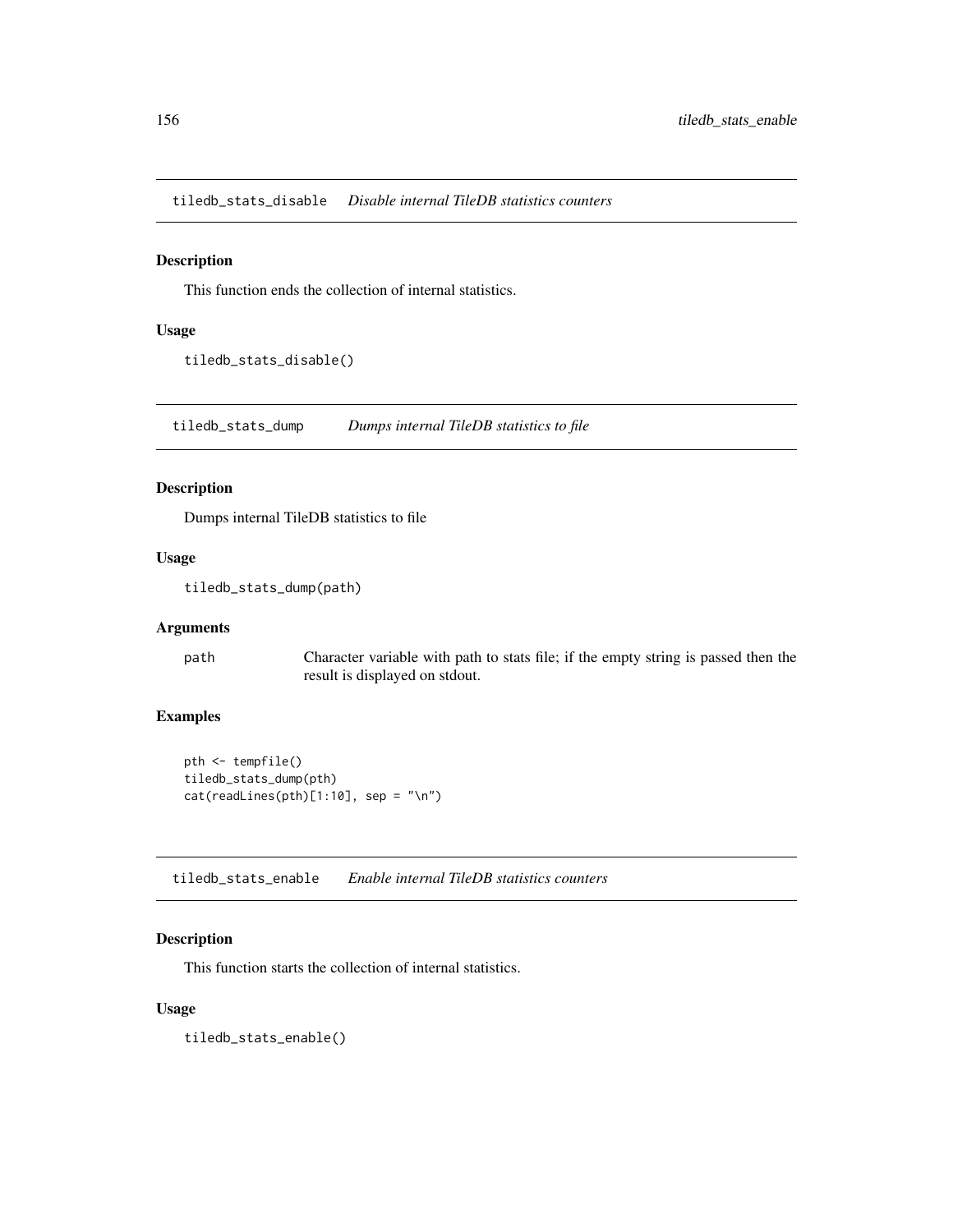## tiledb_stats_disable    *Disable internal TileDB statistics counters*

### Description

This function ends the collection of internal statistics.

### Usage

```
tiledb_stats_disable()
```

## tiledb_stats_dump    *Dumps internal TileDB statistics to file*

### Description

Dumps internal TileDB statistics to file

### Usage

```
tiledb_stats_dump(path)
```

### Arguments

| | |
|---|---|
| path | Character variable with path to stats file; if the empty string is passed then the result is displayed on stdout. |

### Examples

```
pth <- tempfile()
tiledb_stats_dump(pth)
cat(readLines(pth)[1:10], sep = "\n")
```

## tiledb_stats_enable    *Enable internal TileDB statistics counters*

### Description

This function starts the collection of internal statistics.

### Usage

```
tiledb_stats_enable()
```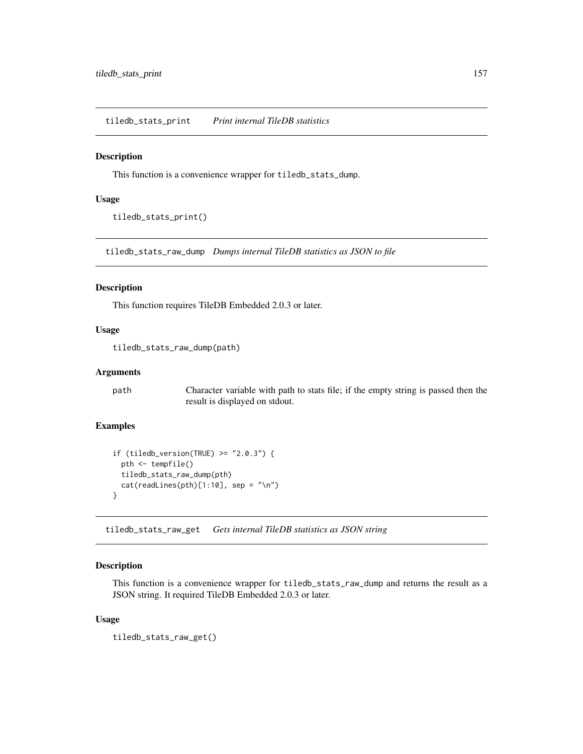## tiledb_stats_print — *Print internal TileDB statistics*

### Description

This function is a convenience wrapper for `tiledb_stats_dump`.

### Usage

```
tiledb_stats_print()
```

## tiledb_stats_raw_dump — *Dumps internal TileDB statistics as JSON to file*

### Description

This function requires TileDB Embedded 2.0.3 or later.

### Usage

```
tiledb_stats_raw_dump(path)
```

### Arguments

| | |
|---|---|
| path | Character variable with path to stats file; if the empty string is passed then the result is displayed on stdout. |

### Examples

```
if (tiledb_version(TRUE) >= "2.0.3") {
  pth <- tempfile()
  tiledb_stats_raw_dump(pth)
  cat(readLines(pth)[1:10], sep = "\n")
}
```

## tiledb_stats_raw_get — *Gets internal TileDB statistics as JSON string*

### Description

This function is a convenience wrapper for `tiledb_stats_raw_dump` and returns the result as a JSON string. It required TileDB Embedded 2.0.3 or later.

### Usage

```
tiledb_stats_raw_get()
```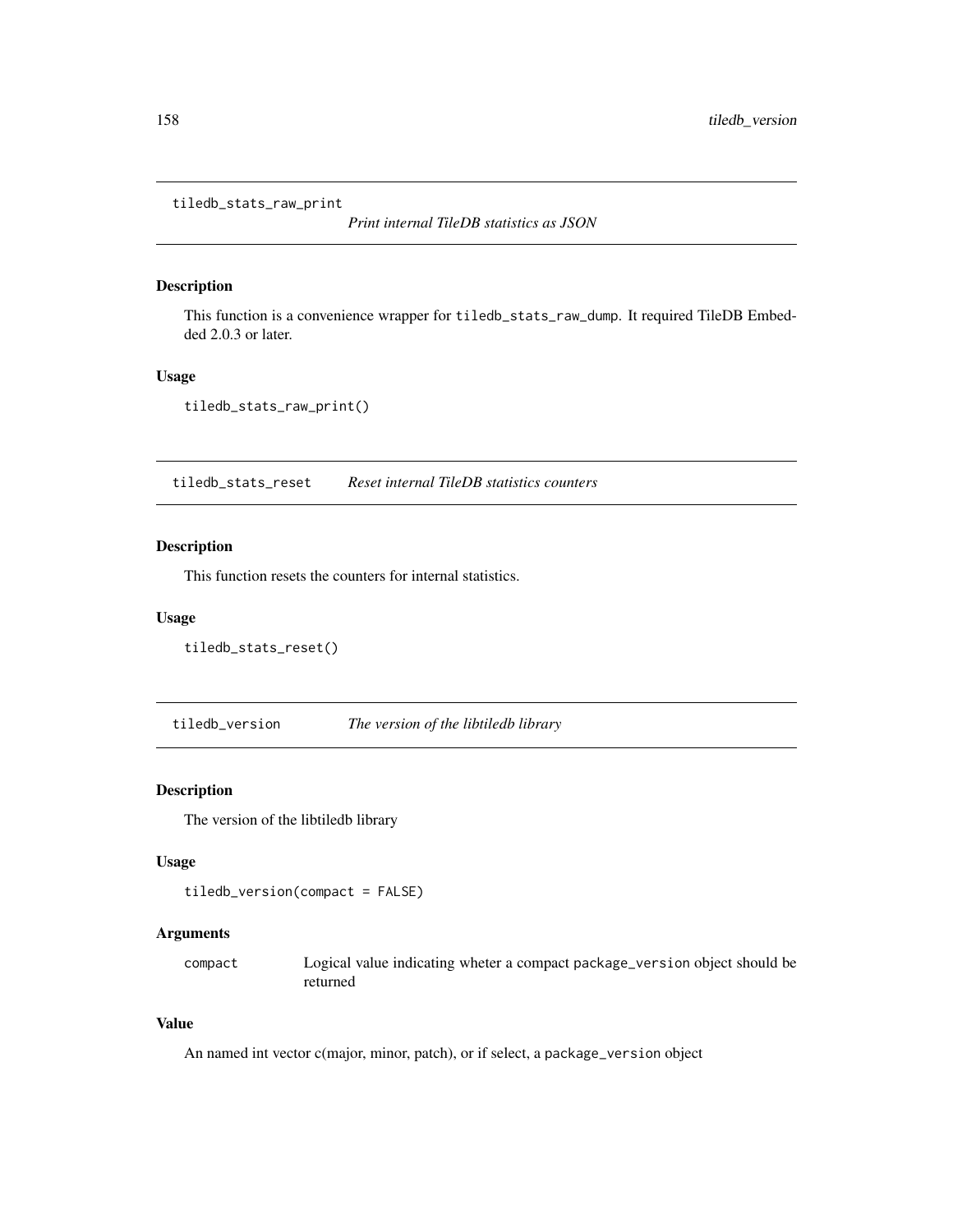## tiledb_stats_raw_print — *Print internal TileDB statistics as JSON*

### Description

This function is a convenience wrapper for `tiledb_stats_raw_dump`. It required TileDB Embedded 2.0.3 or later.

### Usage

```
tiledb_stats_raw_print()
```

## tiledb_stats_reset — *Reset internal TileDB statistics counters*

### Description

This function resets the counters for internal statistics.

### Usage

```
tiledb_stats_reset()
```

## tiledb_version — *The version of the libtiledb library*

### Description

The version of the libtiledb library

### Usage

```
tiledb_version(compact = FALSE)
```

### Arguments

| | |
|---|---|
| compact | Logical value indicating wheter a compact `package_version` object should be returned |

### Value

An named int vector c(major, minor, patch), or if select, a `package_version` object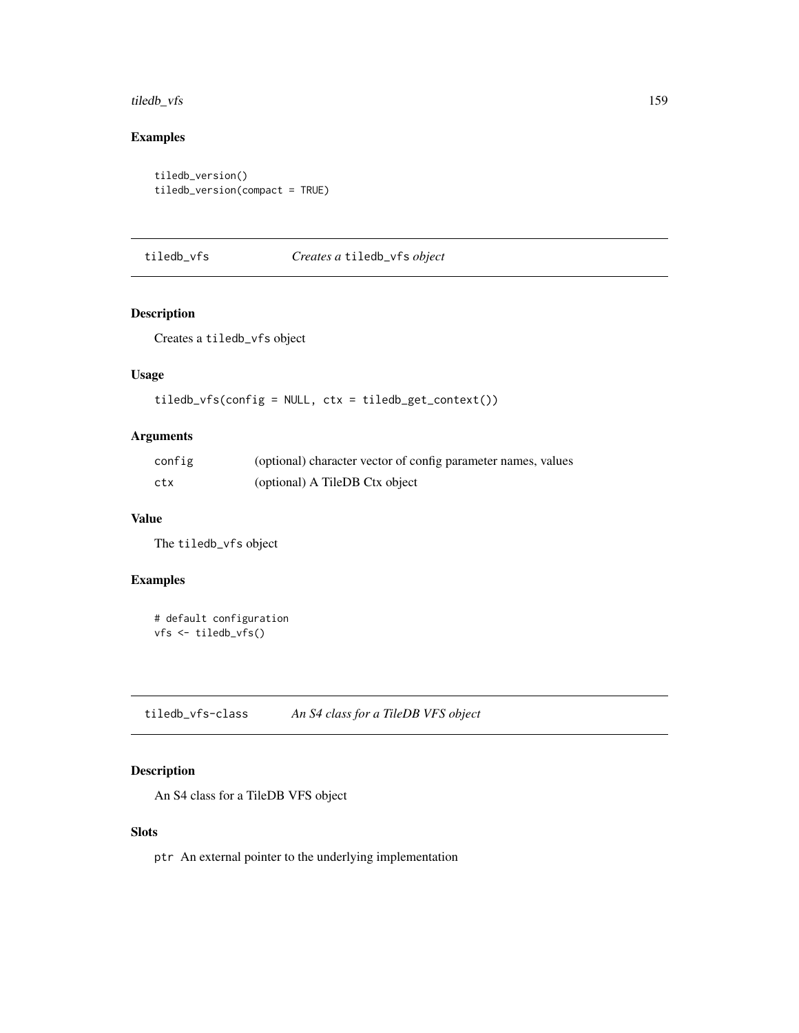### Examples

```
tiledb_version()
tiledb_version(compact = TRUE)
```

---

## tiledb_vfs — *Creates a* `tiledb_vfs` *object*

### Description

Creates a `tiledb_vfs` object

### Usage

```
tiledb_vfs(config = NULL, ctx = tiledb_get_context())
```

### Arguments

| | |
|---|---|
| `config` | (optional) character vector of config parameter names, values |
| `ctx` | (optional) A TileDB Ctx object |

### Value

The `tiledb_vfs` object

### Examples

```
# default configuration
vfs <- tiledb_vfs()
```

---

## tiledb_vfs-class — *An S4 class for a TileDB VFS object*

### Description

An S4 class for a TileDB VFS object

### Slots

`ptr` An external pointer to the underlying implementation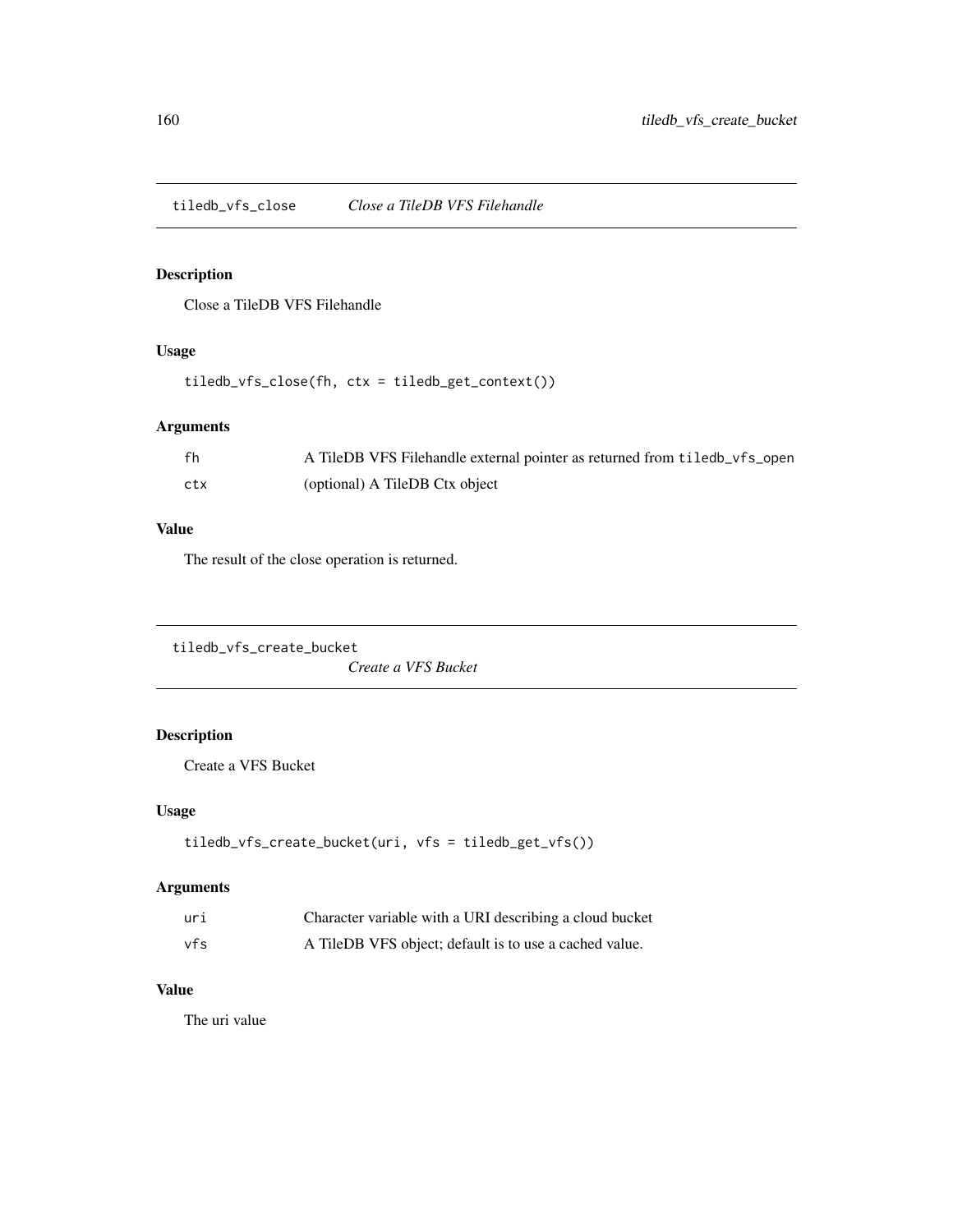## tiledb_vfs_close *Close a TileDB VFS Filehandle*

### Description

Close a TileDB VFS Filehandle

### Usage

```
tiledb_vfs_close(fh, ctx = tiledb_get_context())
```

### Arguments

| | |
|---|---|
| fh | A TileDB VFS Filehandle external pointer as returned from tiledb_vfs_open |
| ctx | (optional) A TileDB Ctx object |

### Value

The result of the close operation is returned.

## tiledb_vfs_create_bucket *Create a VFS Bucket*

### Description

Create a VFS Bucket

### Usage

```
tiledb_vfs_create_bucket(uri, vfs = tiledb_get_vfs())
```

### Arguments

| | |
|---|---|
| uri | Character variable with a URI describing a cloud bucket |
| vfs | A TileDB VFS object; default is to use a cached value. |

### Value

The uri value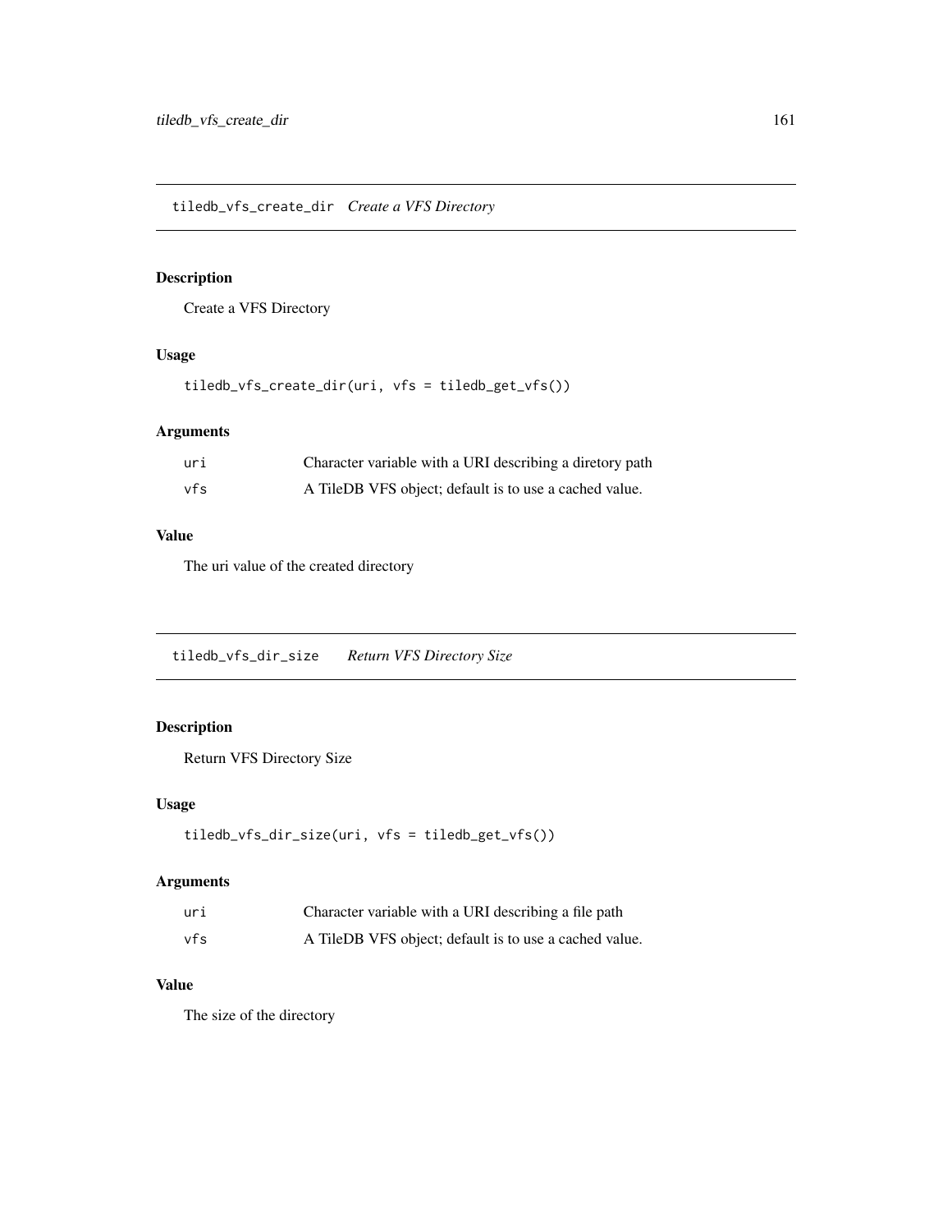## tiledb_vfs_create_dir *Create a VFS Directory*

### Description

Create a VFS Directory

### Usage

```
tiledb_vfs_create_dir(uri, vfs = tiledb_get_vfs())
```

### Arguments

| | |
|---|---|
| uri | Character variable with a URI describing a diretory path |
| vfs | A TileDB VFS object; default is to use a cached value. |

### Value

The uri value of the created directory

## tiledb_vfs_dir_size *Return VFS Directory Size*

### Description

Return VFS Directory Size

### Usage

```
tiledb_vfs_dir_size(uri, vfs = tiledb_get_vfs())
```

### Arguments

| | |
|---|---|
| uri | Character variable with a URI describing a file path |
| vfs | A TileDB VFS object; default is to use a cached value. |

### Value

The size of the directory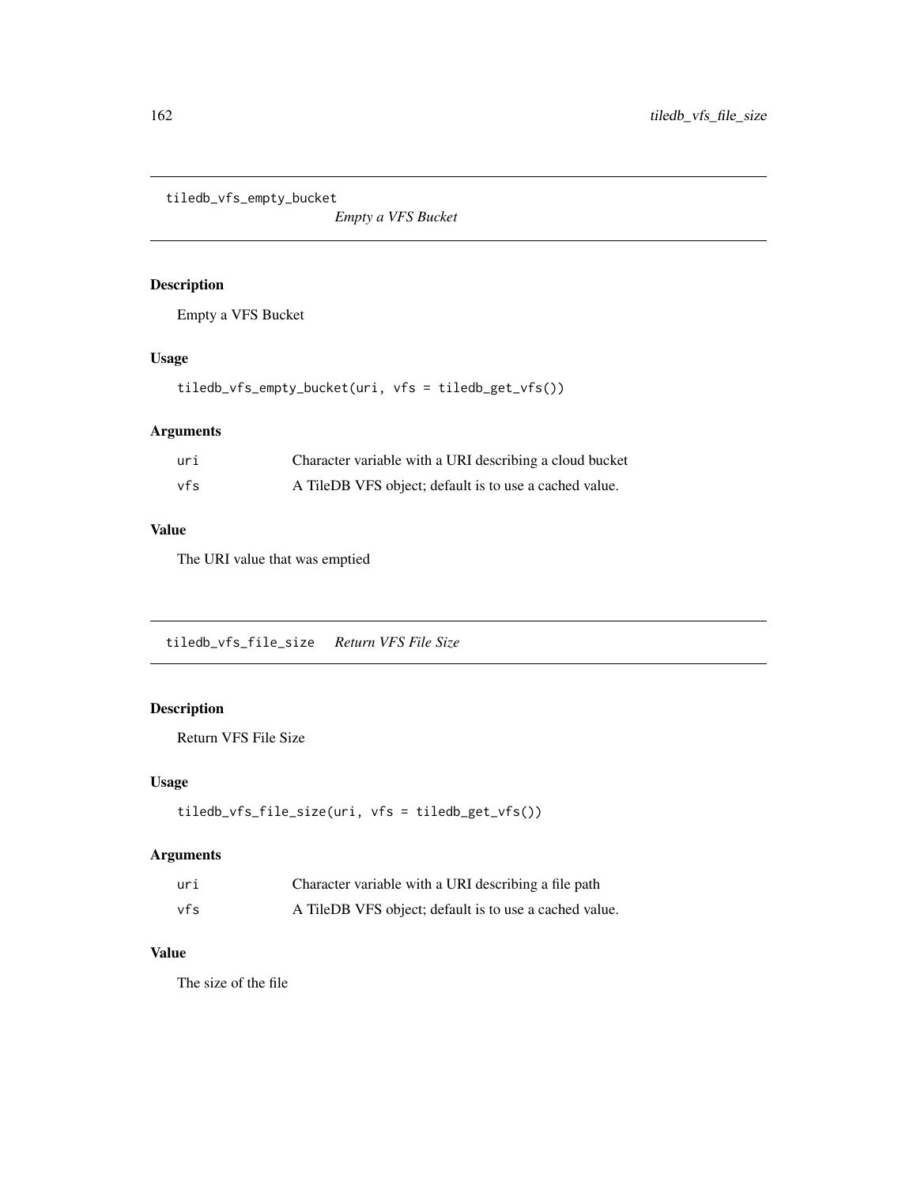## tiledb_vfs_empty_bucket    *Empty a VFS Bucket*

### Description

Empty a VFS Bucket

### Usage

```
tiledb_vfs_empty_bucket(uri, vfs = tiledb_get_vfs())
```

### Arguments

| | |
|---|---|
| uri | Character variable with a URI describing a cloud bucket |
| vfs | A TileDB VFS object; default is to use a cached value. |

### Value

The URI value that was emptied

## tiledb_vfs_file_size    *Return VFS File Size*

### Description

Return VFS File Size

### Usage

```
tiledb_vfs_file_size(uri, vfs = tiledb_get_vfs())
```

### Arguments

| | |
|---|---|
| uri | Character variable with a URI describing a file path |
| vfs | A TileDB VFS object; default is to use a cached value. |

### Value

The size of the file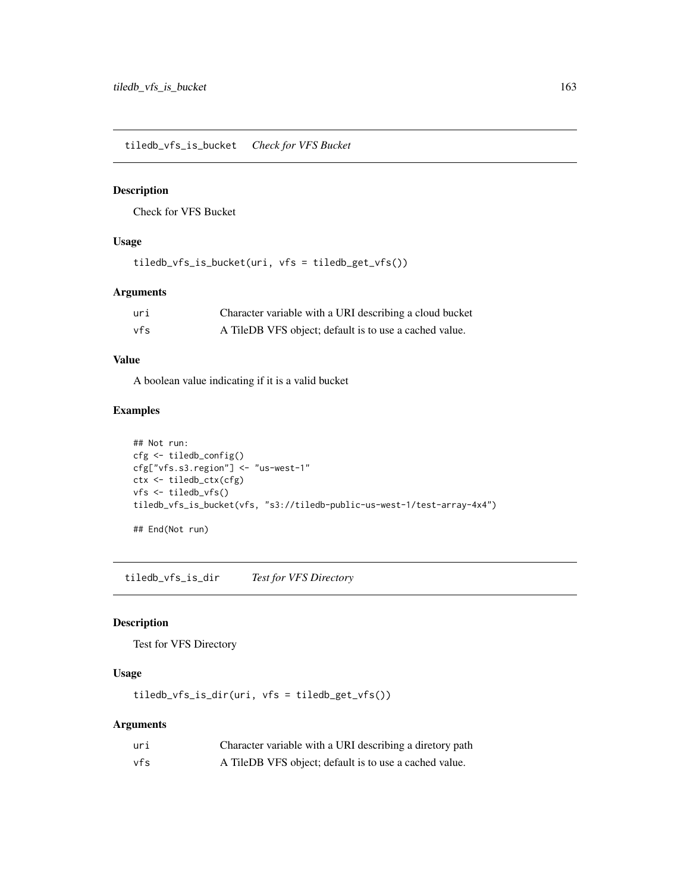## tiledb_vfs_is_bucket *Check for VFS Bucket*

### Description

Check for VFS Bucket

### Usage

```
tiledb_vfs_is_bucket(uri, vfs = tiledb_get_vfs())
```

### Arguments

| | |
|---|---|
| uri | Character variable with a URI describing a cloud bucket |
| vfs | A TileDB VFS object; default is to use a cached value. |

### Value

A boolean value indicating if it is a valid bucket

### Examples

```
## Not run:
cfg <- tiledb_config()
cfg["vfs.s3.region"] <- "us-west-1"
ctx <- tiledb_ctx(cfg)
vfs <- tiledb_vfs()
tiledb_vfs_is_bucket(vfs, "s3://tiledb-public-us-west-1/test-array-4x4")

## End(Not run)
```

## tiledb_vfs_is_dir *Test for VFS Directory*

### Description

Test for VFS Directory

### Usage

```
tiledb_vfs_is_dir(uri, vfs = tiledb_get_vfs())
```

### Arguments

| | |
|---|---|
| uri | Character variable with a URI describing a diretory path |
| vfs | A TileDB VFS object; default is to use a cached value. |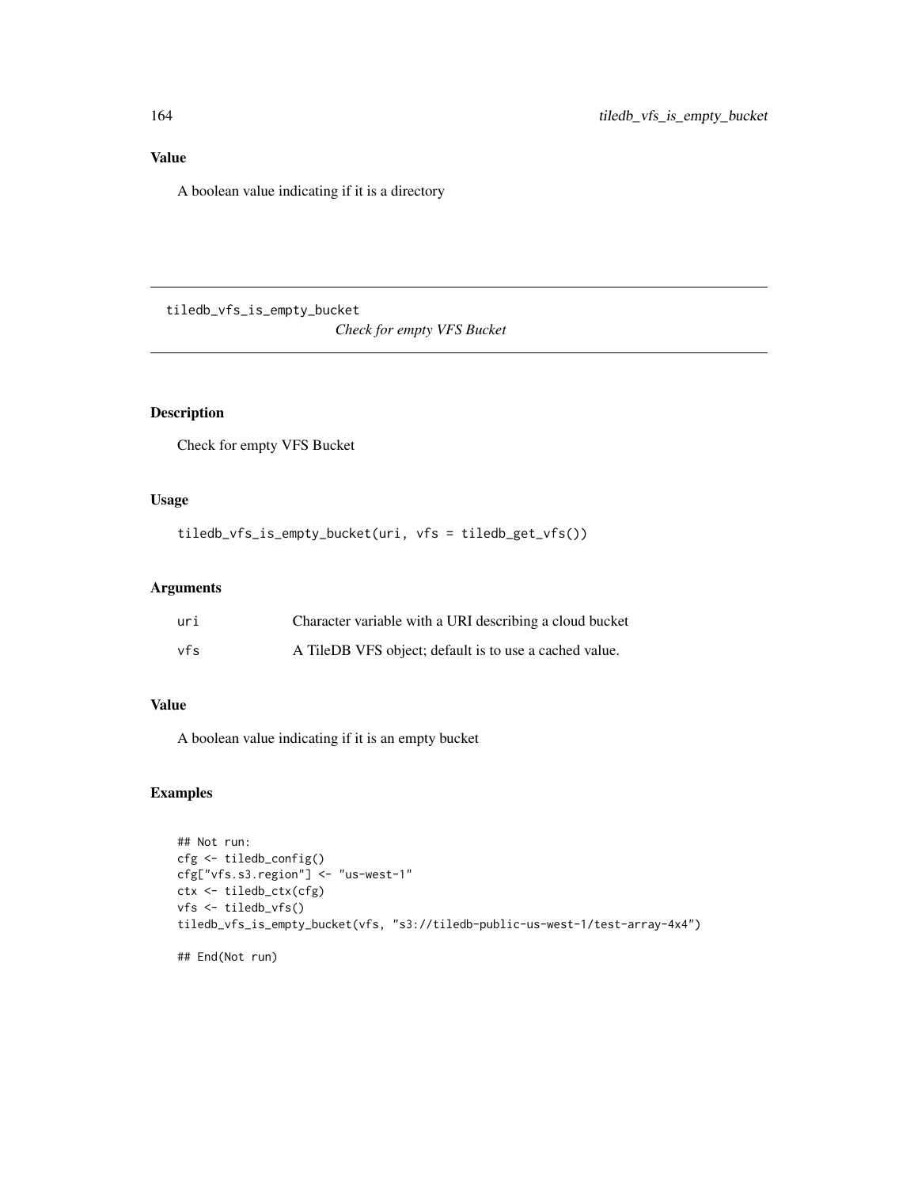## Value

A boolean value indicating if it is a directory

---

# tiledb_vfs_is_empty_bucket

*Check for empty VFS Bucket*

## Description

Check for empty VFS Bucket

## Usage

```
tiledb_vfs_is_empty_bucket(uri, vfs = tiledb_get_vfs())
```

## Arguments

| | |
|---|---|
| uri | Character variable with a URI describing a cloud bucket |
| vfs | A TileDB VFS object; default is to use a cached value. |

## Value

A boolean value indicating if it is an empty bucket

## Examples

```
## Not run:
cfg <- tiledb_config()
cfg["vfs.s3.region"] <- "us-west-1"
ctx <- tiledb_ctx(cfg)
vfs <- tiledb_vfs()
tiledb_vfs_is_empty_bucket(vfs, "s3://tiledb-public-us-west-1/test-array-4x4")

## End(Not run)
```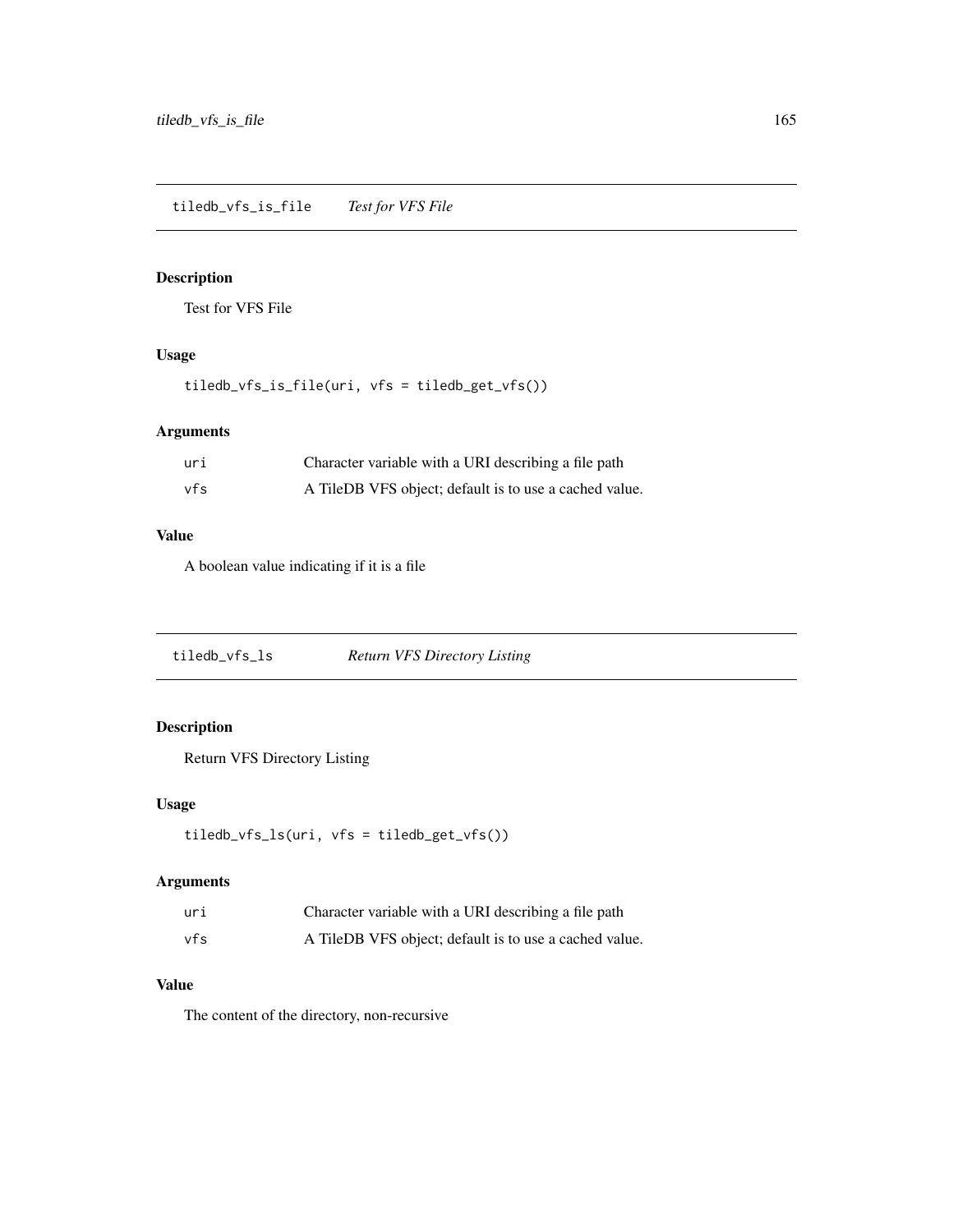## tiledb_vfs_is_file *Test for VFS File*

### Description

Test for VFS File

### Usage

```
tiledb_vfs_is_file(uri, vfs = tiledb_get_vfs())
```

### Arguments

| | |
|---|---|
| uri | Character variable with a URI describing a file path |
| vfs | A TileDB VFS object; default is to use a cached value. |

### Value

A boolean value indicating if it is a file

## tiledb_vfs_ls *Return VFS Directory Listing*

### Description

Return VFS Directory Listing

### Usage

```
tiledb_vfs_ls(uri, vfs = tiledb_get_vfs())
```

### Arguments

| | |
|---|---|
| uri | Character variable with a URI describing a file path |
| vfs | A TileDB VFS object; default is to use a cached value. |

### Value

The content of the directory, non-recursive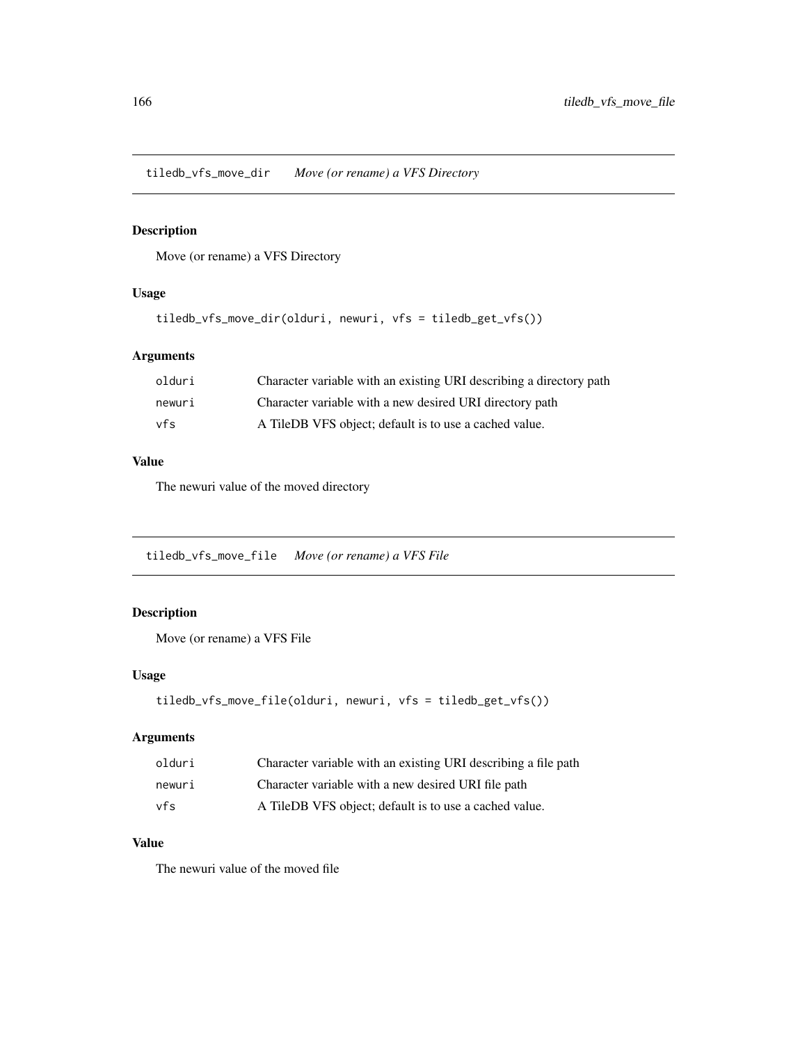## tiledb_vfs_move_dir — *Move (or rename) a VFS Directory*

### Description

Move (or rename) a VFS Directory

### Usage

```
tiledb_vfs_move_dir(olduri, newuri, vfs = tiledb_get_vfs())
```

### Arguments

| | |
|---|---|
| olduri | Character variable with an existing URI describing a directory path |
| newuri | Character variable with a new desired URI directory path |
| vfs | A TileDB VFS object; default is to use a cached value. |

### Value

The newuri value of the moved directory

## tiledb_vfs_move_file — *Move (or rename) a VFS File*

### Description

Move (or rename) a VFS File

### Usage

```
tiledb_vfs_move_file(olduri, newuri, vfs = tiledb_get_vfs())
```

### Arguments

| | |
|---|---|
| olduri | Character variable with an existing URI describing a file path |
| newuri | Character variable with a new desired URI file path |
| vfs | A TileDB VFS object; default is to use a cached value. |

### Value

The newuri value of the moved file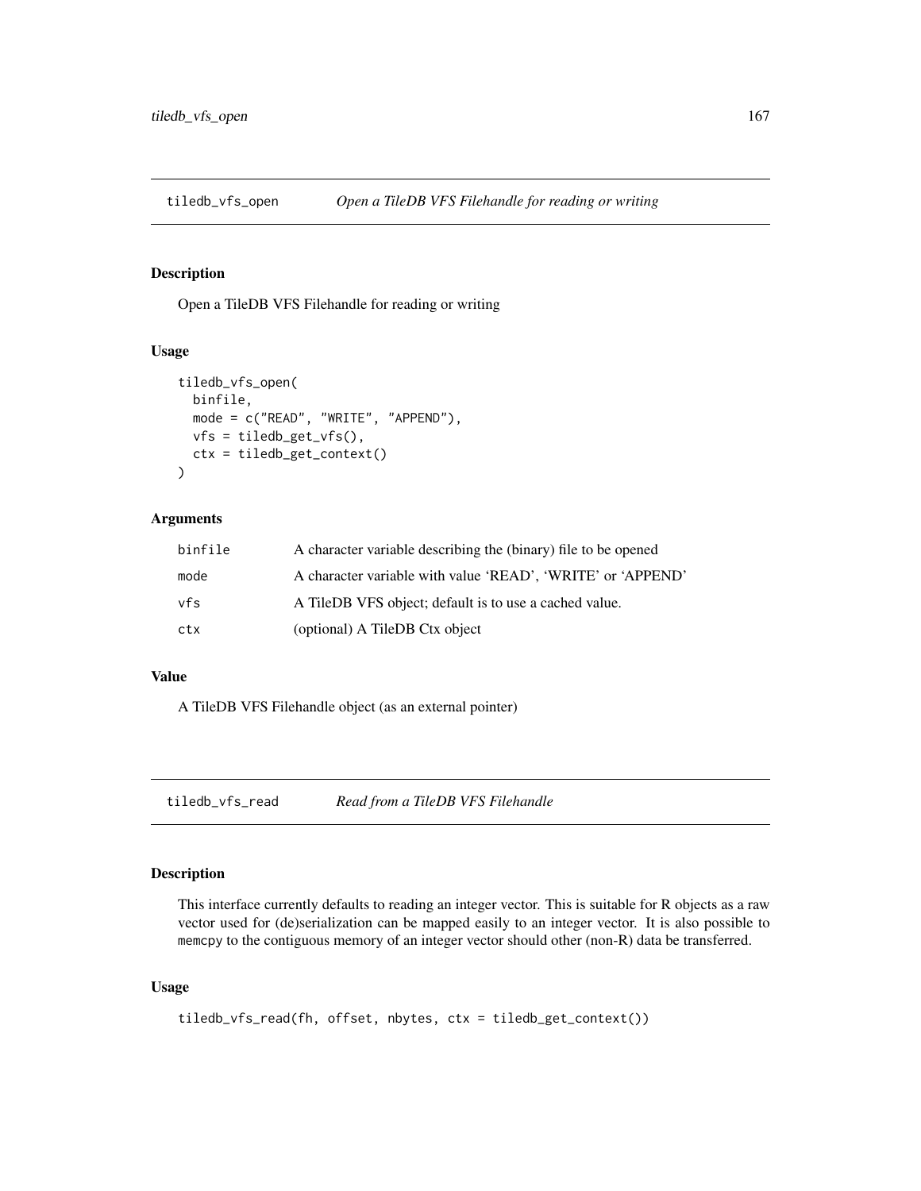## tiledb_vfs_open — *Open a TileDB VFS Filehandle for reading or writing*

### Description

Open a TileDB VFS Filehandle for reading or writing

### Usage

```
tiledb_vfs_open(
  binfile,
  mode = c("READ", "WRITE", "APPEND"),
  vfs = tiledb_get_vfs(),
  ctx = tiledb_get_context()
)
```

### Arguments

| | |
|---|---|
| binfile | A character variable describing the (binary) file to be opened |
| mode | A character variable with value 'READ', 'WRITE' or 'APPEND' |
| vfs | A TileDB VFS object; default is to use a cached value. |
| ctx | (optional) A TileDB Ctx object |

### Value

A TileDB VFS Filehandle object (as an external pointer)

## tiledb_vfs_read — *Read from a TileDB VFS Filehandle*

### Description

This interface currently defaults to reading an integer vector. This is suitable for R objects as a raw vector used for (de)serialization can be mapped easily to an integer vector. It is also possible to `memcpy` to the contiguous memory of an integer vector should other (non-R) data be transferred.

### Usage

```
tiledb_vfs_read(fh, offset, nbytes, ctx = tiledb_get_context())
```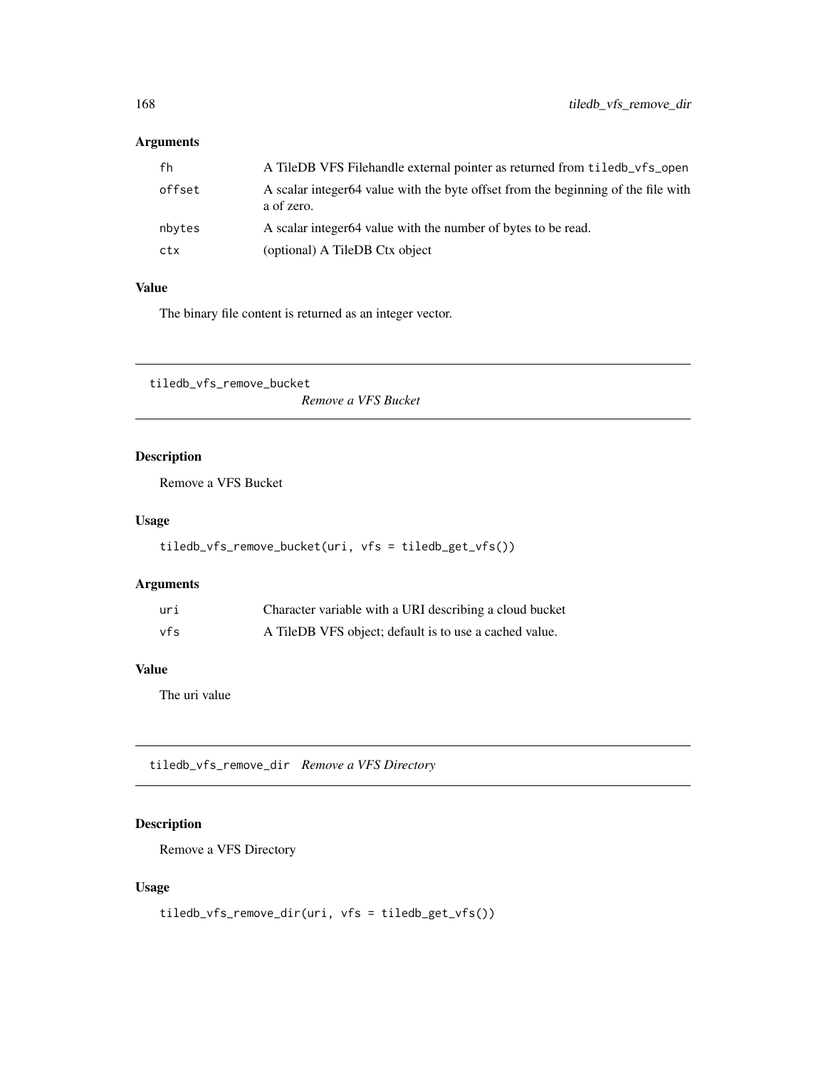### Arguments

| | |
|---|---|
| fh | A TileDB VFS Filehandle external pointer as returned from tiledb_vfs_open |
| offset | A scalar integer64 value with the byte offset from the beginning of the file with a of zero. |
| nbytes | A scalar integer64 value with the number of bytes to be read. |
| ctx | (optional) A TileDB Ctx object |

### Value

The binary file content is returned as an integer vector.

---

## tiledb_vfs_remove_bucket *Remove a VFS Bucket*

### Description

Remove a VFS Bucket

### Usage

```
tiledb_vfs_remove_bucket(uri, vfs = tiledb_get_vfs())
```

### Arguments

| | |
|---|---|
| uri | Character variable with a URI describing a cloud bucket |
| vfs | A TileDB VFS object; default is to use a cached value. |

### Value

The uri value

---

## tiledb_vfs_remove_dir *Remove a VFS Directory*

### Description

Remove a VFS Directory

### Usage

```
tiledb_vfs_remove_dir(uri, vfs = tiledb_get_vfs())
```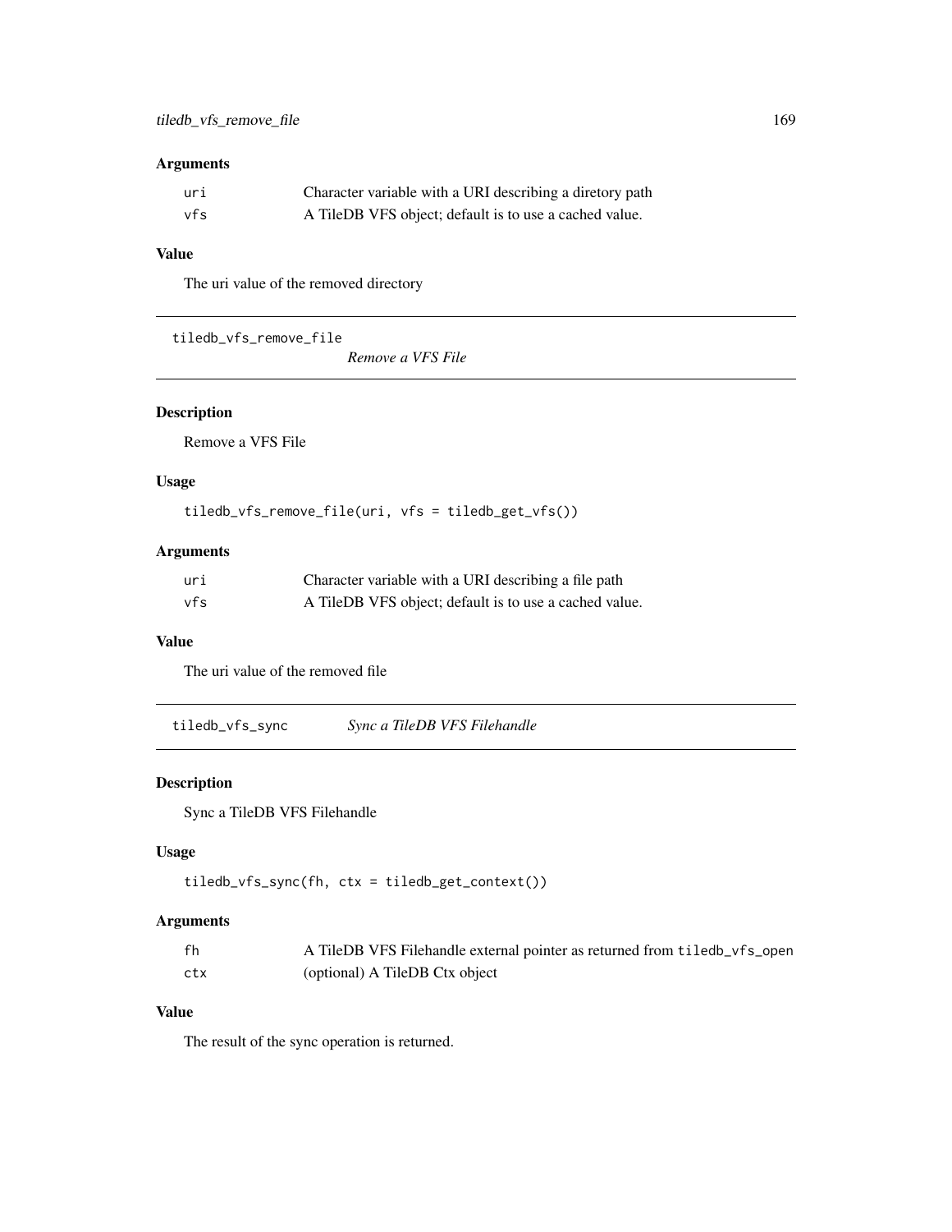### Arguments

| | |
|---|---|
| `uri` | Character variable with a URI describing a diretory path |
| `vfs` | A TileDB VFS object; default is to use a cached value. |

### Value

The uri value of the removed directory

---

## tiledb_vfs_remove_file — *Remove a VFS File*

### Description

Remove a VFS File

### Usage

```
tiledb_vfs_remove_file(uri, vfs = tiledb_get_vfs())
```

### Arguments

| | |
|---|---|
| `uri` | Character variable with a URI describing a file path |
| `vfs` | A TileDB VFS object; default is to use a cached value. |

### Value

The uri value of the removed file

---

## tiledb_vfs_sync — *Sync a TileDB VFS Filehandle*

### Description

Sync a TileDB VFS Filehandle

### Usage

```
tiledb_vfs_sync(fh, ctx = tiledb_get_context())
```

### Arguments

| | |
|---|---|
| `fh` | A TileDB VFS Filehandle external pointer as returned from `tiledb_vfs_open` |
| `ctx` | (optional) A TileDB Ctx object |

### Value

The result of the sync operation is returned.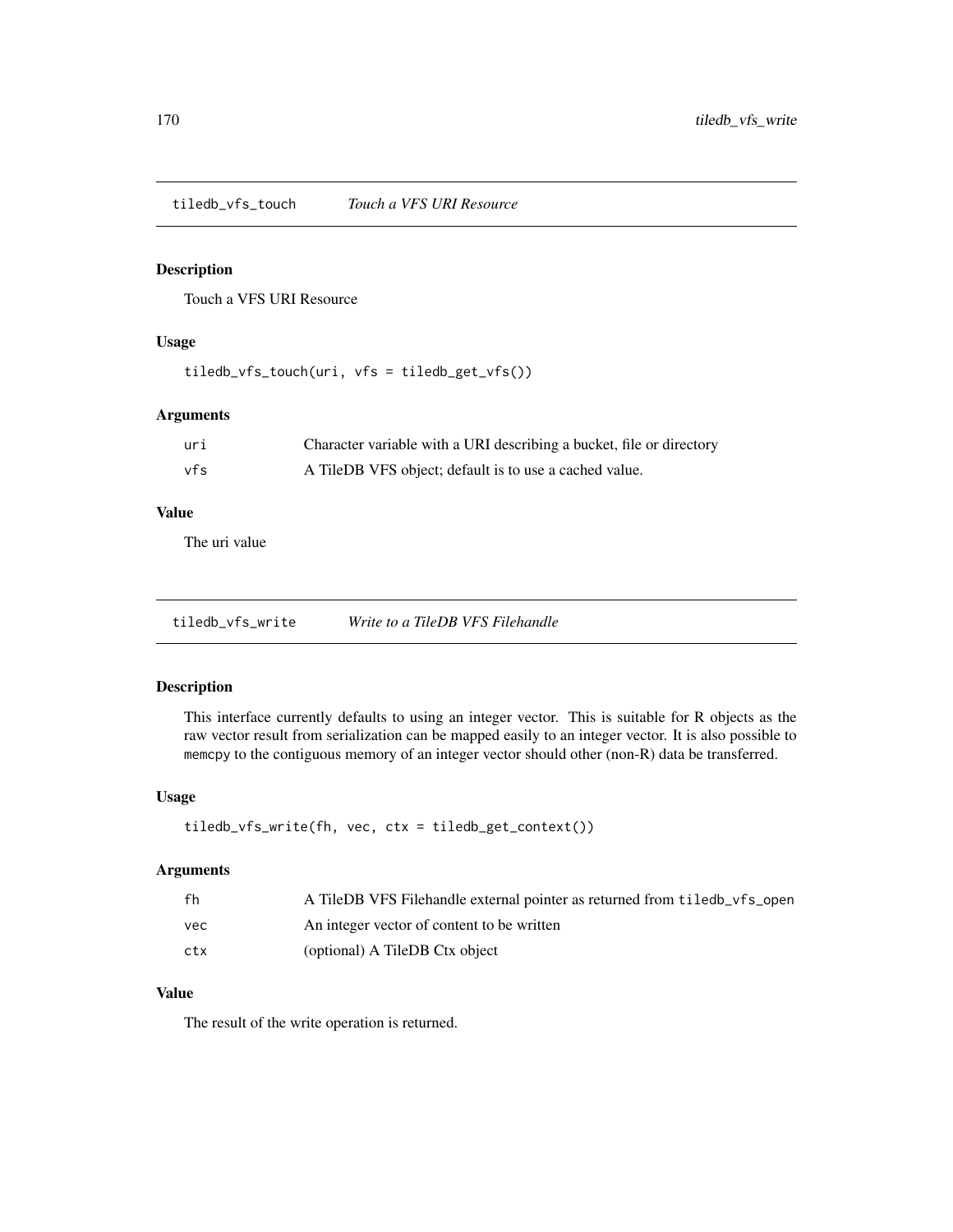## tiledb_vfs_touch *Touch a VFS URI Resource*

### Description

Touch a VFS URI Resource

### Usage

```
tiledb_vfs_touch(uri, vfs = tiledb_get_vfs())
```

### Arguments

| | |
|---|---|
| uri | Character variable with a URI describing a bucket, file or directory |
| vfs | A TileDB VFS object; default is to use a cached value. |

### Value

The uri value

## tiledb_vfs_write *Write to a TileDB VFS Filehandle*

### Description

This interface currently defaults to using an integer vector. This is suitable for R objects as the raw vector result from serialization can be mapped easily to an integer vector. It is also possible to `memcpy` to the contiguous memory of an integer vector should other (non-R) data be transferred.

### Usage

```
tiledb_vfs_write(fh, vec, ctx = tiledb_get_context())
```

### Arguments

| | |
|---|---|
| fh | A TileDB VFS Filehandle external pointer as returned from `tiledb_vfs_open` |
| vec | An integer vector of content to be written |
| ctx | (optional) A TileDB Ctx object |

### Value

The result of the write operation is returned.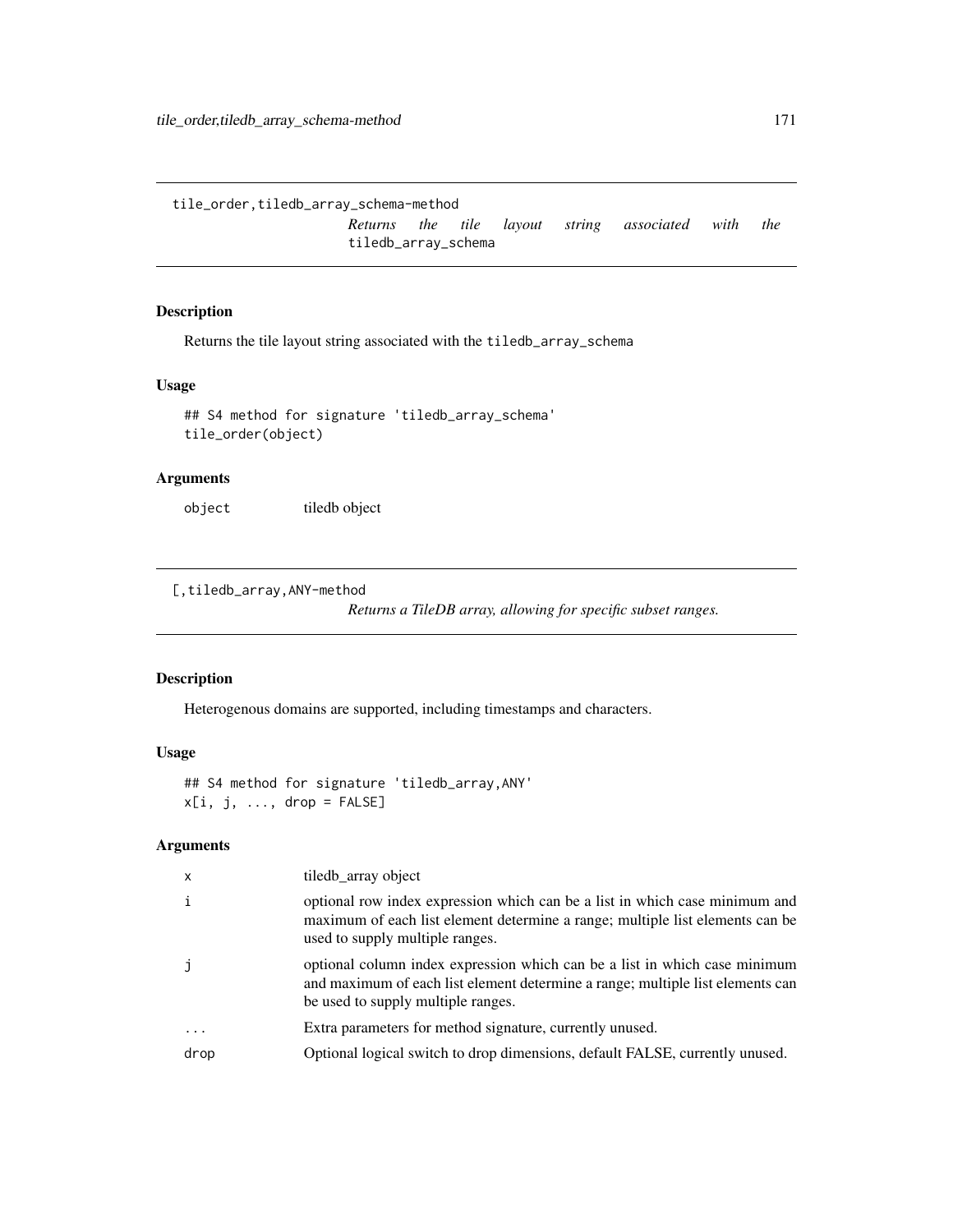## tile_order,tiledb_array_schema-method

*Returns the tile layout string associated with the* `tiledb_array_schema`

### Description

Returns the tile layout string associated with the `tiledb_array_schema`

### Usage

```
## S4 method for signature 'tiledb_array_schema'
tile_order(object)
```

### Arguments

| | |
|---|---|
| `object` | tiledb object |

## [,tiledb_array,ANY-method

*Returns a TileDB array, allowing for specific subset ranges.*

### Description

Heterogenous domains are supported, including timestamps and characters.

### Usage

```
## S4 method for signature 'tiledb_array,ANY'
x[i, j, ..., drop = FALSE]
```

### Arguments

| | |
|---|---|
| `x` | tiledb_array object |
| `i` | optional row index expression which can be a list in which case minimum and maximum of each list element determine a range; multiple list elements can be used to supply multiple ranges. |
| `j` | optional column index expression which can be a list in which case minimum and maximum of each list element determine a range; multiple list elements can be used to supply multiple ranges. |
| `...` | Extra parameters for method signature, currently unused. |
| `drop` | Optional logical switch to drop dimensions, default FALSE, currently unused. |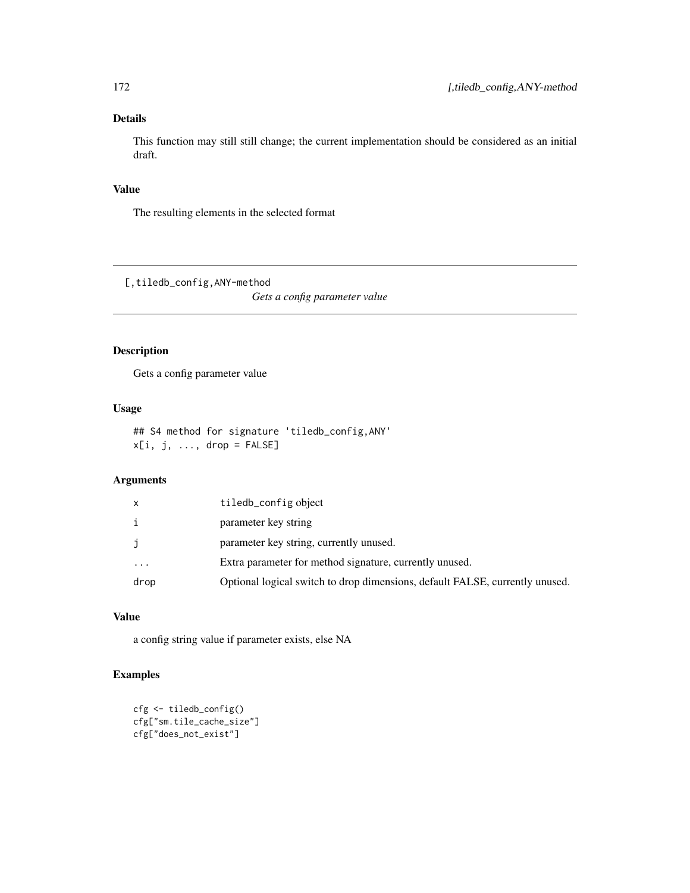## Details

This function may still still change; the current implementation should be considered as an initial draft.

## Value

The resulting elements in the selected format

---

[,tiledb_config,ANY-method

*Gets a config parameter value*

---

## Description

Gets a config parameter value

## Usage

```
## S4 method for signature 'tiledb_config,ANY'
x[i, j, ..., drop = FALSE]
```

## Arguments

| | |
|---|---|
| x | tiledb_config object |
| i | parameter key string |
| j | parameter key string, currently unused. |
| ... | Extra parameter for method signature, currently unused. |
| drop | Optional logical switch to drop dimensions, default FALSE, currently unused. |

## Value

a config string value if parameter exists, else NA

## Examples

```
cfg <- tiledb_config()
cfg["sm.tile_cache_size"]
cfg["does_not_exist"]
```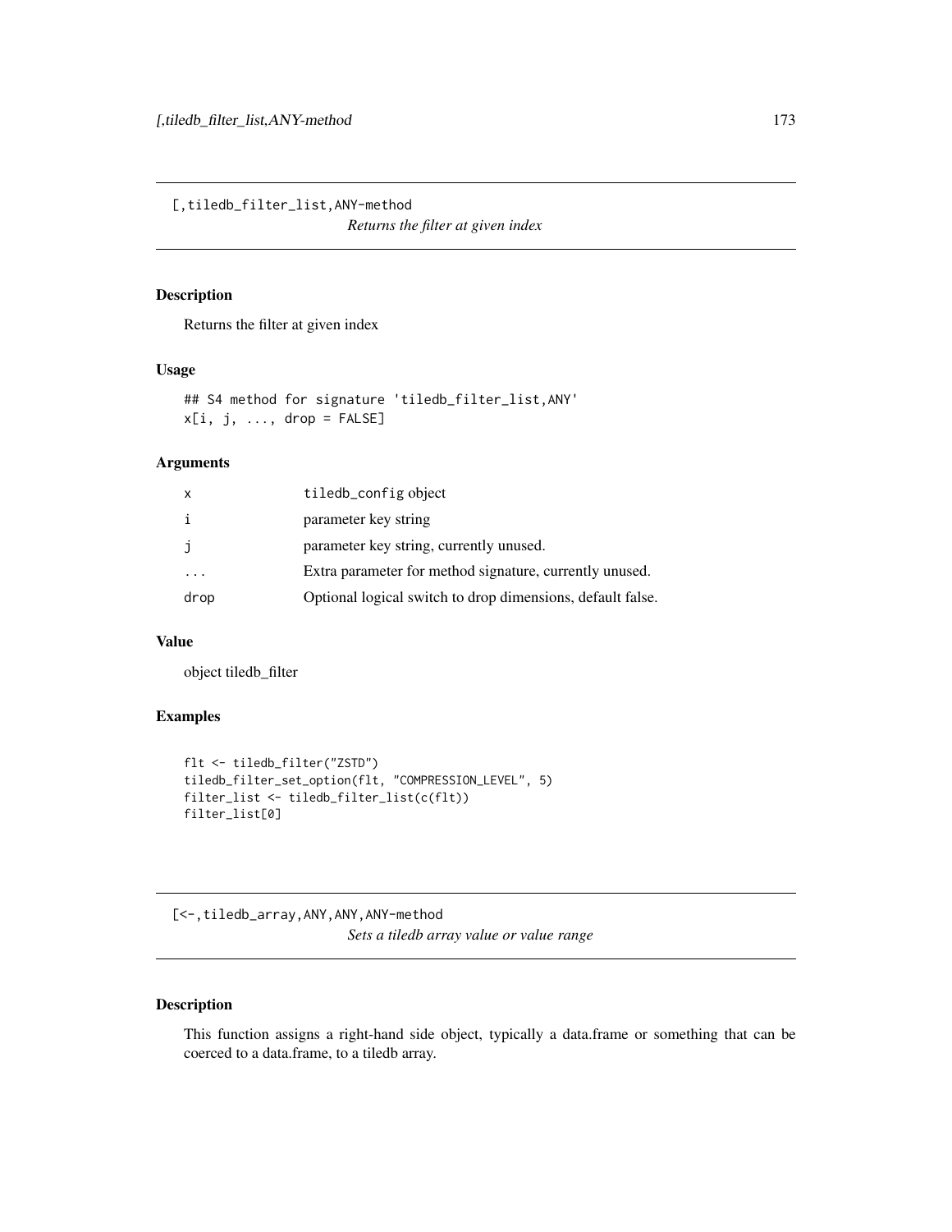## [,tiledb_filter_list,ANY-method

*Returns the filter at given index*

### Description

Returns the filter at given index

### Usage

```
## S4 method for signature 'tiledb_filter_list,ANY'
x[i, j, ..., drop = FALSE]
```

### Arguments

| | |
|---|---|
| x | tiledb_config object |
| i | parameter key string |
| j | parameter key string, currently unused. |
| ... | Extra parameter for method signature, currently unused. |
| drop | Optional logical switch to drop dimensions, default false. |

### Value

object tiledb_filter

### Examples

```
flt <- tiledb_filter("ZSTD")
tiledb_filter_set_option(flt, "COMPRESSION_LEVEL", 5)
filter_list <- tiledb_filter_list(c(flt))
filter_list[0]
```

## [<-,tiledb_array,ANY,ANY,ANY-method

*Sets a tiledb array value or value range*

### Description

This function assigns a right-hand side object, typically a data.frame or something that can be coerced to a data.frame, to a tiledb array.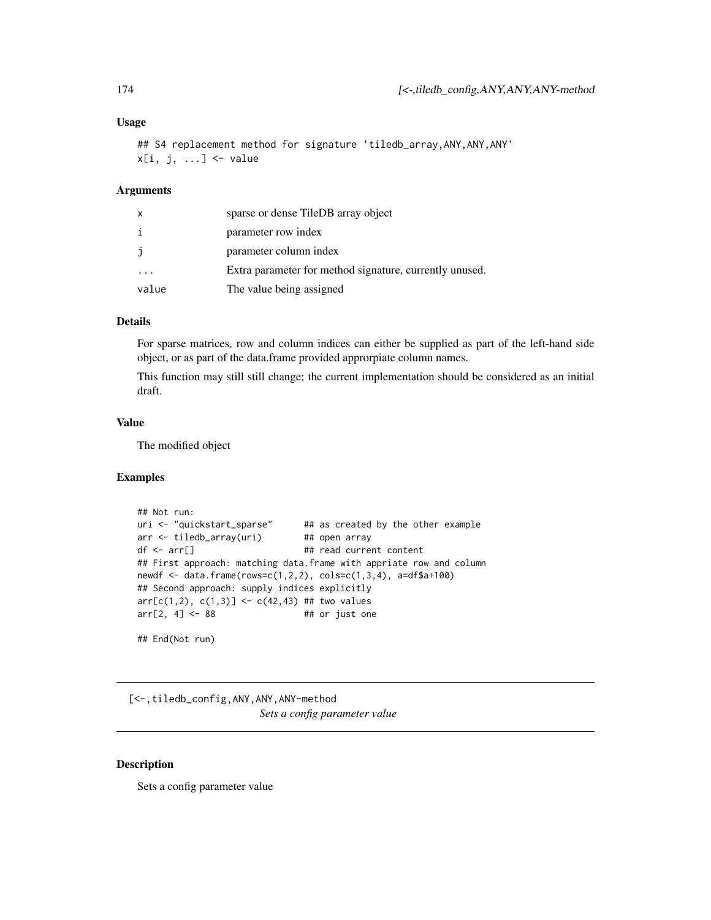### Usage

```
## S4 replacement method for signature 'tiledb_array,ANY,ANY,ANY'
x[i, j, ...] <- value
```

### Arguments

| | |
|---|---|
| x | sparse or dense TileDB array object |
| i | parameter row index |
| j | parameter column index |
| ... | Extra parameter for method signature, currently unused. |
| value | The value being assigned |

### Details

For sparse matrices, row and column indices can either be supplied as part of the left-hand side object, or as part of the data.frame provided approrpiate column names.

This function may still still change; the current implementation should be considered as an initial draft.

### Value

The modified object

### Examples

```
## Not run:
uri <- "quickstart_sparse"      ## as created by the other example
arr <- tiledb_array(uri)        ## open array
df <- arr[]                     ## read current content
## First approach: matching data.frame with appriate row and column
newdf <- data.frame(rows=c(1,2,2), cols=c(1,3,4), a=df$a+100)
## Second approach: supply indices explicitly
arr[c(1,2), c(1,3)] <- c(42,43) ## two values
arr[2, 4] <- 88                 ## or just one

## End(Not run)
```

---

## [<-,tiledb_config,ANY,ANY,ANY-method

*Sets a config parameter value*

### Description

Sets a config parameter value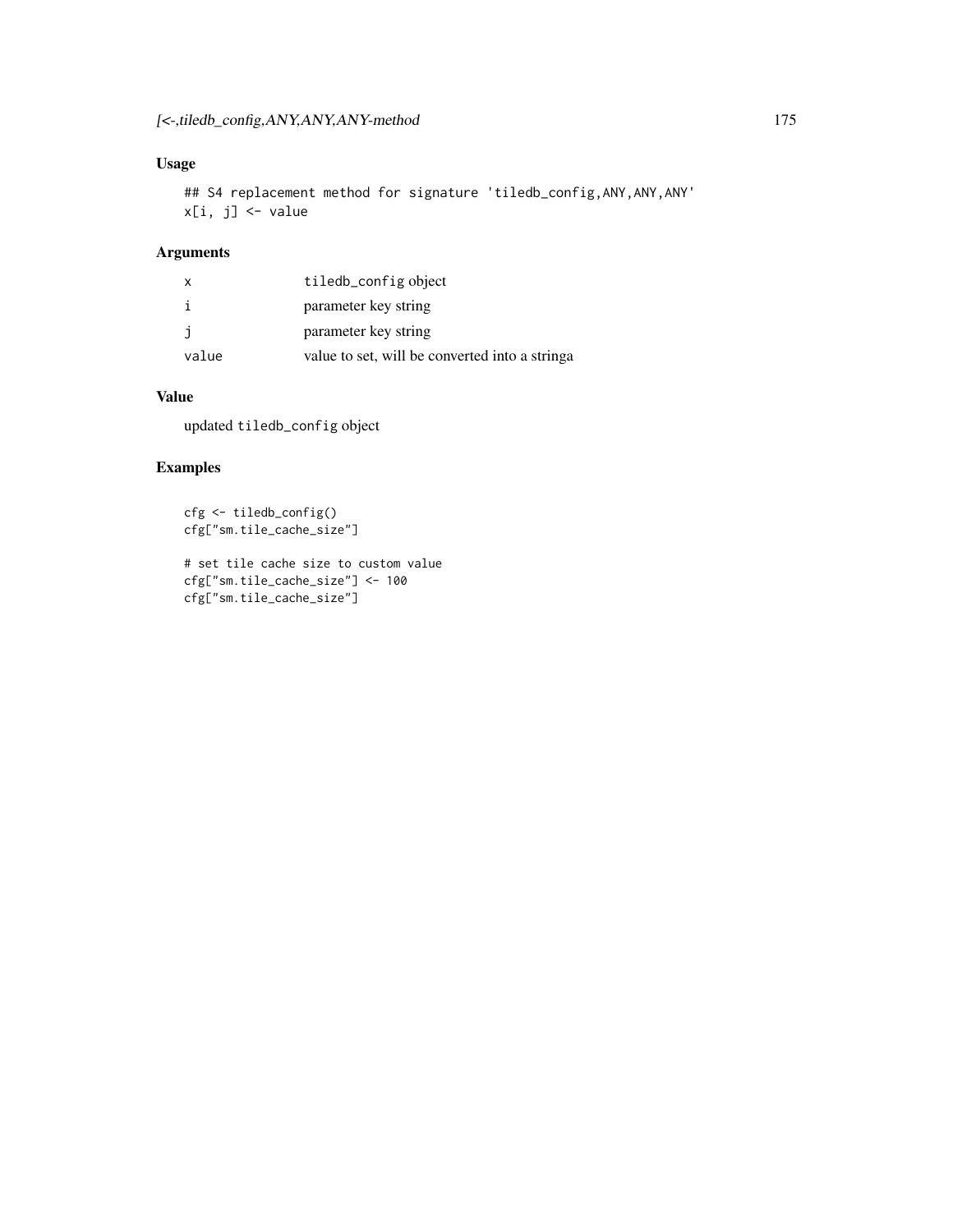## Usage

```
## S4 replacement method for signature 'tiledb_config,ANY,ANY,ANY'
x[i, j] <- value
```

## Arguments

| | |
|---|---|
| x | `tiledb_config` object |
| i | parameter key string |
| j | parameter key string |
| value | value to set, will be converted into a stringa |

## Value

updated `tiledb_config` object

## Examples

```
cfg <- tiledb_config()
cfg["sm.tile_cache_size"]

# set tile cache size to custom value
cfg["sm.tile_cache_size"] <- 100
cfg["sm.tile_cache_size"]
```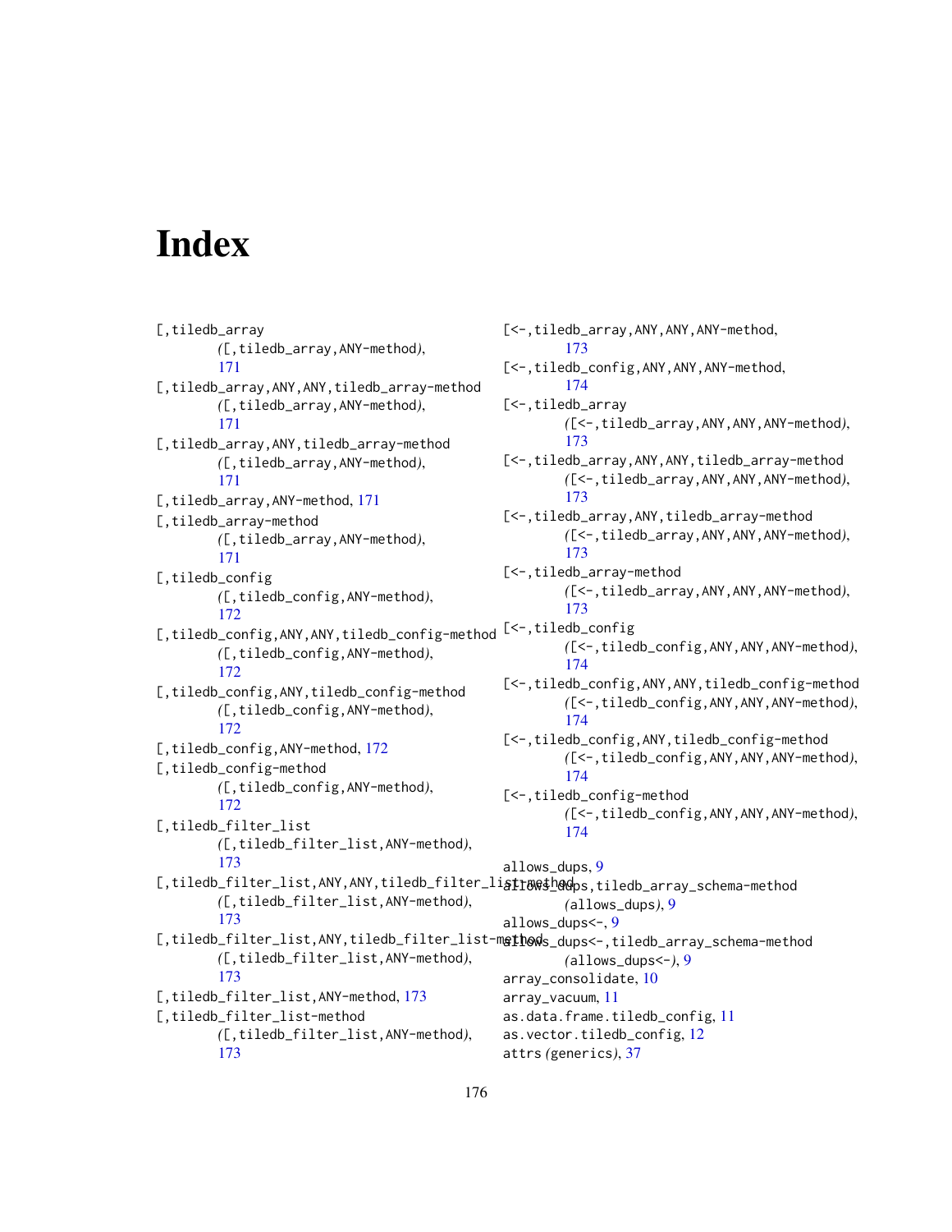# Index

[,tiledb_array
  ([,tiledb_array,ANY-method), 171
[,tiledb_array,ANY,ANY,tiledb_array-method
  ([,tiledb_array,ANY-method), 171
[,tiledb_array,ANY,tiledb_array-method
  ([,tiledb_array,ANY-method), 171
[,tiledb_array,ANY-method, 171
[,tiledb_array-method
  ([,tiledb_array,ANY-method), 171
[,tiledb_config
  ([,tiledb_config,ANY-method), 172
[,tiledb_config,ANY,ANY,tiledb_config-method
  ([,tiledb_config,ANY-method), 172
[,tiledb_config,ANY,tiledb_config-method
  ([,tiledb_config,ANY-method), 172
[,tiledb_config,ANY-method, 172
[,tiledb_config-method
  ([,tiledb_config,ANY-method), 172
[,tiledb_filter_list
  ([,tiledb_filter_list,ANY-method), 173
[,tiledb_filter_list,ANY,ANY,tiledb_filter_list-method
  ([,tiledb_filter_list,ANY-method), 173
[,tiledb_filter_list,ANY,tiledb_filter_list-method
  ([,tiledb_filter_list,ANY-method), 173
[,tiledb_filter_list,ANY-method, 173
[,tiledb_filter_list-method
  ([,tiledb_filter_list,ANY-method), 173
[<-,tiledb_array,ANY,ANY,ANY-method, 173
[<-,tiledb_config,ANY,ANY,ANY-method, 174
[<-,tiledb_array
  ([<-,tiledb_array,ANY,ANY,ANY-method), 173
[<-,tiledb_array,ANY,ANY,tiledb_array-method
  ([<-,tiledb_array,ANY,ANY,ANY-method), 173
[<-,tiledb_array,ANY,tiledb_array-method
  ([<-,tiledb_array,ANY,ANY,ANY-method), 173
[<-,tiledb_array-method
  ([<-,tiledb_array,ANY,ANY,ANY-method), 173
[<-,tiledb_config
  ([<-,tiledb_config,ANY,ANY,ANY-method), 174
[<-,tiledb_config,ANY,ANY,tiledb_config-method
  ([<-,tiledb_config,ANY,ANY,ANY-method), 174
[<-,tiledb_config,ANY,tiledb_config-method
  ([<-,tiledb_config,ANY,ANY,ANY-method), 174
[<-,tiledb_config-method
  ([<-,tiledb_config,ANY,ANY,ANY-method), 174

allows_dups, 9
allows_dups,tiledb_array_schema-method
  (allows_dups), 9
allows_dups<-, 9
allows_dups<-,tiledb_array_schema-method
  (allows_dups<-), 9
array_consolidate, 10
array_vacuum, 11
as.data.frame.tiledb_config, 11
as.vector.tiledb_config, 12
attrs (generics), 37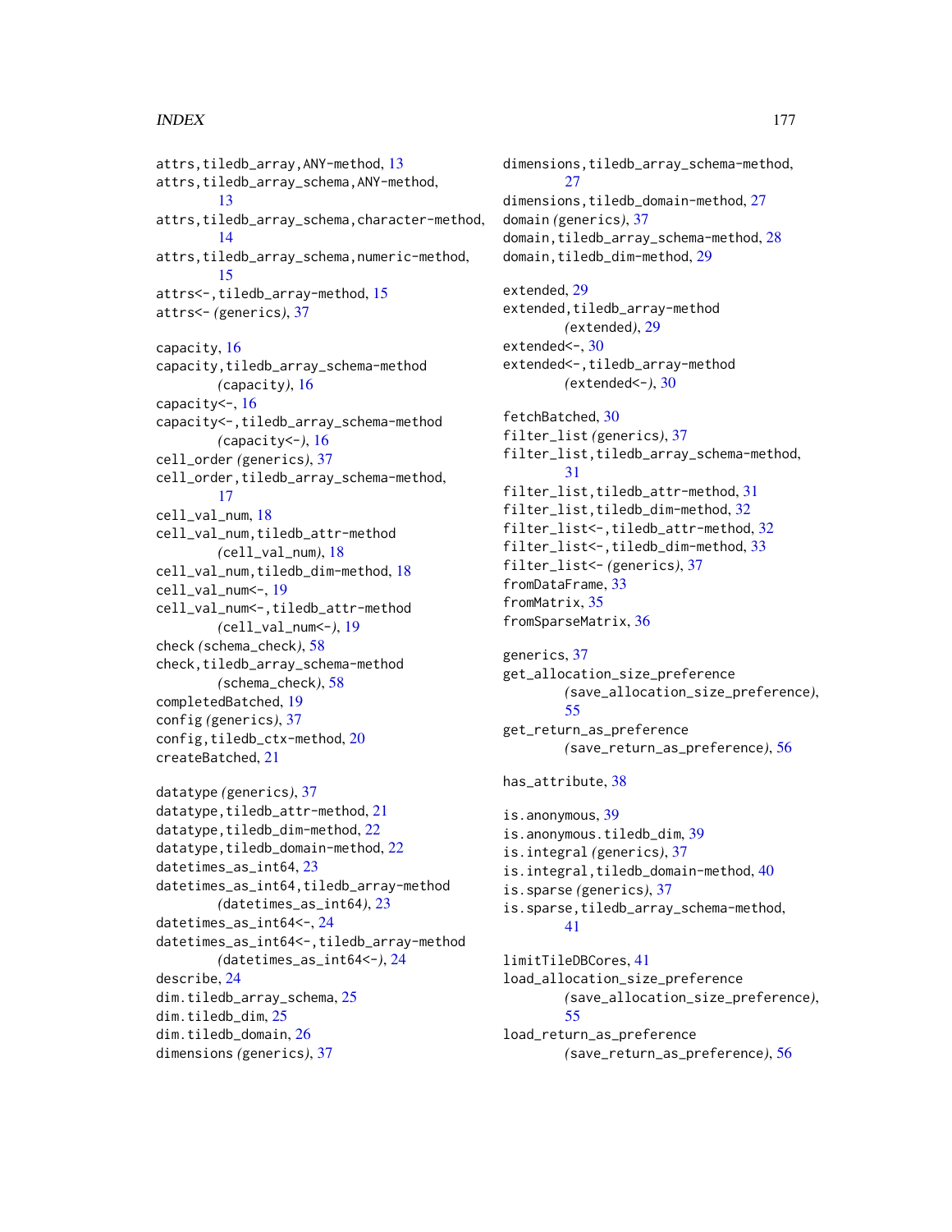attrs,tiledb_array,ANY-method, 13
attrs,tiledb_array_schema,ANY-method, 13
attrs,tiledb_array_schema,character-method, 14
attrs,tiledb_array_schema,numeric-method, 15
attrs<-,tiledb_array-method, 15
attrs<- *(generics)*, 37

capacity, 16
capacity,tiledb_array_schema-method *(capacity)*, 16
capacity<-, 16
capacity<-,tiledb_array_schema-method *(capacity<-)*, 16
cell_order *(generics)*, 37
cell_order,tiledb_array_schema-method, 17
cell_val_num, 18
cell_val_num,tiledb_attr-method *(cell_val_num)*, 18
cell_val_num,tiledb_dim-method, 18
cell_val_num<-, 19
cell_val_num<-,tiledb_attr-method *(cell_val_num<-)*, 19
check *(schema_check)*, 58
check,tiledb_array_schema-method *(schema_check)*, 58
completedBatched, 19
config *(generics)*, 37
config,tiledb_ctx-method, 20
createBatched, 21

datatype *(generics)*, 37
datatype,tiledb_attr-method, 21
datatype,tiledb_dim-method, 22
datatype,tiledb_domain-method, 22
datetimes_as_int64, 23
datetimes_as_int64,tiledb_array-method *(datetimes_as_int64)*, 23
datetimes_as_int64<-, 24
datetimes_as_int64<-,tiledb_array-method *(datetimes_as_int64<-)*, 24
describe, 24
dim.tiledb_array_schema, 25
dim.tiledb_dim, 25
dim.tiledb_domain, 26
dimensions *(generics)*, 37
dimensions,tiledb_array_schema-method, 27
dimensions,tiledb_domain-method, 27
domain *(generics)*, 37
domain,tiledb_array_schema-method, 28
domain,tiledb_dim-method, 29

extended, 29
extended,tiledb_array-method *(extended)*, 29
extended<-, 30
extended<-,tiledb_array-method *(extended<-)*, 30

fetchBatched, 30
filter_list *(generics)*, 37
filter_list,tiledb_array_schema-method, 31
filter_list,tiledb_attr-method, 31
filter_list,tiledb_dim-method, 32
filter_list<-,tiledb_attr-method, 32
filter_list<-,tiledb_dim-method, 33
filter_list<- *(generics)*, 37
fromDataFrame, 33
fromMatrix, 35
fromSparseMatrix, 36

generics, 37
get_allocation_size_preference *(save_allocation_size_preference)*, 55
get_return_as_preference *(save_return_as_preference)*, 56

has_attribute, 38

is.anonymous, 39
is.anonymous.tiledb_dim, 39
is.integral *(generics)*, 37
is.integral,tiledb_domain-method, 40
is.sparse *(generics)*, 37
is.sparse,tiledb_array_schema-method, 41

limitTileDBCores, 41
load_allocation_size_preference *(save_allocation_size_preference)*, 55
load_return_as_preference *(save_return_as_preference)*, 56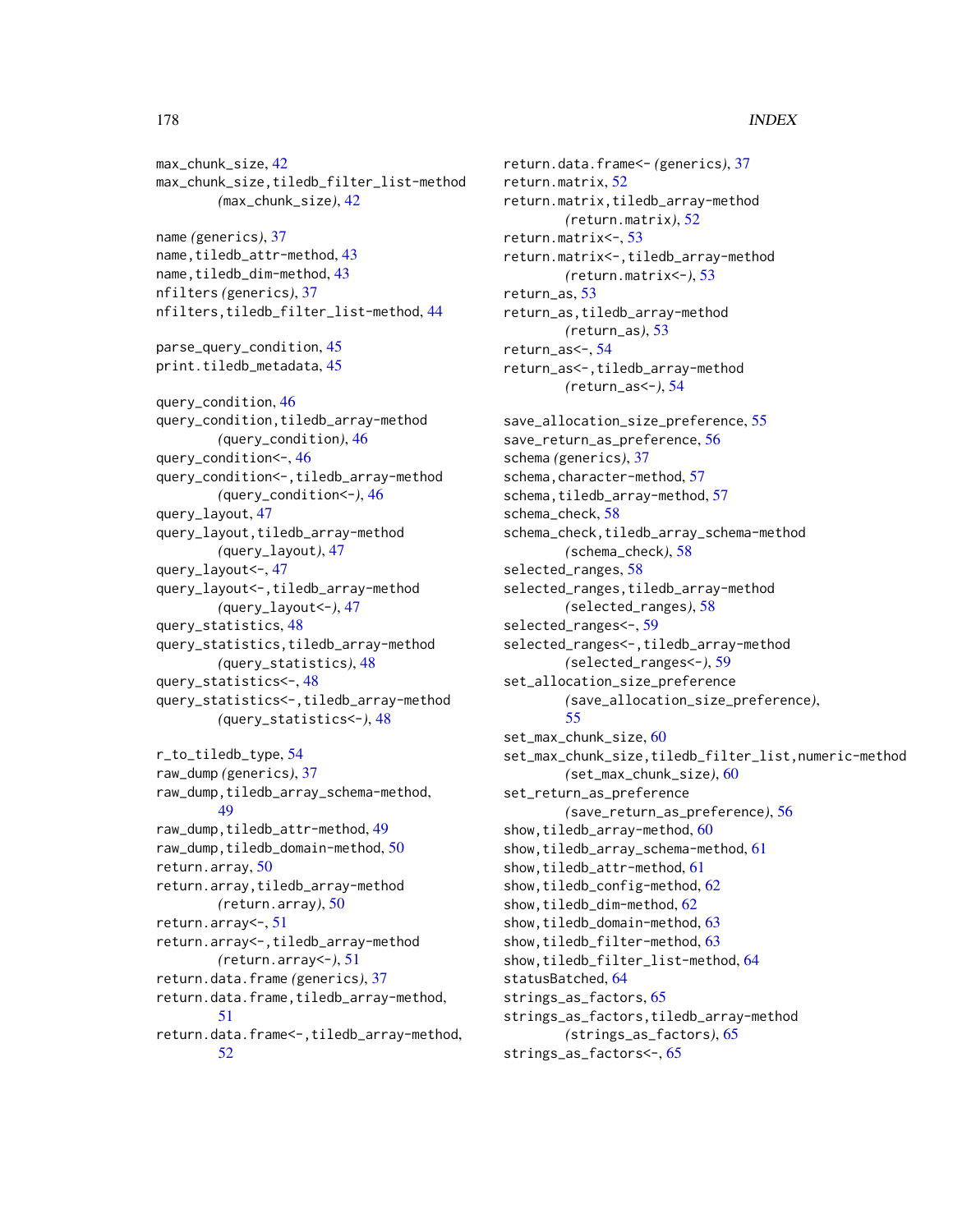max_chunk_size, 42
max_chunk_size,tiledb_filter_list-method
    *(*max_chunk_size*)*, 42

name *(*generics*)*, 37
name,tiledb_attr-method, 43
name,tiledb_dim-method, 43
nfilters *(*generics*)*, 37
nfilters,tiledb_filter_list-method, 44

parse_query_condition, 45
print.tiledb_metadata, 45

query_condition, 46
query_condition,tiledb_array-method
    *(*query_condition*)*, 46
query_condition<-, 46
query_condition<-,tiledb_array-method
    *(*query_condition<-*)*, 46
query_layout, 47
query_layout,tiledb_array-method
    *(*query_layout*)*, 47
query_layout<-, 47
query_layout<-,tiledb_array-method
    *(*query_layout<-*)*, 47
query_statistics, 48
query_statistics,tiledb_array-method
    *(*query_statistics*)*, 48
query_statistics<-, 48
query_statistics<-,tiledb_array-method
    *(*query_statistics<-*)*, 48

r_to_tiledb_type, 54
raw_dump *(*generics*)*, 37
raw_dump,tiledb_array_schema-method,
    49
raw_dump,tiledb_attr-method, 49
raw_dump,tiledb_domain-method, 50
return.array, 50
return.array,tiledb_array-method
    *(*return.array*)*, 50
return.array<-, 51
return.array<-,tiledb_array-method
    *(*return.array<-*)*, 51
return.data.frame *(*generics*)*, 37
return.data.frame,tiledb_array-method,
    51
return.data.frame<-,tiledb_array-method,
    52
return.data.frame<- *(*generics*)*, 37
return.matrix, 52
return.matrix,tiledb_array-method
    *(*return.matrix*)*, 52
return.matrix<-, 53
return.matrix<-,tiledb_array-method
    *(*return.matrix<-*)*, 53
return_as, 53
return_as,tiledb_array-method
    *(*return_as*)*, 53
return_as<-, 54
return_as<-,tiledb_array-method
    *(*return_as<-*)*, 54

save_allocation_size_preference, 55
save_return_as_preference, 56
schema *(*generics*)*, 37
schema,character-method, 57
schema,tiledb_array-method, 57
schema_check, 58
schema_check,tiledb_array_schema-method
    *(*schema_check*)*, 58
selected_ranges, 58
selected_ranges,tiledb_array-method
    *(*selected_ranges*)*, 58
selected_ranges<-, 59
selected_ranges<-,tiledb_array-method
    *(*selected_ranges<-*)*, 59
set_allocation_size_preference
    *(*save_allocation_size_preference*)*,
    55
set_max_chunk_size, 60
set_max_chunk_size,tiledb_filter_list,numeric-method
    *(*set_max_chunk_size*)*, 60
set_return_as_preference
    *(*save_return_as_preference*)*, 56
show,tiledb_array-method, 60
show,tiledb_array_schema-method, 61
show,tiledb_attr-method, 61
show,tiledb_config-method, 62
show,tiledb_dim-method, 62
show,tiledb_domain-method, 63
show,tiledb_filter-method, 63
show,tiledb_filter_list-method, 64
statusBatched, 64
strings_as_factors, 65
strings_as_factors,tiledb_array-method
    *(*strings_as_factors*)*, 65
strings_as_factors<-, 65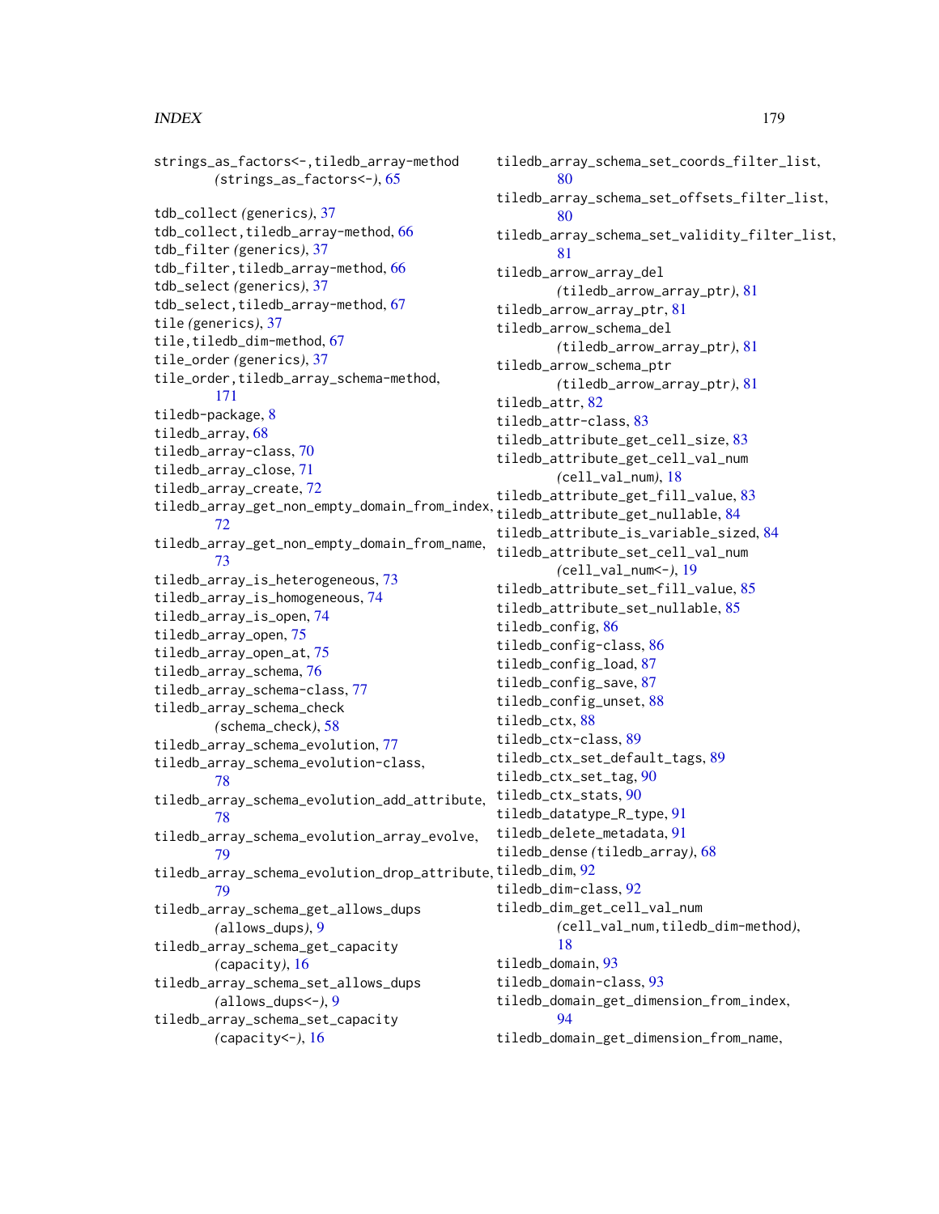strings_as_factors<-,tiledb_array-method (strings_as_factors<-), 65

tdb_collect (generics), 37
tdb_collect,tiledb_array-method, 66
tdb_filter (generics), 37
tdb_filter,tiledb_array-method, 66
tdb_select (generics), 37
tdb_select,tiledb_array-method, 67
tile (generics), 37
tile,tiledb_dim-method, 67
tile_order (generics), 37
tile_order,tiledb_array_schema-method, 171
tiledb-package, 8
tiledb_array, 68
tiledb_array-class, 70
tiledb_array_close, 71
tiledb_array_create, 72
tiledb_array_get_non_empty_domain_from_index, 72
tiledb_array_get_non_empty_domain_from_name, 73
tiledb_array_is_heterogeneous, 73
tiledb_array_is_homogeneous, 74
tiledb_array_is_open, 74
tiledb_array_open, 75
tiledb_array_open_at, 75
tiledb_array_schema, 76
tiledb_array_schema-class, 77
tiledb_array_schema_check (schema_check), 58
tiledb_array_schema_evolution, 77
tiledb_array_schema_evolution-class, 78
tiledb_array_schema_evolution_add_attribute, 78
tiledb_array_schema_evolution_array_evolve, 79
tiledb_array_schema_evolution_drop_attribute, 79
tiledb_array_schema_get_allows_dups (allows_dups), 9
tiledb_array_schema_get_capacity (capacity), 16
tiledb_array_schema_set_allows_dups (allows_dups<-), 9
tiledb_array_schema_set_capacity (capacity<-), 16
tiledb_array_schema_set_coords_filter_list, 80
tiledb_array_schema_set_offsets_filter_list, 80
tiledb_array_schema_set_validity_filter_list, 81
tiledb_arrow_array_del (tiledb_arrow_array_ptr), 81
tiledb_arrow_array_ptr, 81
tiledb_arrow_schema_del (tiledb_arrow_array_ptr), 81
tiledb_arrow_schema_ptr (tiledb_arrow_array_ptr), 81
tiledb_attr, 82
tiledb_attr-class, 83
tiledb_attribute_get_cell_size, 83
tiledb_attribute_get_cell_val_num (cell_val_num), 18
tiledb_attribute_get_fill_value, 83
tiledb_attribute_get_nullable, 84
tiledb_attribute_is_variable_sized, 84
tiledb_attribute_set_cell_val_num (cell_val_num<-), 19
tiledb_attribute_set_fill_value, 85
tiledb_attribute_set_nullable, 85
tiledb_config, 86
tiledb_config-class, 86
tiledb_config_load, 87
tiledb_config_save, 87
tiledb_config_unset, 88
tiledb_ctx, 88
tiledb_ctx-class, 89
tiledb_ctx_set_default_tags, 89
tiledb_ctx_set_tag, 90
tiledb_ctx_stats, 90
tiledb_datatype_R_type, 91
tiledb_delete_metadata, 91
tiledb_dense (tiledb_array), 68
tiledb_dim, 92
tiledb_dim-class, 92
tiledb_dim_get_cell_val_num (cell_val_num,tiledb_dim-method), 18
tiledb_domain, 93
tiledb_domain-class, 93
tiledb_domain_get_dimension_from_index, 94
tiledb_domain_get_dimension_from_name,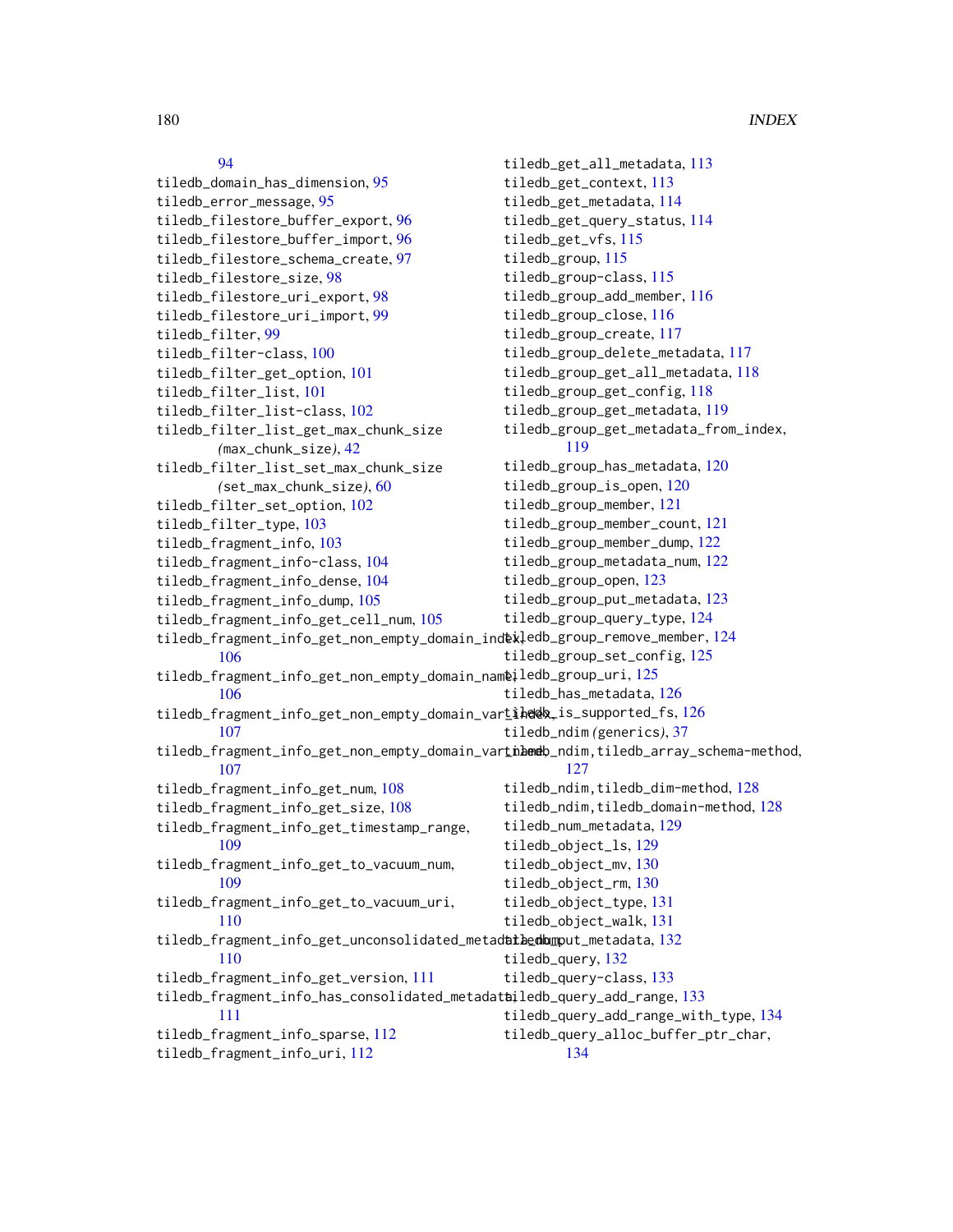94
tiledb_domain_has_dimension, 95
tiledb_error_message, 95
tiledb_filestore_buffer_export, 96
tiledb_filestore_buffer_import, 96
tiledb_filestore_schema_create, 97
tiledb_filestore_size, 98
tiledb_filestore_uri_export, 98
tiledb_filestore_uri_import, 99
tiledb_filter, 99
tiledb_filter-class, 100
tiledb_filter_get_option, 101
tiledb_filter_list, 101
tiledb_filter_list-class, 102
tiledb_filter_list_get_max_chunk_size *(*max_chunk_size*)*, 42
tiledb_filter_list_set_max_chunk_size *(*set_max_chunk_size*)*, 60
tiledb_filter_set_option, 102
tiledb_filter_type, 103
tiledb_fragment_info, 103
tiledb_fragment_info-class, 104
tiledb_fragment_info_dense, 104
tiledb_fragment_info_dump, 105
tiledb_fragment_info_get_cell_num, 105
tiledb_fragment_info_get_non_empty_domain_index, 106
tiledb_fragment_info_get_non_empty_domain_name, 106
tiledb_fragment_info_get_non_empty_domain_var_index, 107
tiledb_fragment_info_get_non_empty_domain_var_name, 107
tiledb_fragment_info_get_num, 108
tiledb_fragment_info_get_size, 108
tiledb_fragment_info_get_timestamp_range, 109
tiledb_fragment_info_get_to_vacuum_num, 109
tiledb_fragment_info_get_to_vacuum_uri, 110
tiledb_fragment_info_get_unconsolidated_metadata_num, 110
tiledb_fragment_info_get_version, 111
tiledb_fragment_info_has_consolidated_metadata, 111
tiledb_fragment_info_sparse, 112
tiledb_fragment_info_uri, 112
tiledb_get_all_metadata, 113
tiledb_get_context, 113
tiledb_get_metadata, 114
tiledb_get_query_status, 114
tiledb_get_vfs, 115
tiledb_group, 115
tiledb_group-class, 115
tiledb_group_add_member, 116
tiledb_group_close, 116
tiledb_group_create, 117
tiledb_group_delete_metadata, 117
tiledb_group_get_all_metadata, 118
tiledb_group_get_config, 118
tiledb_group_get_metadata, 119
tiledb_group_get_metadata_from_index, 119
tiledb_group_has_metadata, 120
tiledb_group_is_open, 120
tiledb_group_member, 121
tiledb_group_member_count, 121
tiledb_group_member_dump, 122
tiledb_group_metadata_num, 122
tiledb_group_open, 123
tiledb_group_put_metadata, 123
tiledb_group_query_type, 124
tiledb_group_remove_member, 124
tiledb_group_set_config, 125
tiledb_group_uri, 125
tiledb_has_metadata, 126
tiledb_is_supported_fs, 126
tiledb_ndim *(*generics*)*, 37
tiledb_ndim,tiledb_array_schema-method, 127
tiledb_ndim,tiledb_dim-method, 128
tiledb_ndim,tiledb_domain-method, 128
tiledb_num_metadata, 129
tiledb_object_ls, 129
tiledb_object_mv, 130
tiledb_object_rm, 130
tiledb_object_type, 131
tiledb_object_walk, 131
tiledb_put_metadata, 132
tiledb_query, 132
tiledb_query-class, 133
tiledb_query_add_range, 133
tiledb_query_add_range_with_type, 134
tiledb_query_alloc_buffer_ptr_char, 134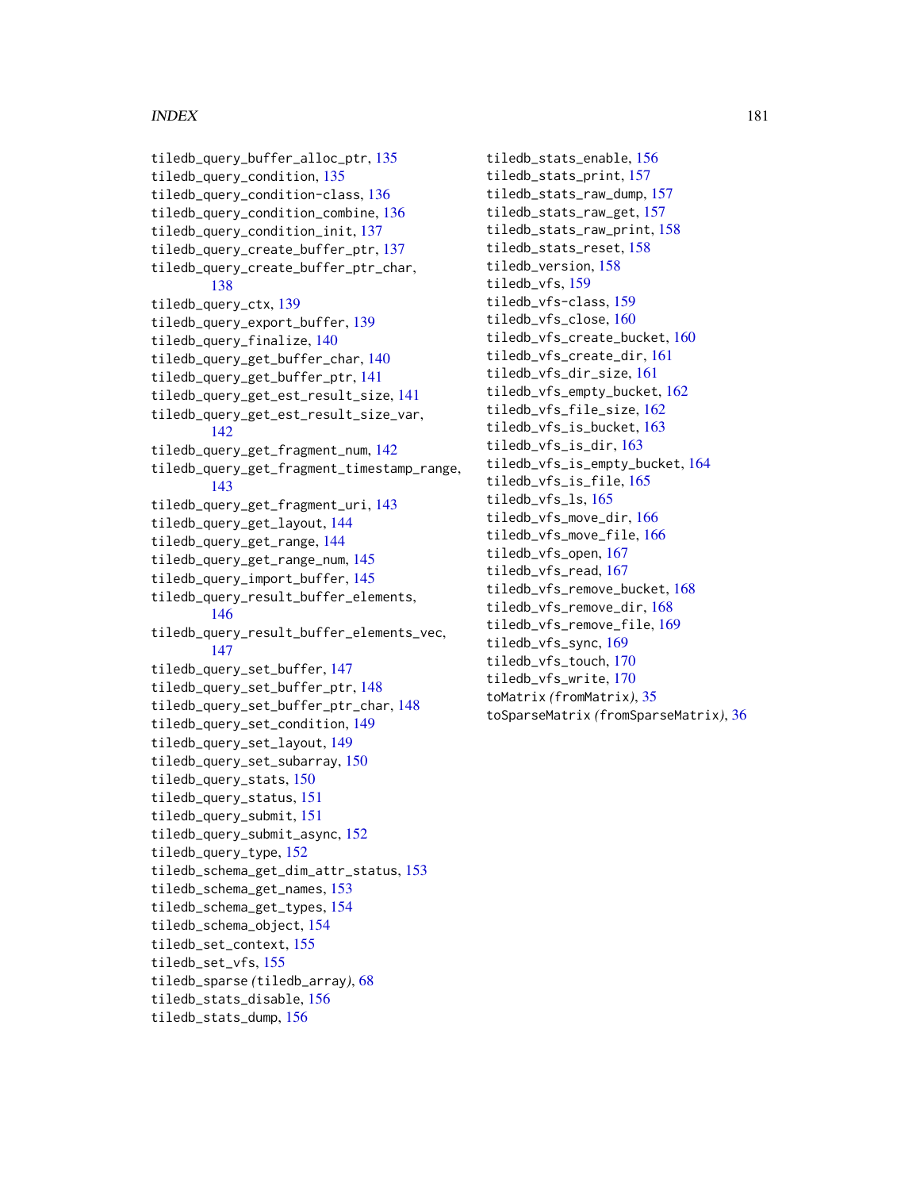tiledb_query_buffer_alloc_ptr, 135
tiledb_query_condition, 135
tiledb_query_condition-class, 136
tiledb_query_condition_combine, 136
tiledb_query_condition_init, 137
tiledb_query_create_buffer_ptr, 137
tiledb_query_create_buffer_ptr_char, 138
tiledb_query_ctx, 139
tiledb_query_export_buffer, 139
tiledb_query_finalize, 140
tiledb_query_get_buffer_char, 140
tiledb_query_get_buffer_ptr, 141
tiledb_query_get_est_result_size, 141
tiledb_query_get_est_result_size_var, 142
tiledb_query_get_fragment_num, 142
tiledb_query_get_fragment_timestamp_range, 143
tiledb_query_get_fragment_uri, 143
tiledb_query_get_layout, 144
tiledb_query_get_range, 144
tiledb_query_get_range_num, 145
tiledb_query_import_buffer, 145
tiledb_query_result_buffer_elements, 146
tiledb_query_result_buffer_elements_vec, 147
tiledb_query_set_buffer, 147
tiledb_query_set_buffer_ptr, 148
tiledb_query_set_buffer_ptr_char, 148
tiledb_query_set_condition, 149
tiledb_query_set_layout, 149
tiledb_query_set_subarray, 150
tiledb_query_stats, 150
tiledb_query_status, 151
tiledb_query_submit, 151
tiledb_query_submit_async, 152
tiledb_query_type, 152
tiledb_schema_get_dim_attr_status, 153
tiledb_schema_get_names, 153
tiledb_schema_get_types, 154
tiledb_schema_object, 154
tiledb_set_context, 155
tiledb_set_vfs, 155
tiledb_sparse (tiledb_array), 68
tiledb_stats_disable, 156
tiledb_stats_dump, 156
tiledb_stats_enable, 156
tiledb_stats_print, 157
tiledb_stats_raw_dump, 157
tiledb_stats_raw_get, 157
tiledb_stats_raw_print, 158
tiledb_stats_reset, 158
tiledb_version, 158
tiledb_vfs, 159
tiledb_vfs-class, 159
tiledb_vfs_close, 160
tiledb_vfs_create_bucket, 160
tiledb_vfs_create_dir, 161
tiledb_vfs_dir_size, 161
tiledb_vfs_empty_bucket, 162
tiledb_vfs_file_size, 162
tiledb_vfs_is_bucket, 163
tiledb_vfs_is_dir, 163
tiledb_vfs_is_empty_bucket, 164
tiledb_vfs_is_file, 165
tiledb_vfs_ls, 165
tiledb_vfs_move_dir, 166
tiledb_vfs_move_file, 166
tiledb_vfs_open, 167
tiledb_vfs_read, 167
tiledb_vfs_remove_bucket, 168
tiledb_vfs_remove_dir, 168
tiledb_vfs_remove_file, 169
tiledb_vfs_sync, 169
tiledb_vfs_touch, 170
tiledb_vfs_write, 170
toMatrix (fromMatrix), 35
toSparseMatrix (fromSparseMatrix), 36